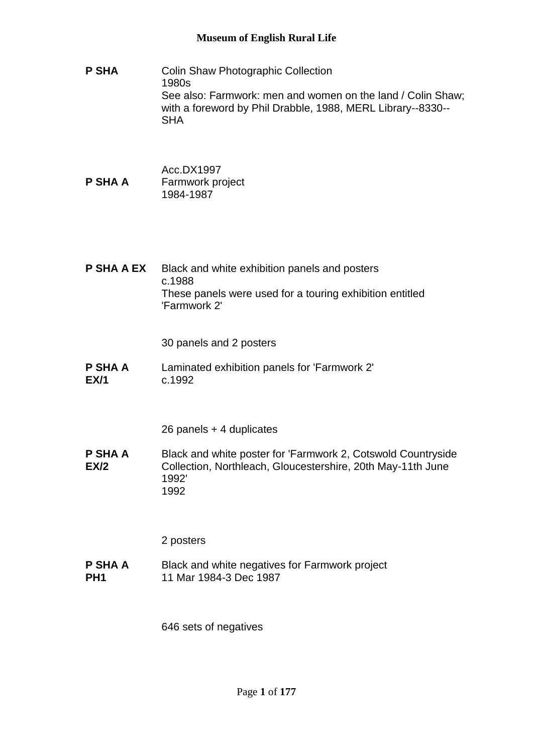| Reference | Description |
| --- | --- |
| **P SHA** | Colin Shaw Photographic Collection<br>1980s<br>See also: Farmwork: men and women on the land / Colin Shaw; with a foreword by Phil Drabble, 1988, MERL Library--8330--SHA |
| **P SHA A** | Acc.DX1997<br>Farmwork project<br>1984-1987 |
| **P SHA A EX** | Black and white exhibition panels and posters<br>c.1988<br>These panels were used for a touring exhibition entitled 'Farmwork 2'<br><br>30 panels and 2 posters |
| **P SHA A EX/1** | Laminated exhibition panels for 'Farmwork 2'<br>c.1992<br><br>26 panels + 4 duplicates |
| **P SHA A EX/2** | Black and white poster for 'Farmwork 2, Cotswold Countryside Collection, Northleach, Gloucestershire, 20th May-11th June 1992'<br>1992<br><br>2 posters |
| **P SHA A PH1** | Black and white negatives for Farmwork project<br>11 Mar 1984-3 Dec 1987<br><br>646 sets of negatives |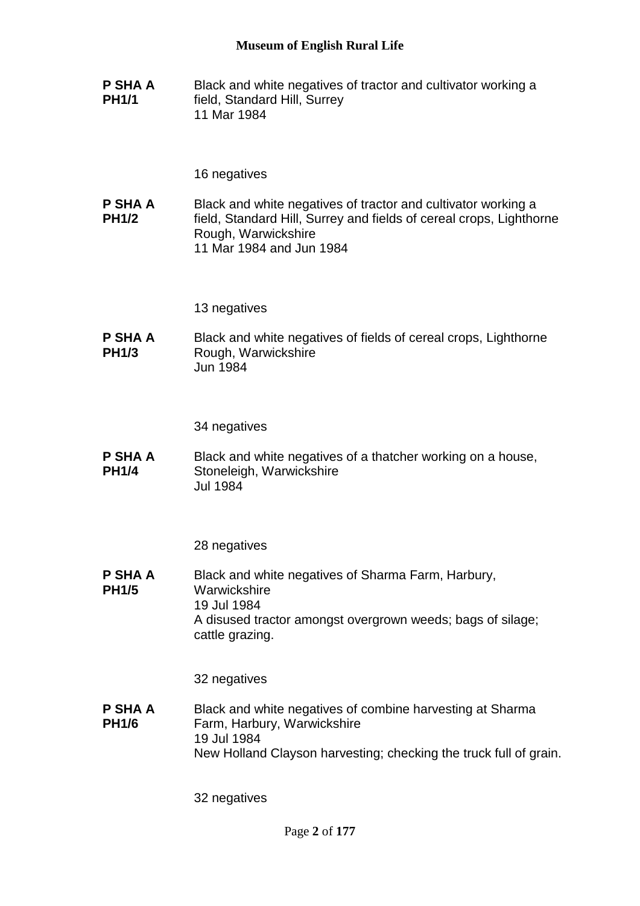**P SHA A PH1/1**

Black and white negatives of tractor and cultivator working a field, Standard Hill, Surrey
11 Mar 1984

16 negatives

**P SHA A PH1/2**

Black and white negatives of tractor and cultivator working a field, Standard Hill, Surrey and fields of cereal crops, Lighthorne Rough, Warwickshire
11 Mar 1984 and Jun 1984

13 negatives

**P SHA A PH1/3**

Black and white negatives of fields of cereal crops, Lighthorne Rough, Warwickshire
Jun 1984

34 negatives

**P SHA A PH1/4**

Black and white negatives of a thatcher working on a house, Stoneleigh, Warwickshire
Jul 1984

28 negatives

**P SHA A PH1/5**

Black and white negatives of Sharma Farm, Harbury, Warwickshire
19 Jul 1984
A disused tractor amongst overgrown weeds; bags of silage; cattle grazing.

32 negatives

**P SHA A PH1/6**

Black and white negatives of combine harvesting at Sharma Farm, Harbury, Warwickshire
19 Jul 1984
New Holland Clayson harvesting; checking the truck full of grain.

32 negatives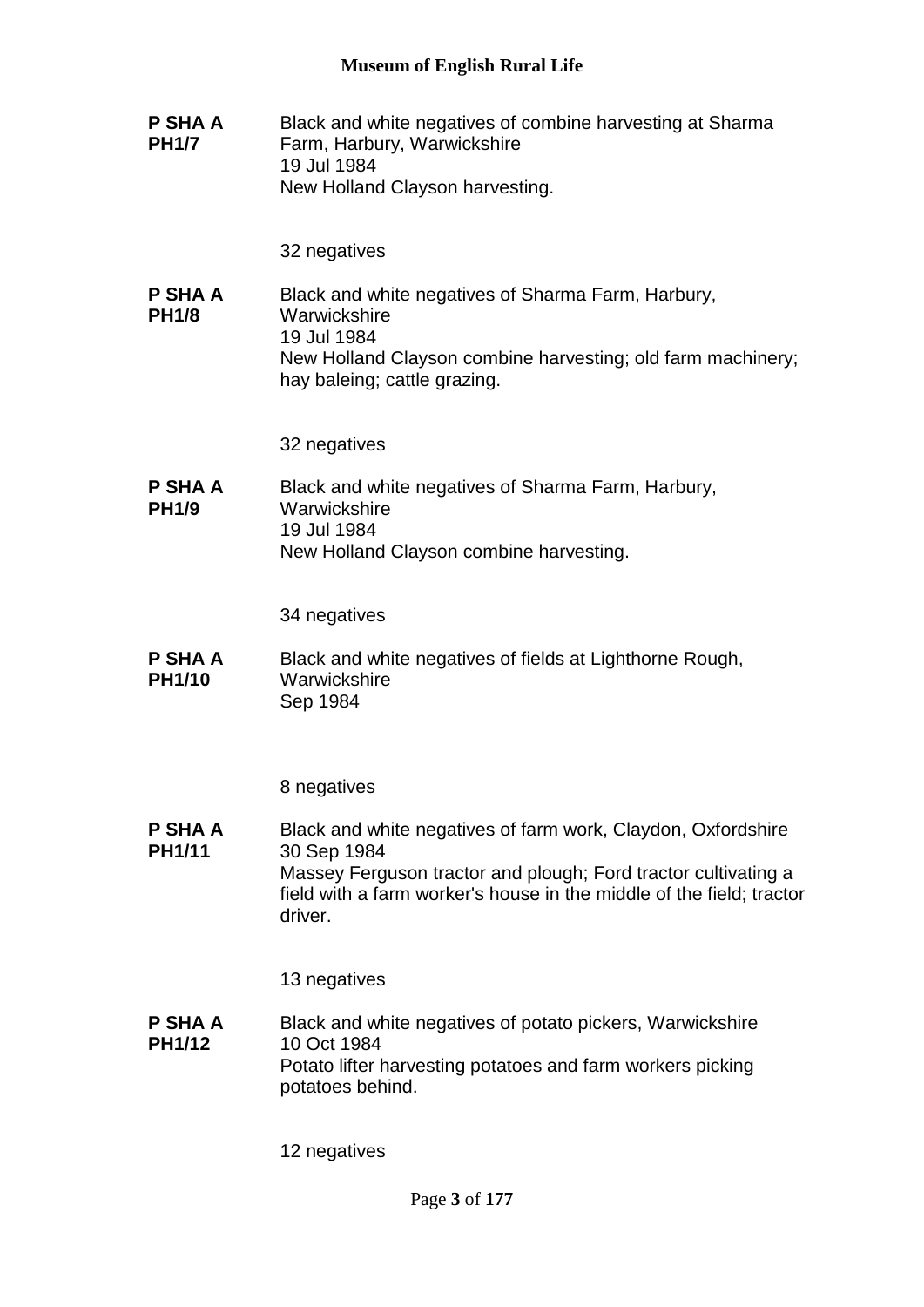**P SHA A PH1/7** Black and white negatives of combine harvesting at Sharma Farm, Harbury, Warwickshire
19 Jul 1984
New Holland Clayson harvesting.

32 negatives

**P SHA A PH1/8** Black and white negatives of Sharma Farm, Harbury, Warwickshire
19 Jul 1984
New Holland Clayson combine harvesting; old farm machinery; hay baleing; cattle grazing.

32 negatives

**P SHA A PH1/9** Black and white negatives of Sharma Farm, Harbury, Warwickshire
19 Jul 1984
New Holland Clayson combine harvesting.

34 negatives

**P SHA A PH1/10** Black and white negatives of fields at Lighthorne Rough, Warwickshire
Sep 1984

8 negatives

**P SHA A PH1/11** Black and white negatives of farm work, Claydon, Oxfordshire
30 Sep 1984
Massey Ferguson tractor and plough; Ford tractor cultivating a field with a farm worker's house in the middle of the field; tractor driver.

13 negatives

**P SHA A PH1/12** Black and white negatives of potato pickers, Warwickshire
10 Oct 1984
Potato lifter harvesting potatoes and farm workers picking potatoes behind.

12 negatives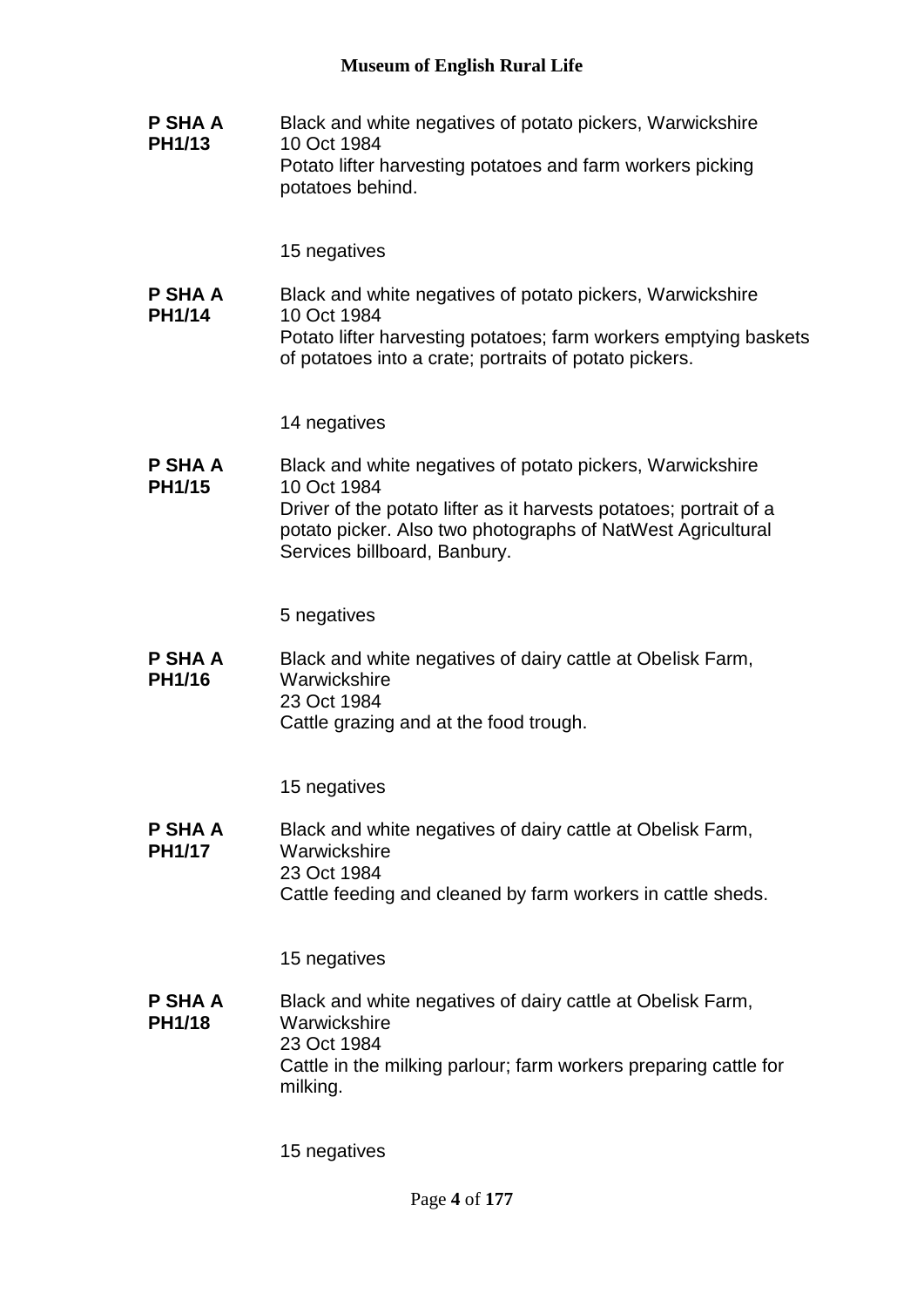**P SHA A PH1/13**

Black and white negatives of potato pickers, Warwickshire
10 Oct 1984
Potato lifter harvesting potatoes and farm workers picking potatoes behind.

15 negatives

**P SHA A PH1/14**

Black and white negatives of potato pickers, Warwickshire
10 Oct 1984
Potato lifter harvesting potatoes; farm workers emptying baskets of potatoes into a crate; portraits of potato pickers.

14 negatives

**P SHA A PH1/15**

Black and white negatives of potato pickers, Warwickshire
10 Oct 1984
Driver of the potato lifter as it harvests potatoes; portrait of a potato picker. Also two photographs of NatWest Agricultural Services billboard, Banbury.

5 negatives

**P SHA A PH1/16**

Black and white negatives of dairy cattle at Obelisk Farm, Warwickshire
23 Oct 1984
Cattle grazing and at the food trough.

15 negatives

**P SHA A PH1/17**

Black and white negatives of dairy cattle at Obelisk Farm, Warwickshire
23 Oct 1984
Cattle feeding and cleaned by farm workers in cattle sheds.

15 negatives

**P SHA A PH1/18**

Black and white negatives of dairy cattle at Obelisk Farm, Warwickshire
23 Oct 1984
Cattle in the milking parlour; farm workers preparing cattle for milking.

15 negatives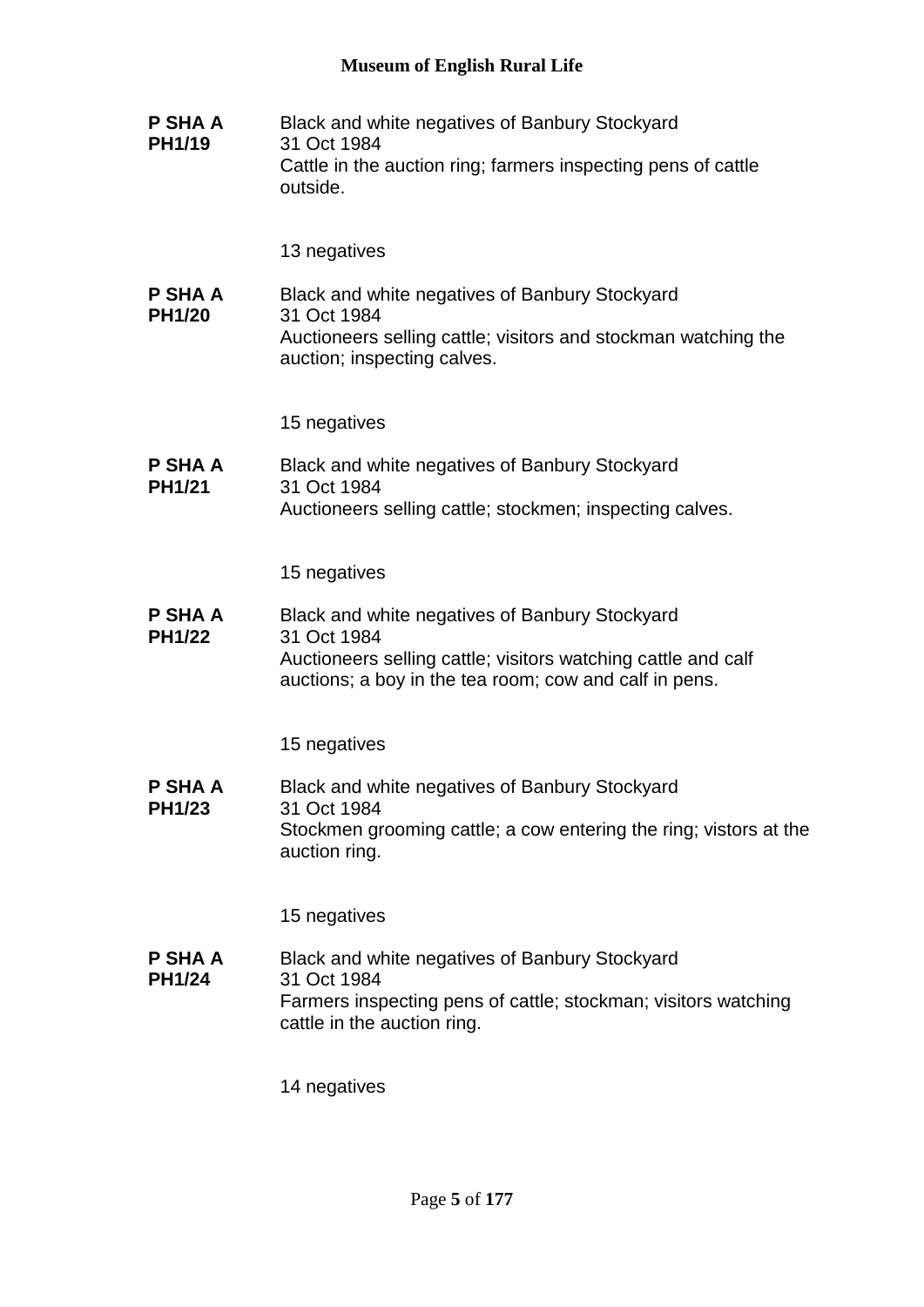**P SHA A PH1/19**

Black and white negatives of Banbury Stockyard
31 Oct 1984
Cattle in the auction ring; farmers inspecting pens of cattle outside.

13 negatives

**P SHA A PH1/20**

Black and white negatives of Banbury Stockyard
31 Oct 1984
Auctioneers selling cattle; visitors and stockman watching the auction; inspecting calves.

15 negatives

**P SHA A PH1/21**

Black and white negatives of Banbury Stockyard
31 Oct 1984
Auctioneers selling cattle; stockmen; inspecting calves.

15 negatives

**P SHA A PH1/22**

Black and white negatives of Banbury Stockyard
31 Oct 1984
Auctioneers selling cattle; visitors watching cattle and calf auctions; a boy in the tea room; cow and calf in pens.

15 negatives

**P SHA A PH1/23**

Black and white negatives of Banbury Stockyard
31 Oct 1984
Stockmen grooming cattle; a cow entering the ring; vistors at the auction ring.

15 negatives

**P SHA A PH1/24**

Black and white negatives of Banbury Stockyard
31 Oct 1984
Farmers inspecting pens of cattle; stockman; visitors watching cattle in the auction ring.

14 negatives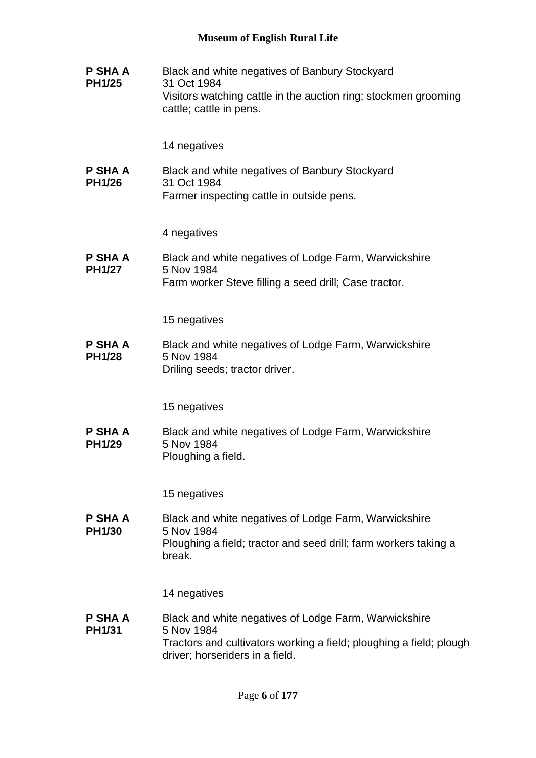**P SHA A PH1/25**

Black and white negatives of Banbury Stockyard
31 Oct 1984
Visitors watching cattle in the auction ring; stockmen grooming cattle; cattle in pens.

14 negatives

**P SHA A PH1/26**

Black and white negatives of Banbury Stockyard
31 Oct 1984
Farmer inspecting cattle in outside pens.

4 negatives

**P SHA A PH1/27**

Black and white negatives of Lodge Farm, Warwickshire
5 Nov 1984
Farm worker Steve filling a seed drill; Case tractor.

15 negatives

**P SHA A PH1/28**

Black and white negatives of Lodge Farm, Warwickshire
5 Nov 1984
Driling seeds; tractor driver.

15 negatives

**P SHA A PH1/29**

Black and white negatives of Lodge Farm, Warwickshire
5 Nov 1984
Ploughing a field.

15 negatives

**P SHA A PH1/30**

Black and white negatives of Lodge Farm, Warwickshire
5 Nov 1984
Ploughing a field; tractor and seed drill; farm workers taking a break.

14 negatives

**P SHA A PH1/31**

Black and white negatives of Lodge Farm, Warwickshire
5 Nov 1984
Tractors and cultivators working a field; ploughing a field; plough driver; horseriders in a field.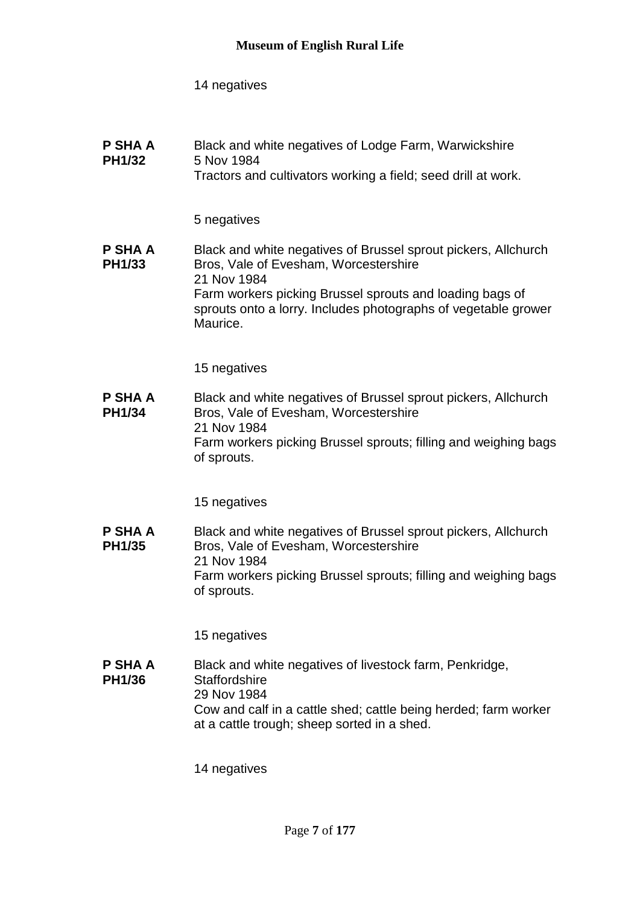14 negatives

**P SHA A PH1/32**

Black and white negatives of Lodge Farm, Warwickshire
5 Nov 1984
Tractors and cultivators working a field; seed drill at work.

5 negatives

**P SHA A PH1/33**

Black and white negatives of Brussel sprout pickers, Allchurch Bros, Vale of Evesham, Worcestershire
21 Nov 1984
Farm workers picking Brussel sprouts and loading bags of sprouts onto a lorry. Includes photographs of vegetable grower Maurice.

15 negatives

**P SHA A PH1/34**

Black and white negatives of Brussel sprout pickers, Allchurch Bros, Vale of Evesham, Worcestershire
21 Nov 1984
Farm workers picking Brussel sprouts; filling and weighing bags of sprouts.

15 negatives

**P SHA A PH1/35**

Black and white negatives of Brussel sprout pickers, Allchurch Bros, Vale of Evesham, Worcestershire
21 Nov 1984
Farm workers picking Brussel sprouts; filling and weighing bags of sprouts.

15 negatives

**P SHA A PH1/36**

Black and white negatives of livestock farm, Penkridge, Staffordshire
29 Nov 1984
Cow and calf in a cattle shed; cattle being herded; farm worker at a cattle trough; sheep sorted in a shed.

14 negatives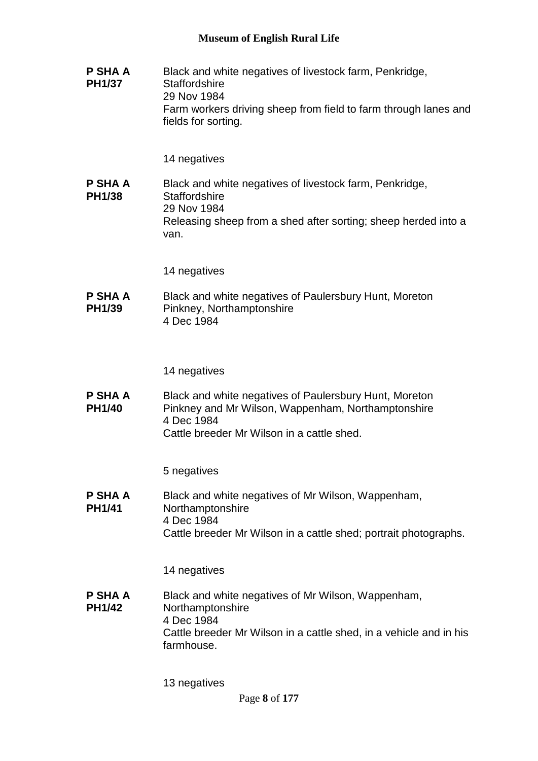**P SHA A PH1/37**
Black and white negatives of livestock farm, Penkridge, Staffordshire
29 Nov 1984
Farm workers driving sheep from field to farm through lanes and fields for sorting.

14 negatives

**P SHA A PH1/38**
Black and white negatives of livestock farm, Penkridge, Staffordshire
29 Nov 1984
Releasing sheep from a shed after sorting; sheep herded into a van.

14 negatives

**P SHA A PH1/39**
Black and white negatives of Paulersbury Hunt, Moreton Pinkney, Northamptonshire
4 Dec 1984

14 negatives

**P SHA A PH1/40**
Black and white negatives of Paulersbury Hunt, Moreton Pinkney and Mr Wilson, Wappenham, Northamptonshire
4 Dec 1984
Cattle breeder Mr Wilson in a cattle shed.

5 negatives

**P SHA A PH1/41**
Black and white negatives of Mr Wilson, Wappenham, Northamptonshire
4 Dec 1984
Cattle breeder Mr Wilson in a cattle shed; portrait photographs.

14 negatives

**P SHA A PH1/42**
Black and white negatives of Mr Wilson, Wappenham, Northamptonshire
4 Dec 1984
Cattle breeder Mr Wilson in a cattle shed, in a vehicle and in his farmhouse.

13 negatives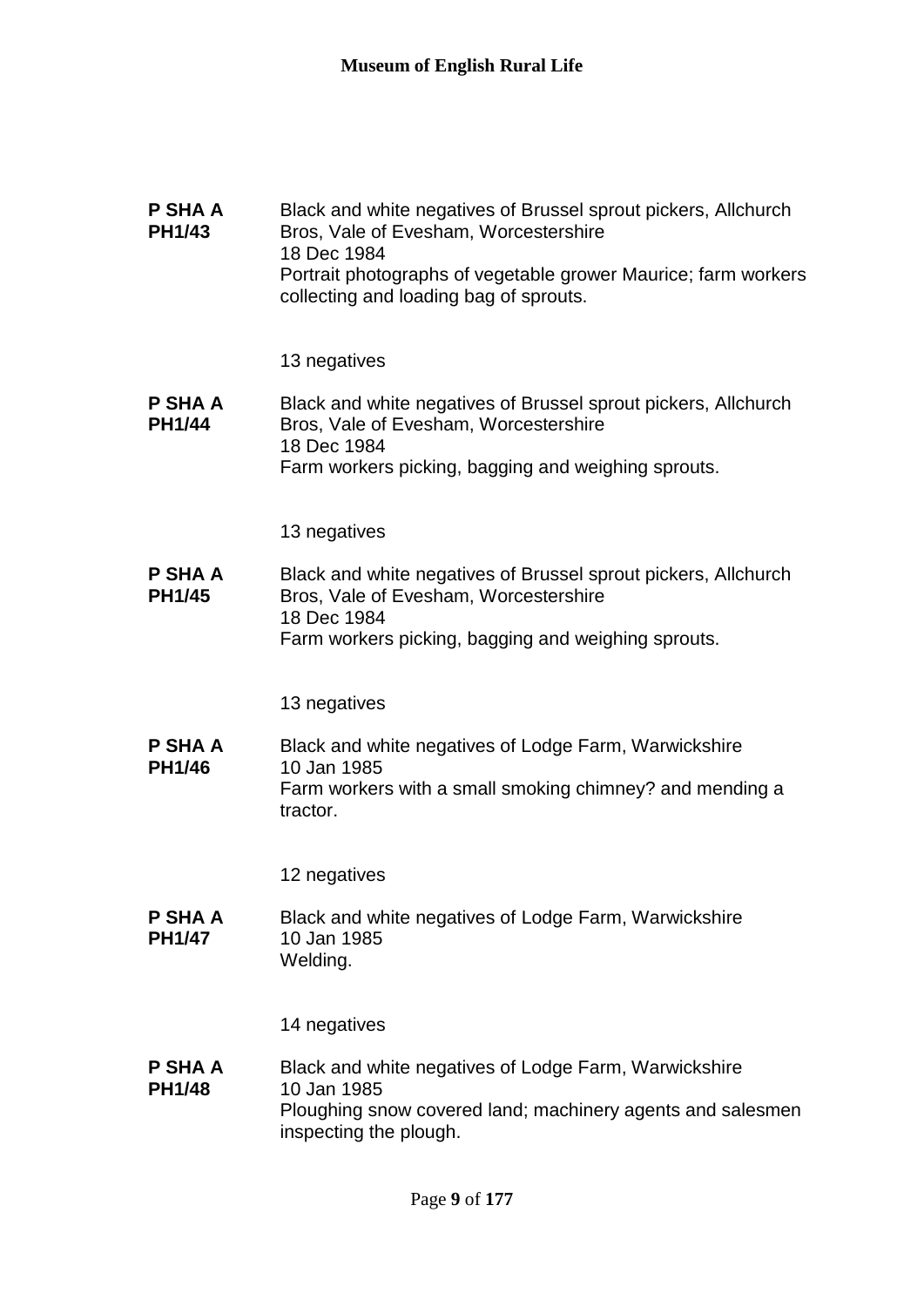**P SHA A PH1/43**

Black and white negatives of Brussel sprout pickers, Allchurch Bros, Vale of Evesham, Worcestershire
18 Dec 1984
Portrait photographs of vegetable grower Maurice; farm workers collecting and loading bag of sprouts.

13 negatives

**P SHA A PH1/44**

Black and white negatives of Brussel sprout pickers, Allchurch Bros, Vale of Evesham, Worcestershire
18 Dec 1984
Farm workers picking, bagging and weighing sprouts.

13 negatives

**P SHA A PH1/45**

Black and white negatives of Brussel sprout pickers, Allchurch Bros, Vale of Evesham, Worcestershire
18 Dec 1984
Farm workers picking, bagging and weighing sprouts.

13 negatives

**P SHA A PH1/46**

Black and white negatives of Lodge Farm, Warwickshire
10 Jan 1985
Farm workers with a small smoking chimney? and mending a tractor.

12 negatives

**P SHA A PH1/47**

Black and white negatives of Lodge Farm, Warwickshire
10 Jan 1985
Welding.

14 negatives

**P SHA A PH1/48**

Black and white negatives of Lodge Farm, Warwickshire
10 Jan 1985
Ploughing snow covered land; machinery agents and salesmen inspecting the plough.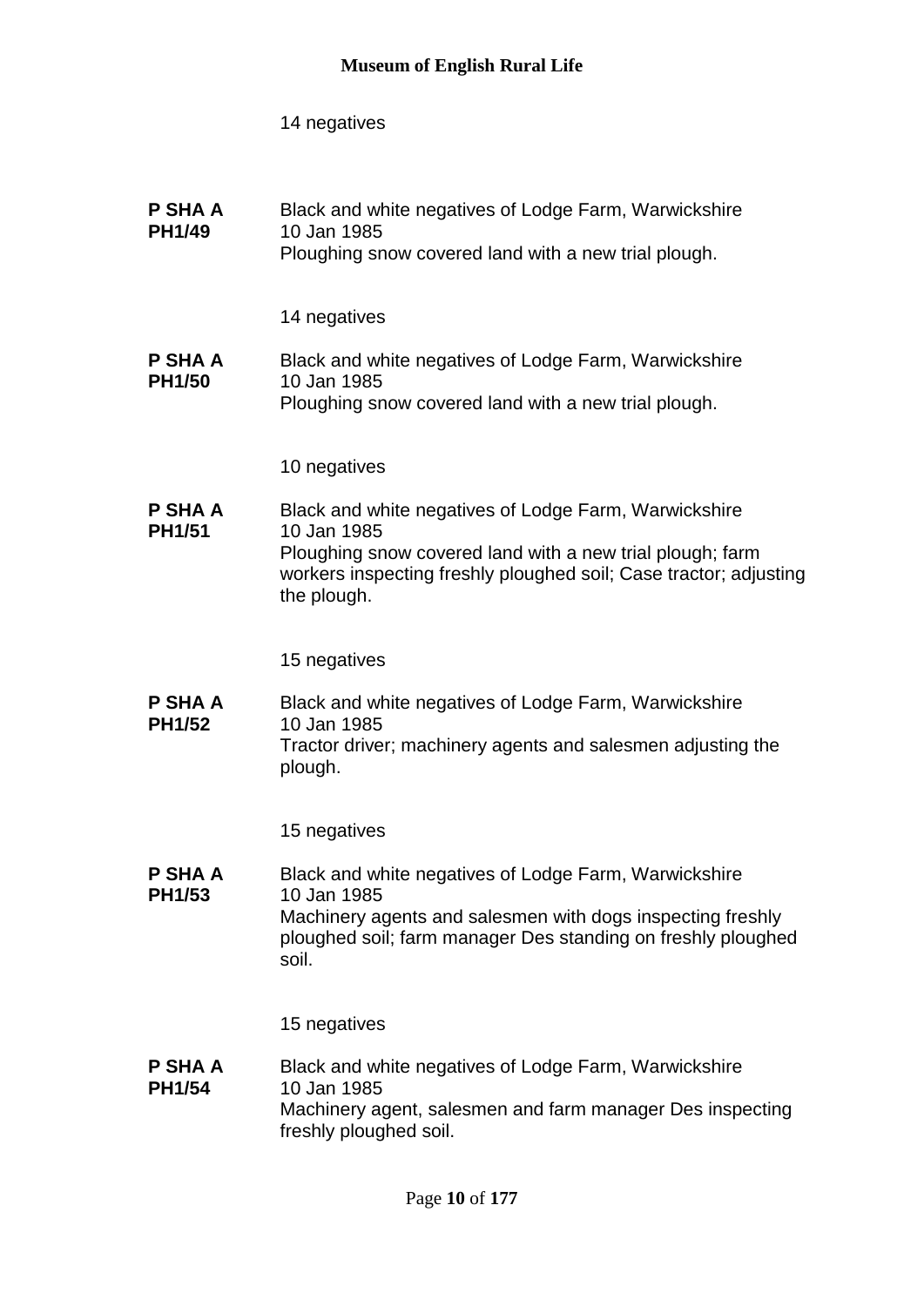14 negatives

**P SHA A PH1/49** Black and white negatives of Lodge Farm, Warwickshire
10 Jan 1985
Ploughing snow covered land with a new trial plough.

14 negatives

**P SHA A PH1/50** Black and white negatives of Lodge Farm, Warwickshire
10 Jan 1985
Ploughing snow covered land with a new trial plough.

10 negatives

**P SHA A PH1/51** Black and white negatives of Lodge Farm, Warwickshire
10 Jan 1985
Ploughing snow covered land with a new trial plough; farm workers inspecting freshly ploughed soil; Case tractor; adjusting the plough.

15 negatives

**P SHA A PH1/52** Black and white negatives of Lodge Farm, Warwickshire
10 Jan 1985
Tractor driver; machinery agents and salesmen adjusting the plough.

15 negatives

**P SHA A PH1/53** Black and white negatives of Lodge Farm, Warwickshire
10 Jan 1985
Machinery agents and salesmen with dogs inspecting freshly ploughed soil; farm manager Des standing on freshly ploughed soil.

15 negatives

**P SHA A PH1/54** Black and white negatives of Lodge Farm, Warwickshire
10 Jan 1985
Machinery agent, salesmen and farm manager Des inspecting freshly ploughed soil.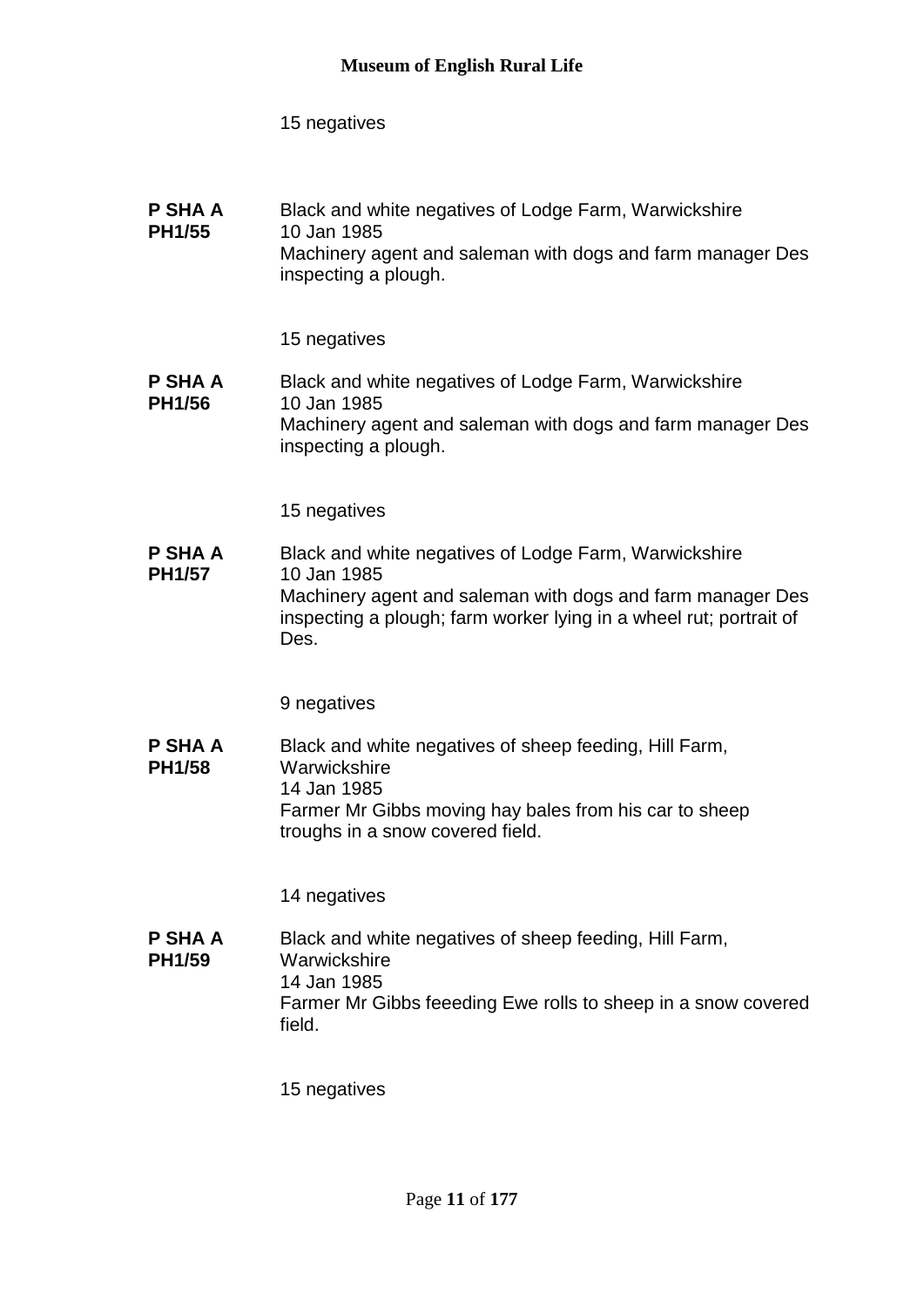15 negatives

**P SHA A PH1/55** Black and white negatives of Lodge Farm, Warwickshire
10 Jan 1985
Machinery agent and saleman with dogs and farm manager Des inspecting a plough.

15 negatives

**P SHA A PH1/56** Black and white negatives of Lodge Farm, Warwickshire
10 Jan 1985
Machinery agent and saleman with dogs and farm manager Des inspecting a plough.

15 negatives

**P SHA A PH1/57** Black and white negatives of Lodge Farm, Warwickshire
10 Jan 1985
Machinery agent and saleman with dogs and farm manager Des inspecting a plough; farm worker lying in a wheel rut; portrait of Des.

9 negatives

**P SHA A PH1/58** Black and white negatives of sheep feeding, Hill Farm, Warwickshire
14 Jan 1985
Farmer Mr Gibbs moving hay bales from his car to sheep troughs in a snow covered field.

14 negatives

**P SHA A PH1/59** Black and white negatives of sheep feeding, Hill Farm, Warwickshire
14 Jan 1985
Farmer Mr Gibbs feeeding Ewe rolls to sheep in a snow covered field.

15 negatives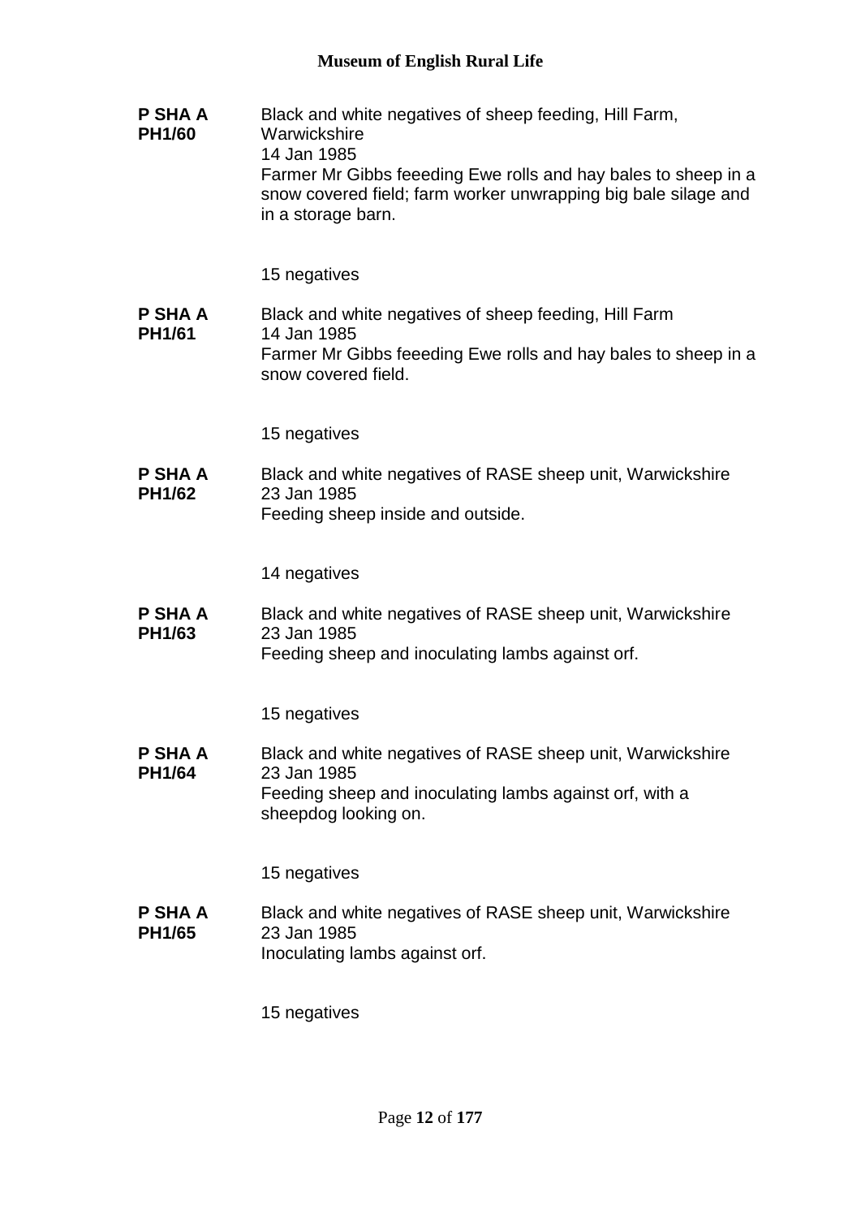**P SHA A PH1/60**

Black and white negatives of sheep feeding, Hill Farm, Warwickshire
14 Jan 1985
Farmer Mr Gibbs feeeding Ewe rolls and hay bales to sheep in a snow covered field; farm worker unwrapping big bale silage and in a storage barn.

15 negatives

**P SHA A PH1/61**

Black and white negatives of sheep feeding, Hill Farm
14 Jan 1985
Farmer Mr Gibbs feeeding Ewe rolls and hay bales to sheep in a snow covered field.

15 negatives

**P SHA A PH1/62**

Black and white negatives of RASE sheep unit, Warwickshire
23 Jan 1985
Feeding sheep inside and outside.

14 negatives

**P SHA A PH1/63**

Black and white negatives of RASE sheep unit, Warwickshire
23 Jan 1985
Feeding sheep and inoculating lambs against orf.

15 negatives

**P SHA A PH1/64**

Black and white negatives of RASE sheep unit, Warwickshire
23 Jan 1985
Feeding sheep and inoculating lambs against orf, with a sheepdog looking on.

15 negatives

**P SHA A PH1/65**

Black and white negatives of RASE sheep unit, Warwickshire
23 Jan 1985
Inoculating lambs against orf.

15 negatives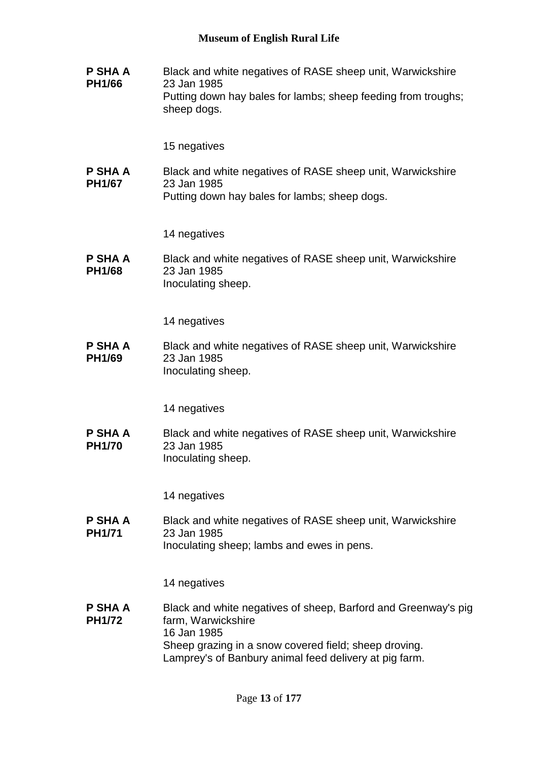**P SHA A PH1/66**

Black and white negatives of RASE sheep unit, Warwickshire
23 Jan 1985
Putting down hay bales for lambs; sheep feeding from troughs; sheep dogs.

15 negatives

**P SHA A PH1/67**

Black and white negatives of RASE sheep unit, Warwickshire
23 Jan 1985
Putting down hay bales for lambs; sheep dogs.

14 negatives

**P SHA A PH1/68**

Black and white negatives of RASE sheep unit, Warwickshire
23 Jan 1985
Inoculating sheep.

14 negatives

**P SHA A PH1/69**

Black and white negatives of RASE sheep unit, Warwickshire
23 Jan 1985
Inoculating sheep.

14 negatives

**P SHA A PH1/70**

Black and white negatives of RASE sheep unit, Warwickshire
23 Jan 1985
Inoculating sheep.

14 negatives

**P SHA A PH1/71**

Black and white negatives of RASE sheep unit, Warwickshire
23 Jan 1985
Inoculating sheep; lambs and ewes in pens.

14 negatives

**P SHA A PH1/72**

Black and white negatives of sheep, Barford and Greenway's pig farm, Warwickshire
16 Jan 1985
Sheep grazing in a snow covered field; sheep droving.
Lamprey's of Banbury animal feed delivery at pig farm.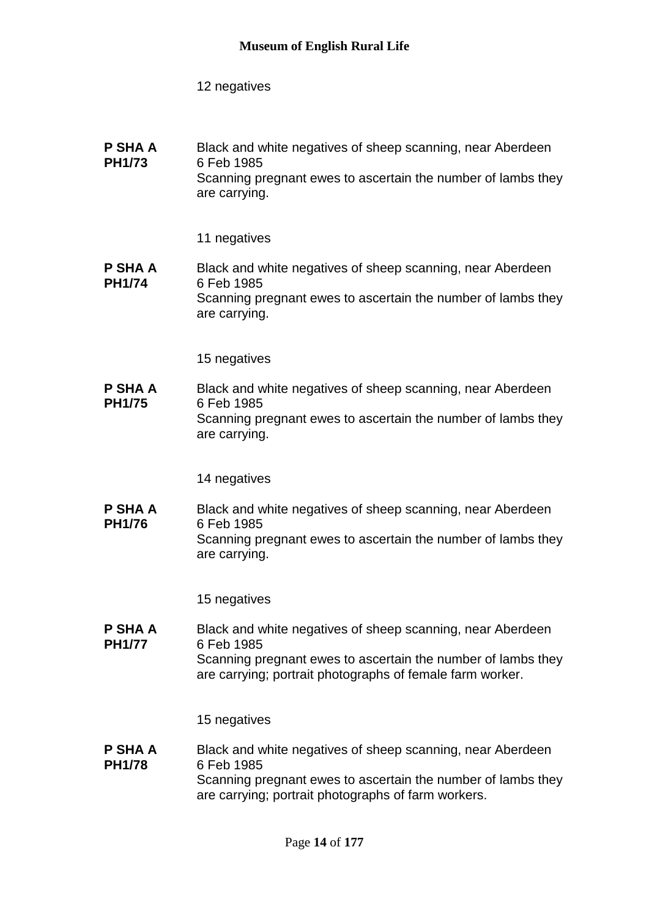12 negatives

**P SHA A PH1/73** Black and white negatives of sheep scanning, near Aberdeen
6 Feb 1985
Scanning pregnant ewes to ascertain the number of lambs they are carrying.

11 negatives

**P SHA A PH1/74** Black and white negatives of sheep scanning, near Aberdeen
6 Feb 1985
Scanning pregnant ewes to ascertain the number of lambs they are carrying.

15 negatives

**P SHA A PH1/75** Black and white negatives of sheep scanning, near Aberdeen
6 Feb 1985
Scanning pregnant ewes to ascertain the number of lambs they are carrying.

14 negatives

**P SHA A PH1/76** Black and white negatives of sheep scanning, near Aberdeen
6 Feb 1985
Scanning pregnant ewes to ascertain the number of lambs they are carrying.

15 negatives

**P SHA A PH1/77** Black and white negatives of sheep scanning, near Aberdeen
6 Feb 1985
Scanning pregnant ewes to ascertain the number of lambs they are carrying; portrait photographs of female farm worker.

15 negatives

**P SHA A PH1/78** Black and white negatives of sheep scanning, near Aberdeen
6 Feb 1985
Scanning pregnant ewes to ascertain the number of lambs they are carrying; portrait photographs of farm workers.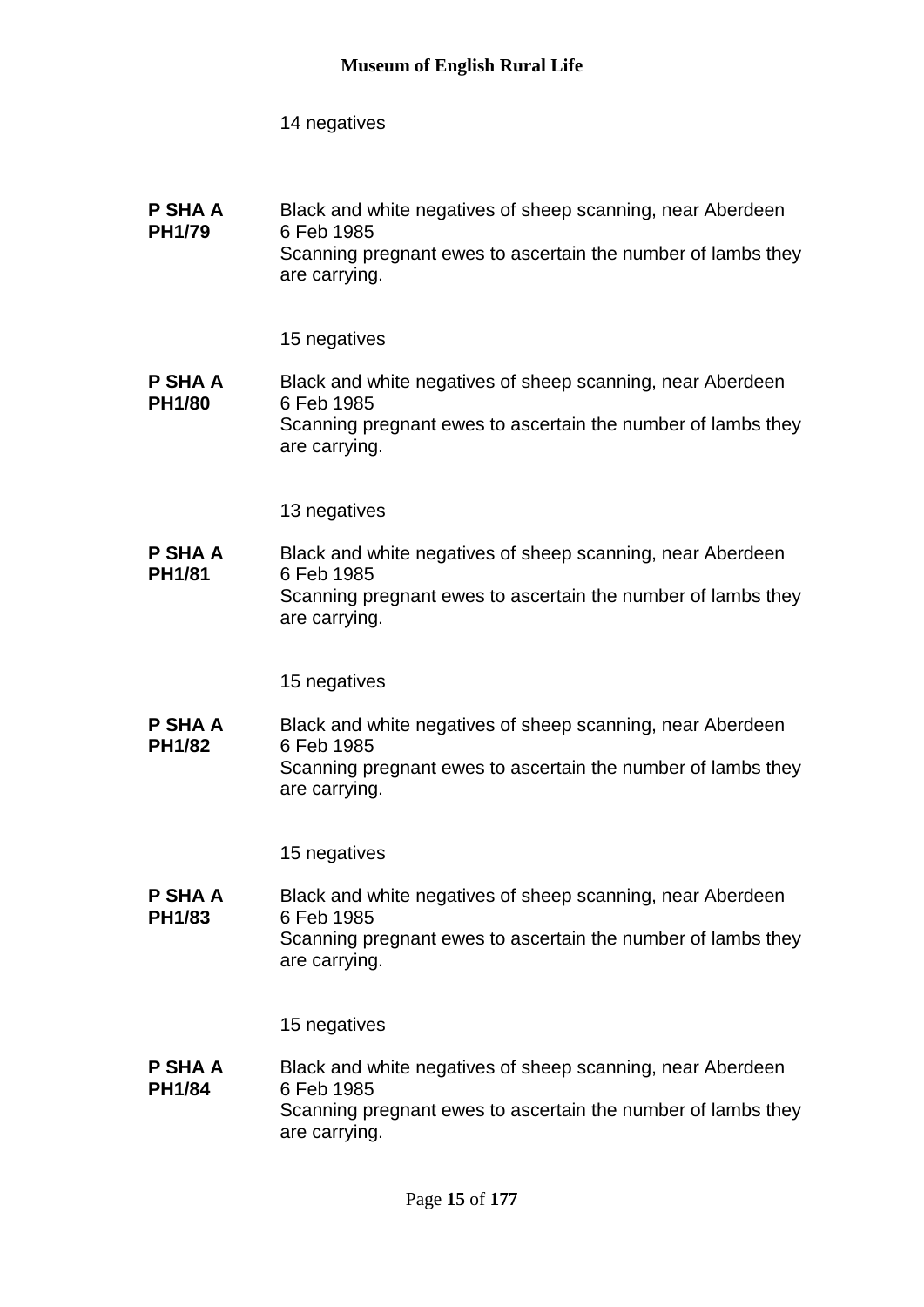14 negatives

**P SHA A PH1/79**

Black and white negatives of sheep scanning, near Aberdeen
6 Feb 1985
Scanning pregnant ewes to ascertain the number of lambs they are carrying.

15 negatives

**P SHA A PH1/80**

Black and white negatives of sheep scanning, near Aberdeen
6 Feb 1985
Scanning pregnant ewes to ascertain the number of lambs they are carrying.

13 negatives

**P SHA A PH1/81**

Black and white negatives of sheep scanning, near Aberdeen
6 Feb 1985
Scanning pregnant ewes to ascertain the number of lambs they are carrying.

15 negatives

**P SHA A PH1/82**

Black and white negatives of sheep scanning, near Aberdeen
6 Feb 1985
Scanning pregnant ewes to ascertain the number of lambs they are carrying.

15 negatives

**P SHA A PH1/83**

Black and white negatives of sheep scanning, near Aberdeen
6 Feb 1985
Scanning pregnant ewes to ascertain the number of lambs they are carrying.

15 negatives

**P SHA A PH1/84**

Black and white negatives of sheep scanning, near Aberdeen
6 Feb 1985
Scanning pregnant ewes to ascertain the number of lambs they are carrying.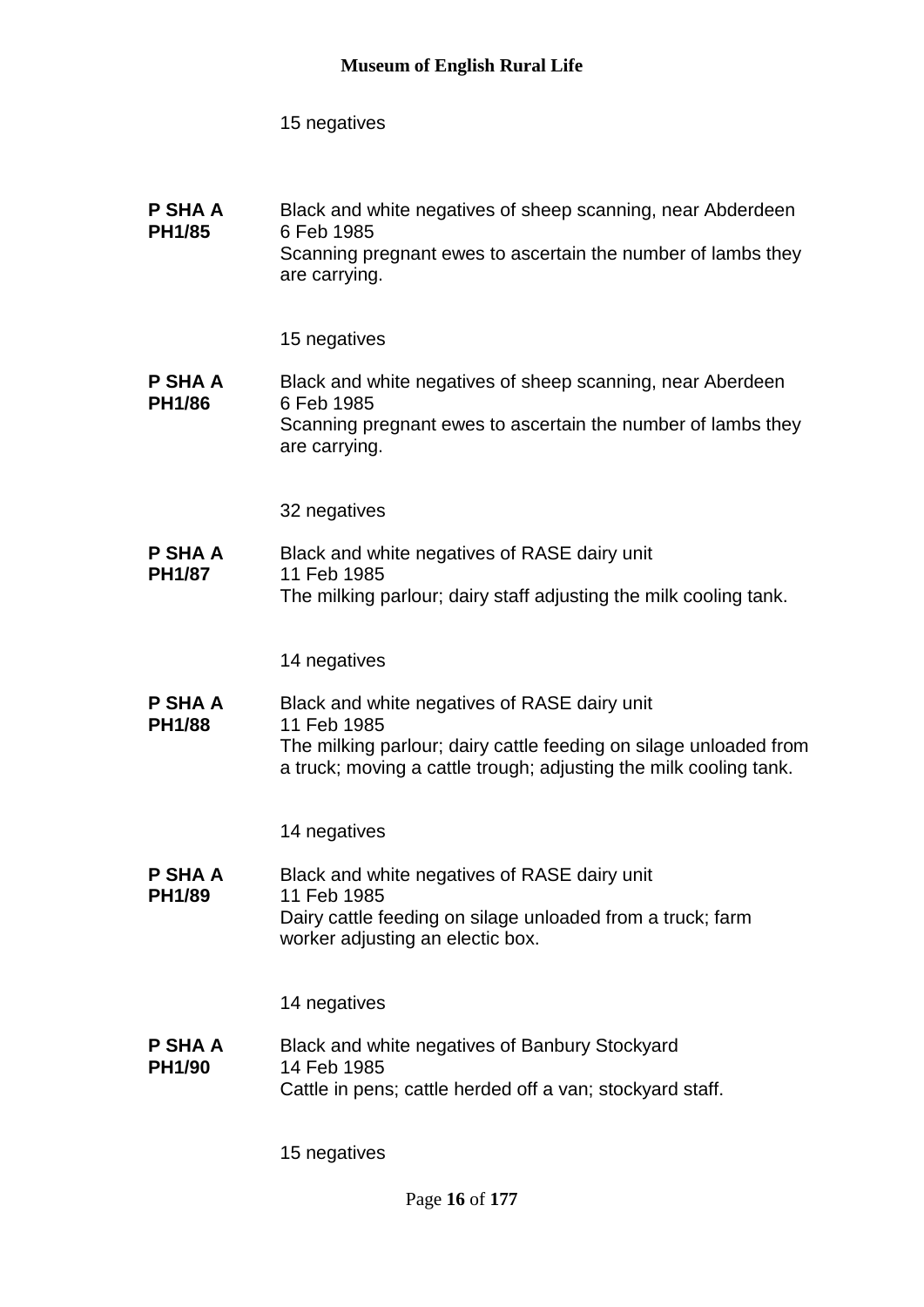15 negatives

**P SHA A PH1/85** Black and white negatives of sheep scanning, near Abderdeen
6 Feb 1985
Scanning pregnant ewes to ascertain the number of lambs they are carrying.

15 negatives

**P SHA A PH1/86** Black and white negatives of sheep scanning, near Aberdeen
6 Feb 1985
Scanning pregnant ewes to ascertain the number of lambs they are carrying.

32 negatives

**P SHA A PH1/87** Black and white negatives of RASE dairy unit
11 Feb 1985
The milking parlour; dairy staff adjusting the milk cooling tank.

14 negatives

**P SHA A PH1/88** Black and white negatives of RASE dairy unit
11 Feb 1985
The milking parlour; dairy cattle feeding on silage unloaded from a truck; moving a cattle trough; adjusting the milk cooling tank.

14 negatives

**P SHA A PH1/89** Black and white negatives of RASE dairy unit
11 Feb 1985
Dairy cattle feeding on silage unloaded from a truck; farm worker adjusting an electic box.

14 negatives

**P SHA A PH1/90** Black and white negatives of Banbury Stockyard
14 Feb 1985
Cattle in pens; cattle herded off a van; stockyard staff.

15 negatives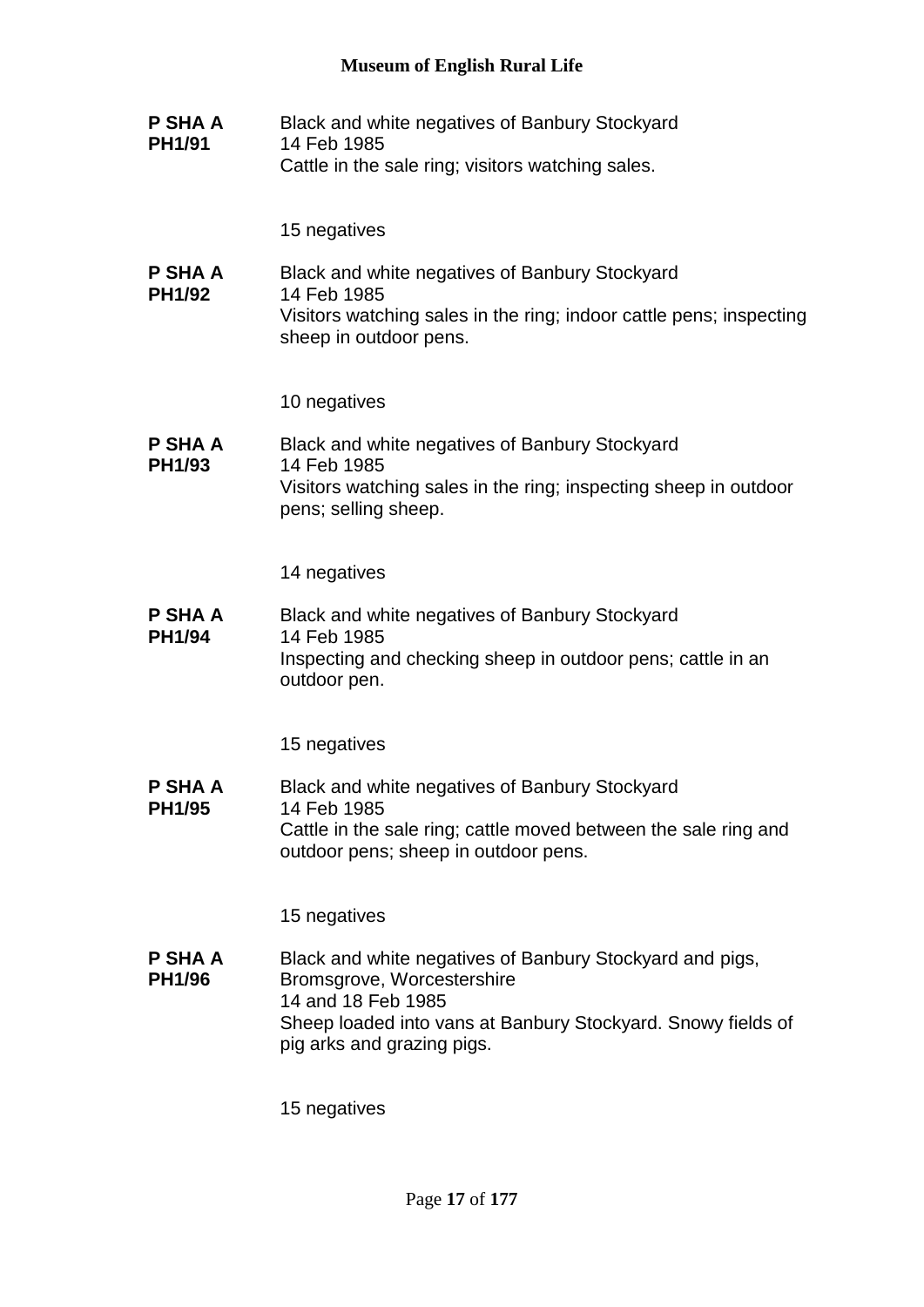**P SHA A PH1/91**

Black and white negatives of Banbury Stockyard
14 Feb 1985
Cattle in the sale ring; visitors watching sales.

15 negatives

**P SHA A PH1/92**

Black and white negatives of Banbury Stockyard
14 Feb 1985
Visitors watching sales in the ring; indoor cattle pens; inspecting sheep in outdoor pens.

10 negatives

**P SHA A PH1/93**

Black and white negatives of Banbury Stockyard
14 Feb 1985
Visitors watching sales in the ring; inspecting sheep in outdoor pens; selling sheep.

14 negatives

**P SHA A PH1/94**

Black and white negatives of Banbury Stockyard
14 Feb 1985
Inspecting and checking sheep in outdoor pens; cattle in an outdoor pen.

15 negatives

**P SHA A PH1/95**

Black and white negatives of Banbury Stockyard
14 Feb 1985
Cattle in the sale ring; cattle moved between the sale ring and outdoor pens; sheep in outdoor pens.

15 negatives

**P SHA A PH1/96**

Black and white negatives of Banbury Stockyard and pigs, Bromsgrove, Worcestershire
14 and 18 Feb 1985
Sheep loaded into vans at Banbury Stockyard. Snowy fields of pig arks and grazing pigs.

15 negatives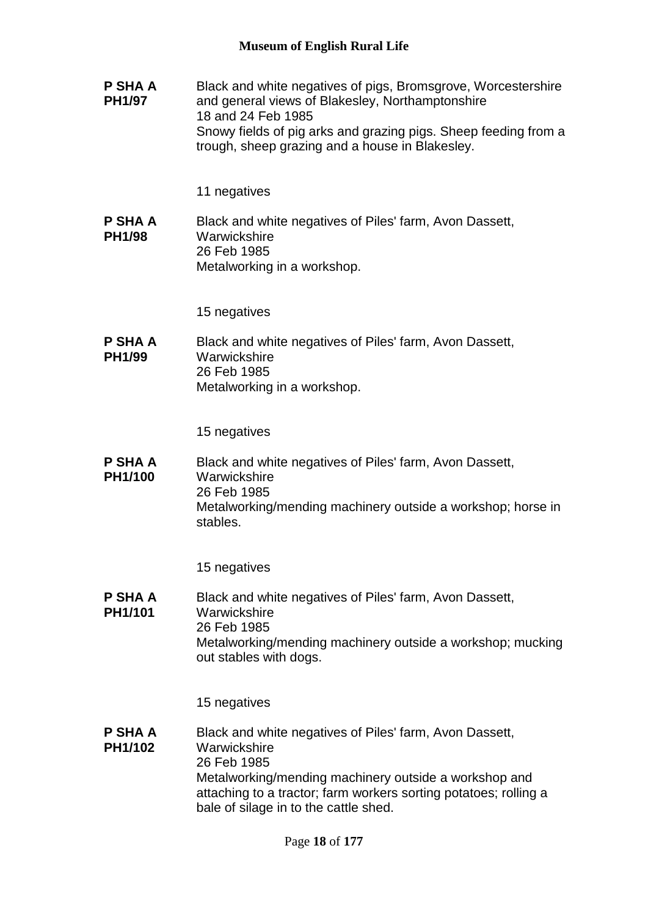**P SHA A PH1/97** Black and white negatives of pigs, Bromsgrove, Worcestershire and general views of Blakesley, Northamptonshire
18 and 24 Feb 1985
Snowy fields of pig arks and grazing pigs. Sheep feeding from a trough, sheep grazing and a house in Blakesley.

11 negatives

**P SHA A PH1/98** Black and white negatives of Piles' farm, Avon Dassett, Warwickshire
26 Feb 1985
Metalworking in a workshop.

15 negatives

**P SHA A PH1/99** Black and white negatives of Piles' farm, Avon Dassett, Warwickshire
26 Feb 1985
Metalworking in a workshop.

15 negatives

**P SHA A PH1/100** Black and white negatives of Piles' farm, Avon Dassett, Warwickshire
26 Feb 1985
Metalworking/mending machinery outside a workshop; horse in stables.

15 negatives

**P SHA A PH1/101** Black and white negatives of Piles' farm, Avon Dassett, Warwickshire
26 Feb 1985
Metalworking/mending machinery outside a workshop; mucking out stables with dogs.

15 negatives

**P SHA A PH1/102** Black and white negatives of Piles' farm, Avon Dassett, Warwickshire
26 Feb 1985
Metalworking/mending machinery outside a workshop and attaching to a tractor; farm workers sorting potatoes; rolling a bale of silage in to the cattle shed.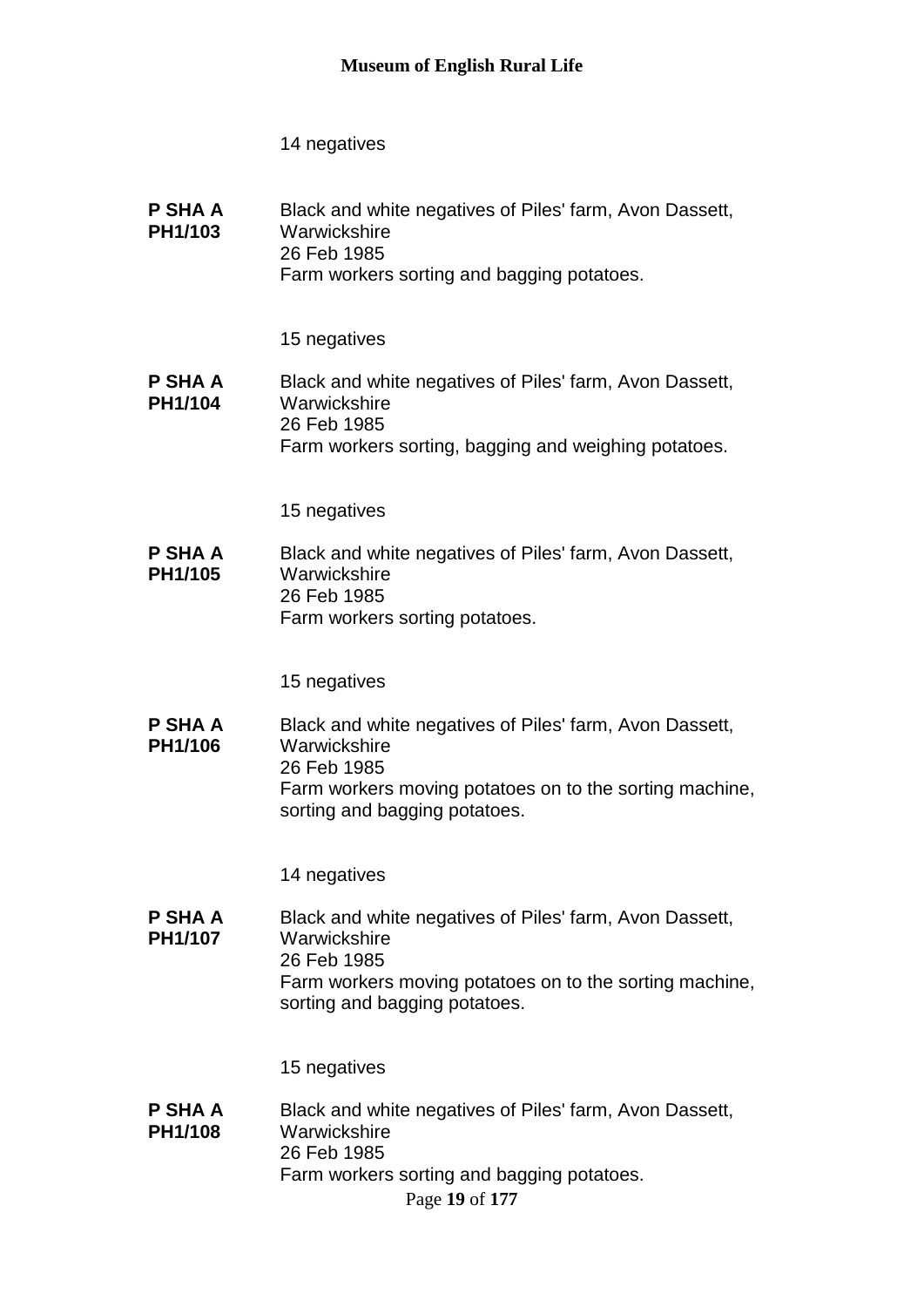14 negatives

**P SHA A PH1/103** Black and white negatives of Piles' farm, Avon Dassett, Warwickshire
26 Feb 1985
Farm workers sorting and bagging potatoes.

15 negatives

**P SHA A PH1/104** Black and white negatives of Piles' farm, Avon Dassett, Warwickshire
26 Feb 1985
Farm workers sorting, bagging and weighing potatoes.

15 negatives

**P SHA A PH1/105** Black and white negatives of Piles' farm, Avon Dassett, Warwickshire
26 Feb 1985
Farm workers sorting potatoes.

15 negatives

**P SHA A PH1/106** Black and white negatives of Piles' farm, Avon Dassett, Warwickshire
26 Feb 1985
Farm workers moving potatoes on to the sorting machine, sorting and bagging potatoes.

14 negatives

**P SHA A PH1/107** Black and white negatives of Piles' farm, Avon Dassett, Warwickshire
26 Feb 1985
Farm workers moving potatoes on to the sorting machine, sorting and bagging potatoes.

15 negatives

**P SHA A PH1/108** Black and white negatives of Piles' farm, Avon Dassett, Warwickshire
26 Feb 1985
Farm workers sorting and bagging potatoes.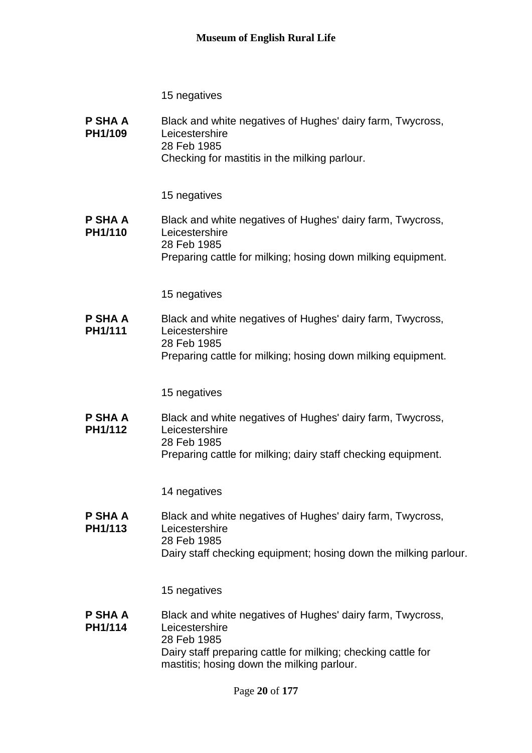15 negatives

**P SHA A PH1/109** Black and white negatives of Hughes' dairy farm, Twycross, Leicestershire
28 Feb 1985
Checking for mastitis in the milking parlour.

15 negatives

**P SHA A PH1/110** Black and white negatives of Hughes' dairy farm, Twycross, Leicestershire
28 Feb 1985
Preparing cattle for milking; hosing down milking equipment.

15 negatives

**P SHA A PH1/111** Black and white negatives of Hughes' dairy farm, Twycross, Leicestershire
28 Feb 1985
Preparing cattle for milking; hosing down milking equipment.

15 negatives

**P SHA A PH1/112** Black and white negatives of Hughes' dairy farm, Twycross, Leicestershire
28 Feb 1985
Preparing cattle for milking; dairy staff checking equipment.

14 negatives

**P SHA A PH1/113** Black and white negatives of Hughes' dairy farm, Twycross, Leicestershire
28 Feb 1985
Dairy staff checking equipment; hosing down the milking parlour.

15 negatives

**P SHA A PH1/114** Black and white negatives of Hughes' dairy farm, Twycross, Leicestershire
28 Feb 1985
Dairy staff preparing cattle for milking; checking cattle for mastitis; hosing down the milking parlour.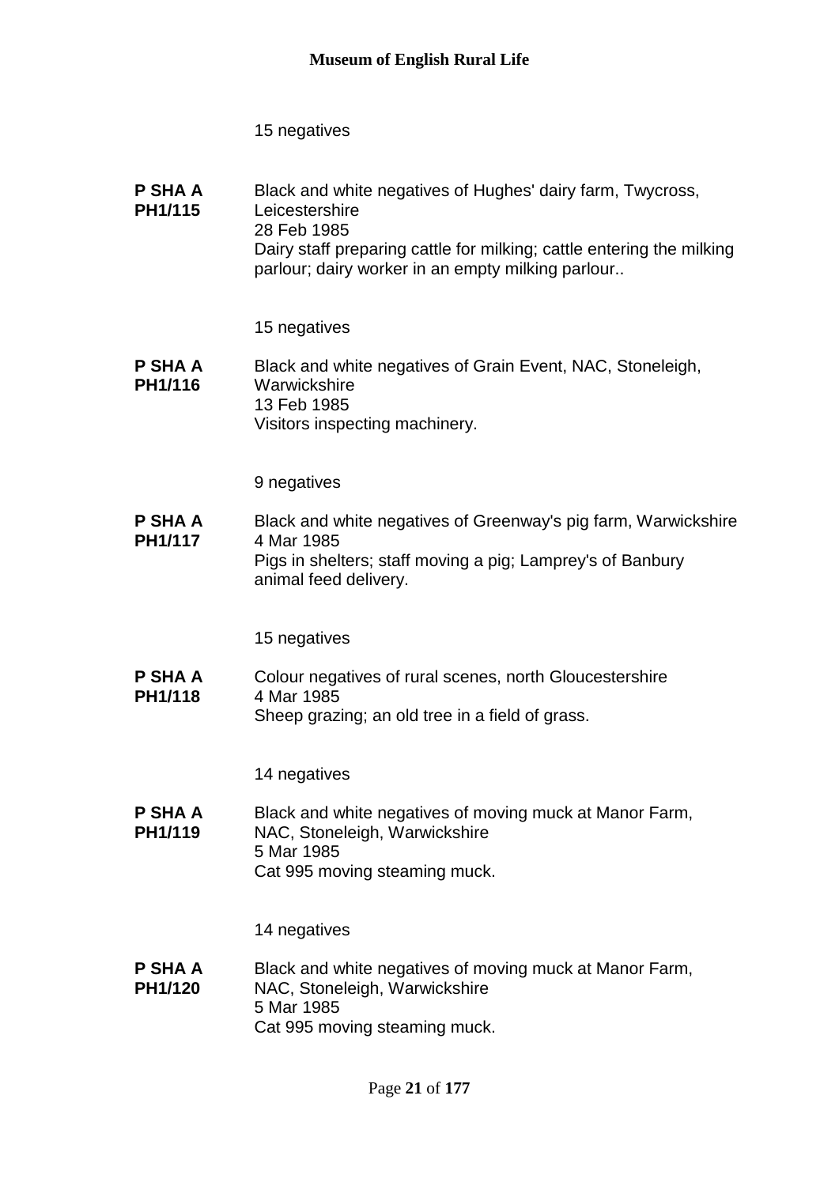15 negatives

**P SHA A PH1/115** Black and white negatives of Hughes' dairy farm, Twycross, Leicestershire
28 Feb 1985
Dairy staff preparing cattle for milking; cattle entering the milking parlour; dairy worker in an empty milking parlour..

15 negatives

**P SHA A PH1/116** Black and white negatives of Grain Event, NAC, Stoneleigh, Warwickshire
13 Feb 1985
Visitors inspecting machinery.

9 negatives

**P SHA A PH1/117** Black and white negatives of Greenway's pig farm, Warwickshire
4 Mar 1985
Pigs in shelters; staff moving a pig; Lamprey's of Banbury animal feed delivery.

15 negatives

**P SHA A PH1/118** Colour negatives of rural scenes, north Gloucestershire
4 Mar 1985
Sheep grazing; an old tree in a field of grass.

14 negatives

**P SHA A PH1/119** Black and white negatives of moving muck at Manor Farm, NAC, Stoneleigh, Warwickshire
5 Mar 1985
Cat 995 moving steaming muck.

14 negatives

**P SHA A PH1/120** Black and white negatives of moving muck at Manor Farm, NAC, Stoneleigh, Warwickshire
5 Mar 1985
Cat 995 moving steaming muck.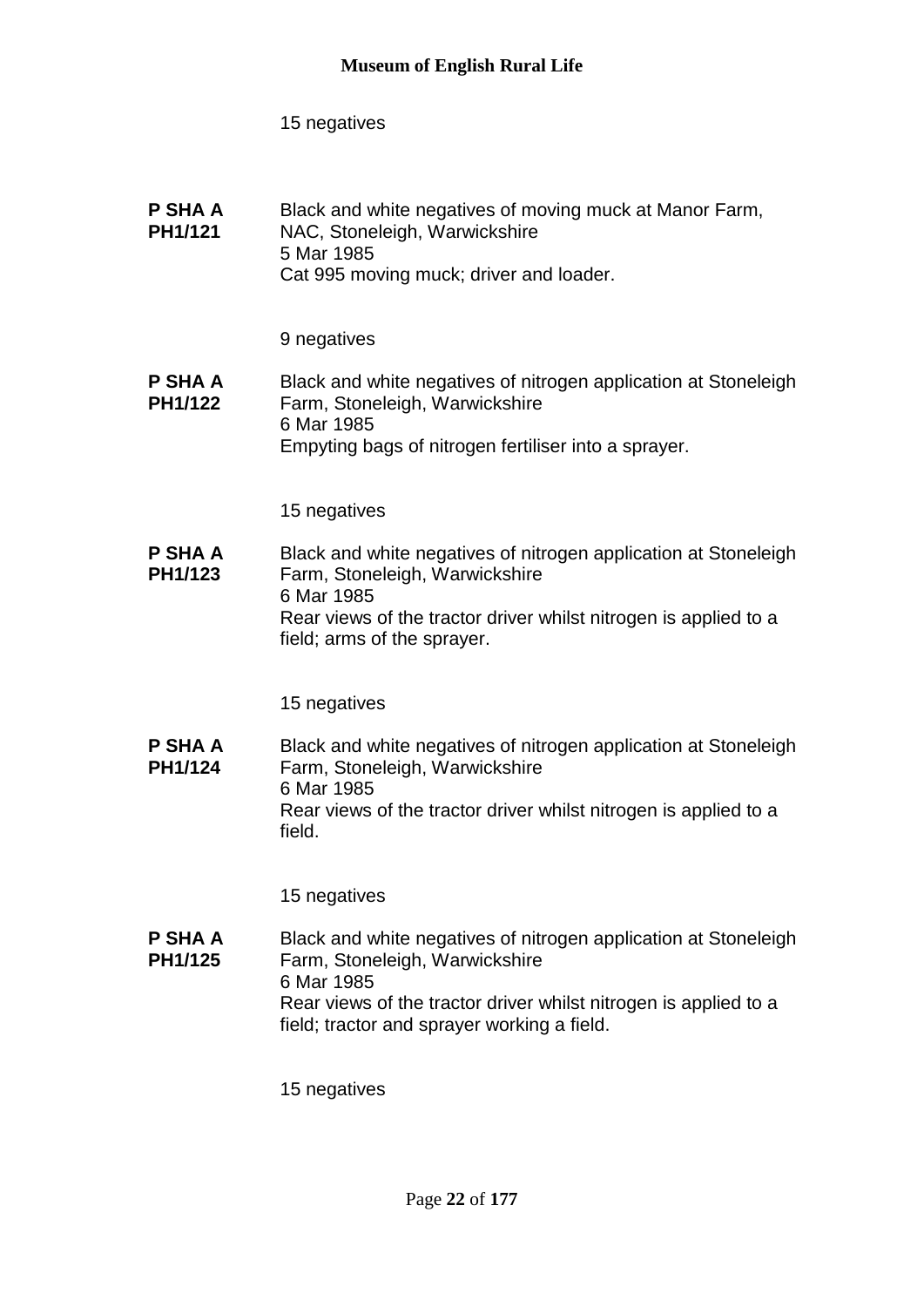15 negatives

**P SHA A PH1/121** Black and white negatives of moving muck at Manor Farm, NAC, Stoneleigh, Warwickshire
5 Mar 1985
Cat 995 moving muck; driver and loader.

9 negatives

**P SHA A PH1/122** Black and white negatives of nitrogen application at Stoneleigh Farm, Stoneleigh, Warwickshire
6 Mar 1985
Empyting bags of nitrogen fertiliser into a sprayer.

15 negatives

**P SHA A PH1/123** Black and white negatives of nitrogen application at Stoneleigh Farm, Stoneleigh, Warwickshire
6 Mar 1985
Rear views of the tractor driver whilst nitrogen is applied to a field; arms of the sprayer.

15 negatives

**P SHA A PH1/124** Black and white negatives of nitrogen application at Stoneleigh Farm, Stoneleigh, Warwickshire
6 Mar 1985
Rear views of the tractor driver whilst nitrogen is applied to a field.

15 negatives

**P SHA A PH1/125** Black and white negatives of nitrogen application at Stoneleigh Farm, Stoneleigh, Warwickshire
6 Mar 1985
Rear views of the tractor driver whilst nitrogen is applied to a field; tractor and sprayer working a field.

15 negatives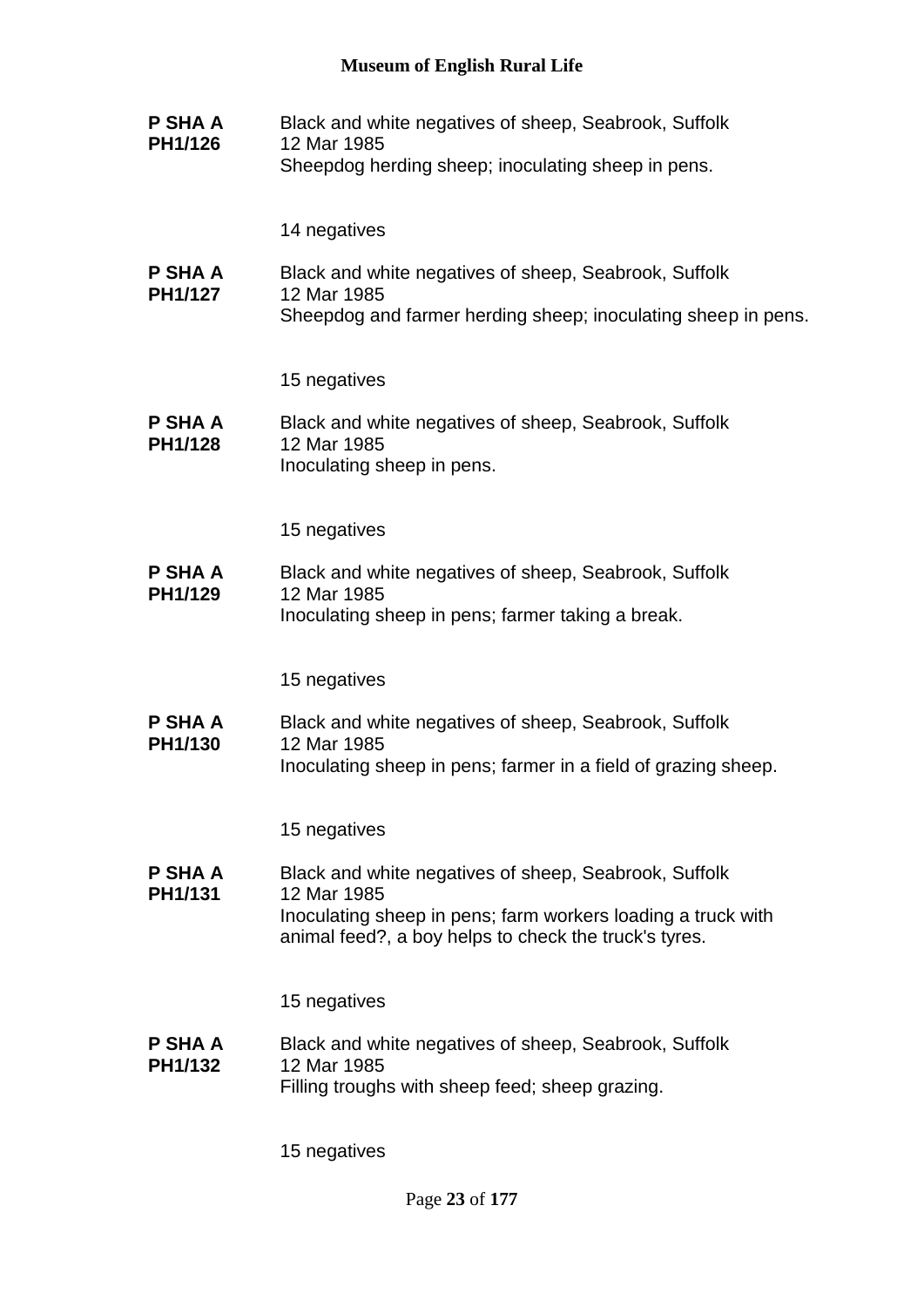**P SHA A PH1/126**
Black and white negatives of sheep, Seabrook, Suffolk
12 Mar 1985
Sheepdog herding sheep; inoculating sheep in pens.

14 negatives

**P SHA A PH1/127**
Black and white negatives of sheep, Seabrook, Suffolk
12 Mar 1985
Sheepdog and farmer herding sheep; inoculating sheep in pens.

15 negatives

**P SHA A PH1/128**
Black and white negatives of sheep, Seabrook, Suffolk
12 Mar 1985
Inoculating sheep in pens.

15 negatives

**P SHA A PH1/129**
Black and white negatives of sheep, Seabrook, Suffolk
12 Mar 1985
Inoculating sheep in pens; farmer taking a break.

15 negatives

**P SHA A PH1/130**
Black and white negatives of sheep, Seabrook, Suffolk
12 Mar 1985
Inoculating sheep in pens; farmer in a field of grazing sheep.

15 negatives

**P SHA A PH1/131**
Black and white negatives of sheep, Seabrook, Suffolk
12 Mar 1985
Inoculating sheep in pens; farm workers loading a truck with animal feed?, a boy helps to check the truck's tyres.

15 negatives

**P SHA A PH1/132**
Black and white negatives of sheep, Seabrook, Suffolk
12 Mar 1985
Filling troughs with sheep feed; sheep grazing.

15 negatives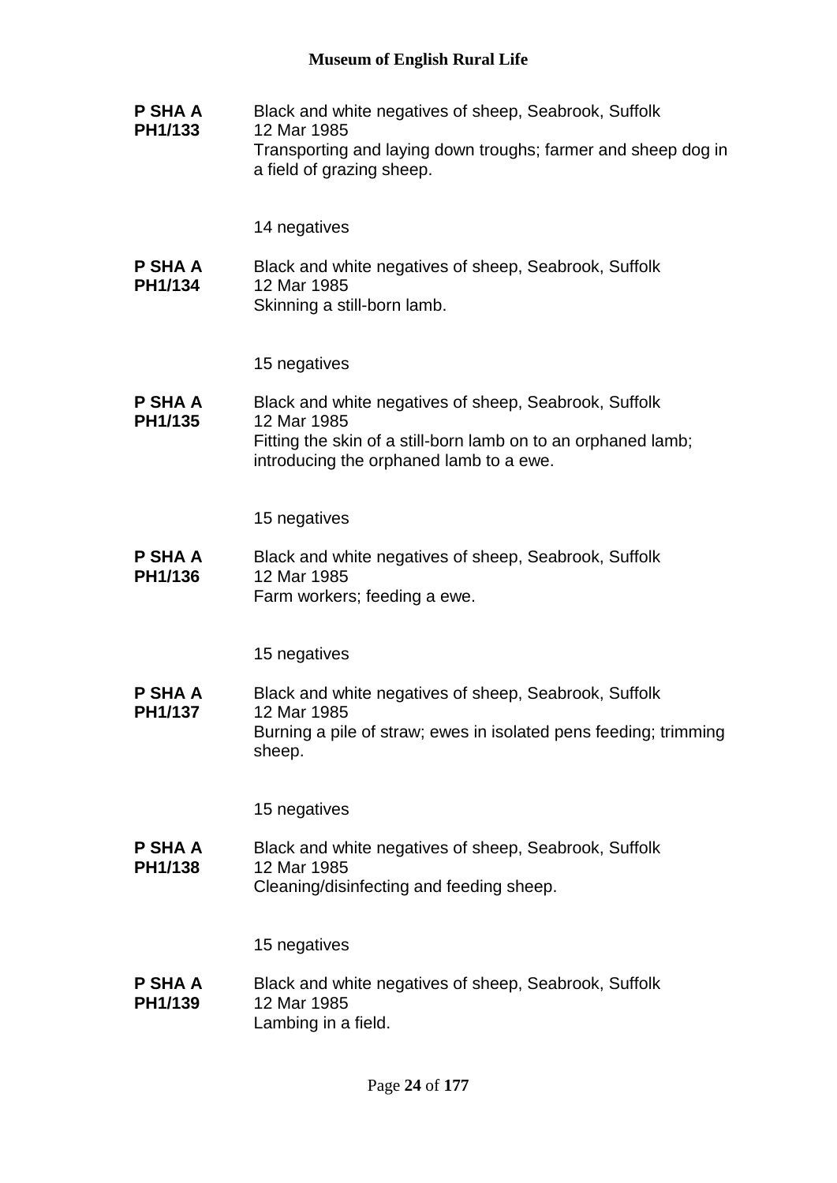**P SHA A PH1/133**

Black and white negatives of sheep, Seabrook, Suffolk
12 Mar 1985
Transporting and laying down troughs; farmer and sheep dog in a field of grazing sheep.

14 negatives

**P SHA A PH1/134**

Black and white negatives of sheep, Seabrook, Suffolk
12 Mar 1985
Skinning a still-born lamb.

15 negatives

**P SHA A PH1/135**

Black and white negatives of sheep, Seabrook, Suffolk
12 Mar 1985
Fitting the skin of a still-born lamb on to an orphaned lamb; introducing the orphaned lamb to a ewe.

15 negatives

**P SHA A PH1/136**

Black and white negatives of sheep, Seabrook, Suffolk
12 Mar 1985
Farm workers; feeding a ewe.

15 negatives

**P SHA A PH1/137**

Black and white negatives of sheep, Seabrook, Suffolk
12 Mar 1985
Burning a pile of straw; ewes in isolated pens feeding; trimming sheep.

15 negatives

**P SHA A PH1/138**

Black and white negatives of sheep, Seabrook, Suffolk
12 Mar 1985
Cleaning/disinfecting and feeding sheep.

15 negatives

**P SHA A PH1/139**

Black and white negatives of sheep, Seabrook, Suffolk
12 Mar 1985
Lambing in a field.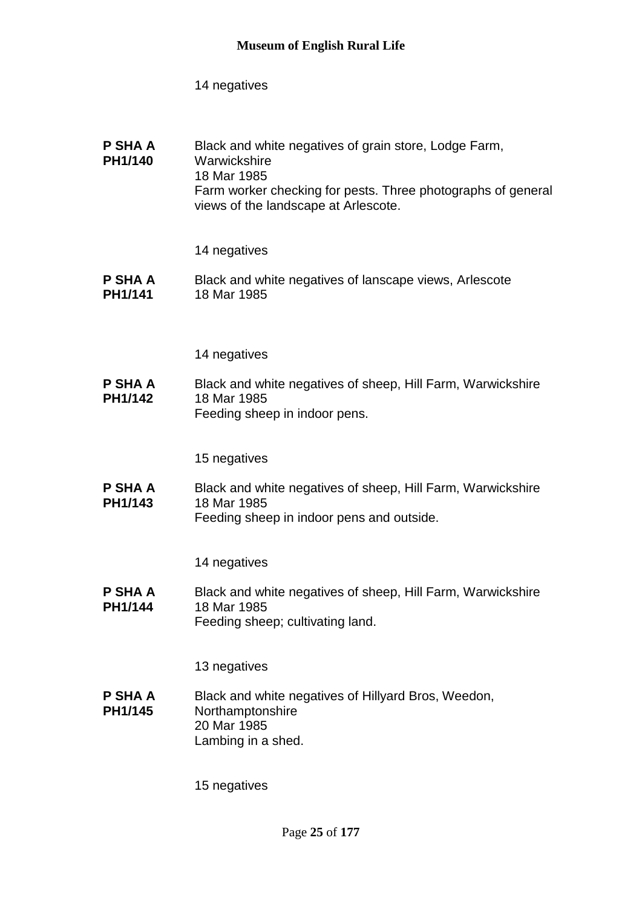14 negatives

**P SHA A PH1/140** Black and white negatives of grain store, Lodge Farm, Warwickshire
18 Mar 1985
Farm worker checking for pests. Three photographs of general views of the landscape at Arlescote.

14 negatives

**P SHA A PH1/141** Black and white negatives of lanscape views, Arlescote
18 Mar 1985

14 negatives

**P SHA A PH1/142** Black and white negatives of sheep, Hill Farm, Warwickshire
18 Mar 1985
Feeding sheep in indoor pens.

15 negatives

**P SHA A PH1/143** Black and white negatives of sheep, Hill Farm, Warwickshire
18 Mar 1985
Feeding sheep in indoor pens and outside.

14 negatives

**P SHA A PH1/144** Black and white negatives of sheep, Hill Farm, Warwickshire
18 Mar 1985
Feeding sheep; cultivating land.

13 negatives

**P SHA A PH1/145** Black and white negatives of Hillyard Bros, Weedon, Northamptonshire
20 Mar 1985
Lambing in a shed.

15 negatives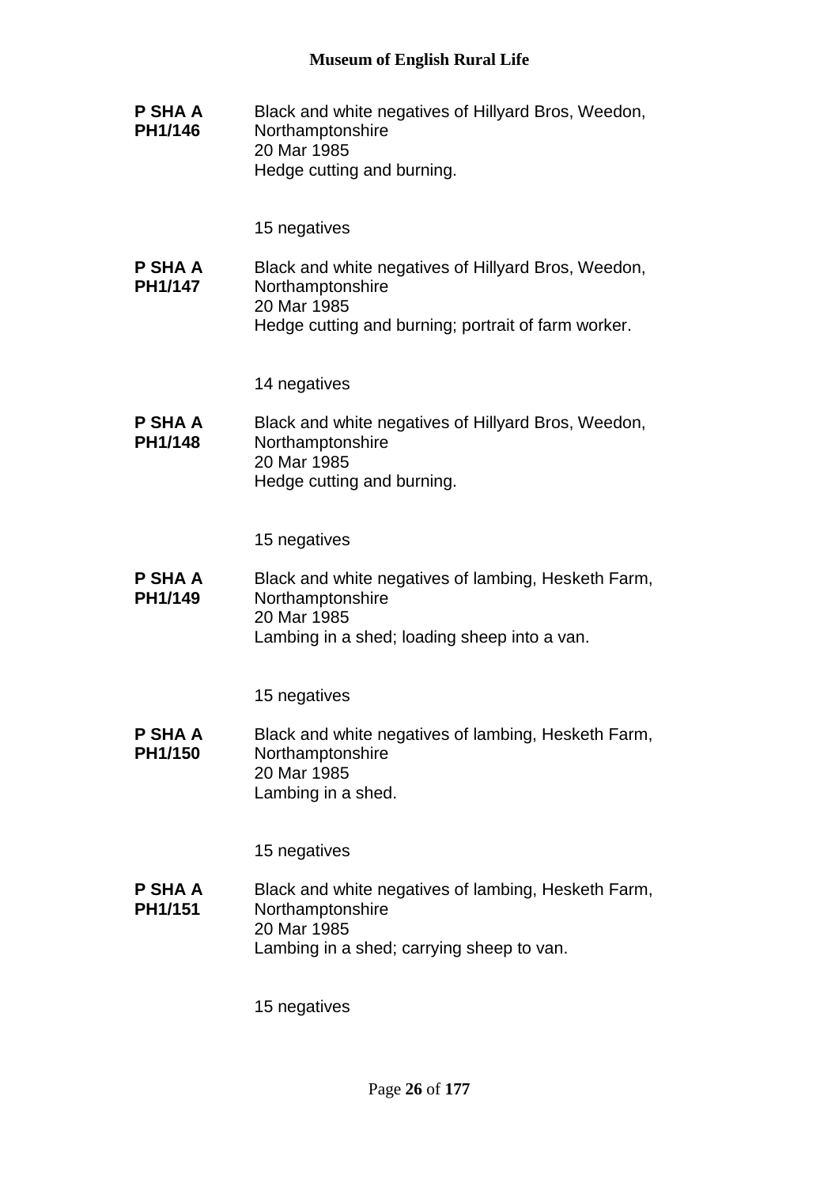**P SHA A PH1/146**

Black and white negatives of Hillyard Bros, Weedon, Northamptonshire
20 Mar 1985
Hedge cutting and burning.

15 negatives

**P SHA A PH1/147**

Black and white negatives of Hillyard Bros, Weedon, Northamptonshire
20 Mar 1985
Hedge cutting and burning; portrait of farm worker.

14 negatives

**P SHA A PH1/148**

Black and white negatives of Hillyard Bros, Weedon, Northamptonshire
20 Mar 1985
Hedge cutting and burning.

15 negatives

**P SHA A PH1/149**

Black and white negatives of lambing, Hesketh Farm, Northamptonshire
20 Mar 1985
Lambing in a shed; loading sheep into a van.

15 negatives

**P SHA A PH1/150**

Black and white negatives of lambing, Hesketh Farm, Northamptonshire
20 Mar 1985
Lambing in a shed.

15 negatives

**P SHA A PH1/151**

Black and white negatives of lambing, Hesketh Farm, Northamptonshire
20 Mar 1985
Lambing in a shed; carrying sheep to van.

15 negatives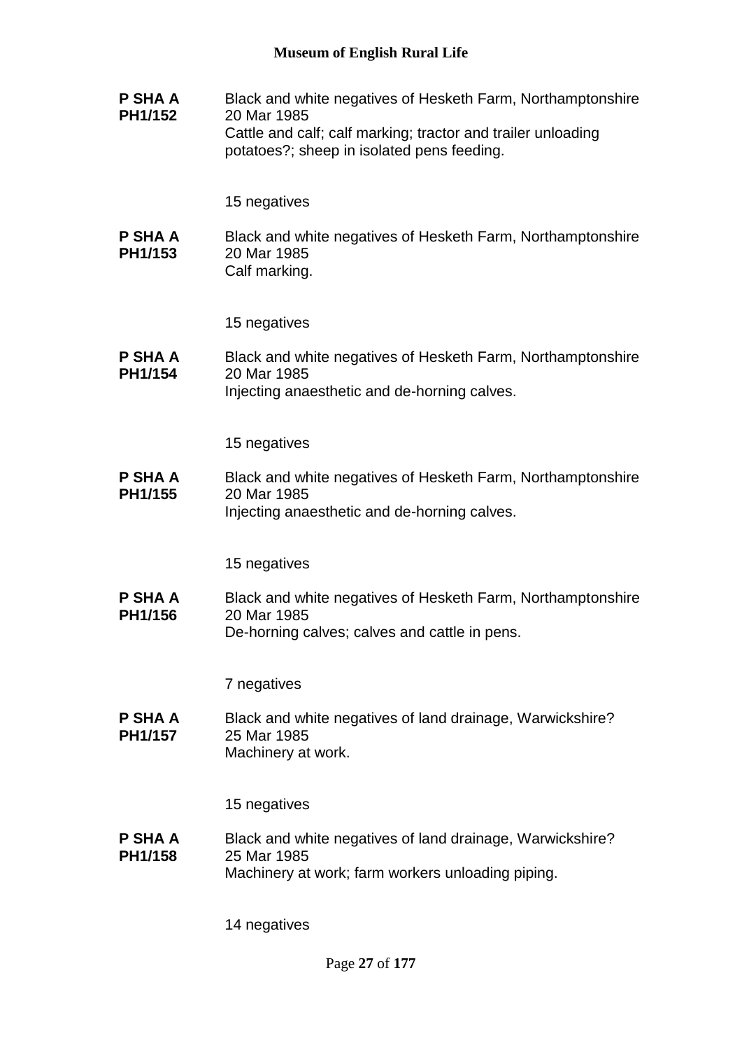**P SHA A PH1/152**

Black and white negatives of Hesketh Farm, Northamptonshire
20 Mar 1985
Cattle and calf; calf marking; tractor and trailer unloading potatoes?; sheep in isolated pens feeding.

15 negatives

**P SHA A PH1/153**

Black and white negatives of Hesketh Farm, Northamptonshire
20 Mar 1985
Calf marking.

15 negatives

**P SHA A PH1/154**

Black and white negatives of Hesketh Farm, Northamptonshire
20 Mar 1985
Injecting anaesthetic and de-horning calves.

15 negatives

**P SHA A PH1/155**

Black and white negatives of Hesketh Farm, Northamptonshire
20 Mar 1985
Injecting anaesthetic and de-horning calves.

15 negatives

**P SHA A PH1/156**

Black and white negatives of Hesketh Farm, Northamptonshire
20 Mar 1985
De-horning calves; calves and cattle in pens.

7 negatives

**P SHA A PH1/157**

Black and white negatives of land drainage, Warwickshire?
25 Mar 1985
Machinery at work.

15 negatives

**P SHA A PH1/158**

Black and white negatives of land drainage, Warwickshire?
25 Mar 1985
Machinery at work; farm workers unloading piping.

14 negatives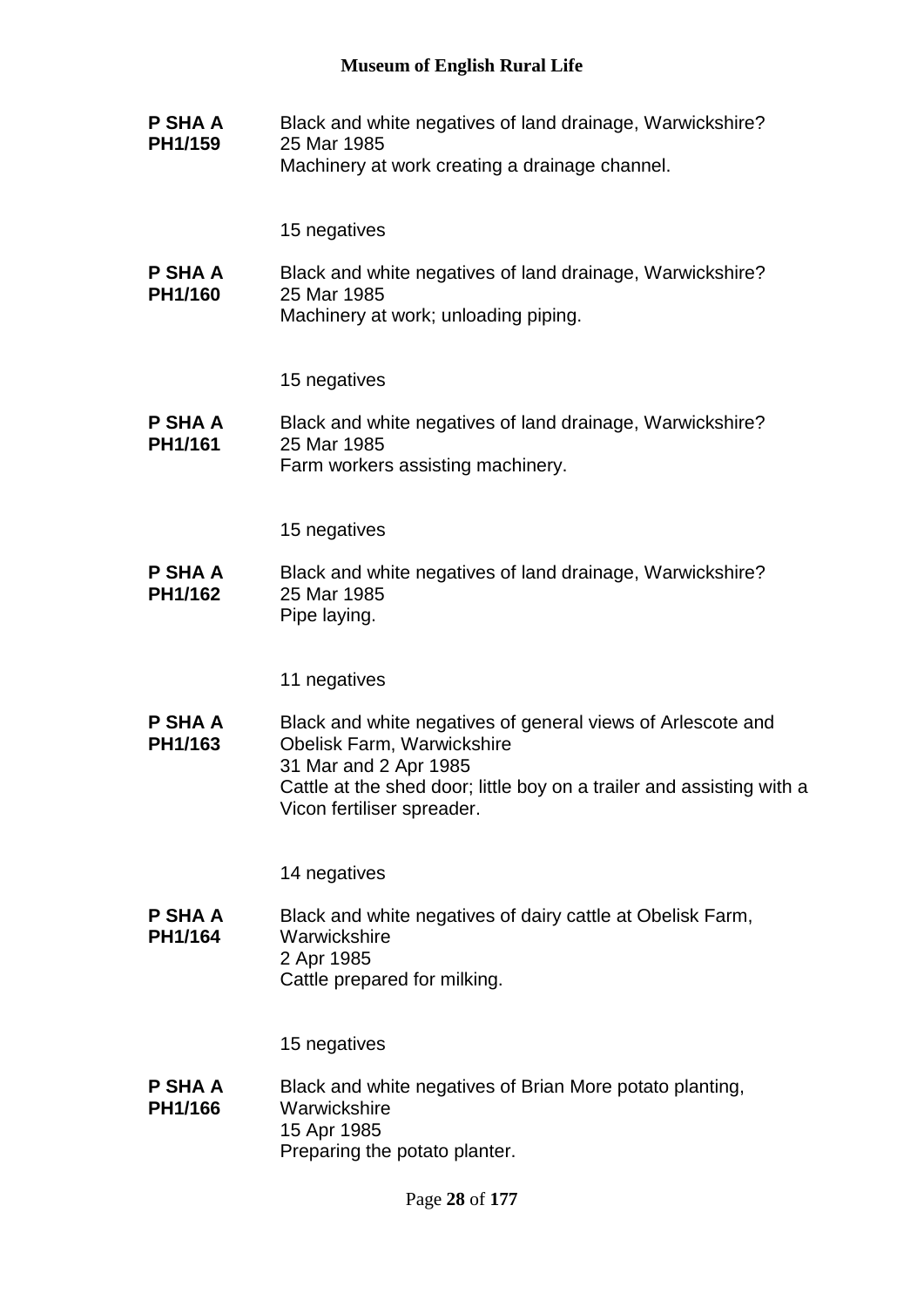**P SHA A PH1/159**

Black and white negatives of land drainage, Warwickshire?
25 Mar 1985
Machinery at work creating a drainage channel.

15 negatives

**P SHA A PH1/160**

Black and white negatives of land drainage, Warwickshire?
25 Mar 1985
Machinery at work; unloading piping.

15 negatives

**P SHA A PH1/161**

Black and white negatives of land drainage, Warwickshire?
25 Mar 1985
Farm workers assisting machinery.

15 negatives

**P SHA A PH1/162**

Black and white negatives of land drainage, Warwickshire?
25 Mar 1985
Pipe laying.

11 negatives

**P SHA A PH1/163**

Black and white negatives of general views of Arlescote and Obelisk Farm, Warwickshire
31 Mar and 2 Apr 1985
Cattle at the shed door; little boy on a trailer and assisting with a Vicon fertiliser spreader.

14 negatives

**P SHA A PH1/164**

Black and white negatives of dairy cattle at Obelisk Farm, Warwickshire
2 Apr 1985
Cattle prepared for milking.

15 negatives

**P SHA A PH1/166**

Black and white negatives of Brian More potato planting, Warwickshire
15 Apr 1985
Preparing the potato planter.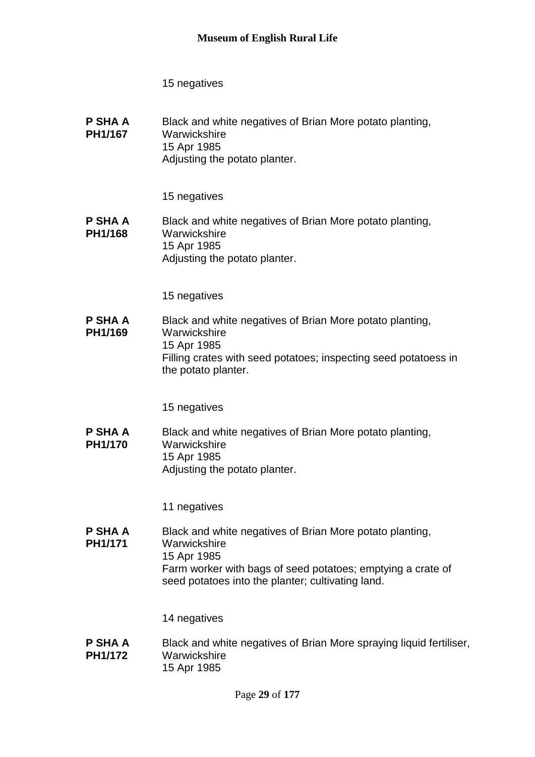15 negatives

**P SHA A PH1/167** Black and white negatives of Brian More potato planting, Warwickshire
15 Apr 1985
Adjusting the potato planter.

15 negatives

**P SHA A PH1/168** Black and white negatives of Brian More potato planting, Warwickshire
15 Apr 1985
Adjusting the potato planter.

15 negatives

**P SHA A PH1/169** Black and white negatives of Brian More potato planting, Warwickshire
15 Apr 1985
Filling crates with seed potatoes; inspecting seed potatoess in the potato planter.

15 negatives

**P SHA A PH1/170** Black and white negatives of Brian More potato planting, Warwickshire
15 Apr 1985
Adjusting the potato planter.

11 negatives

**P SHA A PH1/171** Black and white negatives of Brian More potato planting, Warwickshire
15 Apr 1985
Farm worker with bags of seed potatoes; emptying a crate of seed potatoes into the planter; cultivating land.

14 negatives

**P SHA A PH1/172** Black and white negatives of Brian More spraying liquid fertiliser, Warwickshire
15 Apr 1985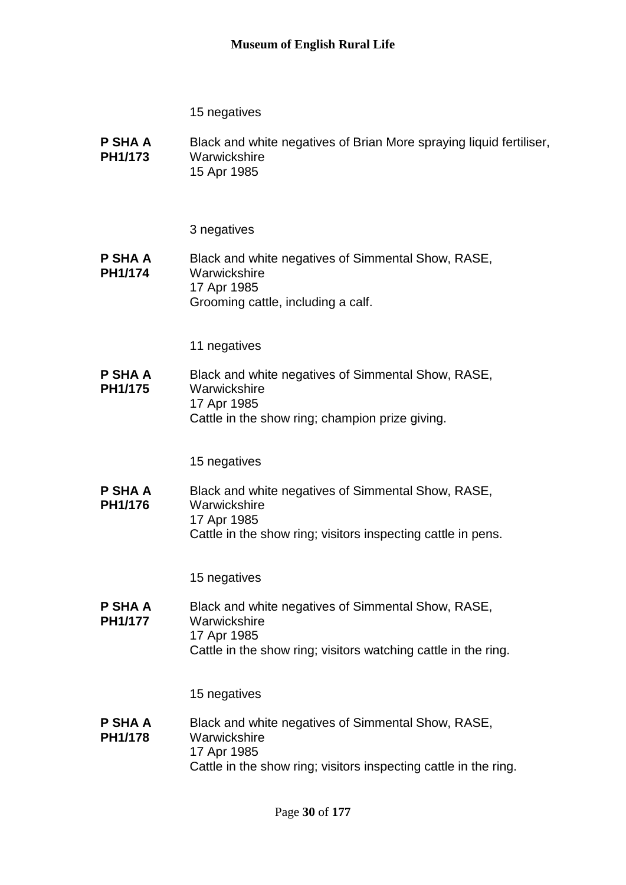15 negatives

**P SHA A PH1/173** Black and white negatives of Brian More spraying liquid fertiliser, Warwickshire
15 Apr 1985

3 negatives

**P SHA A PH1/174** Black and white negatives of Simmental Show, RASE, Warwickshire
17 Apr 1985
Grooming cattle, including a calf.

11 negatives

**P SHA A PH1/175** Black and white negatives of Simmental Show, RASE, Warwickshire
17 Apr 1985
Cattle in the show ring; champion prize giving.

15 negatives

**P SHA A PH1/176** Black and white negatives of Simmental Show, RASE, Warwickshire
17 Apr 1985
Cattle in the show ring; visitors inspecting cattle in pens.

15 negatives

**P SHA A PH1/177** Black and white negatives of Simmental Show, RASE, Warwickshire
17 Apr 1985
Cattle in the show ring; visitors watching cattle in the ring.

15 negatives

**P SHA A PH1/178** Black and white negatives of Simmental Show, RASE, Warwickshire
17 Apr 1985
Cattle in the show ring; visitors inspecting cattle in the ring.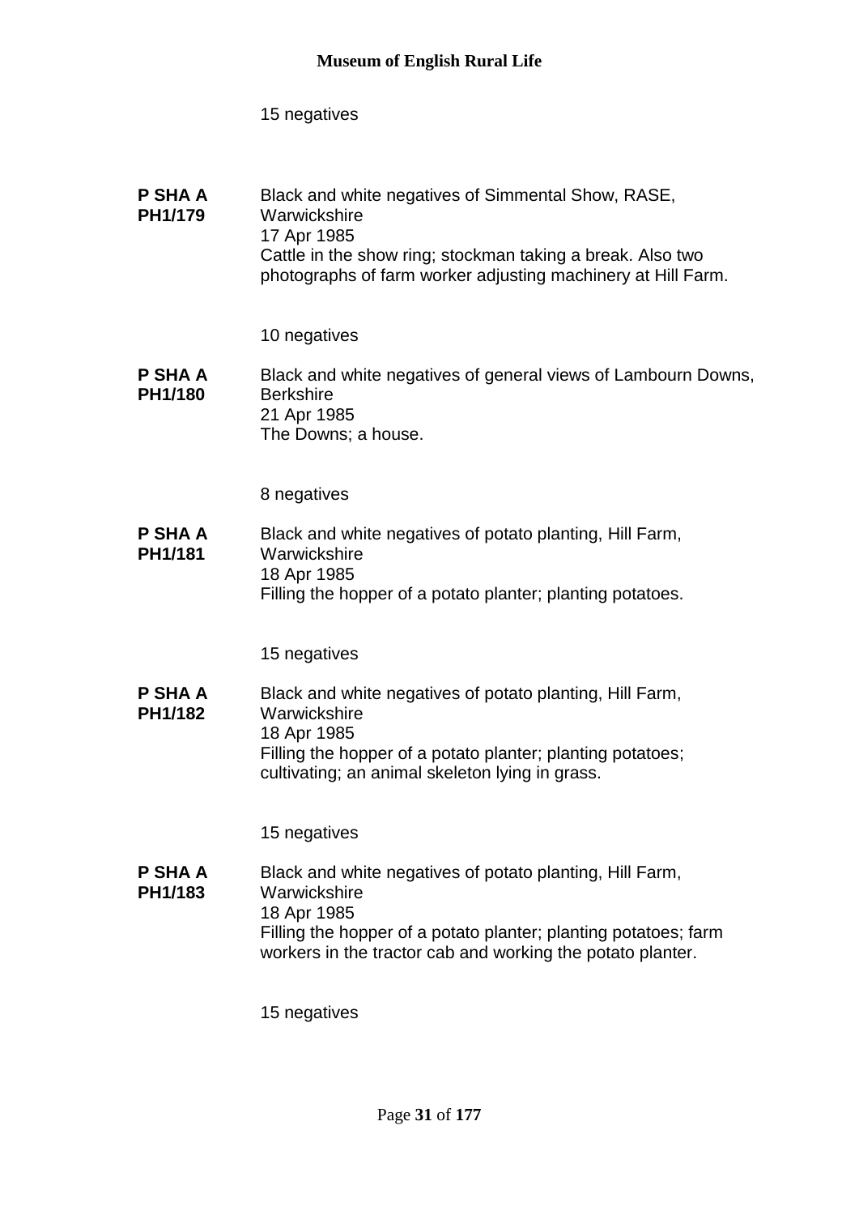15 negatives

**P SHA A PH1/179**

Black and white negatives of Simmental Show, RASE, Warwickshire
17 Apr 1985
Cattle in the show ring; stockman taking a break. Also two photographs of farm worker adjusting machinery at Hill Farm.

10 negatives

**P SHA A PH1/180**

Black and white negatives of general views of Lambourn Downs, Berkshire
21 Apr 1985
The Downs; a house.

8 negatives

**P SHA A PH1/181**

Black and white negatives of potato planting, Hill Farm, Warwickshire
18 Apr 1985
Filling the hopper of a potato planter; planting potatoes.

15 negatives

**P SHA A PH1/182**

Black and white negatives of potato planting, Hill Farm, Warwickshire
18 Apr 1985
Filling the hopper of a potato planter; planting potatoes; cultivating; an animal skeleton lying in grass.

15 negatives

**P SHA A PH1/183**

Black and white negatives of potato planting, Hill Farm, Warwickshire
18 Apr 1985
Filling the hopper of a potato planter; planting potatoes; farm workers in the tractor cab and working the potato planter.

15 negatives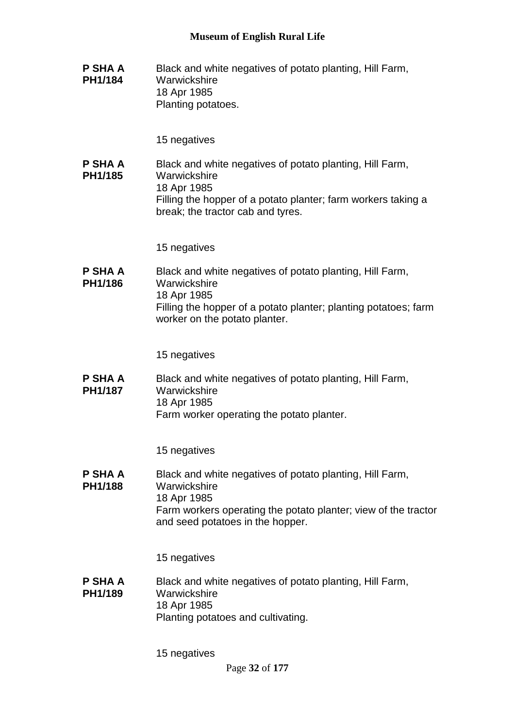**P SHA A PH1/184**

Black and white negatives of potato planting, Hill Farm, Warwickshire
18 Apr 1985
Planting potatoes.

15 negatives

**P SHA A PH1/185**

Black and white negatives of potato planting, Hill Farm, Warwickshire
18 Apr 1985
Filling the hopper of a potato planter; farm workers taking a break; the tractor cab and tyres.

15 negatives

**P SHA A PH1/186**

Black and white negatives of potato planting, Hill Farm, Warwickshire
18 Apr 1985
Filling the hopper of a potato planter; planting potatoes; farm worker on the potato planter.

15 negatives

**P SHA A PH1/187**

Black and white negatives of potato planting, Hill Farm, Warwickshire
18 Apr 1985
Farm worker operating the potato planter.

15 negatives

**P SHA A PH1/188**

Black and white negatives of potato planting, Hill Farm, Warwickshire
18 Apr 1985
Farm workers operating the potato planter; view of the tractor and seed potatoes in the hopper.

15 negatives

**P SHA A PH1/189**

Black and white negatives of potato planting, Hill Farm, Warwickshire
18 Apr 1985
Planting potatoes and cultivating.

15 negatives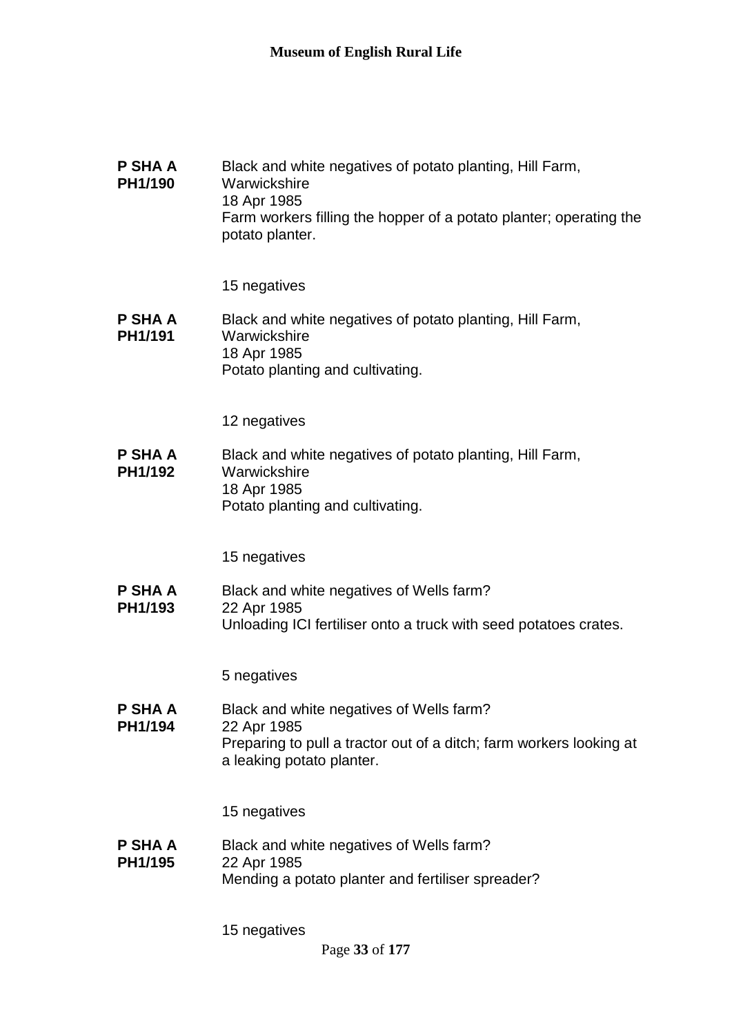**P SHA A PH1/190**

Black and white negatives of potato planting, Hill Farm, Warwickshire
18 Apr 1985
Farm workers filling the hopper of a potato planter; operating the potato planter.

15 negatives

**P SHA A PH1/191**

Black and white negatives of potato planting, Hill Farm, Warwickshire
18 Apr 1985
Potato planting and cultivating.

12 negatives

**P SHA A PH1/192**

Black and white negatives of potato planting, Hill Farm, Warwickshire
18 Apr 1985
Potato planting and cultivating.

15 negatives

**P SHA A PH1/193**

Black and white negatives of Wells farm?
22 Apr 1985
Unloading ICI fertiliser onto a truck with seed potatoes crates.

5 negatives

**P SHA A PH1/194**

Black and white negatives of Wells farm?
22 Apr 1985
Preparing to pull a tractor out of a ditch; farm workers looking at a leaking potato planter.

15 negatives

**P SHA A PH1/195**

Black and white negatives of Wells farm?
22 Apr 1985
Mending a potato planter and fertiliser spreader?

15 negatives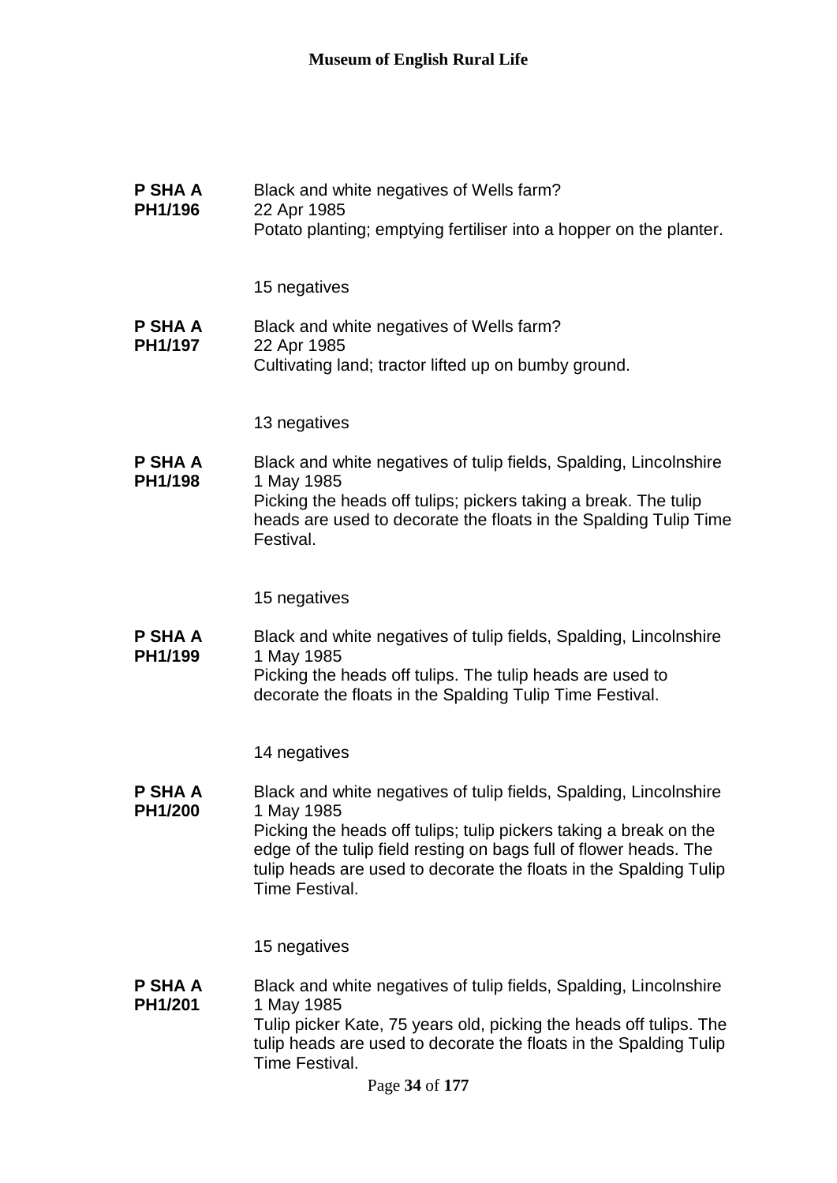**P SHA A PH1/196**
Black and white negatives of Wells farm?
22 Apr 1985
Potato planting; emptying fertiliser into a hopper on the planter.

15 negatives

**P SHA A PH1/197**
Black and white negatives of Wells farm?
22 Apr 1985
Cultivating land; tractor lifted up on bumby ground.

13 negatives

**P SHA A PH1/198**
Black and white negatives of tulip fields, Spalding, Lincolnshire
1 May 1985
Picking the heads off tulips; pickers taking a break. The tulip heads are used to decorate the floats in the Spalding Tulip Time Festival.

15 negatives

**P SHA A PH1/199**
Black and white negatives of tulip fields, Spalding, Lincolnshire
1 May 1985
Picking the heads off tulips. The tulip heads are used to decorate the floats in the Spalding Tulip Time Festival.

14 negatives

**P SHA A PH1/200**
Black and white negatives of tulip fields, Spalding, Lincolnshire
1 May 1985
Picking the heads off tulips; tulip pickers taking a break on the edge of the tulip field resting on bags full of flower heads. The tulip heads are used to decorate the floats in the Spalding Tulip Time Festival.

15 negatives

**P SHA A PH1/201**
Black and white negatives of tulip fields, Spalding, Lincolnshire
1 May 1985
Tulip picker Kate, 75 years old, picking the heads off tulips. The tulip heads are used to decorate the floats in the Spalding Tulip Time Festival.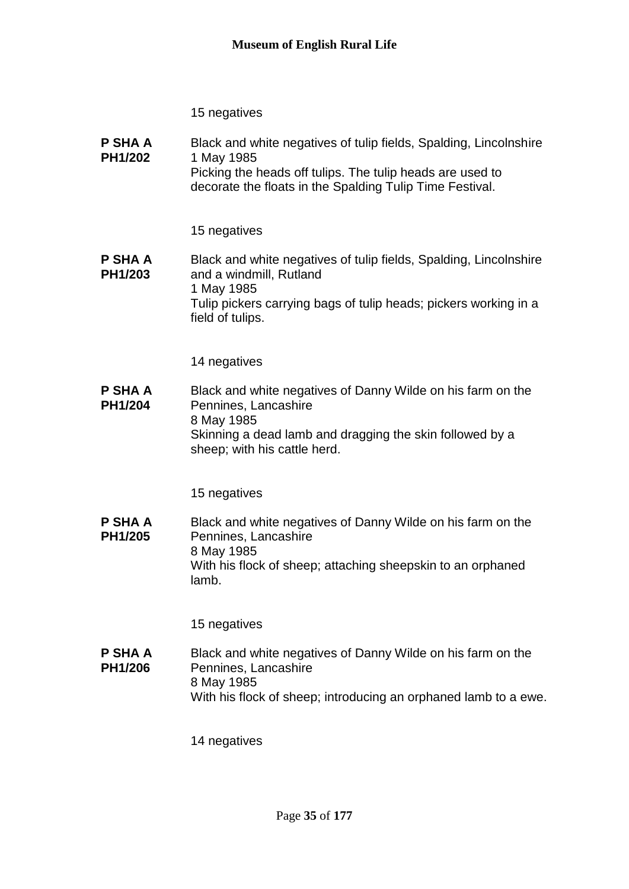15 negatives

**P SHA A PH1/202**
Black and white negatives of tulip fields, Spalding, Lincolnshire
1 May 1985
Picking the heads off tulips. The tulip heads are used to decorate the floats in the Spalding Tulip Time Festival.

15 negatives

**P SHA A PH1/203**
Black and white negatives of tulip fields, Spalding, Lincolnshire and a windmill, Rutland
1 May 1985
Tulip pickers carrying bags of tulip heads; pickers working in a field of tulips.

14 negatives

**P SHA A PH1/204**
Black and white negatives of Danny Wilde on his farm on the Pennines, Lancashire
8 May 1985
Skinning a dead lamb and dragging the skin followed by a sheep; with his cattle herd.

15 negatives

**P SHA A PH1/205**
Black and white negatives of Danny Wilde on his farm on the Pennines, Lancashire
8 May 1985
With his flock of sheep; attaching sheepskin to an orphaned lamb.

15 negatives

**P SHA A PH1/206**
Black and white negatives of Danny Wilde on his farm on the Pennines, Lancashire
8 May 1985
With his flock of sheep; introducing an orphaned lamb to a ewe.

14 negatives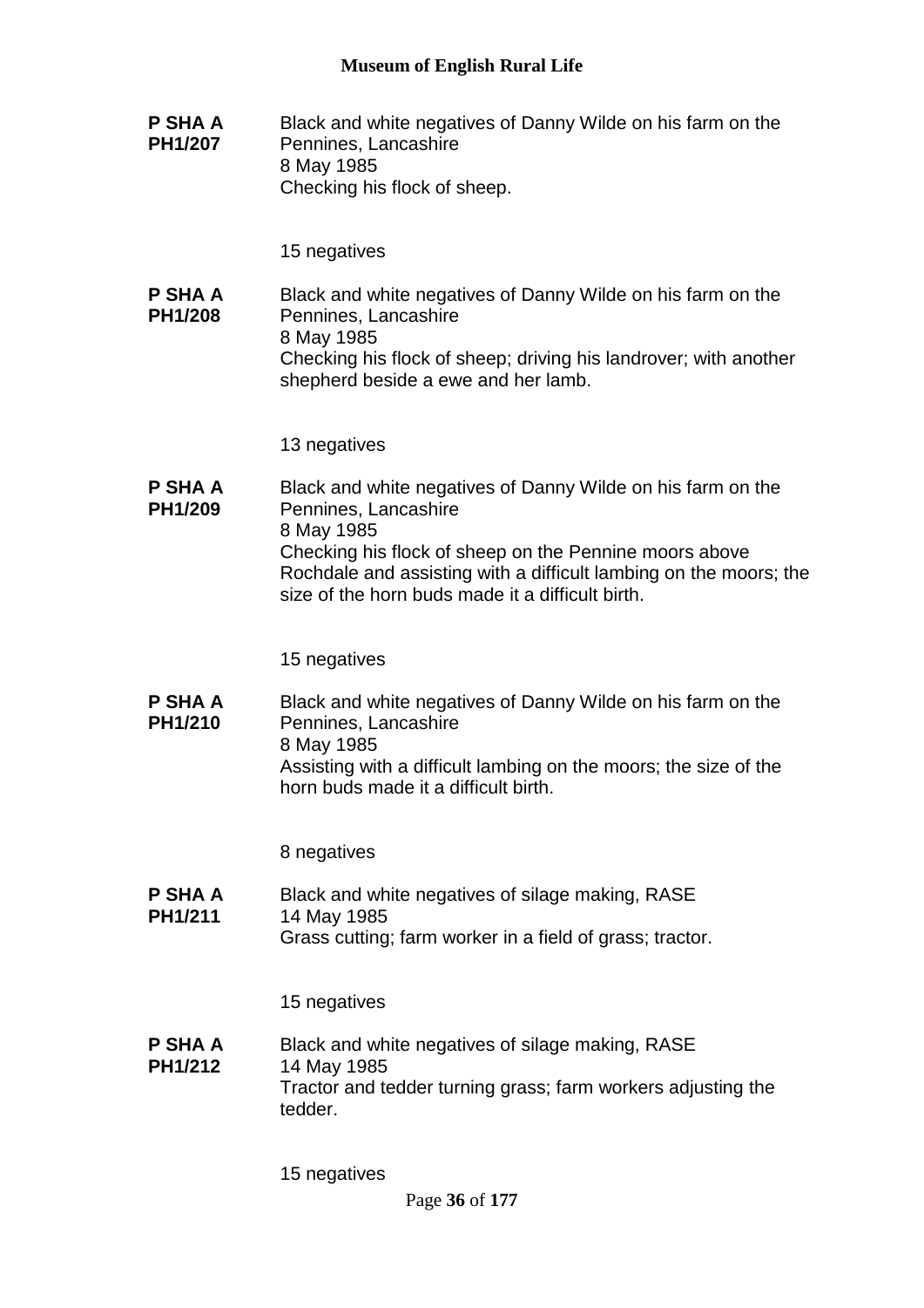**P SHA A PH1/207**

Black and white negatives of Danny Wilde on his farm on the Pennines, Lancashire
8 May 1985
Checking his flock of sheep.

15 negatives

**P SHA A PH1/208**

Black and white negatives of Danny Wilde on his farm on the Pennines, Lancashire
8 May 1985
Checking his flock of sheep; driving his landrover; with another shepherd beside a ewe and her lamb.

13 negatives

**P SHA A PH1/209**

Black and white negatives of Danny Wilde on his farm on the Pennines, Lancashire
8 May 1985
Checking his flock of sheep on the Pennine moors above Rochdale and assisting with a difficult lambing on the moors; the size of the horn buds made it a difficult birth.

15 negatives

**P SHA A PH1/210**

Black and white negatives of Danny Wilde on his farm on the Pennines, Lancashire
8 May 1985
Assisting with a difficult lambing on the moors; the size of the horn buds made it a difficult birth.

8 negatives

**P SHA A PH1/211**

Black and white negatives of silage making, RASE
14 May 1985
Grass cutting; farm worker in a field of grass; tractor.

15 negatives

**P SHA A PH1/212**

Black and white negatives of silage making, RASE
14 May 1985
Tractor and tedder turning grass; farm workers adjusting the tedder.

15 negatives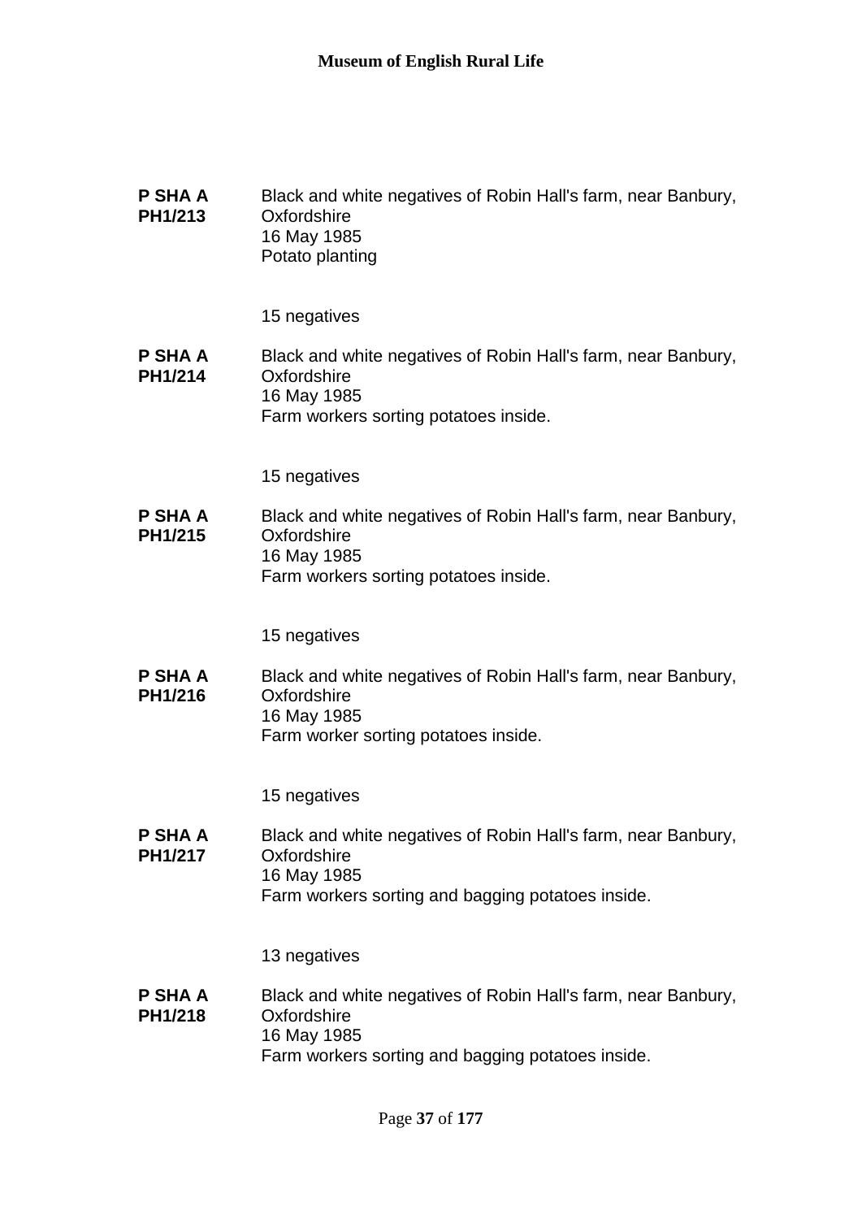**P SHA A PH1/213**

Black and white negatives of Robin Hall's farm, near Banbury, Oxfordshire
16 May 1985
Potato planting

15 negatives

**P SHA A PH1/214**

Black and white negatives of Robin Hall's farm, near Banbury, Oxfordshire
16 May 1985
Farm workers sorting potatoes inside.

15 negatives

**P SHA A PH1/215**

Black and white negatives of Robin Hall's farm, near Banbury, Oxfordshire
16 May 1985
Farm workers sorting potatoes inside.

15 negatives

**P SHA A PH1/216**

Black and white negatives of Robin Hall's farm, near Banbury, Oxfordshire
16 May 1985
Farm worker sorting potatoes inside.

15 negatives

**P SHA A PH1/217**

Black and white negatives of Robin Hall's farm, near Banbury, Oxfordshire
16 May 1985
Farm workers sorting and bagging potatoes inside.

13 negatives

**P SHA A PH1/218**

Black and white negatives of Robin Hall's farm, near Banbury, Oxfordshire
16 May 1985
Farm workers sorting and bagging potatoes inside.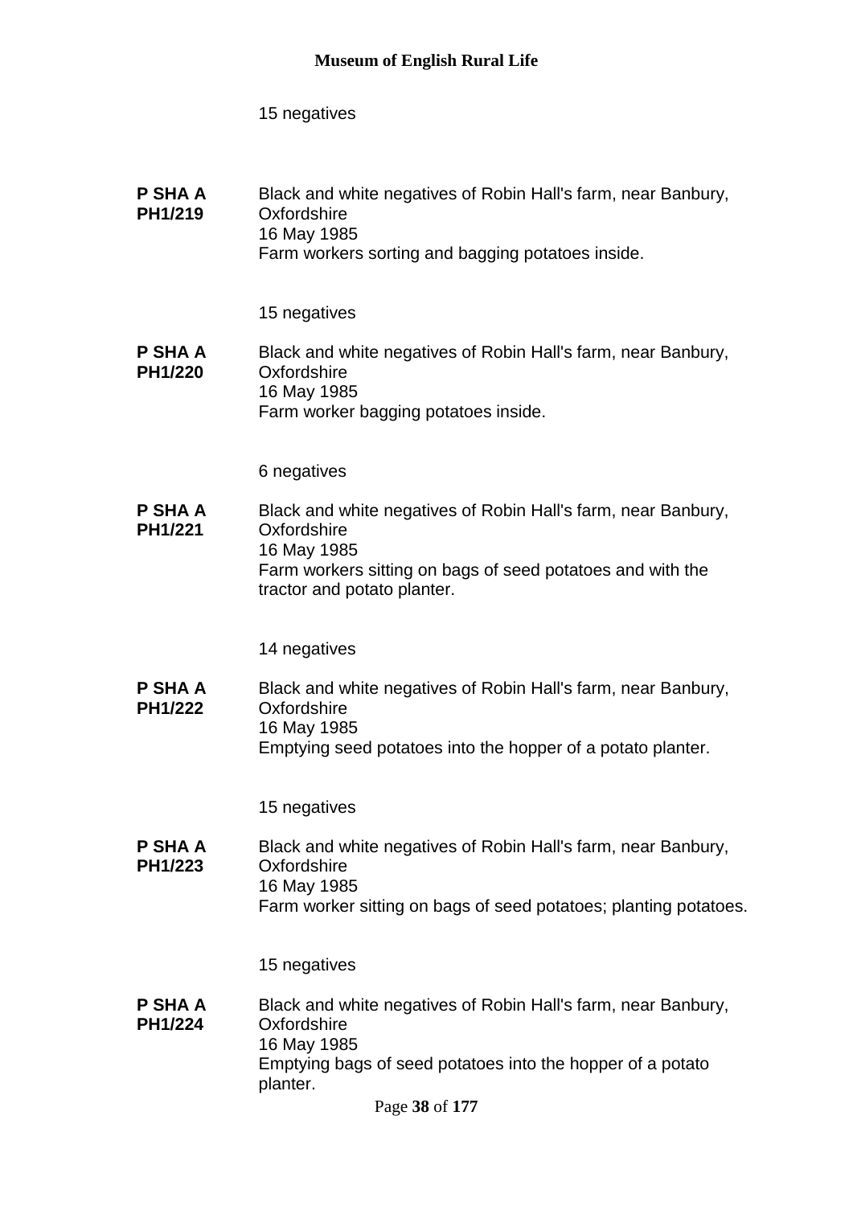15 negatives

**P SHA A PH1/219**

Black and white negatives of Robin Hall's farm, near Banbury, Oxfordshire
16 May 1985
Farm workers sorting and bagging potatoes inside.

15 negatives

**P SHA A PH1/220**

Black and white negatives of Robin Hall's farm, near Banbury, Oxfordshire
16 May 1985
Farm worker bagging potatoes inside.

6 negatives

**P SHA A PH1/221**

Black and white negatives of Robin Hall's farm, near Banbury, Oxfordshire
16 May 1985
Farm workers sitting on bags of seed potatoes and with the tractor and potato planter.

14 negatives

**P SHA A PH1/222**

Black and white negatives of Robin Hall's farm, near Banbury, Oxfordshire
16 May 1985
Emptying seed potatoes into the hopper of a potato planter.

15 negatives

**P SHA A PH1/223**

Black and white negatives of Robin Hall's farm, near Banbury, Oxfordshire
16 May 1985
Farm worker sitting on bags of seed potatoes; planting potatoes.

15 negatives

**P SHA A PH1/224**

Black and white negatives of Robin Hall's farm, near Banbury, Oxfordshire
16 May 1985
Emptying bags of seed potatoes into the hopper of a potato planter.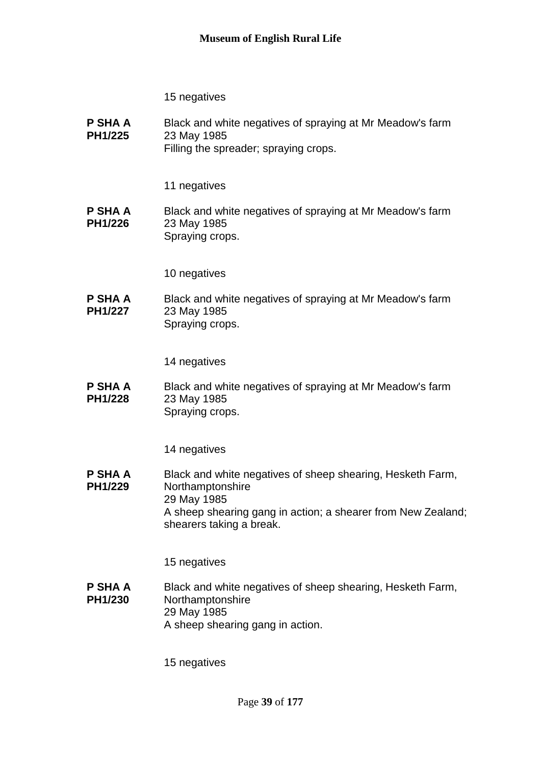15 negatives

**P SHA A PH1/225** Black and white negatives of spraying at Mr Meadow's farm
23 May 1985
Filling the spreader; spraying crops.

11 negatives

**P SHA A PH1/226** Black and white negatives of spraying at Mr Meadow's farm
23 May 1985
Spraying crops.

10 negatives

**P SHA A PH1/227** Black and white negatives of spraying at Mr Meadow's farm
23 May 1985
Spraying crops.

14 negatives

**P SHA A PH1/228** Black and white negatives of spraying at Mr Meadow's farm
23 May 1985
Spraying crops.

14 negatives

**P SHA A PH1/229** Black and white negatives of sheep shearing, Hesketh Farm, Northamptonshire
29 May 1985
A sheep shearing gang in action; a shearer from New Zealand; shearers taking a break.

15 negatives

**P SHA A PH1/230** Black and white negatives of sheep shearing, Hesketh Farm, Northamptonshire
29 May 1985
A sheep shearing gang in action.

15 negatives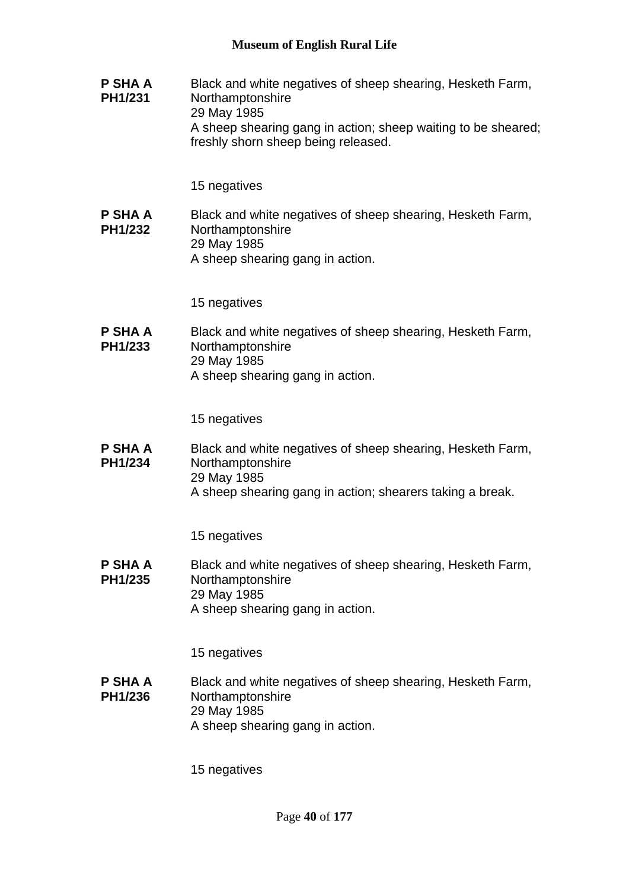**P SHA A PH1/231**

Black and white negatives of sheep shearing, Hesketh Farm, Northamptonshire
29 May 1985
A sheep shearing gang in action; sheep waiting to be sheared; freshly shorn sheep being released.

15 negatives

**P SHA A PH1/232**

Black and white negatives of sheep shearing, Hesketh Farm, Northamptonshire
29 May 1985
A sheep shearing gang in action.

15 negatives

**P SHA A PH1/233**

Black and white negatives of sheep shearing, Hesketh Farm, Northamptonshire
29 May 1985
A sheep shearing gang in action.

15 negatives

**P SHA A PH1/234**

Black and white negatives of sheep shearing, Hesketh Farm, Northamptonshire
29 May 1985
A sheep shearing gang in action; shearers taking a break.

15 negatives

**P SHA A PH1/235**

Black and white negatives of sheep shearing, Hesketh Farm, Northamptonshire
29 May 1985
A sheep shearing gang in action.

15 negatives

**P SHA A PH1/236**

Black and white negatives of sheep shearing, Hesketh Farm, Northamptonshire
29 May 1985
A sheep shearing gang in action.

15 negatives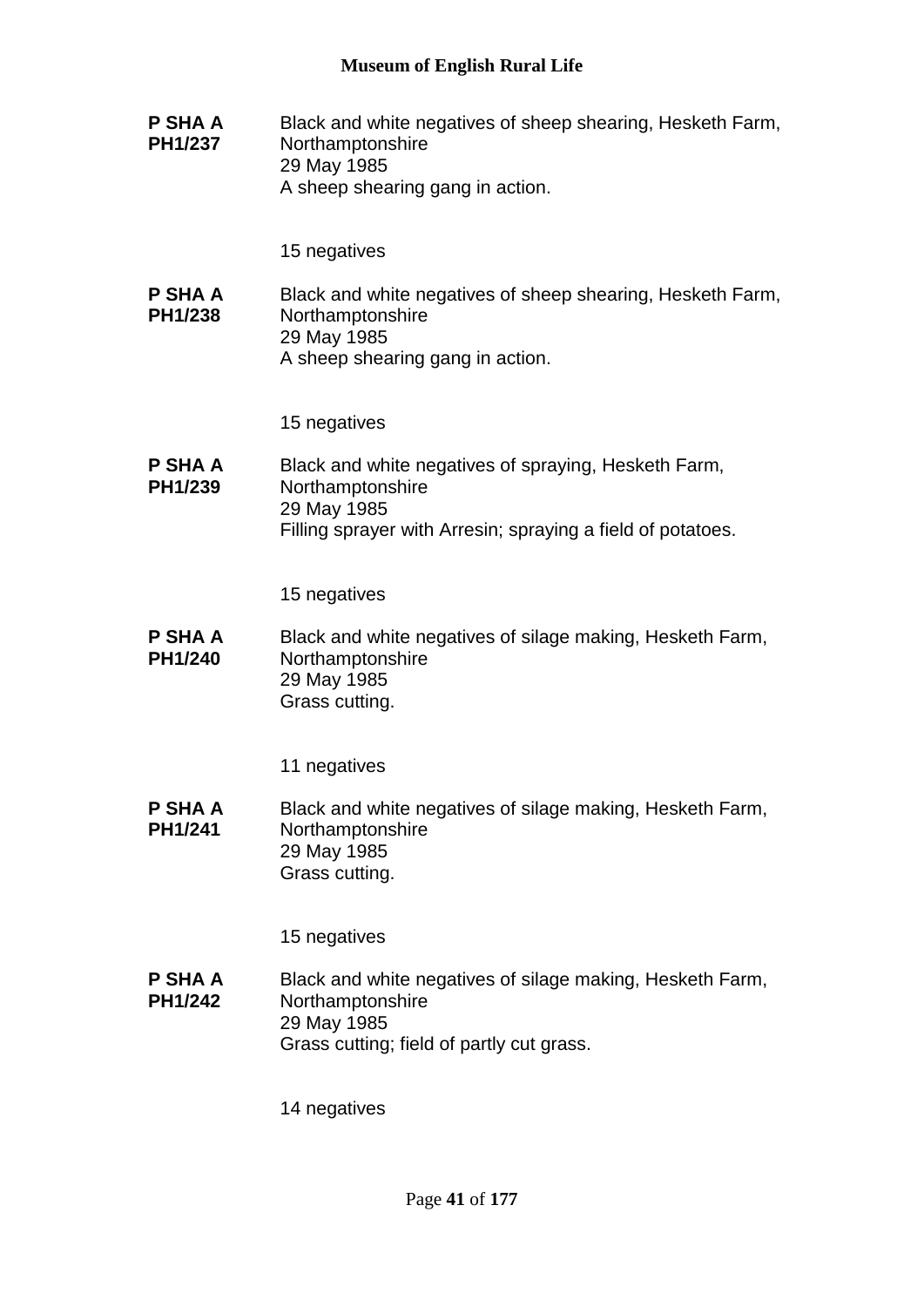**P SHA A PH1/237**

Black and white negatives of sheep shearing, Hesketh Farm, Northamptonshire
29 May 1985
A sheep shearing gang in action.

15 negatives

**P SHA A PH1/238**

Black and white negatives of sheep shearing, Hesketh Farm, Northamptonshire
29 May 1985
A sheep shearing gang in action.

15 negatives

**P SHA A PH1/239**

Black and white negatives of spraying, Hesketh Farm, Northamptonshire
29 May 1985
Filling sprayer with Arresin; spraying a field of potatoes.

15 negatives

**P SHA A PH1/240**

Black and white negatives of silage making, Hesketh Farm, Northamptonshire
29 May 1985
Grass cutting.

11 negatives

**P SHA A PH1/241**

Black and white negatives of silage making, Hesketh Farm, Northamptonshire
29 May 1985
Grass cutting.

15 negatives

**P SHA A PH1/242**

Black and white negatives of silage making, Hesketh Farm, Northamptonshire
29 May 1985
Grass cutting; field of partly cut grass.

14 negatives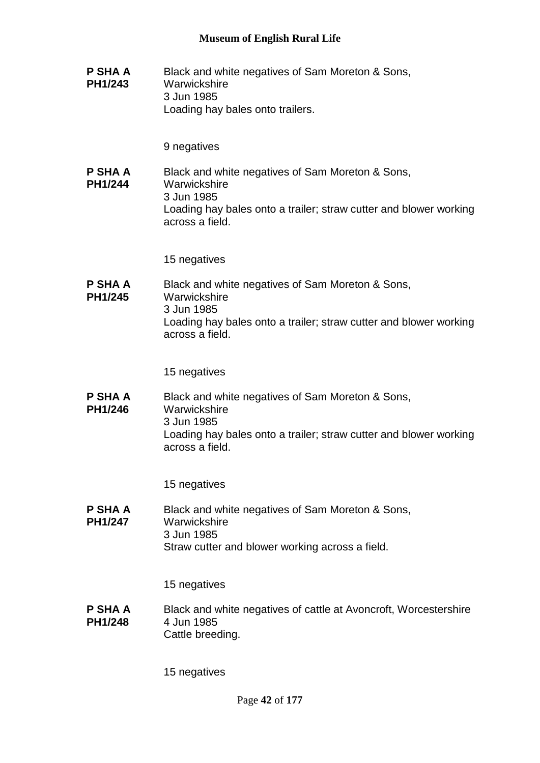**P SHA A PH1/243**

Black and white negatives of Sam Moreton & Sons, Warwickshire
3 Jun 1985
Loading hay bales onto trailers.

9 negatives

**P SHA A PH1/244**

Black and white negatives of Sam Moreton & Sons, Warwickshire
3 Jun 1985
Loading hay bales onto a trailer; straw cutter and blower working across a field.

15 negatives

**P SHA A PH1/245**

Black and white negatives of Sam Moreton & Sons, Warwickshire
3 Jun 1985
Loading hay bales onto a trailer; straw cutter and blower working across a field.

15 negatives

**P SHA A PH1/246**

Black and white negatives of Sam Moreton & Sons, Warwickshire
3 Jun 1985
Loading hay bales onto a trailer; straw cutter and blower working across a field.

15 negatives

**P SHA A PH1/247**

Black and white negatives of Sam Moreton & Sons, Warwickshire
3 Jun 1985
Straw cutter and blower working across a field.

15 negatives

**P SHA A PH1/248**

Black and white negatives of cattle at Avoncroft, Worcestershire
4 Jun 1985
Cattle breeding.

15 negatives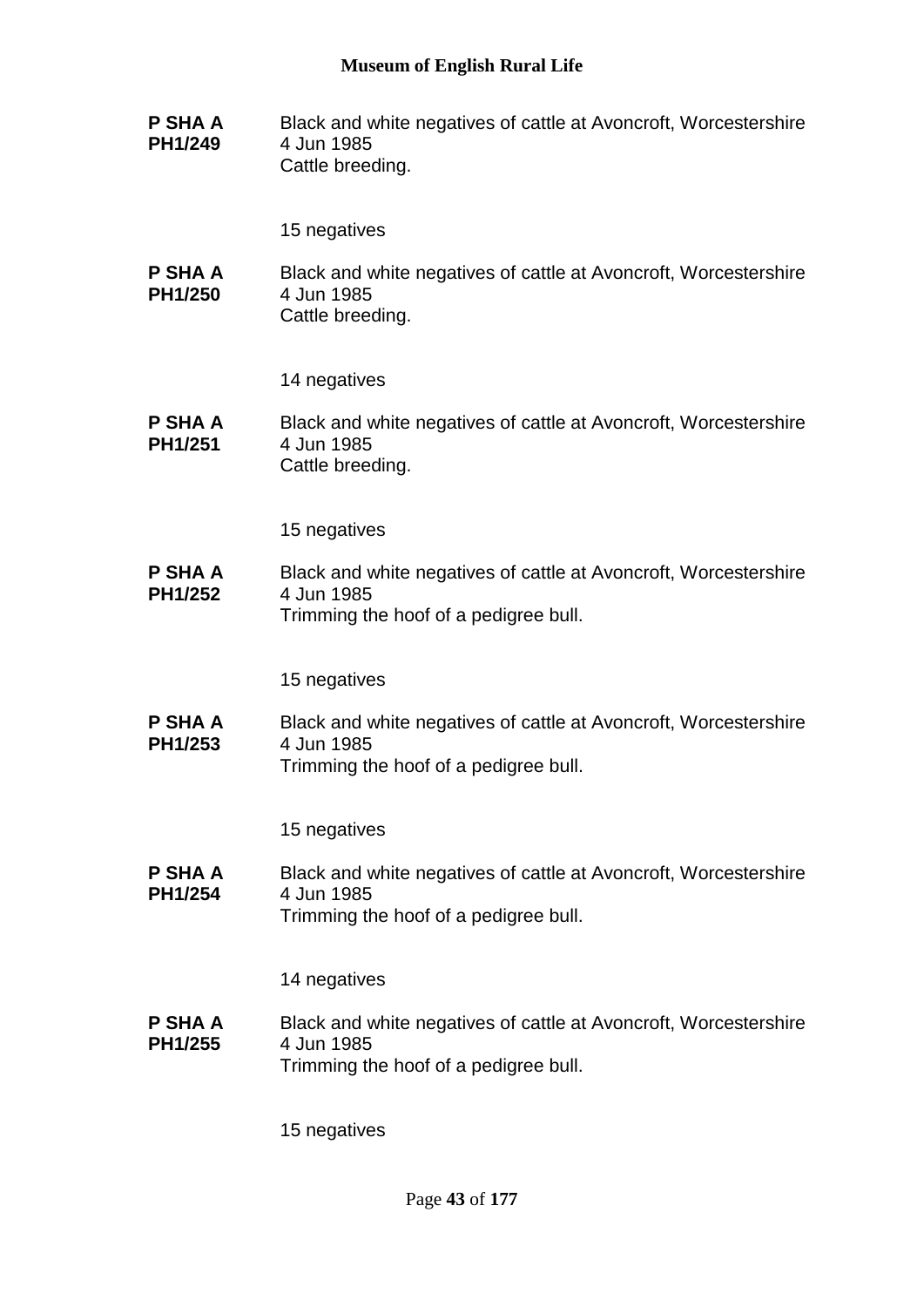**P SHA A PH1/249**
Black and white negatives of cattle at Avoncroft, Worcestershire
4 Jun 1985
Cattle breeding.

15 negatives

**P SHA A PH1/250**
Black and white negatives of cattle at Avoncroft, Worcestershire
4 Jun 1985
Cattle breeding.

14 negatives

**P SHA A PH1/251**
Black and white negatives of cattle at Avoncroft, Worcestershire
4 Jun 1985
Cattle breeding.

15 negatives

**P SHA A PH1/252**
Black and white negatives of cattle at Avoncroft, Worcestershire
4 Jun 1985
Trimming the hoof of a pedigree bull.

15 negatives

**P SHA A PH1/253**
Black and white negatives of cattle at Avoncroft, Worcestershire
4 Jun 1985
Trimming the hoof of a pedigree bull.

15 negatives

**P SHA A PH1/254**
Black and white negatives of cattle at Avoncroft, Worcestershire
4 Jun 1985
Trimming the hoof of a pedigree bull.

14 negatives

**P SHA A PH1/255**
Black and white negatives of cattle at Avoncroft, Worcestershire
4 Jun 1985
Trimming the hoof of a pedigree bull.

15 negatives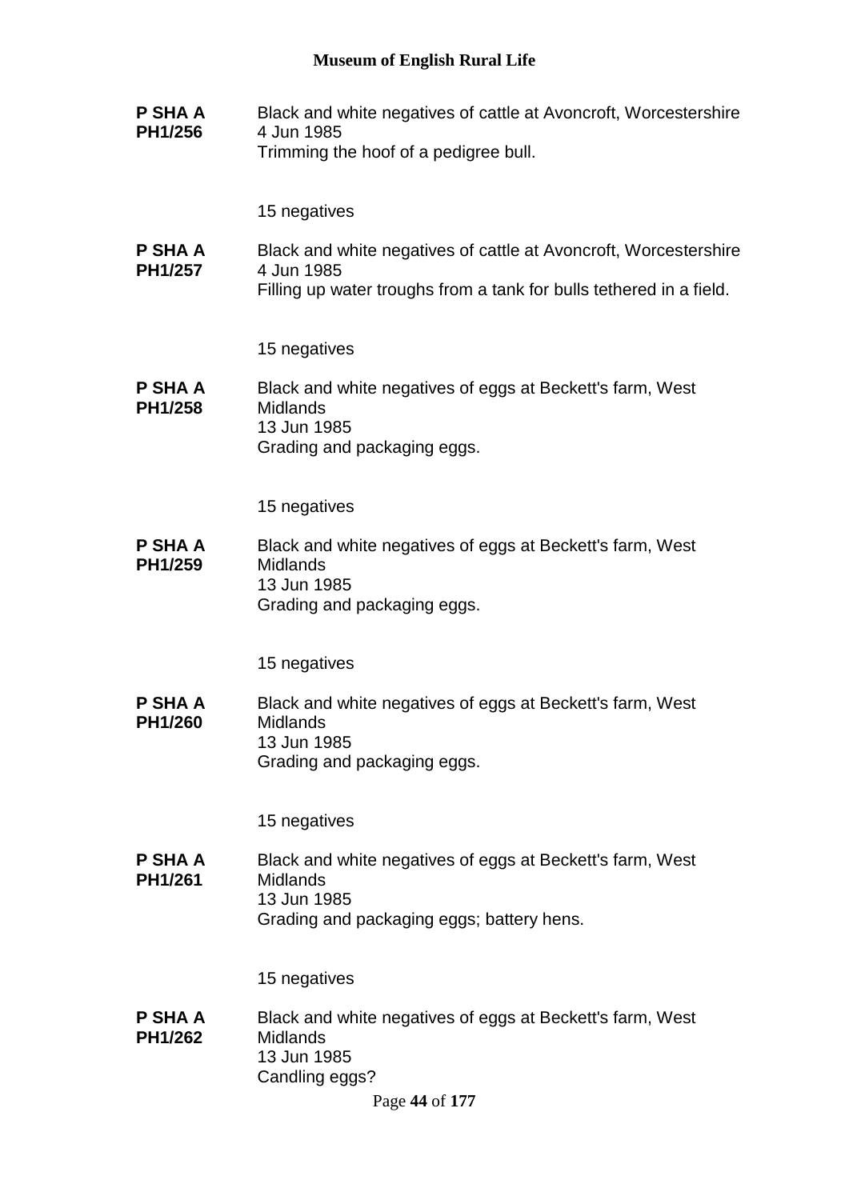**P SHA A PH1/256**

Black and white negatives of cattle at Avoncroft, Worcestershire
4 Jun 1985
Trimming the hoof of a pedigree bull.

15 negatives

**P SHA A PH1/257**

Black and white negatives of cattle at Avoncroft, Worcestershire
4 Jun 1985
Filling up water troughs from a tank for bulls tethered in a field.

15 negatives

**P SHA A PH1/258**

Black and white negatives of eggs at Beckett's farm, West Midlands
13 Jun 1985
Grading and packaging eggs.

15 negatives

**P SHA A PH1/259**

Black and white negatives of eggs at Beckett's farm, West Midlands
13 Jun 1985
Grading and packaging eggs.

15 negatives

**P SHA A PH1/260**

Black and white negatives of eggs at Beckett's farm, West Midlands
13 Jun 1985
Grading and packaging eggs.

15 negatives

**P SHA A PH1/261**

Black and white negatives of eggs at Beckett's farm, West Midlands
13 Jun 1985
Grading and packaging eggs; battery hens.

15 negatives

**P SHA A PH1/262**

Black and white negatives of eggs at Beckett's farm, West Midlands
13 Jun 1985
Candling eggs?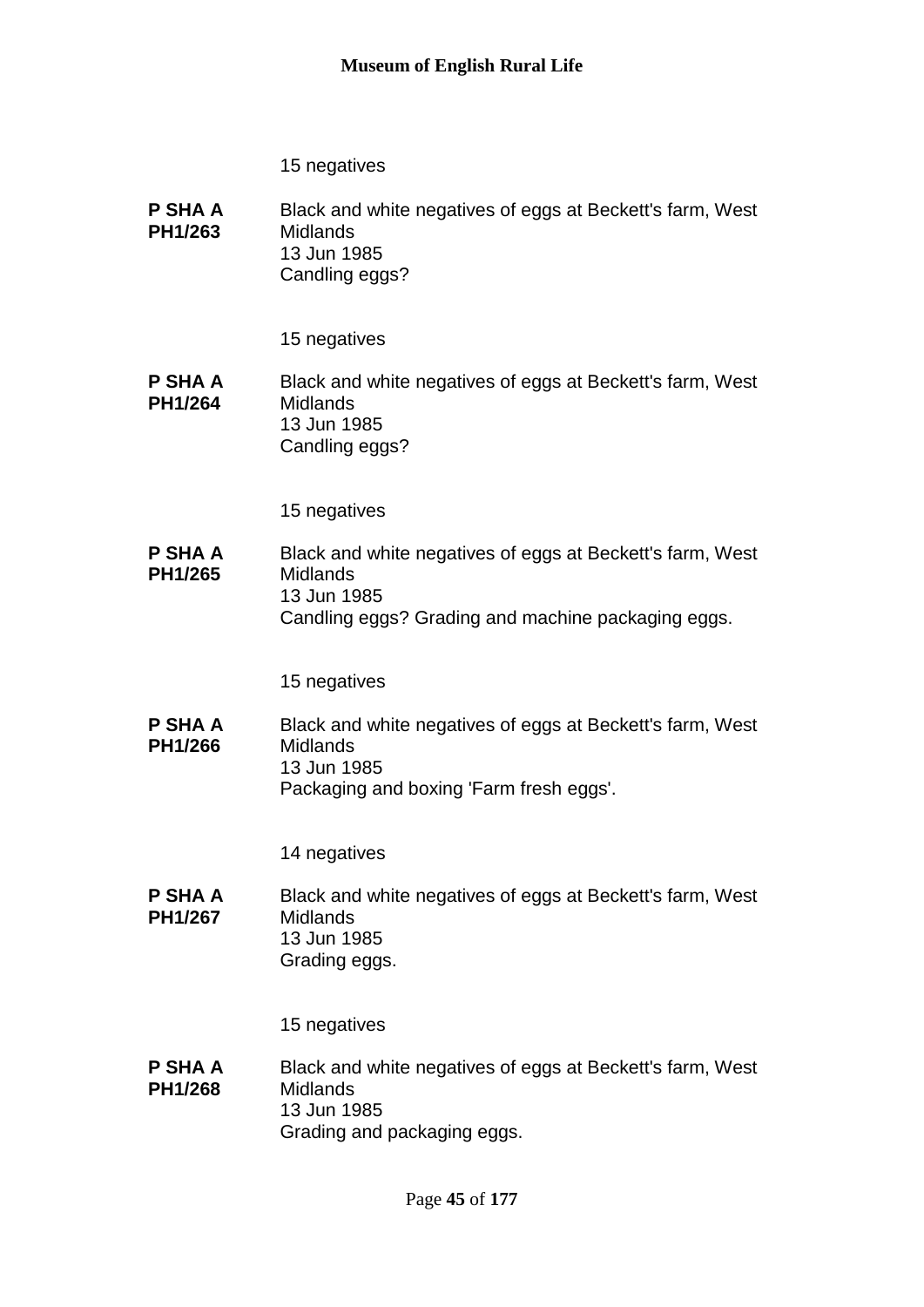15 negatives

**P SHA A PH1/263** Black and white negatives of eggs at Beckett's farm, West Midlands
13 Jun 1985
Candling eggs?

15 negatives

**P SHA A PH1/264** Black and white negatives of eggs at Beckett's farm, West Midlands
13 Jun 1985
Candling eggs?

15 negatives

**P SHA A PH1/265** Black and white negatives of eggs at Beckett's farm, West Midlands
13 Jun 1985
Candling eggs? Grading and machine packaging eggs.

15 negatives

**P SHA A PH1/266** Black and white negatives of eggs at Beckett's farm, West Midlands
13 Jun 1985
Packaging and boxing 'Farm fresh eggs'.

14 negatives

**P SHA A PH1/267** Black and white negatives of eggs at Beckett's farm, West Midlands
13 Jun 1985
Grading eggs.

15 negatives

**P SHA A PH1/268** Black and white negatives of eggs at Beckett's farm, West Midlands
13 Jun 1985
Grading and packaging eggs.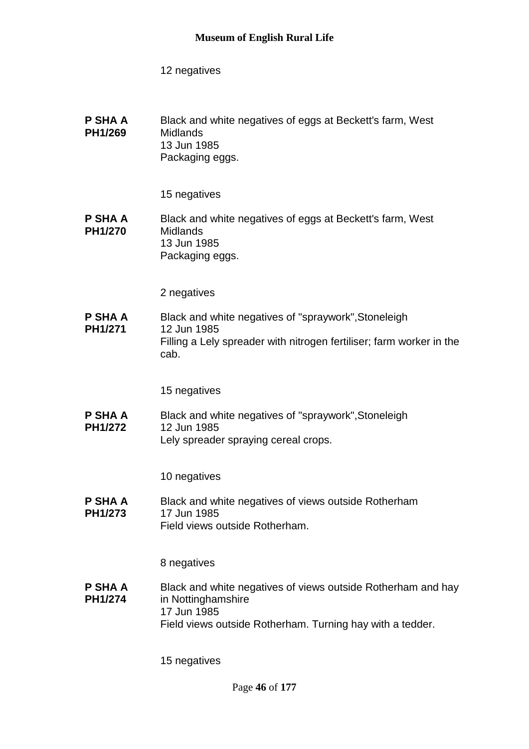12 negatives

**P SHA A PH1/269** Black and white negatives of eggs at Beckett's farm, West Midlands
13 Jun 1985
Packaging eggs.

15 negatives

**P SHA A PH1/270** Black and white negatives of eggs at Beckett's farm, West Midlands
13 Jun 1985
Packaging eggs.

2 negatives

**P SHA A PH1/271** Black and white negatives of "spraywork",Stoneleigh
12 Jun 1985
Filling a Lely spreader with nitrogen fertiliser; farm worker in the cab.

15 negatives

**P SHA A PH1/272** Black and white negatives of "spraywork",Stoneleigh
12 Jun 1985
Lely spreader spraying cereal crops.

10 negatives

**P SHA A PH1/273** Black and white negatives of views outside Rotherham
17 Jun 1985
Field views outside Rotherham.

8 negatives

**P SHA A PH1/274** Black and white negatives of views outside Rotherham and hay in Nottinghamshire
17 Jun 1985
Field views outside Rotherham. Turning hay with a tedder.

15 negatives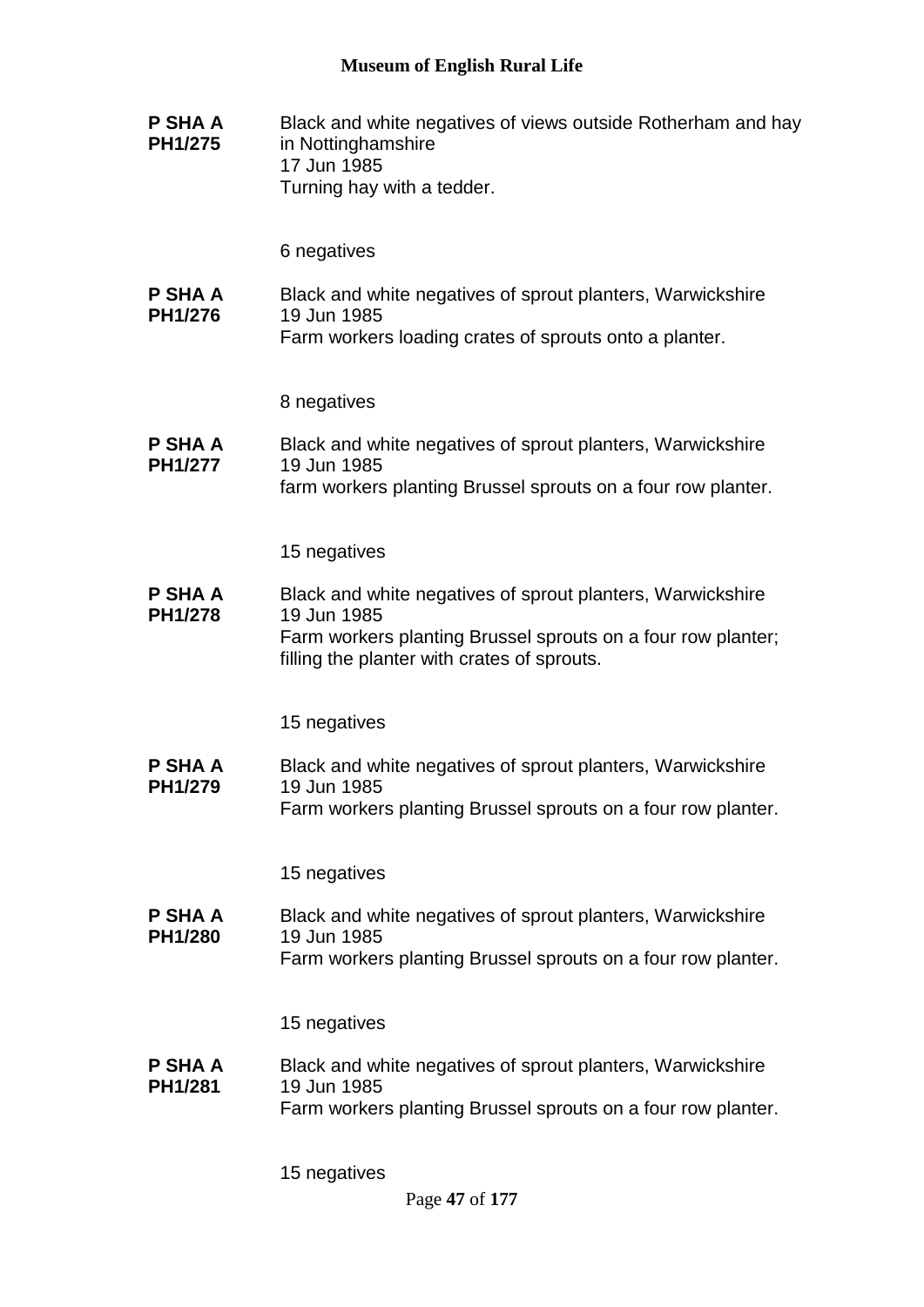**P SHA A PH1/275**

Black and white negatives of views outside Rotherham and hay in Nottinghamshire
17 Jun 1985
Turning hay with a tedder.

6 negatives

**P SHA A PH1/276**

Black and white negatives of sprout planters, Warwickshire
19 Jun 1985
Farm workers loading crates of sprouts onto a planter.

8 negatives

**P SHA A PH1/277**

Black and white negatives of sprout planters, Warwickshire
19 Jun 1985
farm workers planting Brussel sprouts on a four row planter.

15 negatives

**P SHA A PH1/278**

Black and white negatives of sprout planters, Warwickshire
19 Jun 1985
Farm workers planting Brussel sprouts on a four row planter; filling the planter with crates of sprouts.

15 negatives

**P SHA A PH1/279**

Black and white negatives of sprout planters, Warwickshire
19 Jun 1985
Farm workers planting Brussel sprouts on a four row planter.

15 negatives

**P SHA A PH1/280**

Black and white negatives of sprout planters, Warwickshire
19 Jun 1985
Farm workers planting Brussel sprouts on a four row planter.

15 negatives

**P SHA A PH1/281**

Black and white negatives of sprout planters, Warwickshire
19 Jun 1985
Farm workers planting Brussel sprouts on a four row planter.

15 negatives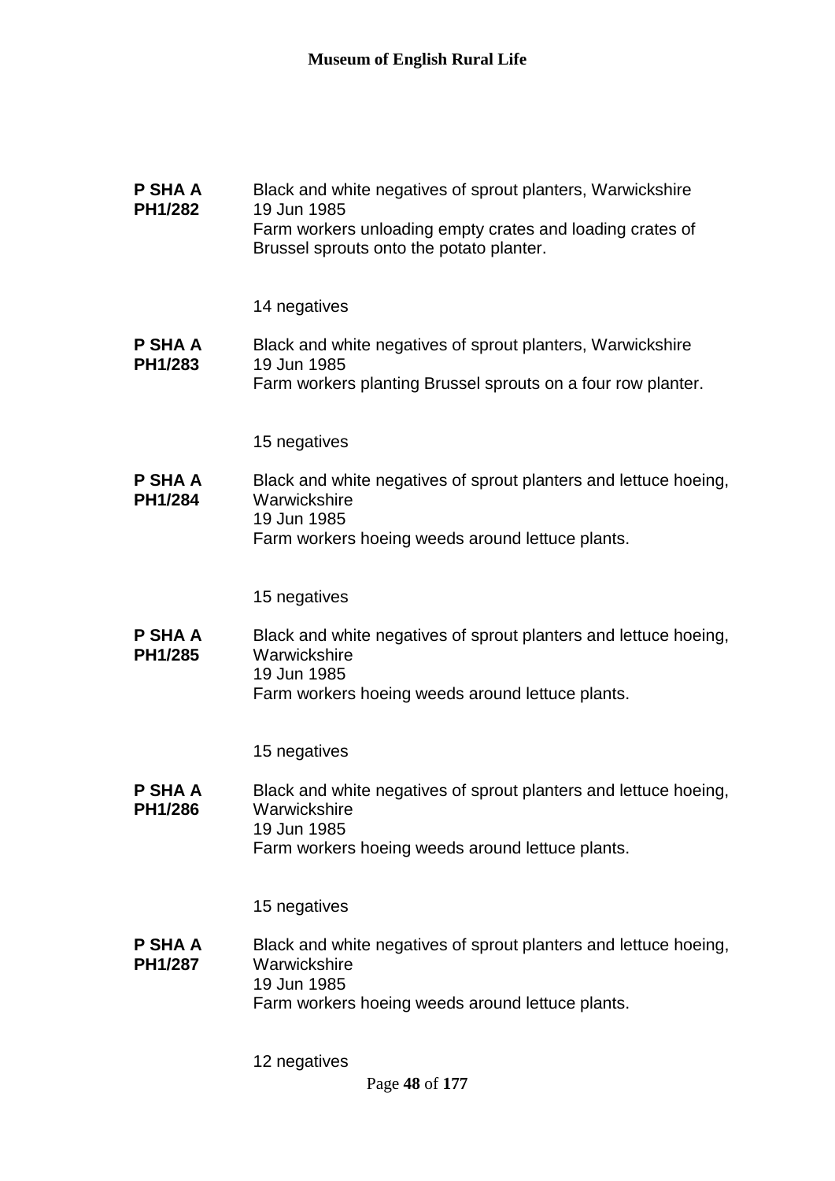**P SHA A PH1/282**

Black and white negatives of sprout planters, Warwickshire
19 Jun 1985
Farm workers unloading empty crates and loading crates of Brussel sprouts onto the potato planter.

14 negatives

**P SHA A PH1/283**

Black and white negatives of sprout planters, Warwickshire
19 Jun 1985
Farm workers planting Brussel sprouts on a four row planter.

15 negatives

**P SHA A PH1/284**

Black and white negatives of sprout planters and lettuce hoeing, Warwickshire
19 Jun 1985
Farm workers hoeing weeds around lettuce plants.

15 negatives

**P SHA A PH1/285**

Black and white negatives of sprout planters and lettuce hoeing, Warwickshire
19 Jun 1985
Farm workers hoeing weeds around lettuce plants.

15 negatives

**P SHA A PH1/286**

Black and white negatives of sprout planters and lettuce hoeing, Warwickshire
19 Jun 1985
Farm workers hoeing weeds around lettuce plants.

15 negatives

**P SHA A PH1/287**

Black and white negatives of sprout planters and lettuce hoeing, Warwickshire
19 Jun 1985
Farm workers hoeing weeds around lettuce plants.

12 negatives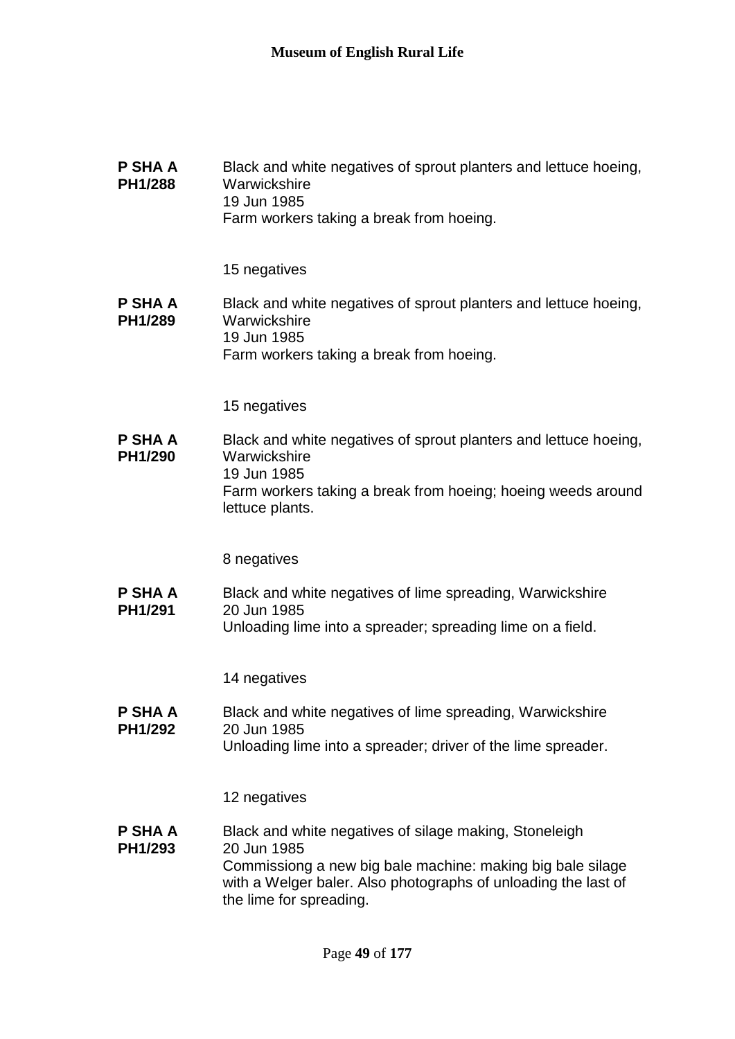**P SHA A PH1/288**

Black and white negatives of sprout planters and lettuce hoeing, Warwickshire
19 Jun 1985
Farm workers taking a break from hoeing.

15 negatives

**P SHA A PH1/289**

Black and white negatives of sprout planters and lettuce hoeing, Warwickshire
19 Jun 1985
Farm workers taking a break from hoeing.

15 negatives

**P SHA A PH1/290**

Black and white negatives of sprout planters and lettuce hoeing, Warwickshire
19 Jun 1985
Farm workers taking a break from hoeing; hoeing weeds around lettuce plants.

8 negatives

**P SHA A PH1/291**

Black and white negatives of lime spreading, Warwickshire
20 Jun 1985
Unloading lime into a spreader; spreading lime on a field.

14 negatives

**P SHA A PH1/292**

Black and white negatives of lime spreading, Warwickshire
20 Jun 1985
Unloading lime into a spreader; driver of the lime spreader.

12 negatives

**P SHA A PH1/293**

Black and white negatives of silage making, Stoneleigh
20 Jun 1985
Commissiong a new big bale machine: making big bale silage with a Welger baler. Also photographs of unloading the last of the lime for spreading.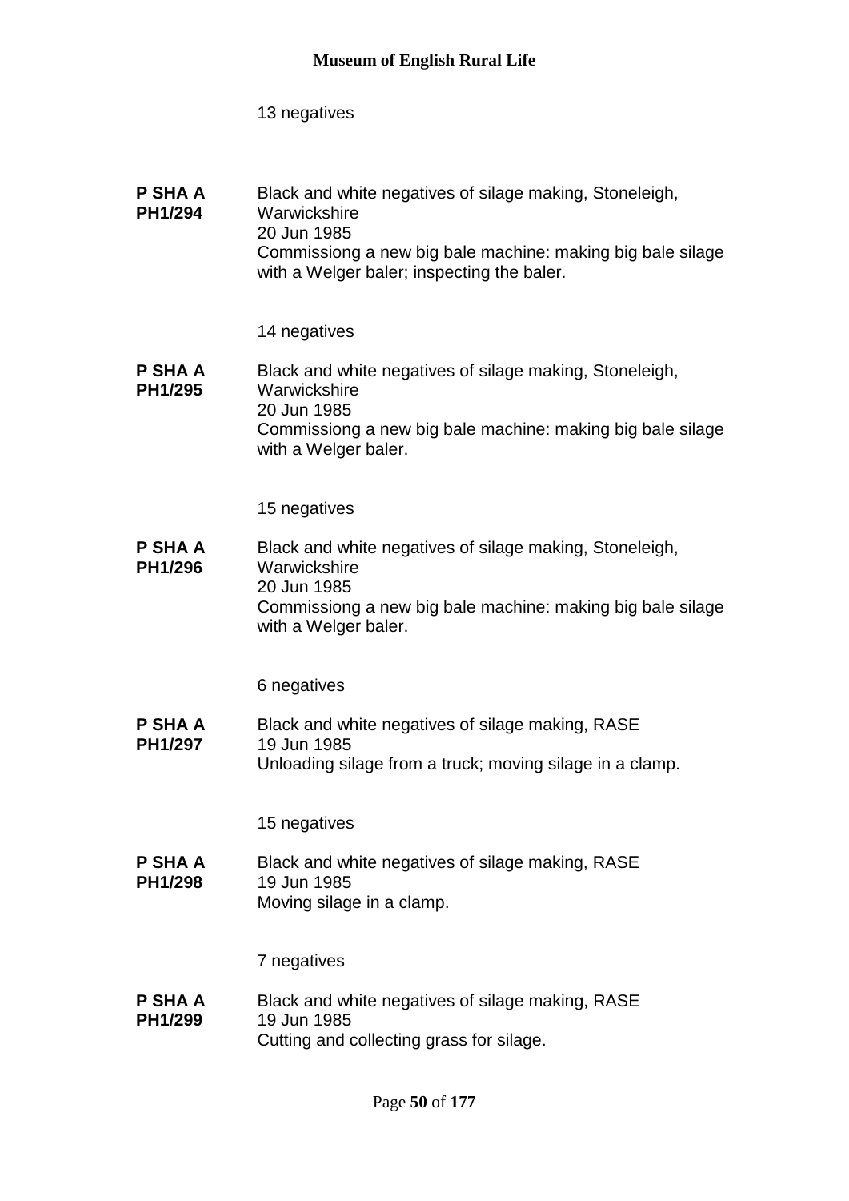13 negatives

**P SHA A PH1/294**

Black and white negatives of silage making, Stoneleigh, Warwickshire
20 Jun 1985
Commissiong a new big bale machine: making big bale silage with a Welger baler; inspecting the baler.

14 negatives

**P SHA A PH1/295**

Black and white negatives of silage making, Stoneleigh, Warwickshire
20 Jun 1985
Commissiong a new big bale machine: making big bale silage with a Welger baler.

15 negatives

**P SHA A PH1/296**

Black and white negatives of silage making, Stoneleigh, Warwickshire
20 Jun 1985
Commissiong a new big bale machine: making big bale silage with a Welger baler.

6 negatives

**P SHA A PH1/297**

Black and white negatives of silage making, RASE
19 Jun 1985
Unloading silage from a truck; moving silage in a clamp.

15 negatives

**P SHA A PH1/298**

Black and white negatives of silage making, RASE
19 Jun 1985
Moving silage in a clamp.

7 negatives

**P SHA A PH1/299**

Black and white negatives of silage making, RASE
19 Jun 1985
Cutting and collecting grass for silage.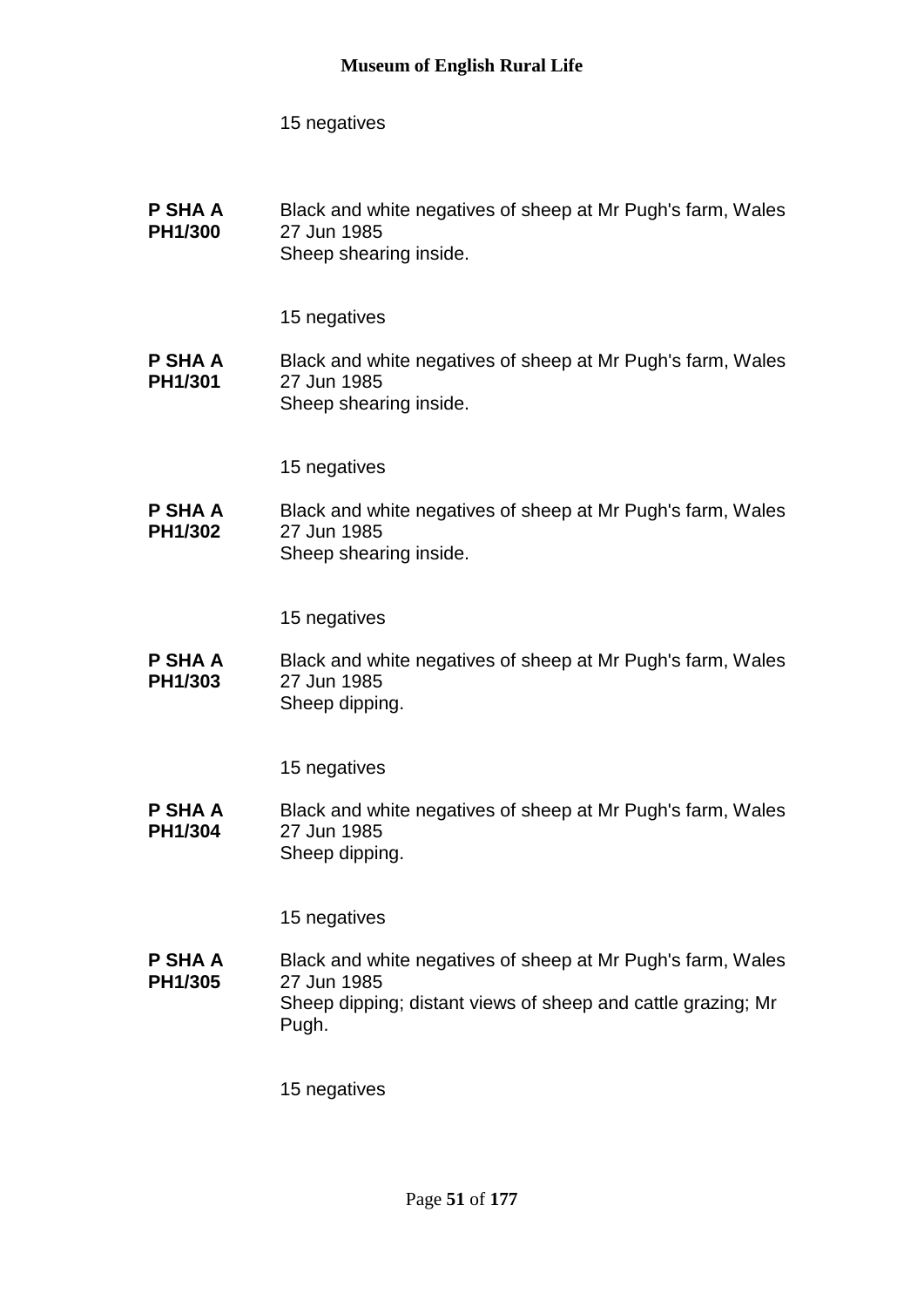15 negatives

**P SHA A PH1/300** Black and white negatives of sheep at Mr Pugh's farm, Wales
27 Jun 1985
Sheep shearing inside.

15 negatives

**P SHA A PH1/301** Black and white negatives of sheep at Mr Pugh's farm, Wales
27 Jun 1985
Sheep shearing inside.

15 negatives

**P SHA A PH1/302** Black and white negatives of sheep at Mr Pugh's farm, Wales
27 Jun 1985
Sheep shearing inside.

15 negatives

**P SHA A PH1/303** Black and white negatives of sheep at Mr Pugh's farm, Wales
27 Jun 1985
Sheep dipping.

15 negatives

**P SHA A PH1/304** Black and white negatives of sheep at Mr Pugh's farm, Wales
27 Jun 1985
Sheep dipping.

15 negatives

**P SHA A PH1/305** Black and white negatives of sheep at Mr Pugh's farm, Wales
27 Jun 1985
Sheep dipping; distant views of sheep and cattle grazing; Mr Pugh.

15 negatives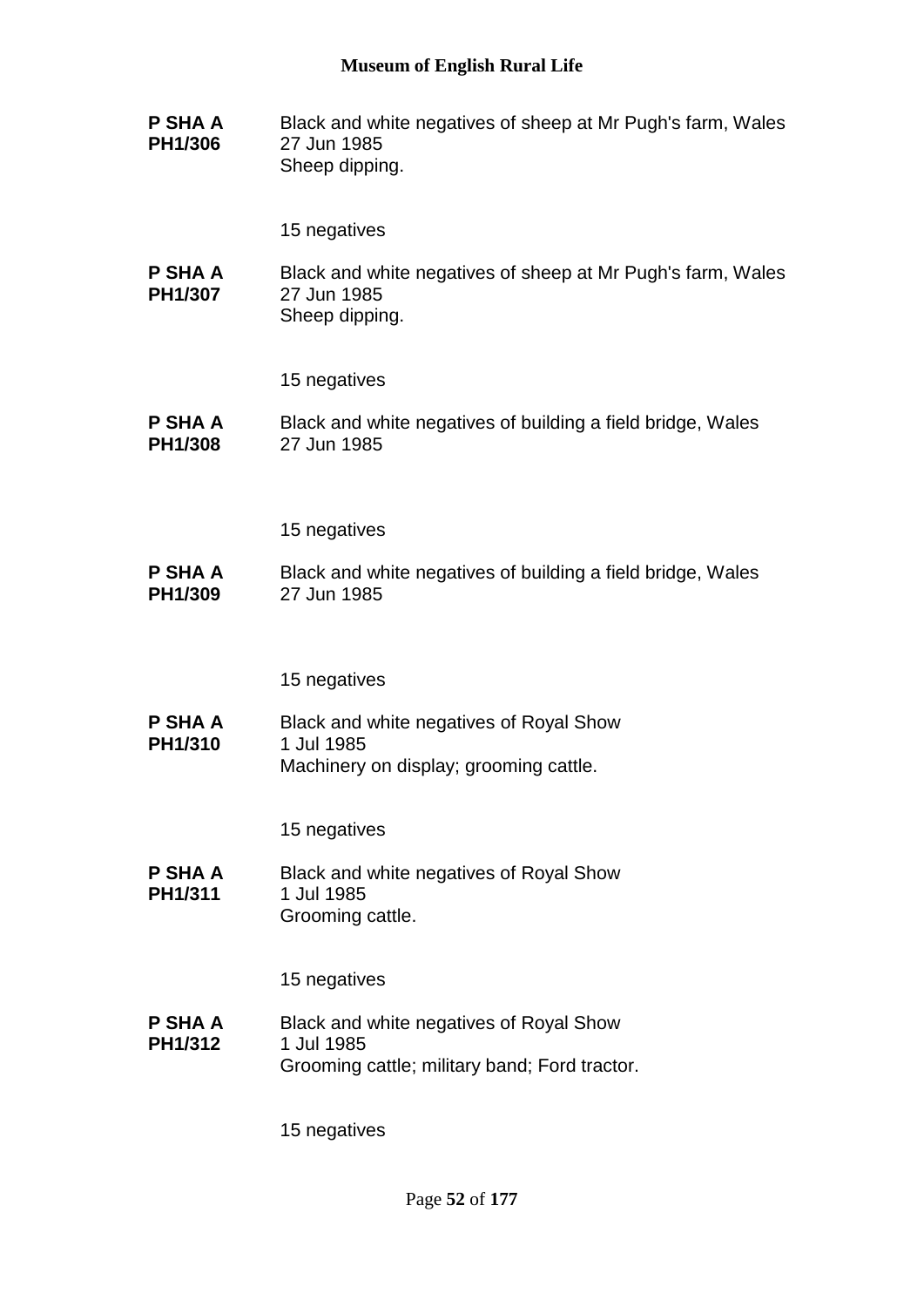**P SHA A PH1/306**

Black and white negatives of sheep at Mr Pugh's farm, Wales
27 Jun 1985
Sheep dipping.

15 negatives

**P SHA A PH1/307**

Black and white negatives of sheep at Mr Pugh's farm, Wales
27 Jun 1985
Sheep dipping.

15 negatives

**P SHA A PH1/308**

Black and white negatives of building a field bridge, Wales
27 Jun 1985

15 negatives

**P SHA A PH1/309**

Black and white negatives of building a field bridge, Wales
27 Jun 1985

15 negatives

**P SHA A PH1/310**

Black and white negatives of Royal Show
1 Jul 1985
Machinery on display; grooming cattle.

15 negatives

**P SHA A PH1/311**

Black and white negatives of Royal Show
1 Jul 1985
Grooming cattle.

15 negatives

**P SHA A PH1/312**

Black and white negatives of Royal Show
1 Jul 1985
Grooming cattle; military band; Ford tractor.

15 negatives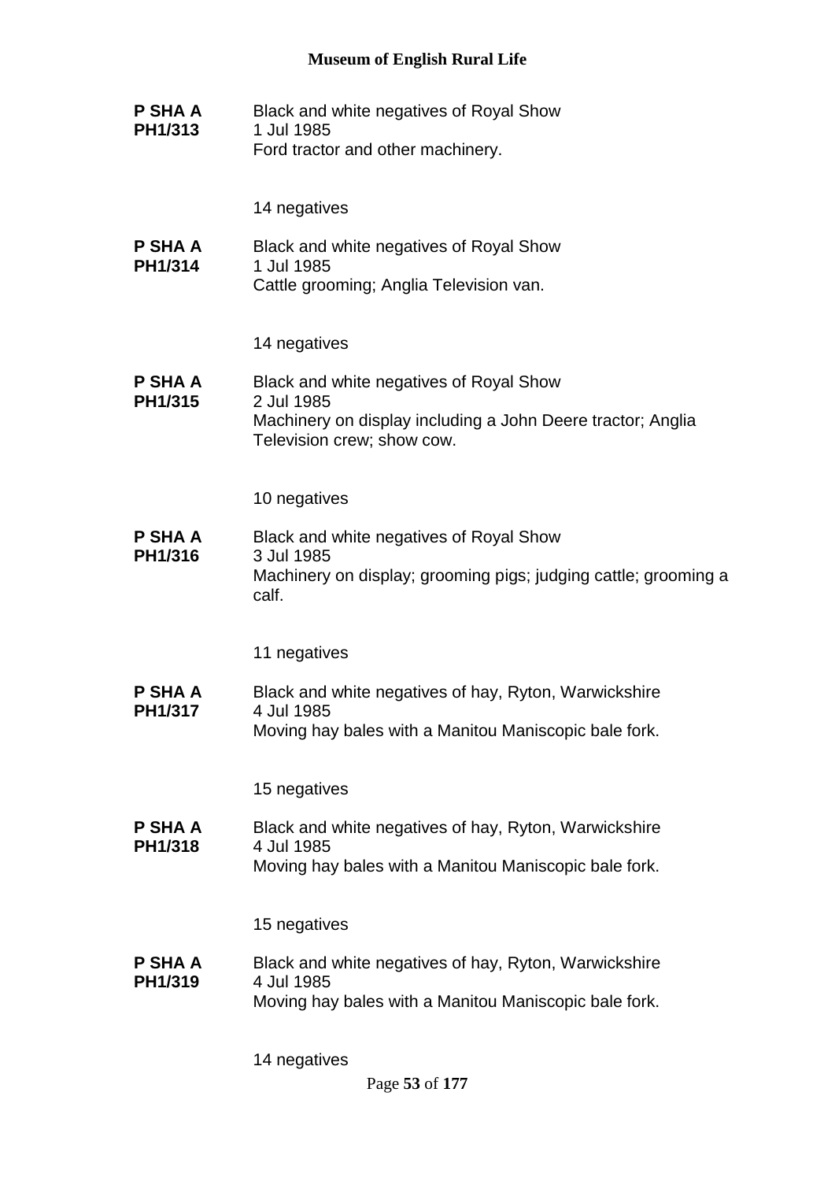**P SHA A PH1/313**
Black and white negatives of Royal Show
1 Jul 1985
Ford tractor and other machinery.

14 negatives

**P SHA A PH1/314**
Black and white negatives of Royal Show
1 Jul 1985
Cattle grooming; Anglia Television van.

14 negatives

**P SHA A PH1/315**
Black and white negatives of Royal Show
2 Jul 1985
Machinery on display including a John Deere tractor; Anglia Television crew; show cow.

10 negatives

**P SHA A PH1/316**
Black and white negatives of Royal Show
3 Jul 1985
Machinery on display; grooming pigs; judging cattle; grooming a calf.

11 negatives

**P SHA A PH1/317**
Black and white negatives of hay, Ryton, Warwickshire
4 Jul 1985
Moving hay bales with a Manitou Maniscopic bale fork.

15 negatives

**P SHA A PH1/318**
Black and white negatives of hay, Ryton, Warwickshire
4 Jul 1985
Moving hay bales with a Manitou Maniscopic bale fork.

15 negatives

**P SHA A PH1/319**
Black and white negatives of hay, Ryton, Warwickshire
4 Jul 1985
Moving hay bales with a Manitou Maniscopic bale fork.

14 negatives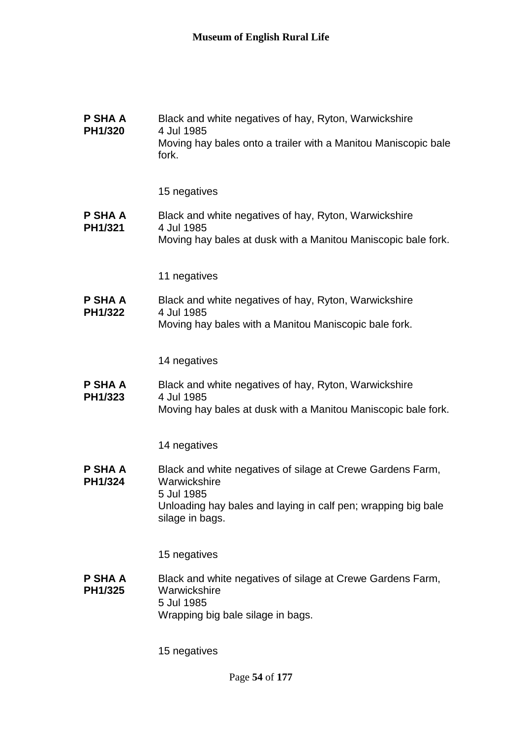**P SHA A PH1/320** Black and white negatives of hay, Ryton, Warwickshire
4 Jul 1985
Moving hay bales onto a trailer with a Manitou Maniscopic bale fork.

15 negatives

**P SHA A PH1/321** Black and white negatives of hay, Ryton, Warwickshire
4 Jul 1985
Moving hay bales at dusk with a Manitou Maniscopic bale fork.

11 negatives

**P SHA A PH1/322** Black and white negatives of hay, Ryton, Warwickshire
4 Jul 1985
Moving hay bales with a Manitou Maniscopic bale fork.

14 negatives

**P SHA A PH1/323** Black and white negatives of hay, Ryton, Warwickshire
4 Jul 1985
Moving hay bales at dusk with a Manitou Maniscopic bale fork.

14 negatives

**P SHA A PH1/324** Black and white negatives of silage at Crewe Gardens Farm, Warwickshire
5 Jul 1985
Unloading hay bales and laying in calf pen; wrapping big bale silage in bags.

15 negatives

**P SHA A PH1/325** Black and white negatives of silage at Crewe Gardens Farm, Warwickshire
5 Jul 1985
Wrapping big bale silage in bags.

15 negatives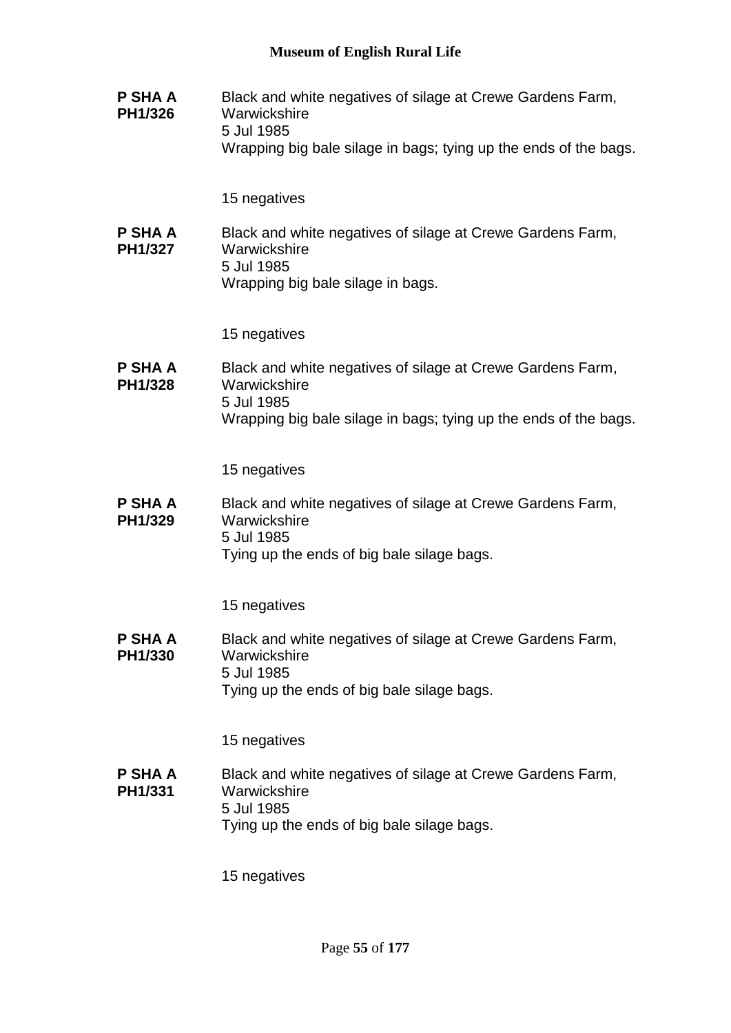**P SHA A PH1/326**

Black and white negatives of silage at Crewe Gardens Farm, Warwickshire
5 Jul 1985
Wrapping big bale silage in bags; tying up the ends of the bags.

15 negatives

**P SHA A PH1/327**

Black and white negatives of silage at Crewe Gardens Farm, Warwickshire
5 Jul 1985
Wrapping big bale silage in bags.

15 negatives

**P SHA A PH1/328**

Black and white negatives of silage at Crewe Gardens Farm, Warwickshire
5 Jul 1985
Wrapping big bale silage in bags; tying up the ends of the bags.

15 negatives

**P SHA A PH1/329**

Black and white negatives of silage at Crewe Gardens Farm, Warwickshire
5 Jul 1985
Tying up the ends of big bale silage bags.

15 negatives

**P SHA A PH1/330**

Black and white negatives of silage at Crewe Gardens Farm, Warwickshire
5 Jul 1985
Tying up the ends of big bale silage bags.

15 negatives

**P SHA A PH1/331**

Black and white negatives of silage at Crewe Gardens Farm, Warwickshire
5 Jul 1985
Tying up the ends of big bale silage bags.

15 negatives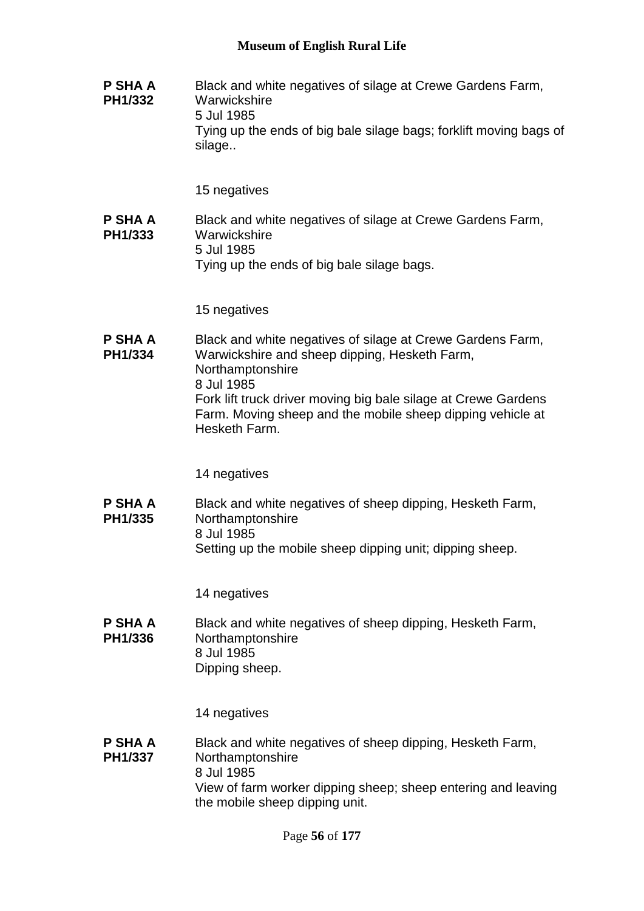**P SHA A PH1/332**

Black and white negatives of silage at Crewe Gardens Farm, Warwickshire
5 Jul 1985
Tying up the ends of big bale silage bags; forklift moving bags of silage..

15 negatives

**P SHA A PH1/333**

Black and white negatives of silage at Crewe Gardens Farm, Warwickshire
5 Jul 1985
Tying up the ends of big bale silage bags.

15 negatives

**P SHA A PH1/334**

Black and white negatives of silage at Crewe Gardens Farm, Warwickshire and sheep dipping, Hesketh Farm, Northamptonshire
8 Jul 1985
Fork lift truck driver moving big bale silage at Crewe Gardens Farm. Moving sheep and the mobile sheep dipping vehicle at Hesketh Farm.

14 negatives

**P SHA A PH1/335**

Black and white negatives of sheep dipping, Hesketh Farm, Northamptonshire
8 Jul 1985
Setting up the mobile sheep dipping unit; dipping sheep.

14 negatives

**P SHA A PH1/336**

Black and white negatives of sheep dipping, Hesketh Farm, Northamptonshire
8 Jul 1985
Dipping sheep.

14 negatives

**P SHA A PH1/337**

Black and white negatives of sheep dipping, Hesketh Farm, Northamptonshire
8 Jul 1985
View of farm worker dipping sheep; sheep entering and leaving the mobile sheep dipping unit.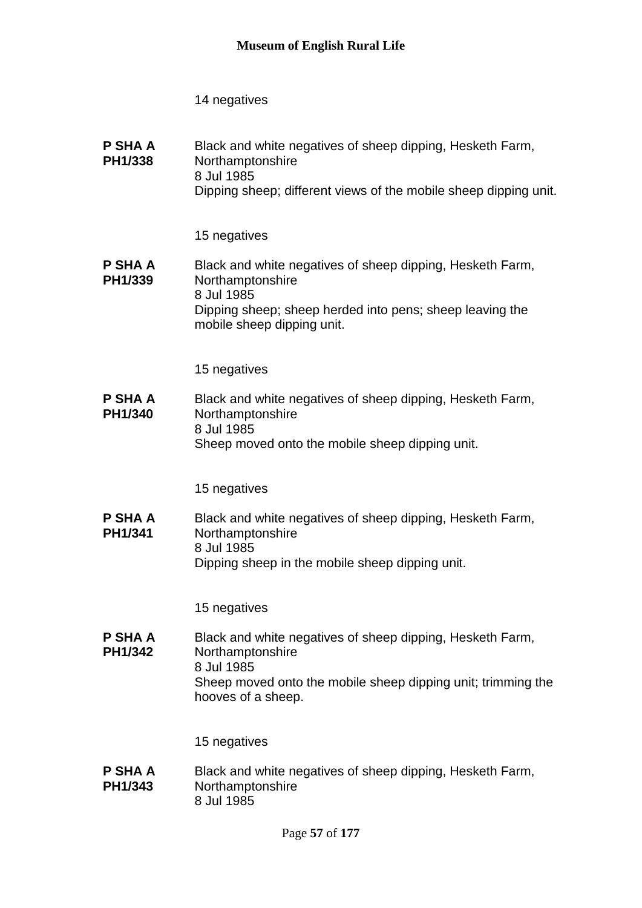14 negatives

**P SHA A PH1/338**

Black and white negatives of sheep dipping, Hesketh Farm, Northamptonshire
8 Jul 1985
Dipping sheep; different views of the mobile sheep dipping unit.

15 negatives

**P SHA A PH1/339**

Black and white negatives of sheep dipping, Hesketh Farm, Northamptonshire
8 Jul 1985
Dipping sheep; sheep herded into pens; sheep leaving the mobile sheep dipping unit.

15 negatives

**P SHA A PH1/340**

Black and white negatives of sheep dipping, Hesketh Farm, Northamptonshire
8 Jul 1985
Sheep moved onto the mobile sheep dipping unit.

15 negatives

**P SHA A PH1/341**

Black and white negatives of sheep dipping, Hesketh Farm, Northamptonshire
8 Jul 1985
Dipping sheep in the mobile sheep dipping unit.

15 negatives

**P SHA A PH1/342**

Black and white negatives of sheep dipping, Hesketh Farm, Northamptonshire
8 Jul 1985
Sheep moved onto the mobile sheep dipping unit; trimming the hooves of a sheep.

15 negatives

**P SHA A PH1/343**

Black and white negatives of sheep dipping, Hesketh Farm, Northamptonshire
8 Jul 1985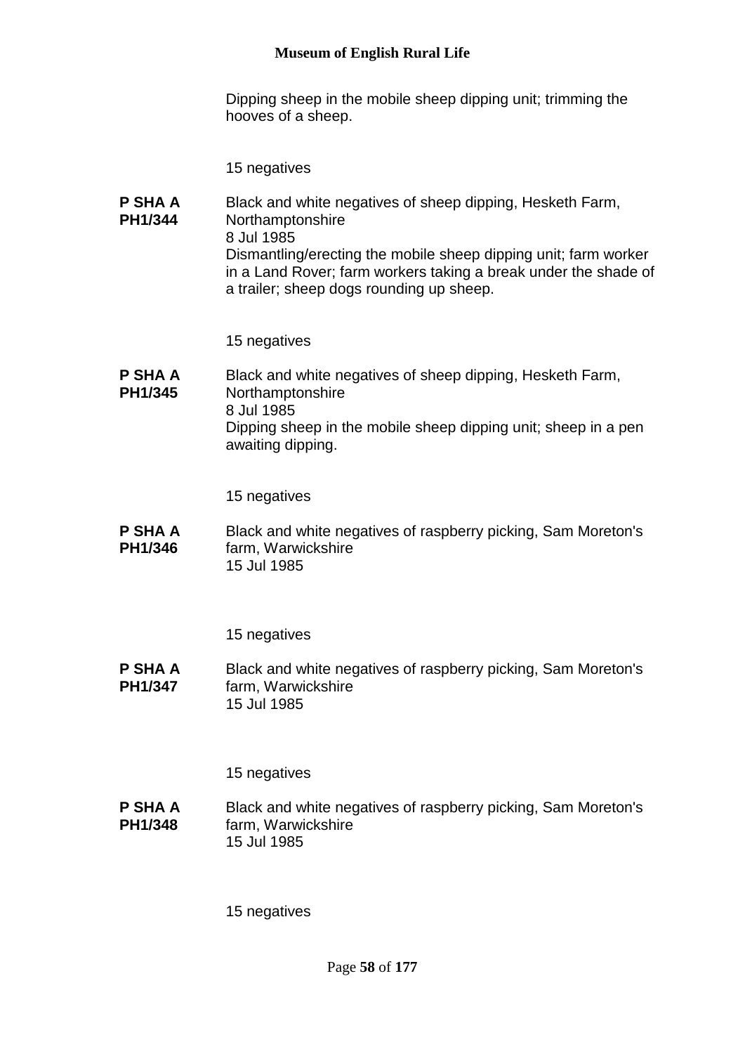Dipping sheep in the mobile sheep dipping unit; trimming the hooves of a sheep.

15 negatives

**P SHA A PH1/344** Black and white negatives of sheep dipping, Hesketh Farm, Northamptonshire
8 Jul 1985
Dismantling/erecting the mobile sheep dipping unit; farm worker in a Land Rover; farm workers taking a break under the shade of a trailer; sheep dogs rounding up sheep.

15 negatives

**P SHA A PH1/345** Black and white negatives of sheep dipping, Hesketh Farm, Northamptonshire
8 Jul 1985
Dipping sheep in the mobile sheep dipping unit; sheep in a pen awaiting dipping.

15 negatives

**P SHA A PH1/346** Black and white negatives of raspberry picking, Sam Moreton's farm, Warwickshire
15 Jul 1985

15 negatives

**P SHA A PH1/347** Black and white negatives of raspberry picking, Sam Moreton's farm, Warwickshire
15 Jul 1985

15 negatives

**P SHA A PH1/348** Black and white negatives of raspberry picking, Sam Moreton's farm, Warwickshire
15 Jul 1985

15 negatives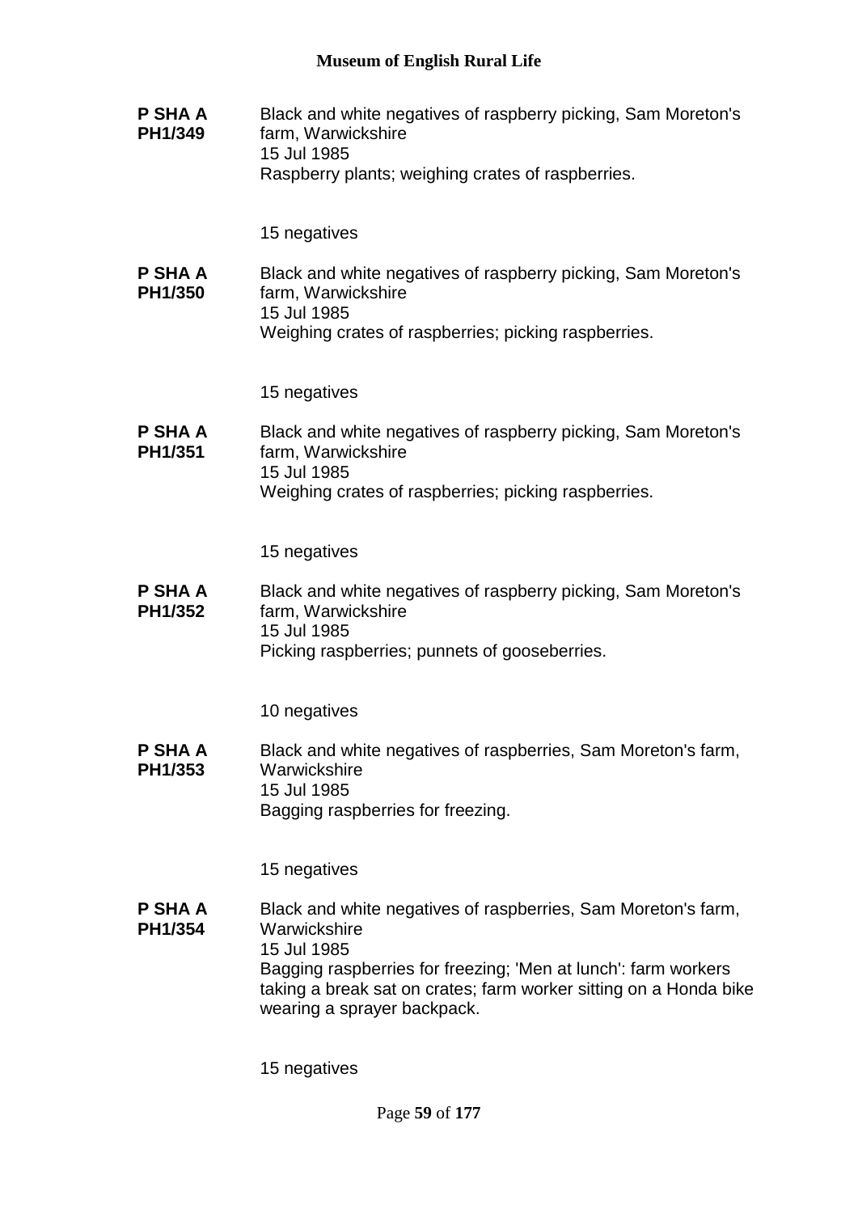**P SHA A PH1/349**
Black and white negatives of raspberry picking, Sam Moreton's farm, Warwickshire
15 Jul 1985
Raspberry plants; weighing crates of raspberries.

15 negatives

**P SHA A PH1/350**
Black and white negatives of raspberry picking, Sam Moreton's farm, Warwickshire
15 Jul 1985
Weighing crates of raspberries; picking raspberries.

15 negatives

**P SHA A PH1/351**
Black and white negatives of raspberry picking, Sam Moreton's farm, Warwickshire
15 Jul 1985
Weighing crates of raspberries; picking raspberries.

15 negatives

**P SHA A PH1/352**
Black and white negatives of raspberry picking, Sam Moreton's farm, Warwickshire
15 Jul 1985
Picking raspberries; punnets of gooseberries.

10 negatives

**P SHA A PH1/353**
Black and white negatives of raspberries, Sam Moreton's farm, Warwickshire
15 Jul 1985
Bagging raspberries for freezing.

15 negatives

**P SHA A PH1/354**
Black and white negatives of raspberries, Sam Moreton's farm, Warwickshire
15 Jul 1985
Bagging raspberries for freezing; 'Men at lunch': farm workers taking a break sat on crates; farm worker sitting on a Honda bike wearing a sprayer backpack.

15 negatives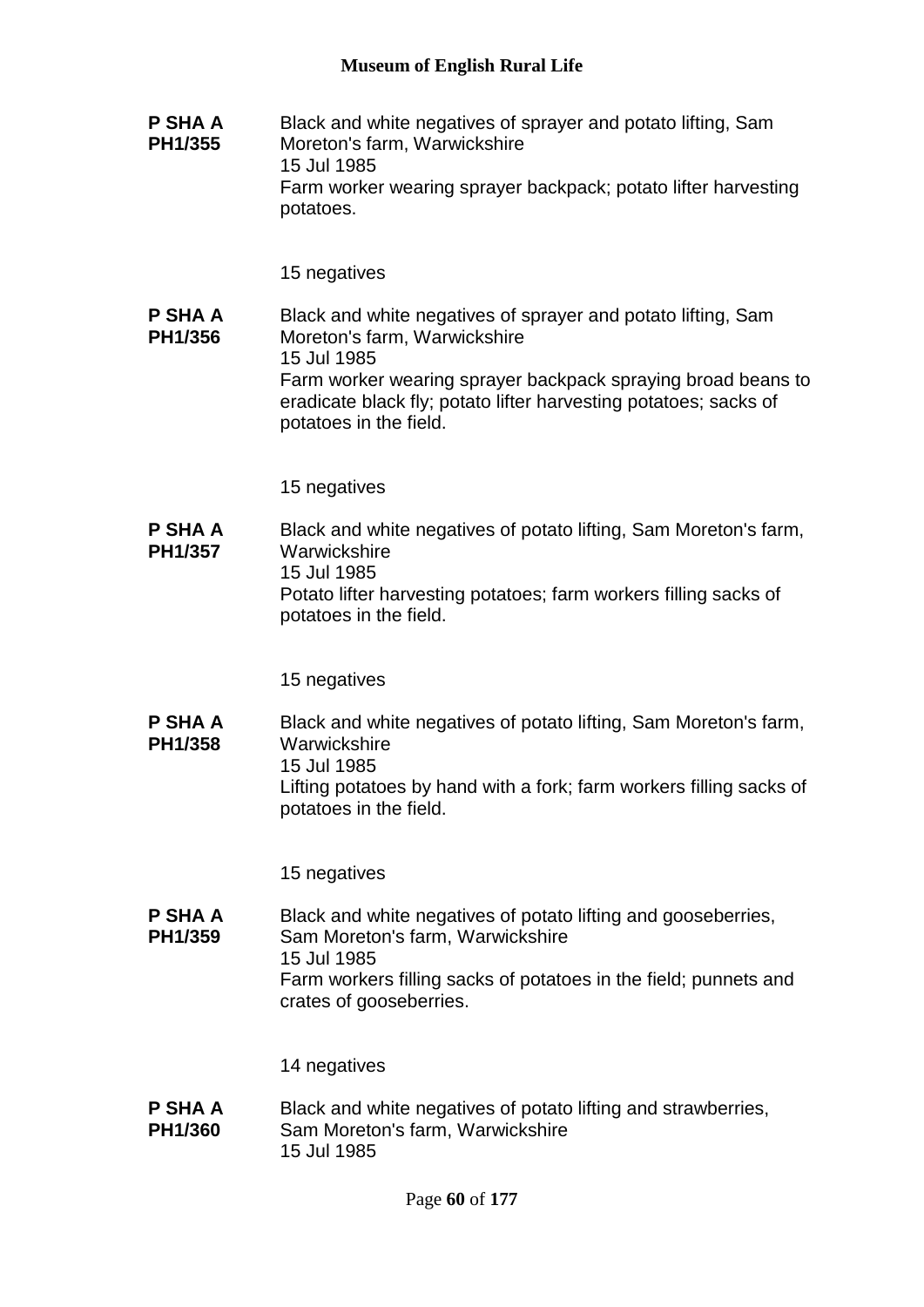**P SHA A PH1/355**

Black and white negatives of sprayer and potato lifting, Sam Moreton's farm, Warwickshire
15 Jul 1985
Farm worker wearing sprayer backpack; potato lifter harvesting potatoes.

15 negatives

**P SHA A PH1/356**

Black and white negatives of sprayer and potato lifting, Sam Moreton's farm, Warwickshire
15 Jul 1985
Farm worker wearing sprayer backpack spraying broad beans to eradicate black fly; potato lifter harvesting potatoes; sacks of potatoes in the field.

15 negatives

**P SHA A PH1/357**

Black and white negatives of potato lifting, Sam Moreton's farm, Warwickshire
15 Jul 1985
Potato lifter harvesting potatoes; farm workers filling sacks of potatoes in the field.

15 negatives

**P SHA A PH1/358**

Black and white negatives of potato lifting, Sam Moreton's farm, Warwickshire
15 Jul 1985
Lifting potatoes by hand with a fork; farm workers filling sacks of potatoes in the field.

15 negatives

**P SHA A PH1/359**

Black and white negatives of potato lifting and gooseberries, Sam Moreton's farm, Warwickshire
15 Jul 1985
Farm workers filling sacks of potatoes in the field; punnets and crates of gooseberries.

14 negatives

**P SHA A PH1/360**

Black and white negatives of potato lifting and strawberries, Sam Moreton's farm, Warwickshire
15 Jul 1985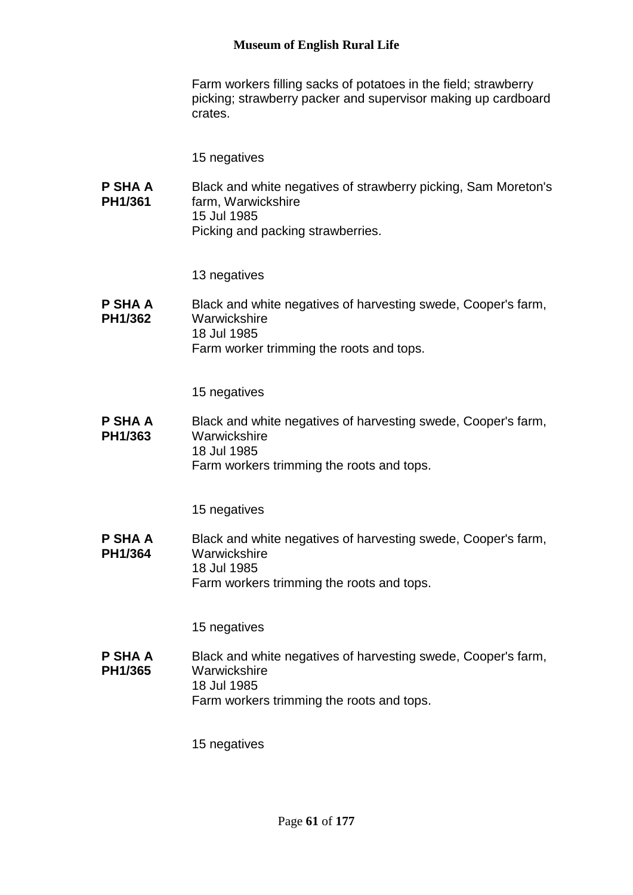Farm workers filling sacks of potatoes in the field; strawberry picking; strawberry packer and supervisor making up cardboard crates.

15 negatives

**P SHA A PH1/361** Black and white negatives of strawberry picking, Sam Moreton's farm, Warwickshire
15 Jul 1985
Picking and packing strawberries.

13 negatives

**P SHA A PH1/362** Black and white negatives of harvesting swede, Cooper's farm, Warwickshire
18 Jul 1985
Farm worker trimming the roots and tops.

15 negatives

**P SHA A PH1/363** Black and white negatives of harvesting swede, Cooper's farm, Warwickshire
18 Jul 1985
Farm workers trimming the roots and tops.

15 negatives

**P SHA A PH1/364** Black and white negatives of harvesting swede, Cooper's farm, Warwickshire
18 Jul 1985
Farm workers trimming the roots and tops.

15 negatives

**P SHA A PH1/365** Black and white negatives of harvesting swede, Cooper's farm, Warwickshire
18 Jul 1985
Farm workers trimming the roots and tops.

15 negatives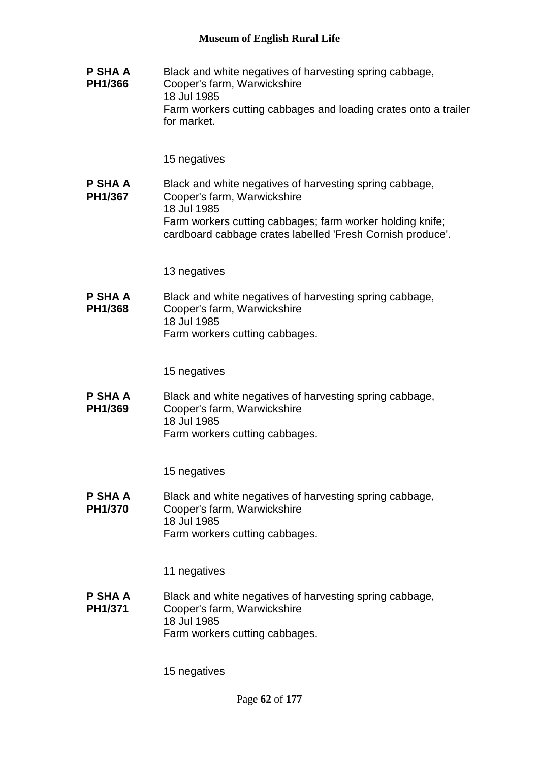**P SHA A PH1/366**

Black and white negatives of harvesting spring cabbage, Cooper's farm, Warwickshire
18 Jul 1985
Farm workers cutting cabbages and loading crates onto a trailer for market.

15 negatives

**P SHA A PH1/367**

Black and white negatives of harvesting spring cabbage, Cooper's farm, Warwickshire
18 Jul 1985
Farm workers cutting cabbages; farm worker holding knife; cardboard cabbage crates labelled 'Fresh Cornish produce'.

13 negatives

**P SHA A PH1/368**

Black and white negatives of harvesting spring cabbage, Cooper's farm, Warwickshire
18 Jul 1985
Farm workers cutting cabbages.

15 negatives

**P SHA A PH1/369**

Black and white negatives of harvesting spring cabbage, Cooper's farm, Warwickshire
18 Jul 1985
Farm workers cutting cabbages.

15 negatives

**P SHA A PH1/370**

Black and white negatives of harvesting spring cabbage, Cooper's farm, Warwickshire
18 Jul 1985
Farm workers cutting cabbages.

11 negatives

**P SHA A PH1/371**

Black and white negatives of harvesting spring cabbage, Cooper's farm, Warwickshire
18 Jul 1985
Farm workers cutting cabbages.

15 negatives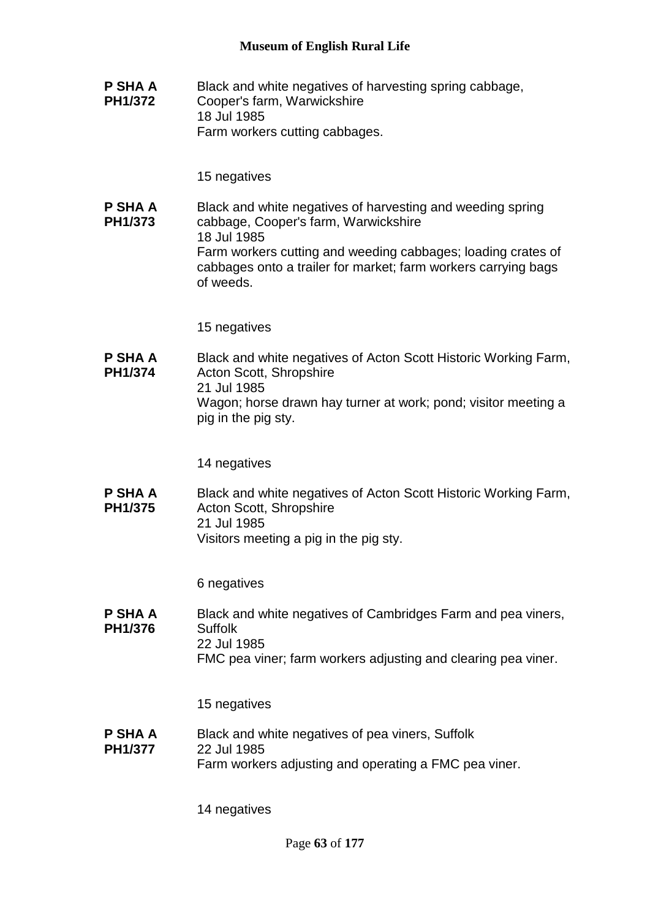**P SHA A PH1/372**

Black and white negatives of harvesting spring cabbage, Cooper's farm, Warwickshire
18 Jul 1985
Farm workers cutting cabbages.

15 negatives

**P SHA A PH1/373**

Black and white negatives of harvesting and weeding spring cabbage, Cooper's farm, Warwickshire
18 Jul 1985
Farm workers cutting and weeding cabbages; loading crates of cabbages onto a trailer for market; farm workers carrying bags of weeds.

15 negatives

**P SHA A PH1/374**

Black and white negatives of Acton Scott Historic Working Farm, Acton Scott, Shropshire
21 Jul 1985
Wagon; horse drawn hay turner at work; pond; visitor meeting a pig in the pig sty.

14 negatives

**P SHA A PH1/375**

Black and white negatives of Acton Scott Historic Working Farm, Acton Scott, Shropshire
21 Jul 1985
Visitors meeting a pig in the pig sty.

6 negatives

**P SHA A PH1/376**

Black and white negatives of Cambridges Farm and pea viners, Suffolk
22 Jul 1985
FMC pea viner; farm workers adjusting and clearing pea viner.

15 negatives

**P SHA A PH1/377**

Black and white negatives of pea viners, Suffolk
22 Jul 1985
Farm workers adjusting and operating a FMC pea viner.

14 negatives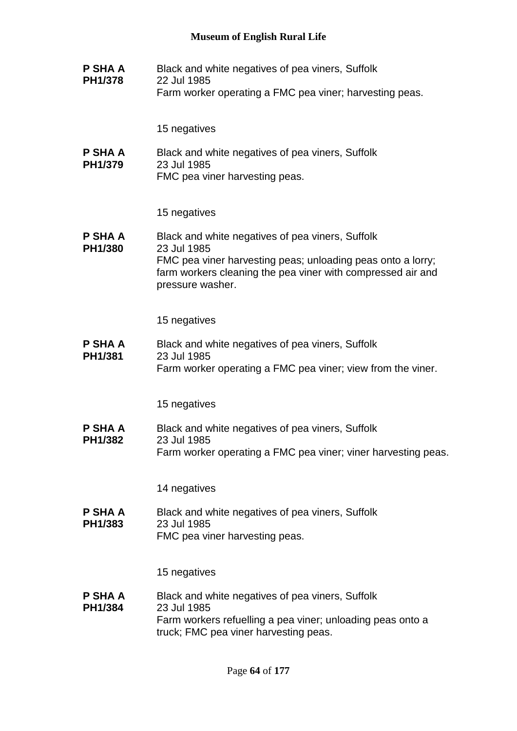**P SHA A PH1/378**
Black and white negatives of pea viners, Suffolk
22 Jul 1985
Farm worker operating a FMC pea viner; harvesting peas.

15 negatives

**P SHA A PH1/379**
Black and white negatives of pea viners, Suffolk
23 Jul 1985
FMC pea viner harvesting peas.

15 negatives

**P SHA A PH1/380**
Black and white negatives of pea viners, Suffolk
23 Jul 1985
FMC pea viner harvesting peas; unloading peas onto a lorry; farm workers cleaning the pea viner with compressed air and pressure washer.

15 negatives

**P SHA A PH1/381**
Black and white negatives of pea viners, Suffolk
23 Jul 1985
Farm worker operating a FMC pea viner; view from the viner.

15 negatives

**P SHA A PH1/382**
Black and white negatives of pea viners, Suffolk
23 Jul 1985
Farm worker operating a FMC pea viner; viner harvesting peas.

14 negatives

**P SHA A PH1/383**
Black and white negatives of pea viners, Suffolk
23 Jul 1985
FMC pea viner harvesting peas.

15 negatives

**P SHA A PH1/384**
Black and white negatives of pea viners, Suffolk
23 Jul 1985
Farm workers refuelling a pea viner; unloading peas onto a truck; FMC pea viner harvesting peas.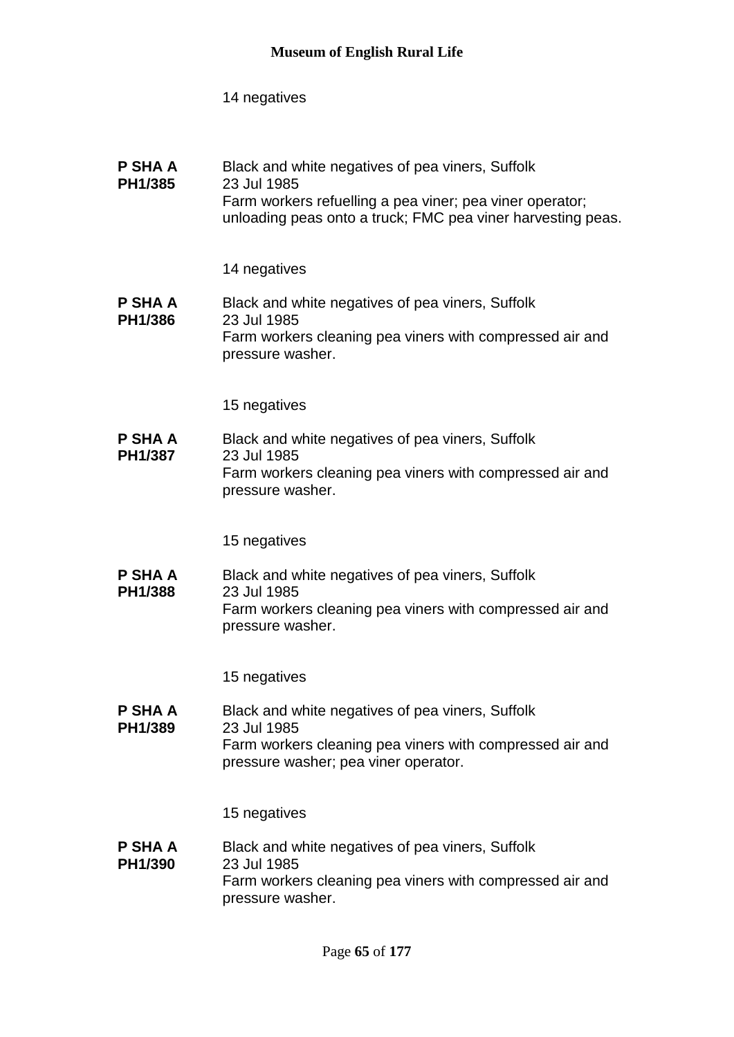14 negatives

**P SHA A PH1/385**
Black and white negatives of pea viners, Suffolk
23 Jul 1985
Farm workers refuelling a pea viner; pea viner operator; unloading peas onto a truck; FMC pea viner harvesting peas.

14 negatives

**P SHA A PH1/386**
Black and white negatives of pea viners, Suffolk
23 Jul 1985
Farm workers cleaning pea viners with compressed air and pressure washer.

15 negatives

**P SHA A PH1/387**
Black and white negatives of pea viners, Suffolk
23 Jul 1985
Farm workers cleaning pea viners with compressed air and pressure washer.

15 negatives

**P SHA A PH1/388**
Black and white negatives of pea viners, Suffolk
23 Jul 1985
Farm workers cleaning pea viners with compressed air and pressure washer.

15 negatives

**P SHA A PH1/389**
Black and white negatives of pea viners, Suffolk
23 Jul 1985
Farm workers cleaning pea viners with compressed air and pressure washer; pea viner operator.

15 negatives

**P SHA A PH1/390**
Black and white negatives of pea viners, Suffolk
23 Jul 1985
Farm workers cleaning pea viners with compressed air and pressure washer.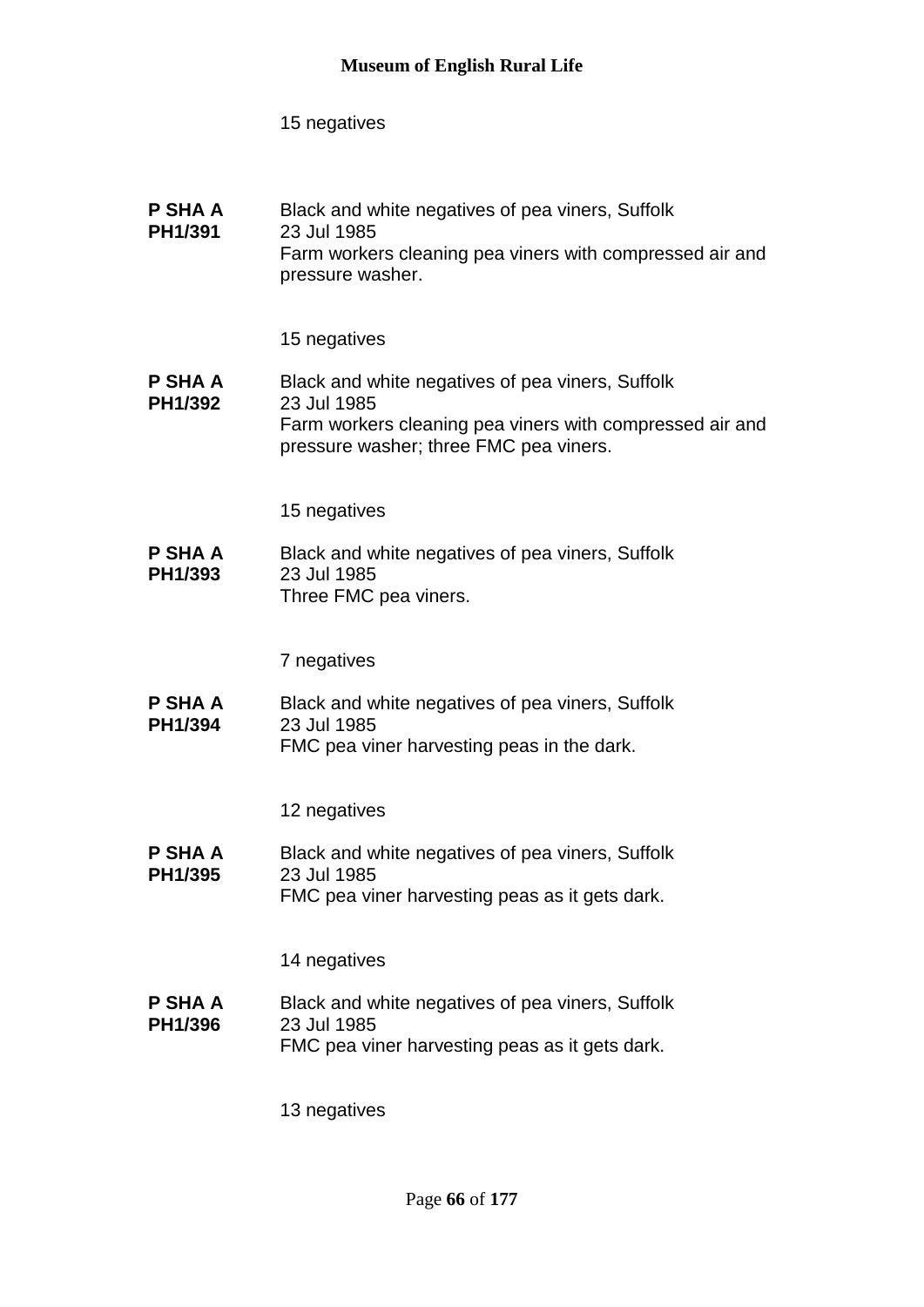15 negatives

**P SHA A PH1/391**

Black and white negatives of pea viners, Suffolk
23 Jul 1985
Farm workers cleaning pea viners with compressed air and pressure washer.

15 negatives

**P SHA A PH1/392**

Black and white negatives of pea viners, Suffolk
23 Jul 1985
Farm workers cleaning pea viners with compressed air and pressure washer; three FMC pea viners.

15 negatives

**P SHA A PH1/393**

Black and white negatives of pea viners, Suffolk
23 Jul 1985
Three FMC pea viners.

7 negatives

**P SHA A PH1/394**

Black and white negatives of pea viners, Suffolk
23 Jul 1985
FMC pea viner harvesting peas in the dark.

12 negatives

**P SHA A PH1/395**

Black and white negatives of pea viners, Suffolk
23 Jul 1985
FMC pea viner harvesting peas as it gets dark.

14 negatives

**P SHA A PH1/396**

Black and white negatives of pea viners, Suffolk
23 Jul 1985
FMC pea viner harvesting peas as it gets dark.

13 negatives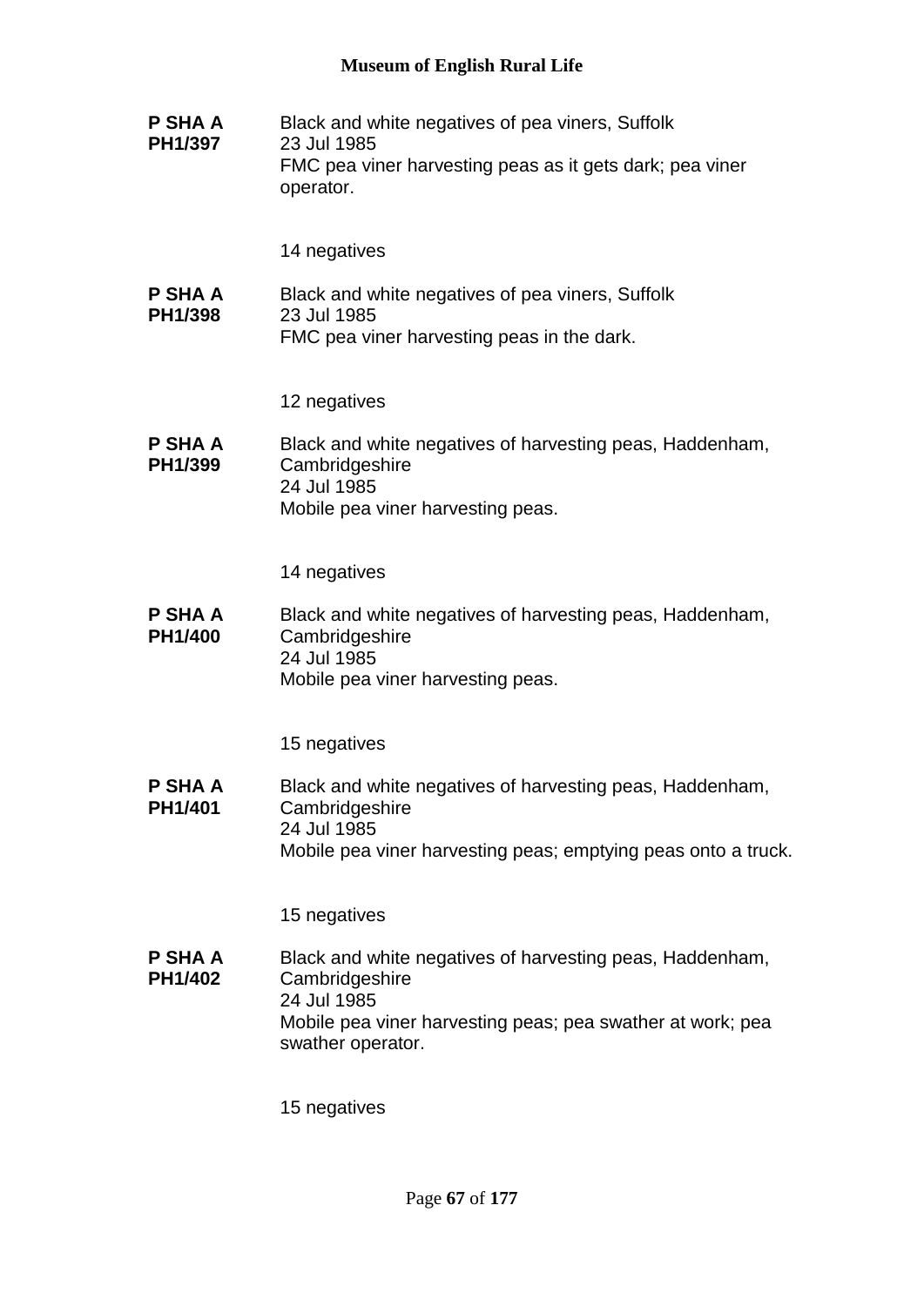**P SHA A PH1/397**

Black and white negatives of pea viners, Suffolk
23 Jul 1985
FMC pea viner harvesting peas as it gets dark; pea viner operator.

14 negatives

**P SHA A PH1/398**

Black and white negatives of pea viners, Suffolk
23 Jul 1985
FMC pea viner harvesting peas in the dark.

12 negatives

**P SHA A PH1/399**

Black and white negatives of harvesting peas, Haddenham, Cambridgeshire
24 Jul 1985
Mobile pea viner harvesting peas.

14 negatives

**P SHA A PH1/400**

Black and white negatives of harvesting peas, Haddenham, Cambridgeshire
24 Jul 1985
Mobile pea viner harvesting peas.

15 negatives

**P SHA A PH1/401**

Black and white negatives of harvesting peas, Haddenham, Cambridgeshire
24 Jul 1985
Mobile pea viner harvesting peas; emptying peas onto a truck.

15 negatives

**P SHA A PH1/402**

Black and white negatives of harvesting peas, Haddenham, Cambridgeshire
24 Jul 1985
Mobile pea viner harvesting peas; pea swather at work; pea swather operator.

15 negatives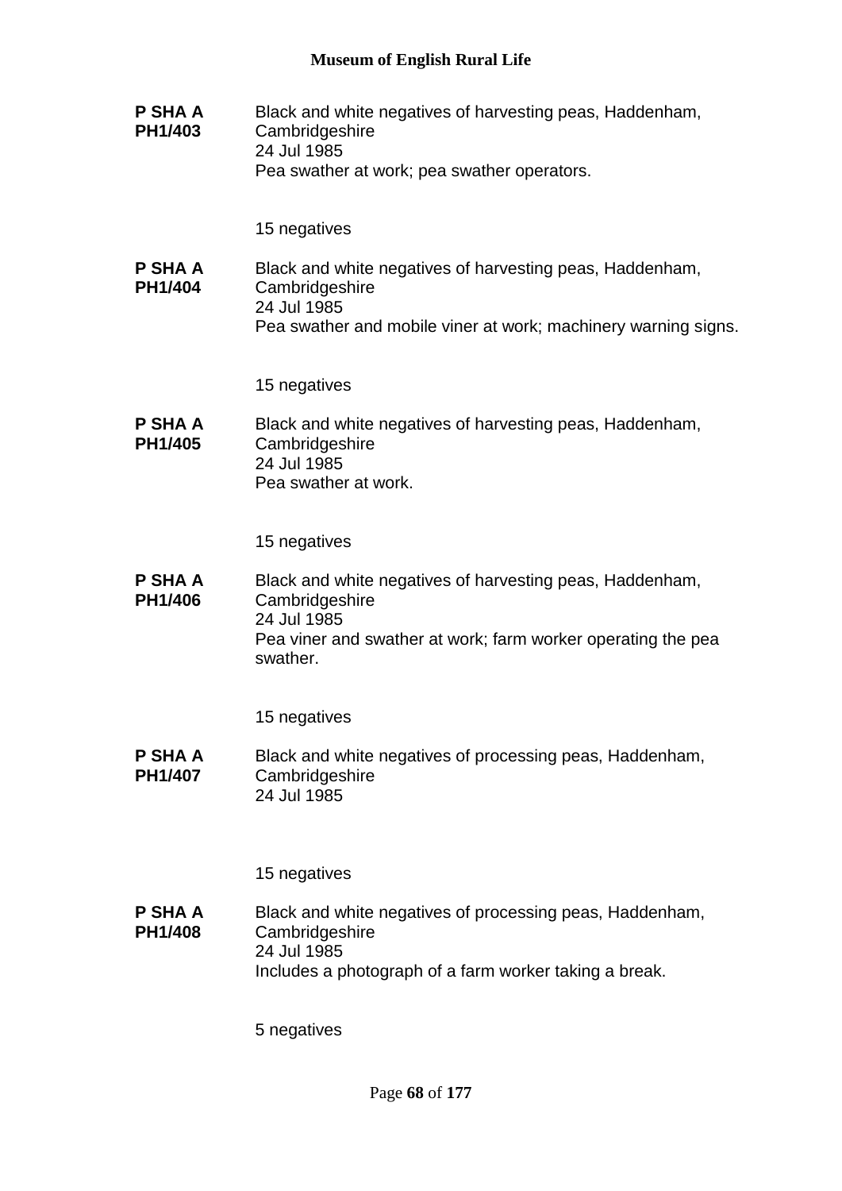**P SHA A PH1/403**

Black and white negatives of harvesting peas, Haddenham, Cambridgeshire
24 Jul 1985
Pea swather at work; pea swather operators.

15 negatives

**P SHA A PH1/404**

Black and white negatives of harvesting peas, Haddenham, Cambridgeshire
24 Jul 1985
Pea swather and mobile viner at work; machinery warning signs.

15 negatives

**P SHA A PH1/405**

Black and white negatives of harvesting peas, Haddenham, Cambridgeshire
24 Jul 1985
Pea swather at work.

15 negatives

**P SHA A PH1/406**

Black and white negatives of harvesting peas, Haddenham, Cambridgeshire
24 Jul 1985
Pea viner and swather at work; farm worker operating the pea swather.

15 negatives

**P SHA A PH1/407**

Black and white negatives of processing peas, Haddenham, Cambridgeshire
24 Jul 1985

15 negatives

**P SHA A PH1/408**

Black and white negatives of processing peas, Haddenham, Cambridgeshire
24 Jul 1985
Includes a photograph of a farm worker taking a break.

5 negatives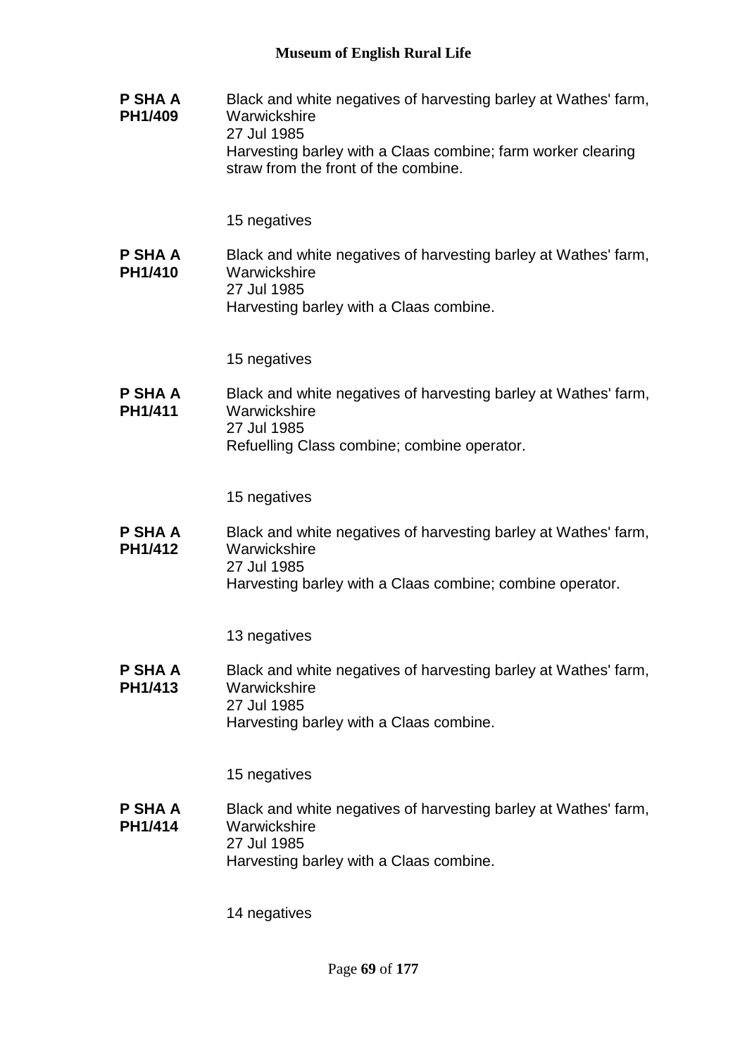**P SHA A PH1/409**

Black and white negatives of harvesting barley at Wathes' farm, Warwickshire
27 Jul 1985
Harvesting barley with a Claas combine; farm worker clearing straw from the front of the combine.

15 negatives

**P SHA A PH1/410**

Black and white negatives of harvesting barley at Wathes' farm, Warwickshire
27 Jul 1985
Harvesting barley with a Claas combine.

15 negatives

**P SHA A PH1/411**

Black and white negatives of harvesting barley at Wathes' farm, Warwickshire
27 Jul 1985
Refuelling Class combine; combine operator.

15 negatives

**P SHA A PH1/412**

Black and white negatives of harvesting barley at Wathes' farm, Warwickshire
27 Jul 1985
Harvesting barley with a Claas combine; combine operator.

13 negatives

**P SHA A PH1/413**

Black and white negatives of harvesting barley at Wathes' farm, Warwickshire
27 Jul 1985
Harvesting barley with a Claas combine.

15 negatives

**P SHA A PH1/414**

Black and white negatives of harvesting barley at Wathes' farm, Warwickshire
27 Jul 1985
Harvesting barley with a Claas combine.

14 negatives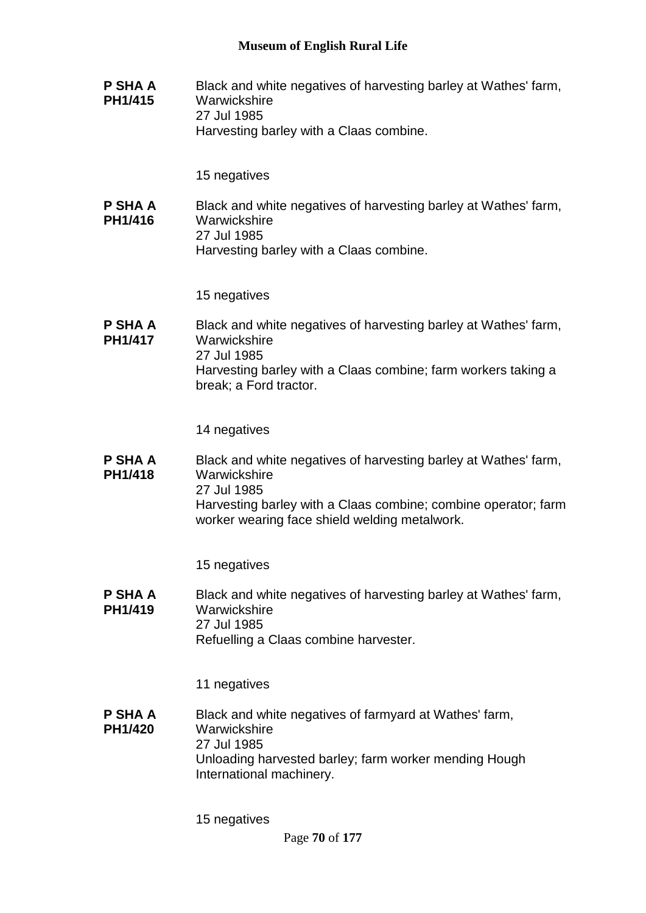**P SHA A PH1/415** Black and white negatives of harvesting barley at Wathes' farm, Warwickshire
27 Jul 1985
Harvesting barley with a Claas combine.

15 negatives

**P SHA A PH1/416** Black and white negatives of harvesting barley at Wathes' farm, Warwickshire
27 Jul 1985
Harvesting barley with a Claas combine.

15 negatives

**P SHA A PH1/417** Black and white negatives of harvesting barley at Wathes' farm, Warwickshire
27 Jul 1985
Harvesting barley with a Claas combine; farm workers taking a break; a Ford tractor.

14 negatives

**P SHA A PH1/418** Black and white negatives of harvesting barley at Wathes' farm, Warwickshire
27 Jul 1985
Harvesting barley with a Claas combine; combine operator; farm worker wearing face shield welding metalwork.

15 negatives

**P SHA A PH1/419** Black and white negatives of harvesting barley at Wathes' farm, Warwickshire
27 Jul 1985
Refuelling a Claas combine harvester.

11 negatives

**P SHA A PH1/420** Black and white negatives of farmyard at Wathes' farm, Warwickshire
27 Jul 1985
Unloading harvested barley; farm worker mending Hough International machinery.

15 negatives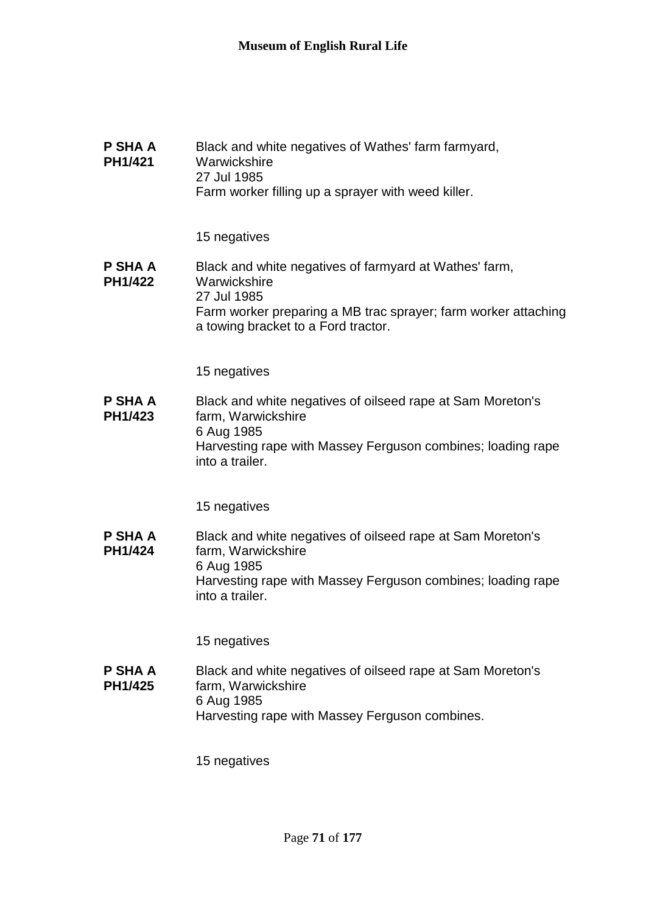**P SHA A PH1/421**

Black and white negatives of Wathes' farm farmyard, Warwickshire
27 Jul 1985
Farm worker filling up a sprayer with weed killer.

15 negatives

**P SHA A PH1/422**

Black and white negatives of farmyard at Wathes' farm, Warwickshire
27 Jul 1985
Farm worker preparing a MB trac sprayer; farm worker attaching a towing bracket to a Ford tractor.

15 negatives

**P SHA A PH1/423**

Black and white negatives of oilseed rape at Sam Moreton's farm, Warwickshire
6 Aug 1985
Harvesting rape with Massey Ferguson combines; loading rape into a trailer.

15 negatives

**P SHA A PH1/424**

Black and white negatives of oilseed rape at Sam Moreton's farm, Warwickshire
6 Aug 1985
Harvesting rape with Massey Ferguson combines; loading rape into a trailer.

15 negatives

**P SHA A PH1/425**

Black and white negatives of oilseed rape at Sam Moreton's farm, Warwickshire
6 Aug 1985
Harvesting rape with Massey Ferguson combines.

15 negatives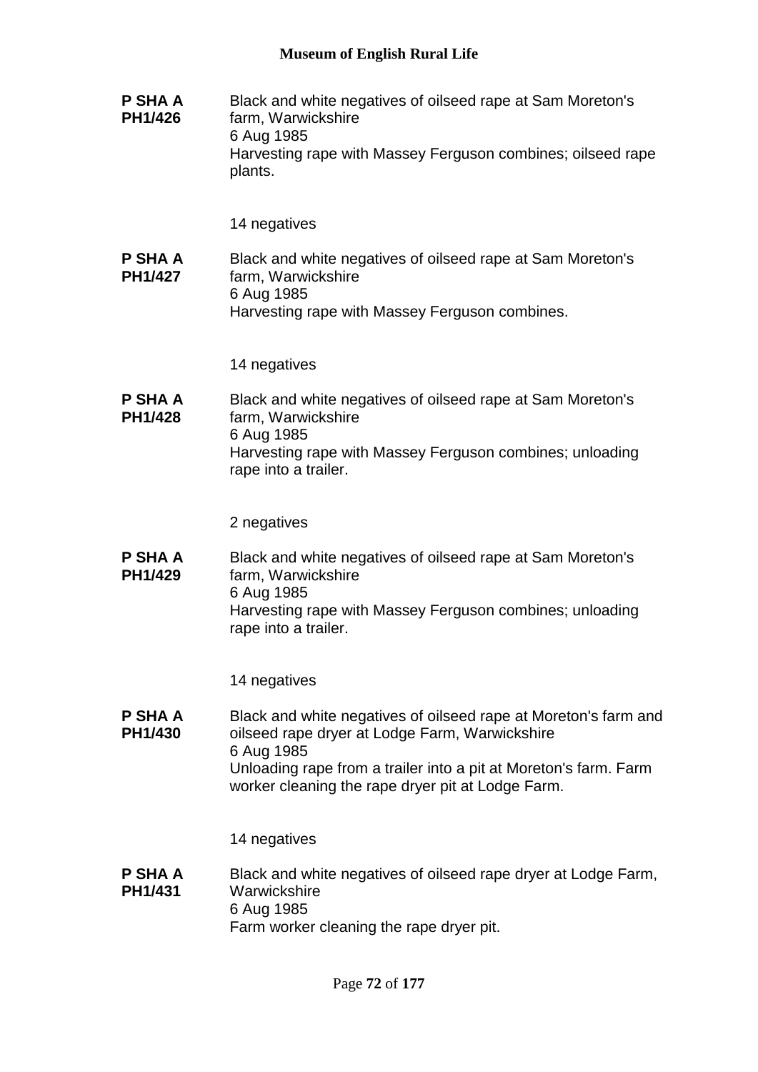**P SHA A PH1/426**

Black and white negatives of oilseed rape at Sam Moreton's farm, Warwickshire
6 Aug 1985
Harvesting rape with Massey Ferguson combines; oilseed rape plants.

14 negatives

**P SHA A PH1/427**

Black and white negatives of oilseed rape at Sam Moreton's farm, Warwickshire
6 Aug 1985
Harvesting rape with Massey Ferguson combines.

14 negatives

**P SHA A PH1/428**

Black and white negatives of oilseed rape at Sam Moreton's farm, Warwickshire
6 Aug 1985
Harvesting rape with Massey Ferguson combines; unloading rape into a trailer.

2 negatives

**P SHA A PH1/429**

Black and white negatives of oilseed rape at Sam Moreton's farm, Warwickshire
6 Aug 1985
Harvesting rape with Massey Ferguson combines; unloading rape into a trailer.

14 negatives

**P SHA A PH1/430**

Black and white negatives of oilseed rape at Moreton's farm and oilseed rape dryer at Lodge Farm, Warwickshire
6 Aug 1985
Unloading rape from a trailer into a pit at Moreton's farm. Farm worker cleaning the rape dryer pit at Lodge Farm.

14 negatives

**P SHA A PH1/431**

Black and white negatives of oilseed rape dryer at Lodge Farm, Warwickshire
6 Aug 1985
Farm worker cleaning the rape dryer pit.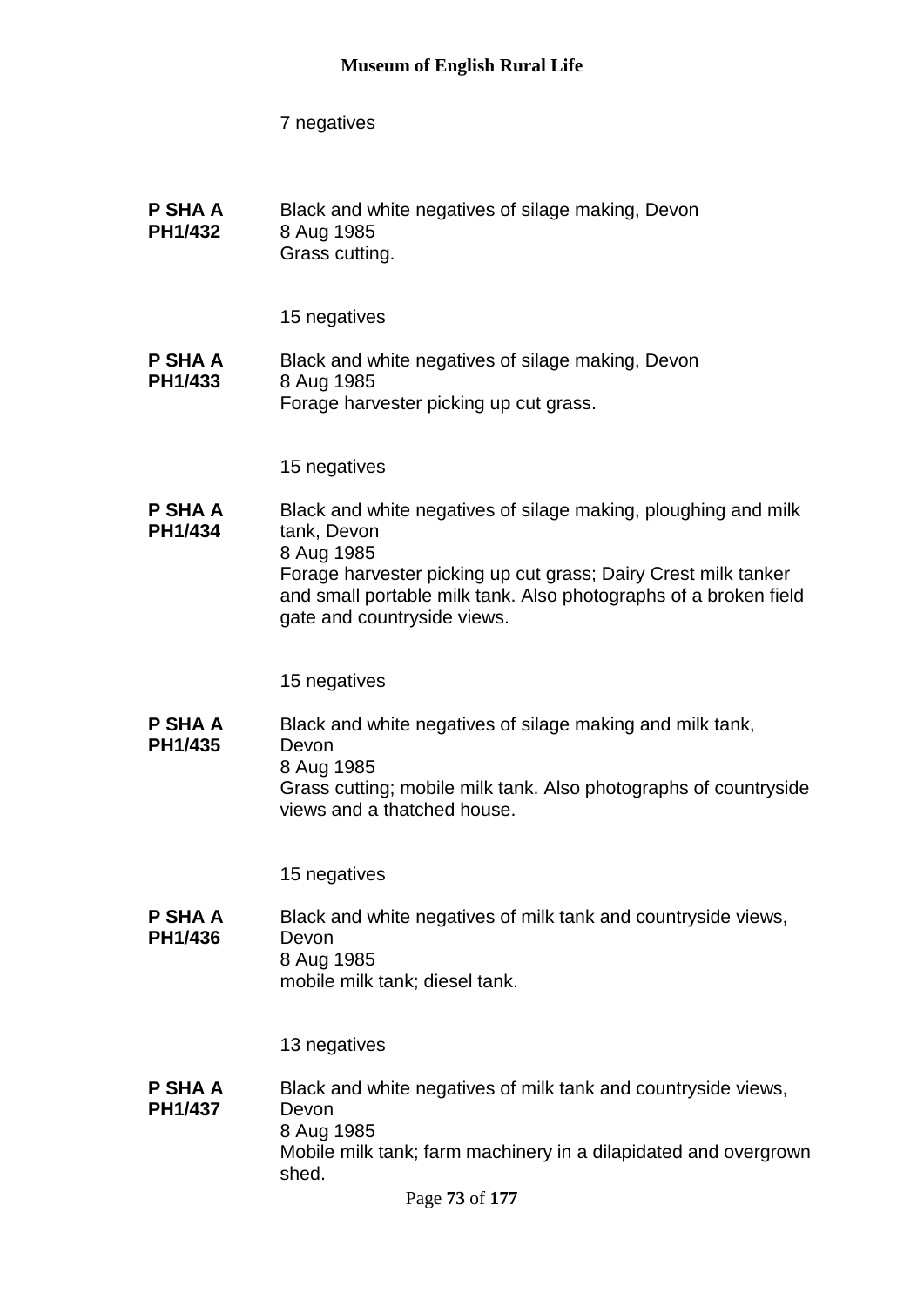7 negatives

**P SHA A PH1/432**

Black and white negatives of silage making, Devon
8 Aug 1985
Grass cutting.

15 negatives

**P SHA A PH1/433**

Black and white negatives of silage making, Devon
8 Aug 1985
Forage harvester picking up cut grass.

15 negatives

**P SHA A PH1/434**

Black and white negatives of silage making, ploughing and milk tank, Devon
8 Aug 1985
Forage harvester picking up cut grass; Dairy Crest milk tanker and small portable milk tank. Also photographs of a broken field gate and countryside views.

15 negatives

**P SHA A PH1/435**

Black and white negatives of silage making and milk tank, Devon
8 Aug 1985
Grass cutting; mobile milk tank. Also photographs of countryside views and a thatched house.

15 negatives

**P SHA A PH1/436**

Black and white negatives of milk tank and countryside views, Devon
8 Aug 1985
mobile milk tank; diesel tank.

13 negatives

**P SHA A PH1/437**

Black and white negatives of milk tank and countryside views, Devon
8 Aug 1985
Mobile milk tank; farm machinery in a dilapidated and overgrown shed.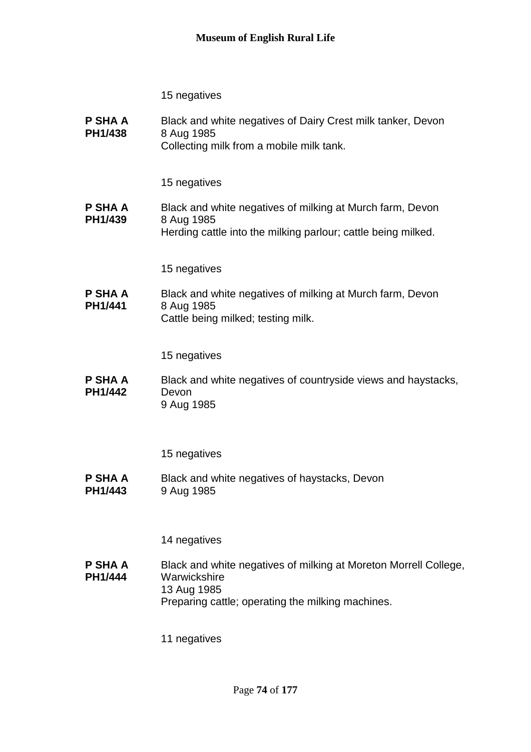15 negatives

**P SHA A PH1/438** Black and white negatives of Dairy Crest milk tanker, Devon
8 Aug 1985
Collecting milk from a mobile milk tank.

15 negatives

**P SHA A PH1/439** Black and white negatives of milking at Murch farm, Devon
8 Aug 1985
Herding cattle into the milking parlour; cattle being milked.

15 negatives

**P SHA A PH1/441** Black and white negatives of milking at Murch farm, Devon
8 Aug 1985
Cattle being milked; testing milk.

15 negatives

**P SHA A PH1/442** Black and white negatives of countryside views and haystacks, Devon
9 Aug 1985

15 negatives

**P SHA A PH1/443** Black and white negatives of haystacks, Devon
9 Aug 1985

14 negatives

**P SHA A PH1/444** Black and white negatives of milking at Moreton Morrell College, Warwickshire
13 Aug 1985
Preparing cattle; operating the milking machines.

11 negatives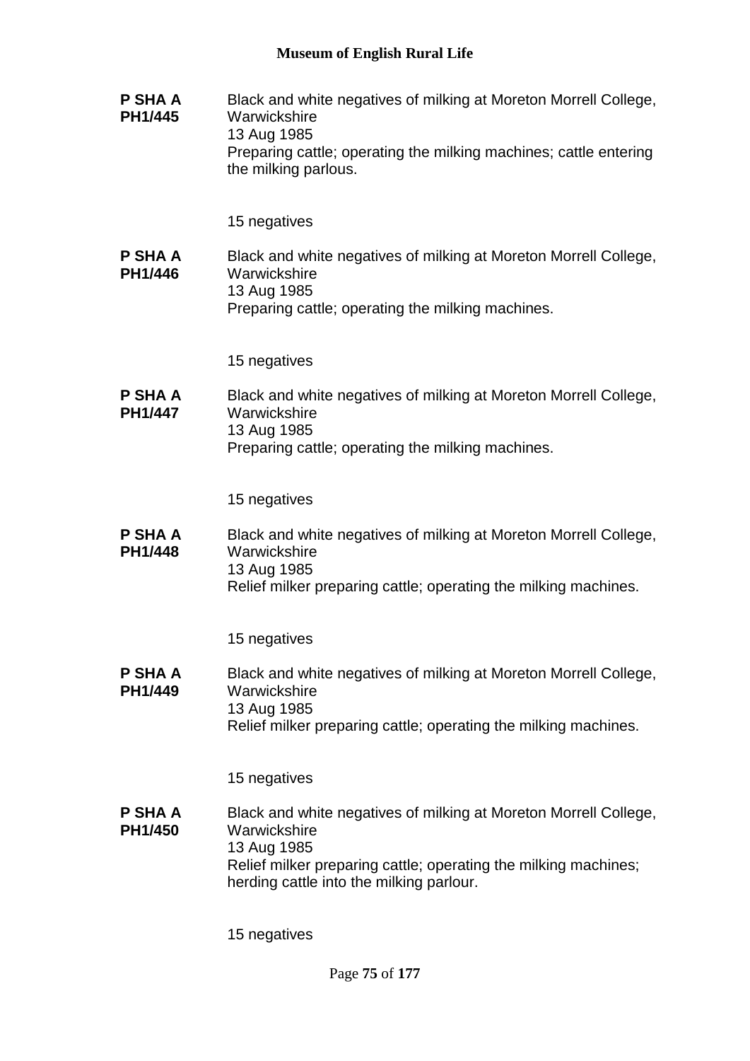**P SHA A PH1/445** Black and white negatives of milking at Moreton Morrell College, Warwickshire
13 Aug 1985
Preparing cattle; operating the milking machines; cattle entering the milking parlous.

15 negatives

**P SHA A PH1/446** Black and white negatives of milking at Moreton Morrell College, Warwickshire
13 Aug 1985
Preparing cattle; operating the milking machines.

15 negatives

**P SHA A PH1/447** Black and white negatives of milking at Moreton Morrell College, Warwickshire
13 Aug 1985
Preparing cattle; operating the milking machines.

15 negatives

**P SHA A PH1/448** Black and white negatives of milking at Moreton Morrell College, Warwickshire
13 Aug 1985
Relief milker preparing cattle; operating the milking machines.

15 negatives

**P SHA A PH1/449** Black and white negatives of milking at Moreton Morrell College, Warwickshire
13 Aug 1985
Relief milker preparing cattle; operating the milking machines.

15 negatives

**P SHA A PH1/450** Black and white negatives of milking at Moreton Morrell College, Warwickshire
13 Aug 1985
Relief milker preparing cattle; operating the milking machines; herding cattle into the milking parlour.

15 negatives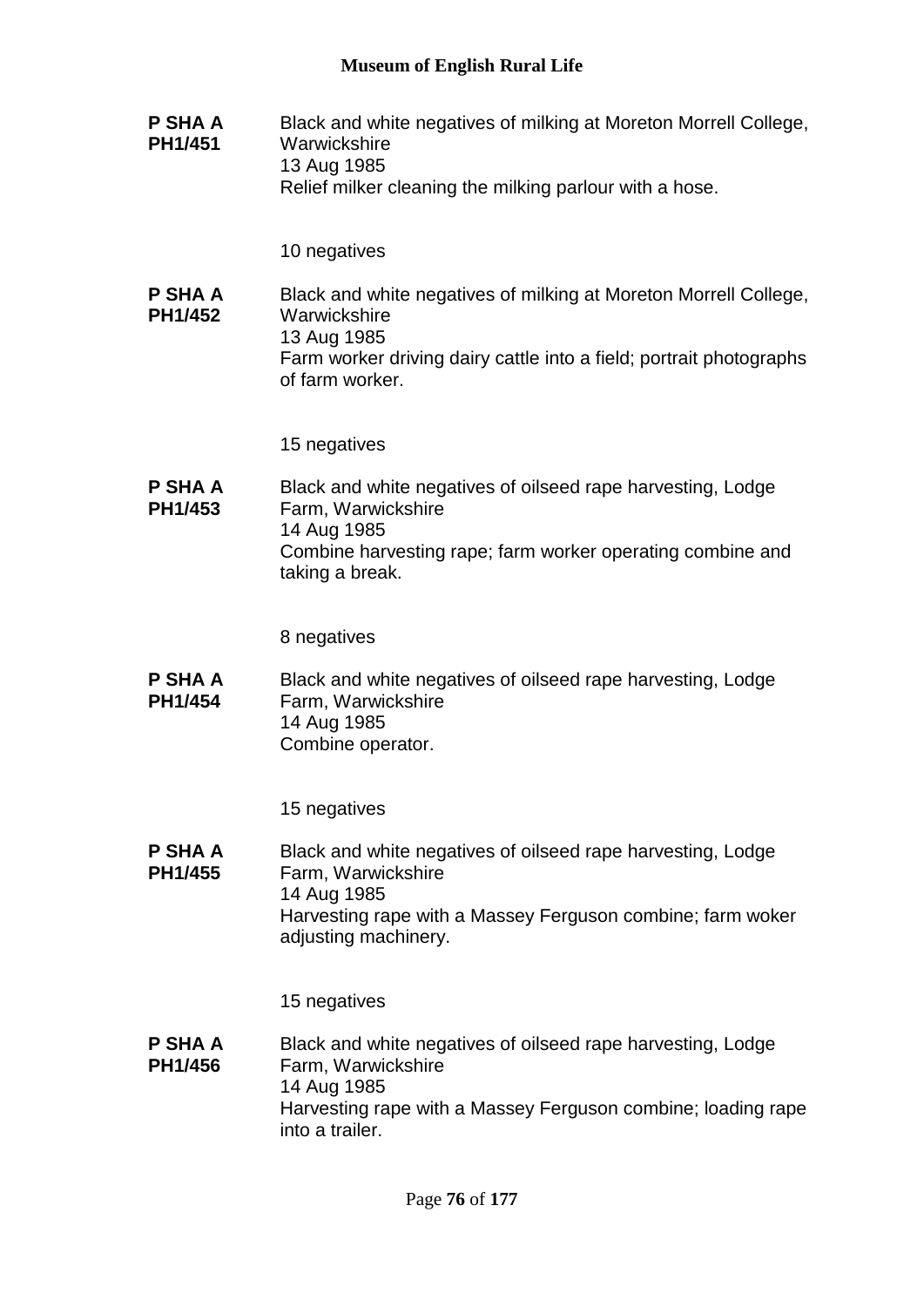**P SHA A PH1/451**

Black and white negatives of milking at Moreton Morrell College, Warwickshire
13 Aug 1985
Relief milker cleaning the milking parlour with a hose.

10 negatives

**P SHA A PH1/452**

Black and white negatives of milking at Moreton Morrell College, Warwickshire
13 Aug 1985
Farm worker driving dairy cattle into a field; portrait photographs of farm worker.

15 negatives

**P SHA A PH1/453**

Black and white negatives of oilseed rape harvesting, Lodge Farm, Warwickshire
14 Aug 1985
Combine harvesting rape; farm worker operating combine and taking a break.

8 negatives

**P SHA A PH1/454**

Black and white negatives of oilseed rape harvesting, Lodge Farm, Warwickshire
14 Aug 1985
Combine operator.

15 negatives

**P SHA A PH1/455**

Black and white negatives of oilseed rape harvesting, Lodge Farm, Warwickshire
14 Aug 1985
Harvesting rape with a Massey Ferguson combine; farm woker adjusting machinery.

15 negatives

**P SHA A PH1/456**

Black and white negatives of oilseed rape harvesting, Lodge Farm, Warwickshire
14 Aug 1985
Harvesting rape with a Massey Ferguson combine; loading rape into a trailer.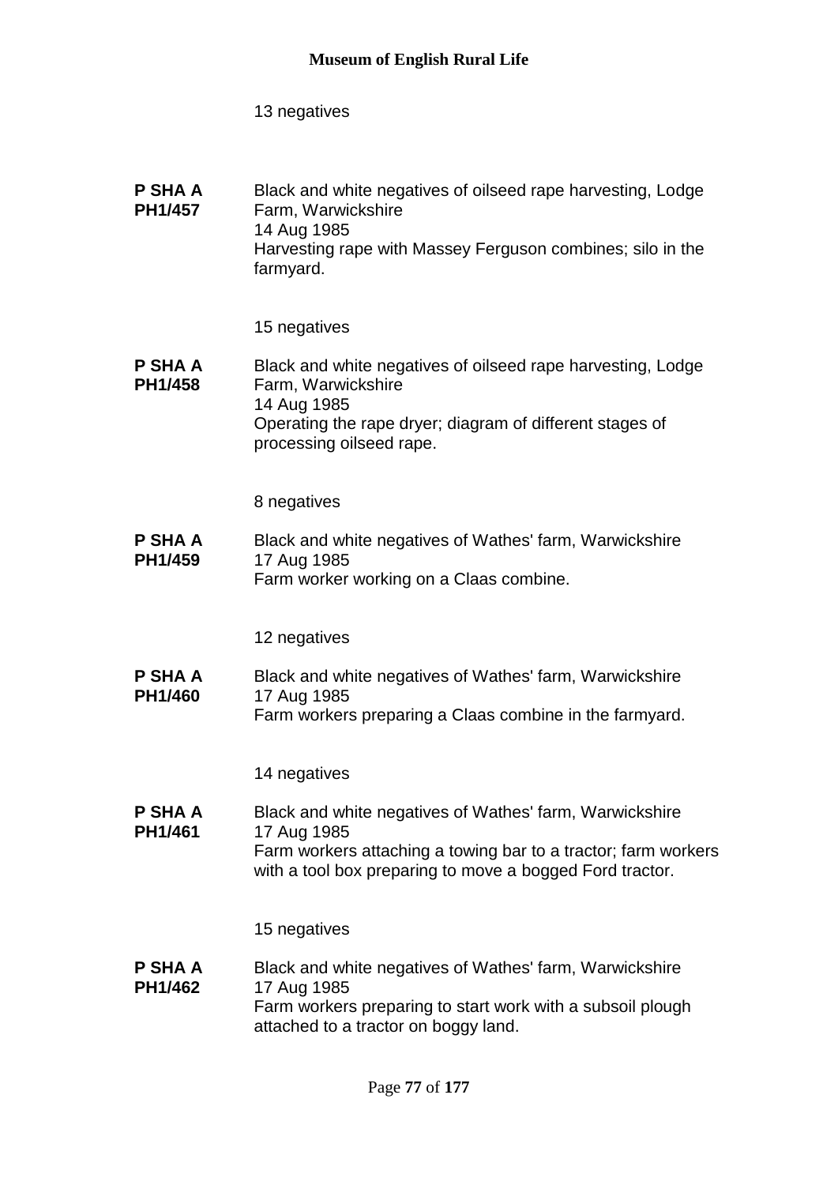13 negatives

**P SHA A PH1/457** Black and white negatives of oilseed rape harvesting, Lodge Farm, Warwickshire
14 Aug 1985
Harvesting rape with Massey Ferguson combines; silo in the farmyard.

15 negatives

**P SHA A PH1/458** Black and white negatives of oilseed rape harvesting, Lodge Farm, Warwickshire
14 Aug 1985
Operating the rape dryer; diagram of different stages of processing oilseed rape.

8 negatives

**P SHA A PH1/459** Black and white negatives of Wathes' farm, Warwickshire
17 Aug 1985
Farm worker working on a Claas combine.

12 negatives

**P SHA A PH1/460** Black and white negatives of Wathes' farm, Warwickshire
17 Aug 1985
Farm workers preparing a Claas combine in the farmyard.

14 negatives

**P SHA A PH1/461** Black and white negatives of Wathes' farm, Warwickshire
17 Aug 1985
Farm workers attaching a towing bar to a tractor; farm workers with a tool box preparing to move a bogged Ford tractor.

15 negatives

**P SHA A PH1/462** Black and white negatives of Wathes' farm, Warwickshire
17 Aug 1985
Farm workers preparing to start work with a subsoil plough attached to a tractor on boggy land.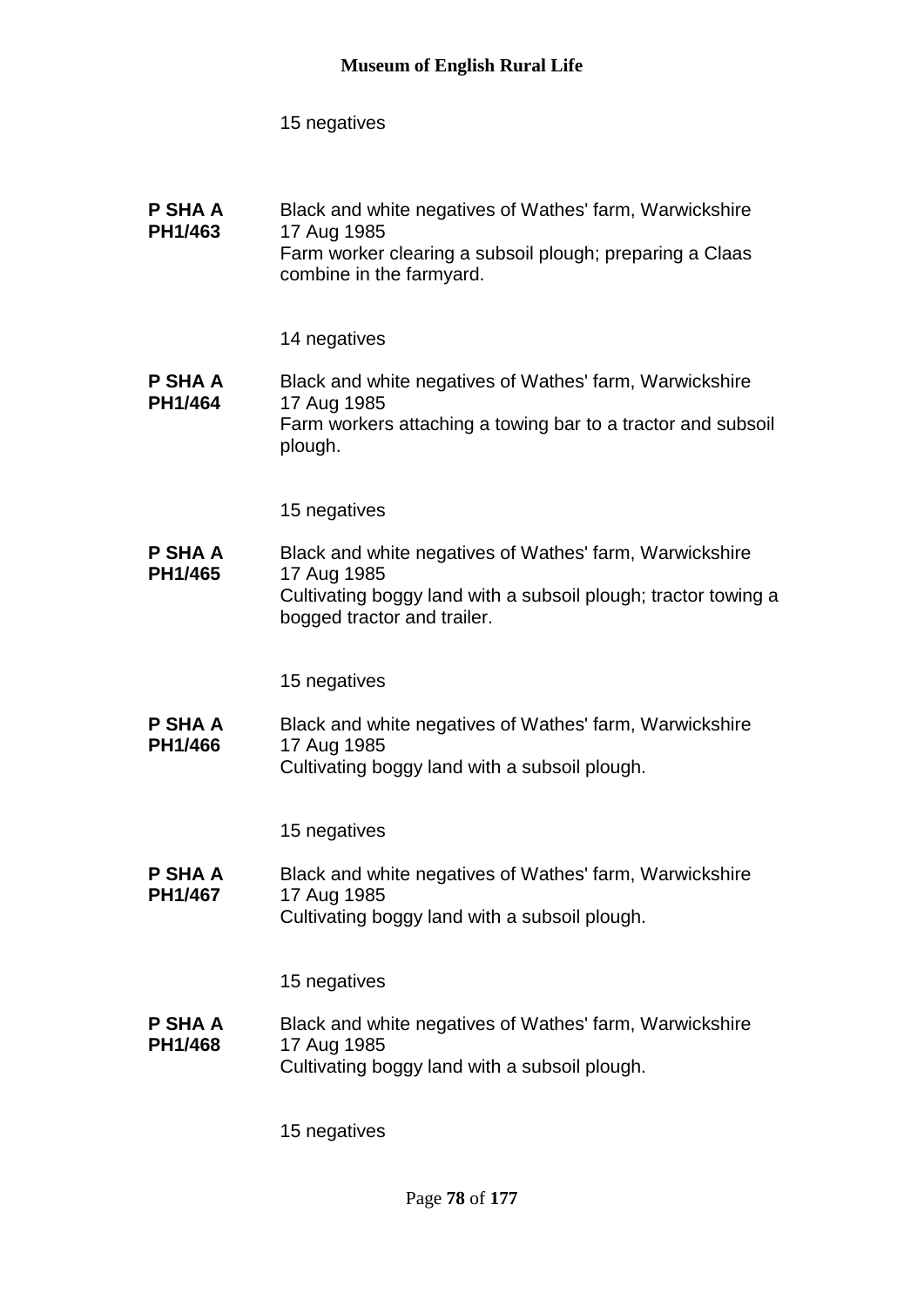15 negatives

**P SHA A PH1/463** Black and white negatives of Wathes' farm, Warwickshire
17 Aug 1985
Farm worker clearing a subsoil plough; preparing a Claas combine in the farmyard.

14 negatives

**P SHA A PH1/464** Black and white negatives of Wathes' farm, Warwickshire
17 Aug 1985
Farm workers attaching a towing bar to a tractor and subsoil plough.

15 negatives

**P SHA A PH1/465** Black and white negatives of Wathes' farm, Warwickshire
17 Aug 1985
Cultivating boggy land with a subsoil plough; tractor towing a bogged tractor and trailer.

15 negatives

**P SHA A PH1/466** Black and white negatives of Wathes' farm, Warwickshire
17 Aug 1985
Cultivating boggy land with a subsoil plough.

15 negatives

**P SHA A PH1/467** Black and white negatives of Wathes' farm, Warwickshire
17 Aug 1985
Cultivating boggy land with a subsoil plough.

15 negatives

**P SHA A PH1/468** Black and white negatives of Wathes' farm, Warwickshire
17 Aug 1985
Cultivating boggy land with a subsoil plough.

15 negatives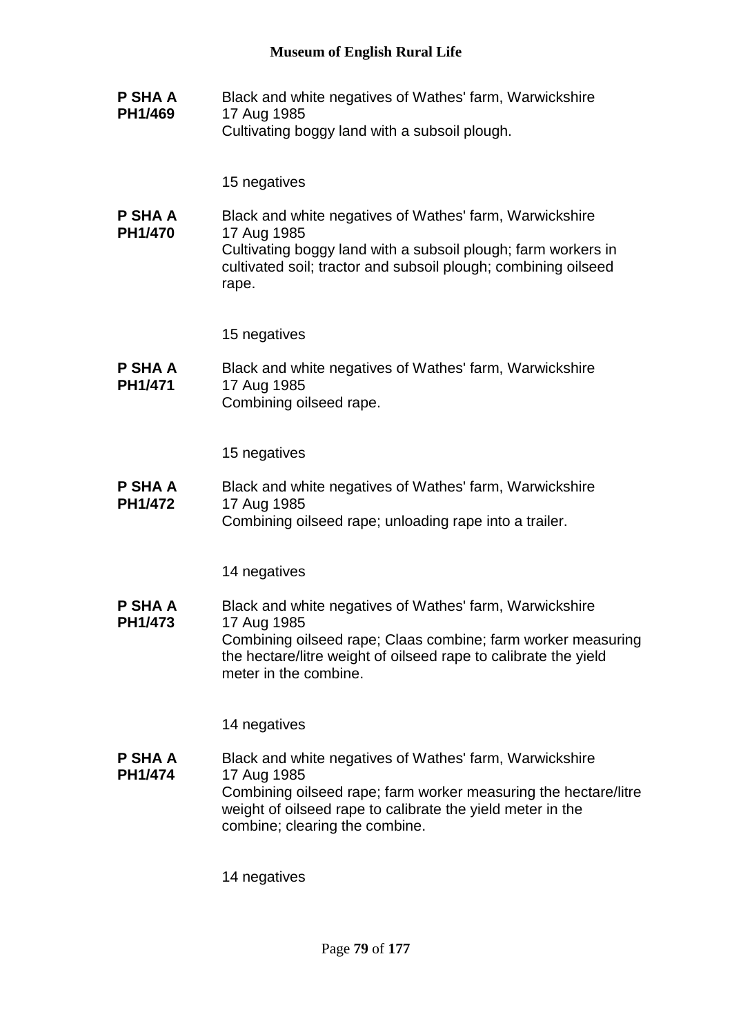**P SHA A PH1/469**
Black and white negatives of Wathes' farm, Warwickshire
17 Aug 1985
Cultivating boggy land with a subsoil plough.

15 negatives

**P SHA A PH1/470**
Black and white negatives of Wathes' farm, Warwickshire
17 Aug 1985
Cultivating boggy land with a subsoil plough; farm workers in cultivated soil; tractor and subsoil plough; combining oilseed rape.

15 negatives

**P SHA A PH1/471**
Black and white negatives of Wathes' farm, Warwickshire
17 Aug 1985
Combining oilseed rape.

15 negatives

**P SHA A PH1/472**
Black and white negatives of Wathes' farm, Warwickshire
17 Aug 1985
Combining oilseed rape; unloading rape into a trailer.

14 negatives

**P SHA A PH1/473**
Black and white negatives of Wathes' farm, Warwickshire
17 Aug 1985
Combining oilseed rape; Claas combine; farm worker measuring the hectare/litre weight of oilseed rape to calibrate the yield meter in the combine.

14 negatives

**P SHA A PH1/474**
Black and white negatives of Wathes' farm, Warwickshire
17 Aug 1985
Combining oilseed rape; farm worker measuring the hectare/litre weight of oilseed rape to calibrate the yield meter in the combine; clearing the combine.

14 negatives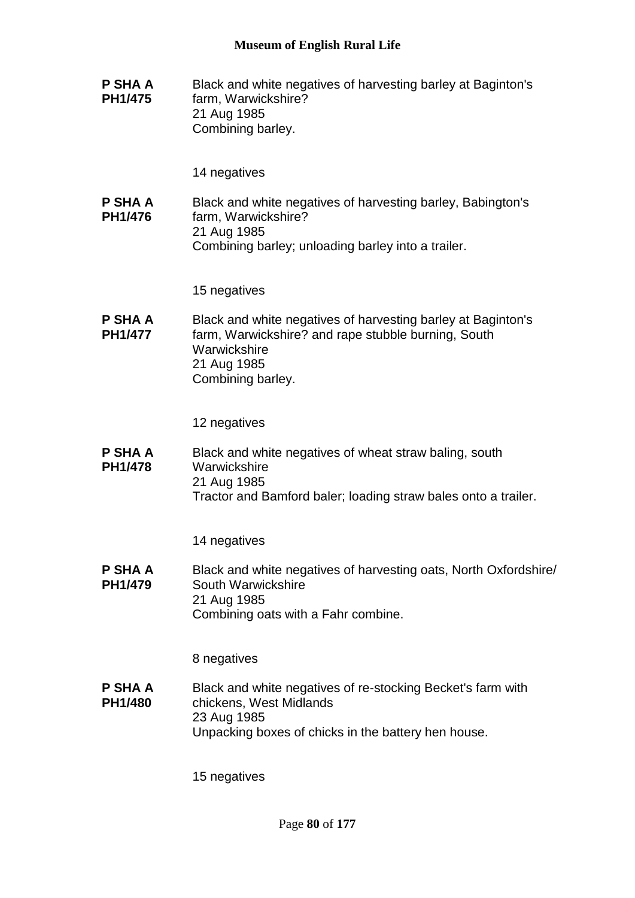**P SHA A PH1/475**

Black and white negatives of harvesting barley at Baginton's farm, Warwickshire?
21 Aug 1985
Combining barley.

14 negatives

**P SHA A PH1/476**

Black and white negatives of harvesting barley, Babington's farm, Warwickshire?
21 Aug 1985
Combining barley; unloading barley into a trailer.

15 negatives

**P SHA A PH1/477**

Black and white negatives of harvesting barley at Baginton's farm, Warwickshire? and rape stubble burning, South Warwickshire
21 Aug 1985
Combining barley.

12 negatives

**P SHA A PH1/478**

Black and white negatives of wheat straw baling, south Warwickshire
21 Aug 1985
Tractor and Bamford baler; loading straw bales onto a trailer.

14 negatives

**P SHA A PH1/479**

Black and white negatives of harvesting oats, North Oxfordshire/ South Warwickshire
21 Aug 1985
Combining oats with a Fahr combine.

8 negatives

**P SHA A PH1/480**

Black and white negatives of re-stocking Becket's farm with chickens, West Midlands
23 Aug 1985
Unpacking boxes of chicks in the battery hen house.

15 negatives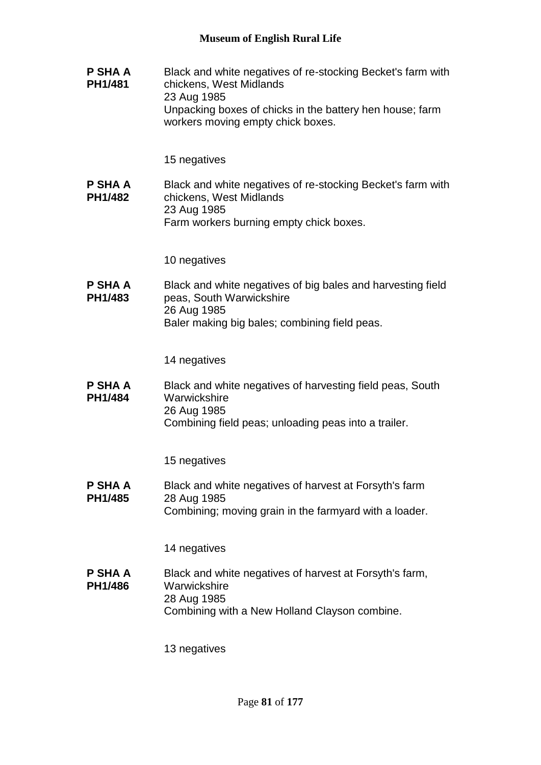**P SHA A PH1/481**

Black and white negatives of re-stocking Becket's farm with chickens, West Midlands
23 Aug 1985
Unpacking boxes of chicks in the battery hen house; farm workers moving empty chick boxes.

15 negatives

**P SHA A PH1/482**

Black and white negatives of re-stocking Becket's farm with chickens, West Midlands
23 Aug 1985
Farm workers burning empty chick boxes.

10 negatives

**P SHA A PH1/483**

Black and white negatives of big bales and harvesting field peas, South Warwickshire
26 Aug 1985
Baler making big bales; combining field peas.

14 negatives

**P SHA A PH1/484**

Black and white negatives of harvesting field peas, South Warwickshire
26 Aug 1985
Combining field peas; unloading peas into a trailer.

15 negatives

**P SHA A PH1/485**

Black and white negatives of harvest at Forsyth's farm
28 Aug 1985
Combining; moving grain in the farmyard with a loader.

14 negatives

**P SHA A PH1/486**

Black and white negatives of harvest at Forsyth's farm, Warwickshire
28 Aug 1985
Combining with a New Holland Clayson combine.

13 negatives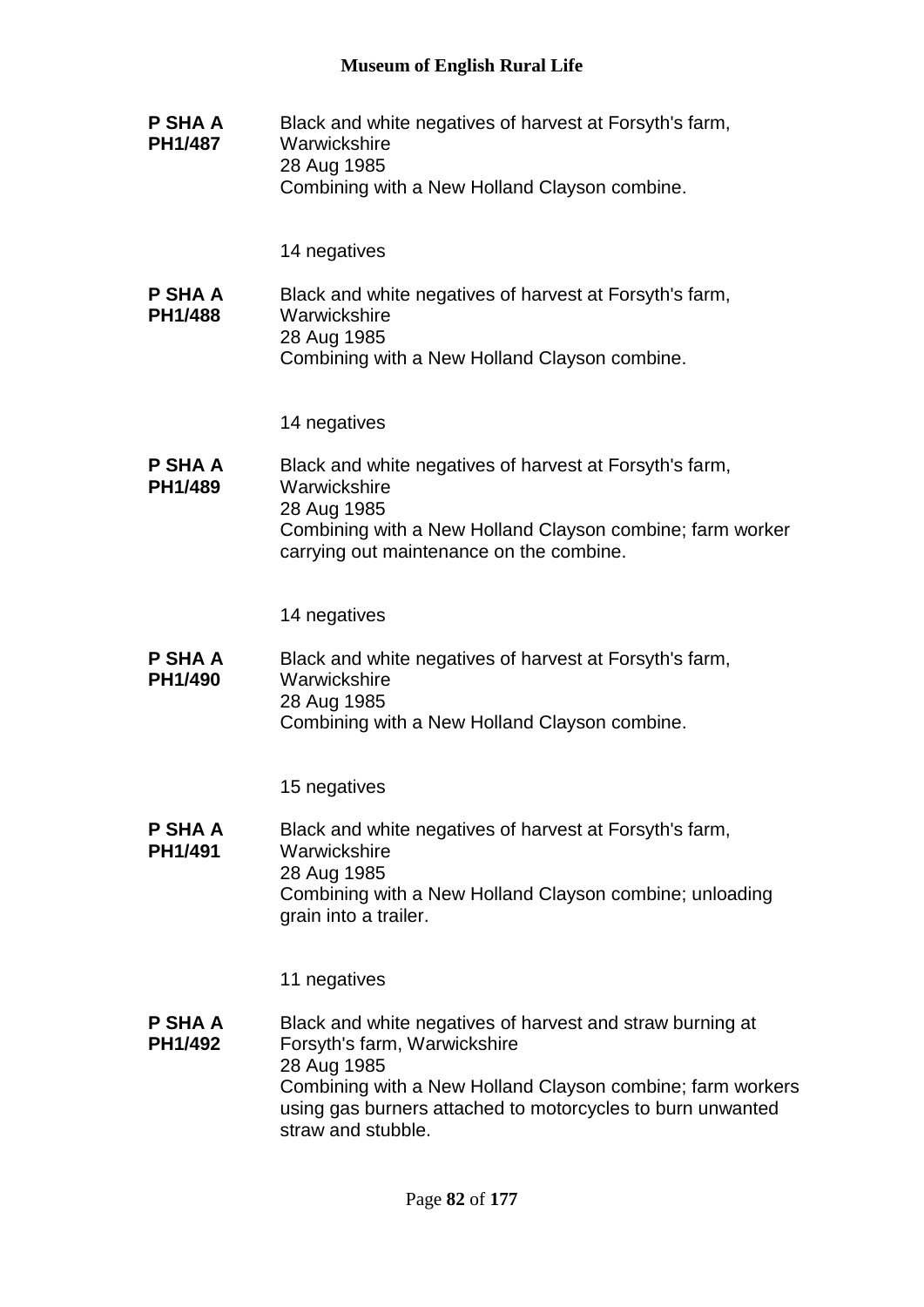**P SHA A PH1/487**

Black and white negatives of harvest at Forsyth's farm, Warwickshire
28 Aug 1985
Combining with a New Holland Clayson combine.

14 negatives

**P SHA A PH1/488**

Black and white negatives of harvest at Forsyth's farm, Warwickshire
28 Aug 1985
Combining with a New Holland Clayson combine.

14 negatives

**P SHA A PH1/489**

Black and white negatives of harvest at Forsyth's farm, Warwickshire
28 Aug 1985
Combining with a New Holland Clayson combine; farm worker carrying out maintenance on the combine.

14 negatives

**P SHA A PH1/490**

Black and white negatives of harvest at Forsyth's farm, Warwickshire
28 Aug 1985
Combining with a New Holland Clayson combine.

15 negatives

**P SHA A PH1/491**

Black and white negatives of harvest at Forsyth's farm, Warwickshire
28 Aug 1985
Combining with a New Holland Clayson combine; unloading grain into a trailer.

11 negatives

**P SHA A PH1/492**

Black and white negatives of harvest and straw burning at Forsyth's farm, Warwickshire
28 Aug 1985
Combining with a New Holland Clayson combine; farm workers using gas burners attached to motorcycles to burn unwanted straw and stubble.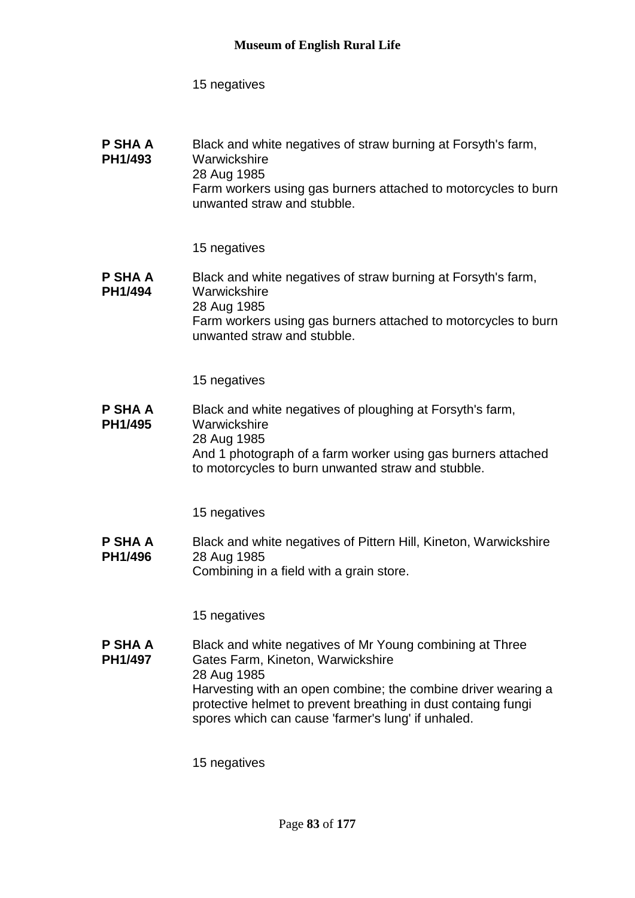15 negatives

**P SHA A PH1/493** Black and white negatives of straw burning at Forsyth's farm, Warwickshire
28 Aug 1985
Farm workers using gas burners attached to motorcycles to burn unwanted straw and stubble.

15 negatives

**P SHA A PH1/494** Black and white negatives of straw burning at Forsyth's farm, Warwickshire
28 Aug 1985
Farm workers using gas burners attached to motorcycles to burn unwanted straw and stubble.

15 negatives

**P SHA A PH1/495** Black and white negatives of ploughing at Forsyth's farm, Warwickshire
28 Aug 1985
And 1 photograph of a farm worker using gas burners attached to motorcycles to burn unwanted straw and stubble.

15 negatives

**P SHA A PH1/496** Black and white negatives of Pittern Hill, Kineton, Warwickshire
28 Aug 1985
Combining in a field with a grain store.

15 negatives

**P SHA A PH1/497** Black and white negatives of Mr Young combining at Three Gates Farm, Kineton, Warwickshire
28 Aug 1985
Harvesting with an open combine; the combine driver wearing a protective helmet to prevent breathing in dust containg fungi spores which can cause 'farmer's lung' if unhaled.

15 negatives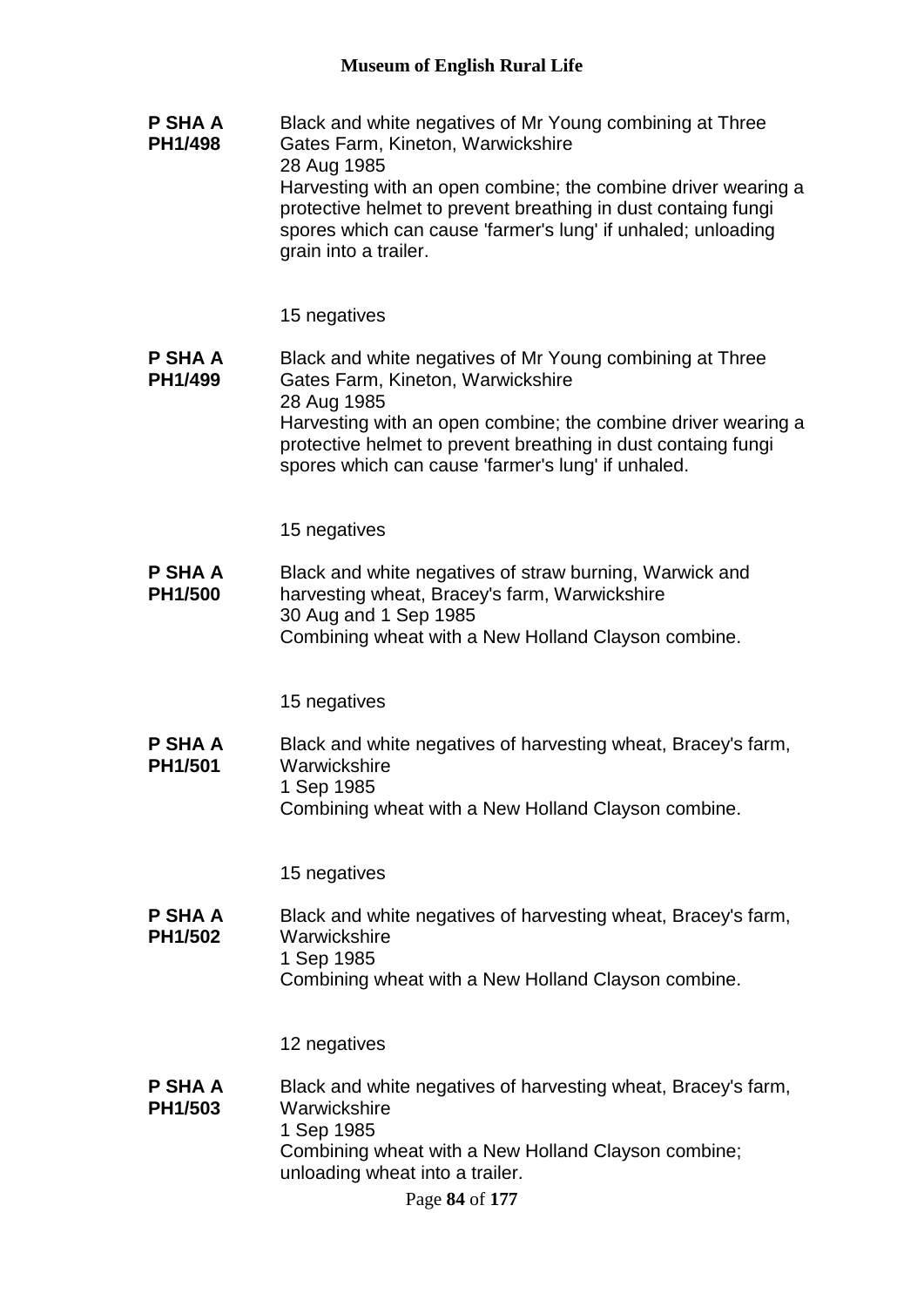**P SHA A PH1/498**

Black and white negatives of Mr Young combining at Three Gates Farm, Kineton, Warwickshire
28 Aug 1985
Harvesting with an open combine; the combine driver wearing a protective helmet to prevent breathing in dust containg fungi spores which can cause 'farmer's lung' if unhaled; unloading grain into a trailer.

15 negatives

**P SHA A PH1/499**

Black and white negatives of Mr Young combining at Three Gates Farm, Kineton, Warwickshire
28 Aug 1985
Harvesting with an open combine; the combine driver wearing a protective helmet to prevent breathing in dust containg fungi spores which can cause 'farmer's lung' if unhaled.

15 negatives

**P SHA A PH1/500**

Black and white negatives of straw burning, Warwick and harvesting wheat, Bracey's farm, Warwickshire
30 Aug and 1 Sep 1985
Combining wheat with a New Holland Clayson combine.

15 negatives

**P SHA A PH1/501**

Black and white negatives of harvesting wheat, Bracey's farm, Warwickshire
1 Sep 1985
Combining wheat with a New Holland Clayson combine.

15 negatives

**P SHA A PH1/502**

Black and white negatives of harvesting wheat, Bracey's farm, Warwickshire
1 Sep 1985
Combining wheat with a New Holland Clayson combine.

12 negatives

**P SHA A PH1/503**

Black and white negatives of harvesting wheat, Bracey's farm, Warwickshire
1 Sep 1985
Combining wheat with a New Holland Clayson combine; unloading wheat into a trailer.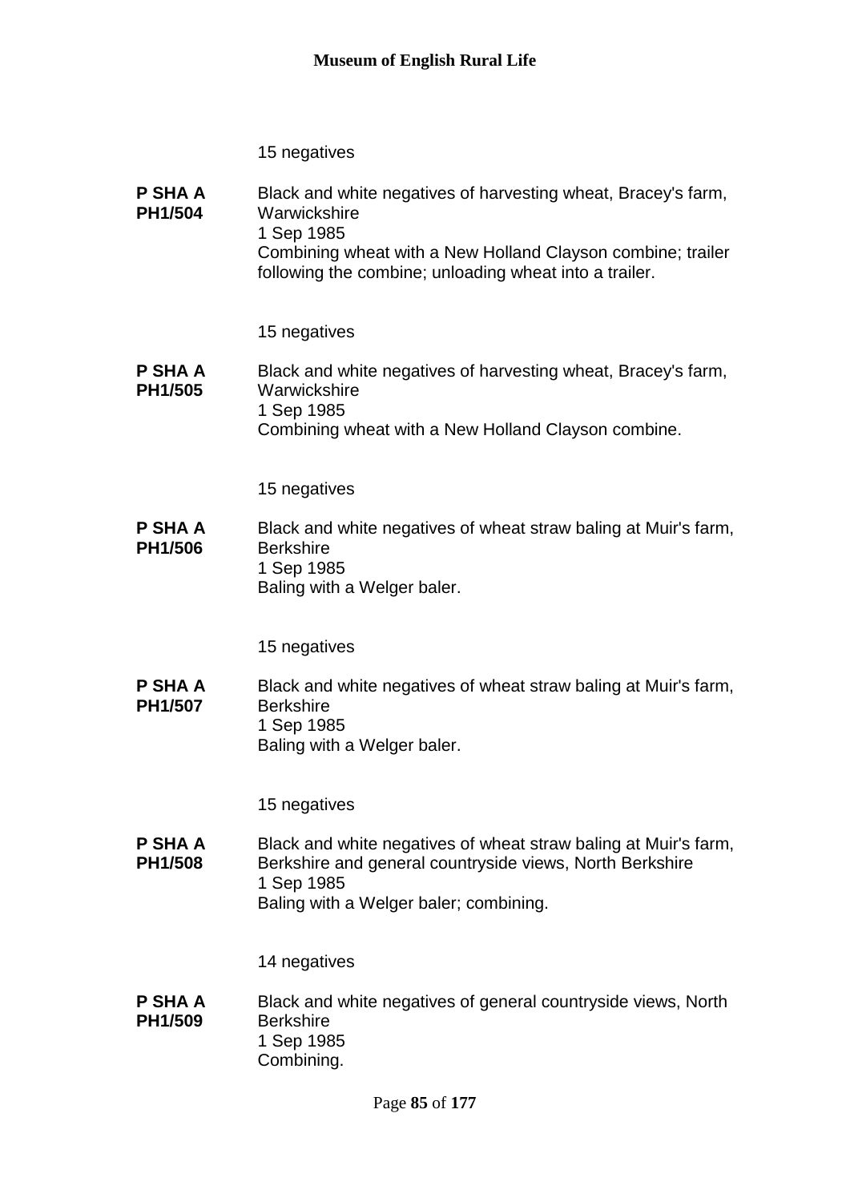15 negatives

**P SHA A PH1/504** Black and white negatives of harvesting wheat, Bracey's farm, Warwickshire
1 Sep 1985
Combining wheat with a New Holland Clayson combine; trailer following the combine; unloading wheat into a trailer.

15 negatives

**P SHA A PH1/505** Black and white negatives of harvesting wheat, Bracey's farm, Warwickshire
1 Sep 1985
Combining wheat with a New Holland Clayson combine.

15 negatives

**P SHA A PH1/506** Black and white negatives of wheat straw baling at Muir's farm, Berkshire
1 Sep 1985
Baling with a Welger baler.

15 negatives

**P SHA A PH1/507** Black and white negatives of wheat straw baling at Muir's farm, Berkshire
1 Sep 1985
Baling with a Welger baler.

15 negatives

**P SHA A PH1/508** Black and white negatives of wheat straw baling at Muir's farm, Berkshire and general countryside views, North Berkshire
1 Sep 1985
Baling with a Welger baler; combining.

14 negatives

**P SHA A PH1/509** Black and white negatives of general countryside views, North Berkshire
1 Sep 1985
Combining.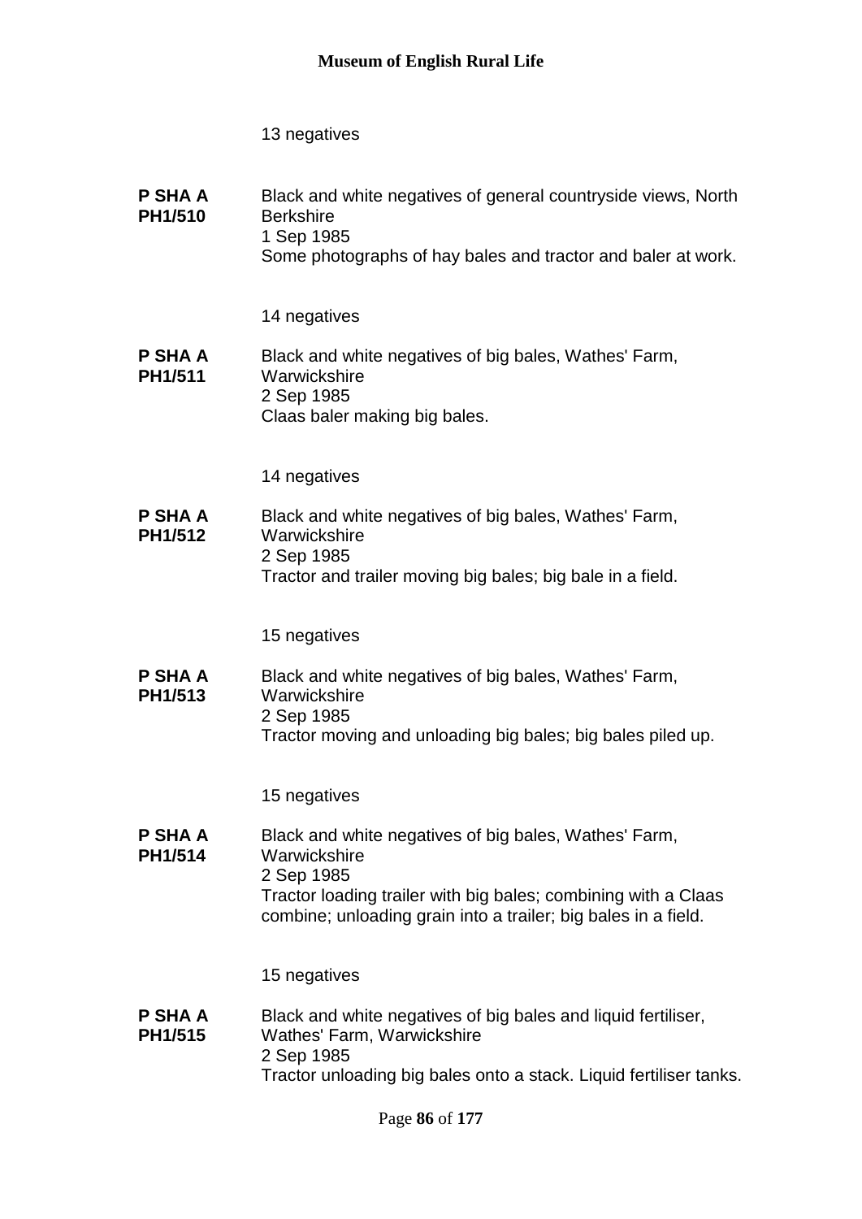13 negatives

**P SHA A PH1/510**

Black and white negatives of general countryside views, North Berkshire
1 Sep 1985
Some photographs of hay bales and tractor and baler at work.

14 negatives

**P SHA A PH1/511**

Black and white negatives of big bales, Wathes' Farm, Warwickshire
2 Sep 1985
Claas baler making big bales.

14 negatives

**P SHA A PH1/512**

Black and white negatives of big bales, Wathes' Farm, Warwickshire
2 Sep 1985
Tractor and trailer moving big bales; big bale in a field.

15 negatives

**P SHA A PH1/513**

Black and white negatives of big bales, Wathes' Farm, Warwickshire
2 Sep 1985
Tractor moving and unloading big bales; big bales piled up.

15 negatives

**P SHA A PH1/514**

Black and white negatives of big bales, Wathes' Farm, Warwickshire
2 Sep 1985
Tractor loading trailer with big bales; combining with a Claas combine; unloading grain into a trailer; big bales in a field.

15 negatives

**P SHA A PH1/515**

Black and white negatives of big bales and liquid fertiliser, Wathes' Farm, Warwickshire
2 Sep 1985
Tractor unloading big bales onto a stack. Liquid fertiliser tanks.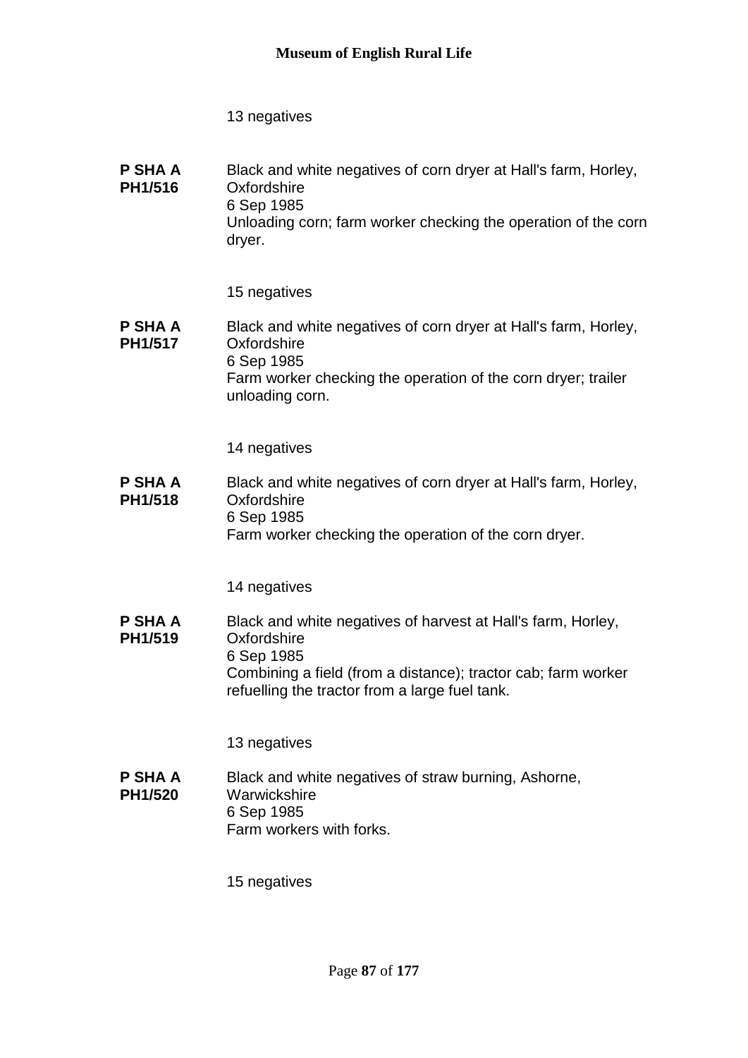13 negatives

**P SHA A PH1/516**

Black and white negatives of corn dryer at Hall's farm, Horley, Oxfordshire
6 Sep 1985
Unloading corn; farm worker checking the operation of the corn dryer.

15 negatives

**P SHA A PH1/517**

Black and white negatives of corn dryer at Hall's farm, Horley, Oxfordshire
6 Sep 1985
Farm worker checking the operation of the corn dryer; trailer unloading corn.

14 negatives

**P SHA A PH1/518**

Black and white negatives of corn dryer at Hall's farm, Horley, Oxfordshire
6 Sep 1985
Farm worker checking the operation of the corn dryer.

14 negatives

**P SHA A PH1/519**

Black and white negatives of harvest at Hall's farm, Horley, Oxfordshire
6 Sep 1985
Combining a field (from a distance); tractor cab; farm worker refuelling the tractor from a large fuel tank.

13 negatives

**P SHA A PH1/520**

Black and white negatives of straw burning, Ashorne, Warwickshire
6 Sep 1985
Farm workers with forks.

15 negatives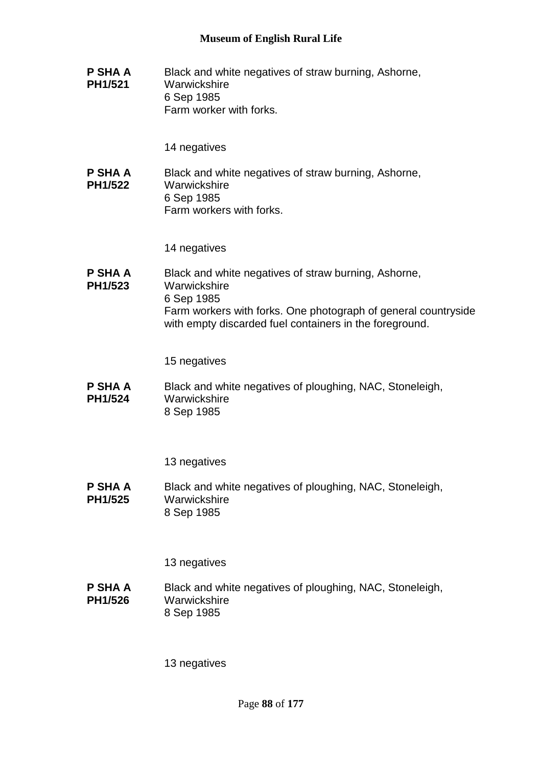**P SHA A PH1/521**

Black and white negatives of straw burning, Ashorne, Warwickshire
6 Sep 1985
Farm worker with forks.

14 negatives

**P SHA A PH1/522**

Black and white negatives of straw burning, Ashorne, Warwickshire
6 Sep 1985
Farm workers with forks.

14 negatives

**P SHA A PH1/523**

Black and white negatives of straw burning, Ashorne, Warwickshire
6 Sep 1985
Farm workers with forks. One photograph of general countryside with empty discarded fuel containers in the foreground.

15 negatives

**P SHA A PH1/524**

Black and white negatives of ploughing, NAC, Stoneleigh, Warwickshire
8 Sep 1985

13 negatives

**P SHA A PH1/525**

Black and white negatives of ploughing, NAC, Stoneleigh, Warwickshire
8 Sep 1985

13 negatives

**P SHA A PH1/526**

Black and white negatives of ploughing, NAC, Stoneleigh, Warwickshire
8 Sep 1985

13 negatives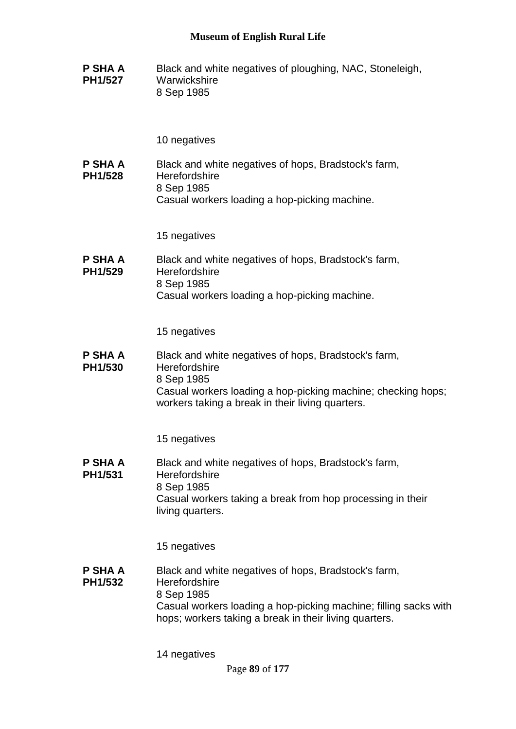**P SHA A PH1/527**

Black and white negatives of ploughing, NAC, Stoneleigh, Warwickshire
8 Sep 1985

10 negatives

**P SHA A PH1/528**

Black and white negatives of hops, Bradstock's farm, Herefordshire
8 Sep 1985
Casual workers loading a hop-picking machine.

15 negatives

**P SHA A PH1/529**

Black and white negatives of hops, Bradstock's farm, Herefordshire
8 Sep 1985
Casual workers loading a hop-picking machine.

15 negatives

**P SHA A PH1/530**

Black and white negatives of hops, Bradstock's farm, Herefordshire
8 Sep 1985
Casual workers loading a hop-picking machine; checking hops; workers taking a break in their living quarters.

15 negatives

**P SHA A PH1/531**

Black and white negatives of hops, Bradstock's farm, Herefordshire
8 Sep 1985
Casual workers taking a break from hop processing in their living quarters.

15 negatives

**P SHA A PH1/532**

Black and white negatives of hops, Bradstock's farm, Herefordshire
8 Sep 1985
Casual workers loading a hop-picking machine; filling sacks with hops; workers taking a break in their living quarters.

14 negatives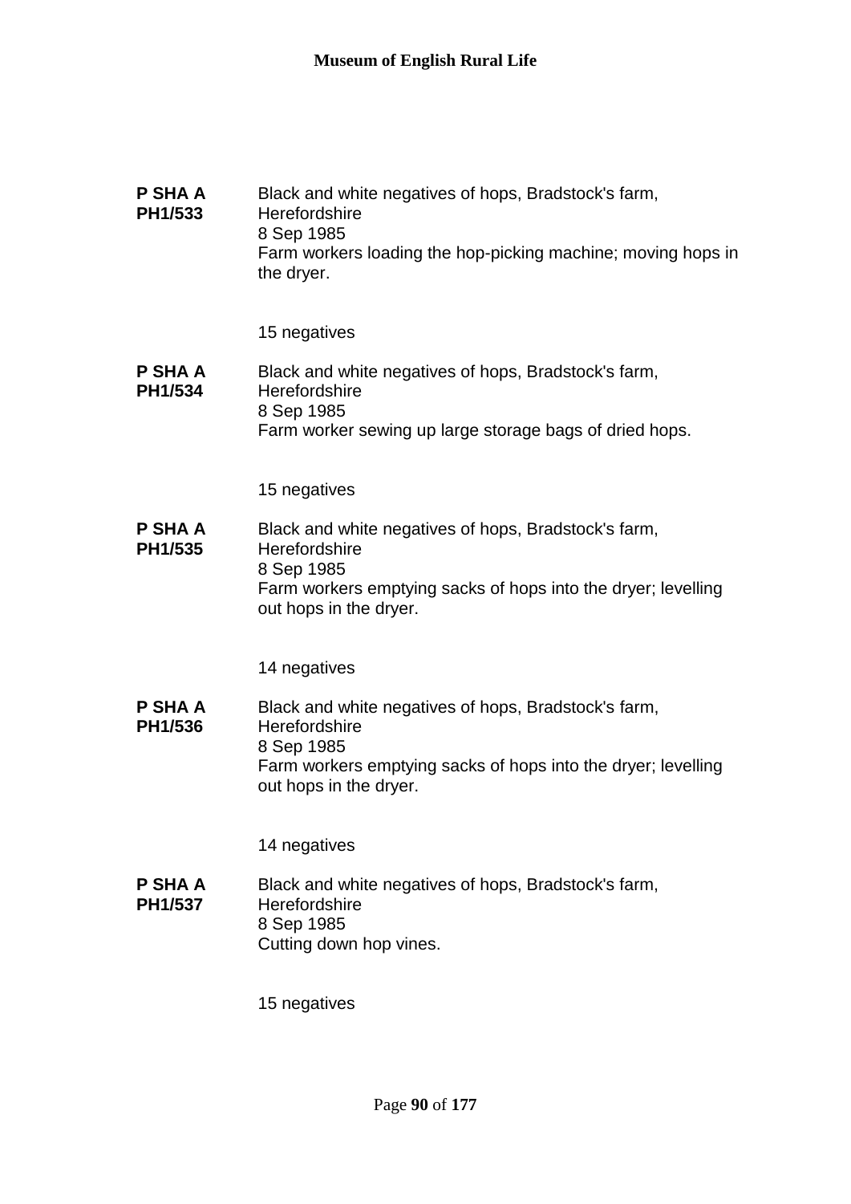**P SHA A PH1/533**

Black and white negatives of hops, Bradstock's farm, Herefordshire
8 Sep 1985
Farm workers loading the hop-picking machine; moving hops in the dryer.

15 negatives

**P SHA A PH1/534**

Black and white negatives of hops, Bradstock's farm, Herefordshire
8 Sep 1985
Farm worker sewing up large storage bags of dried hops.

15 negatives

**P SHA A PH1/535**

Black and white negatives of hops, Bradstock's farm, Herefordshire
8 Sep 1985
Farm workers emptying sacks of hops into the dryer; levelling out hops in the dryer.

14 negatives

**P SHA A PH1/536**

Black and white negatives of hops, Bradstock's farm, Herefordshire
8 Sep 1985
Farm workers emptying sacks of hops into the dryer; levelling out hops in the dryer.

14 negatives

**P SHA A PH1/537**

Black and white negatives of hops, Bradstock's farm, Herefordshire
8 Sep 1985
Cutting down hop vines.

15 negatives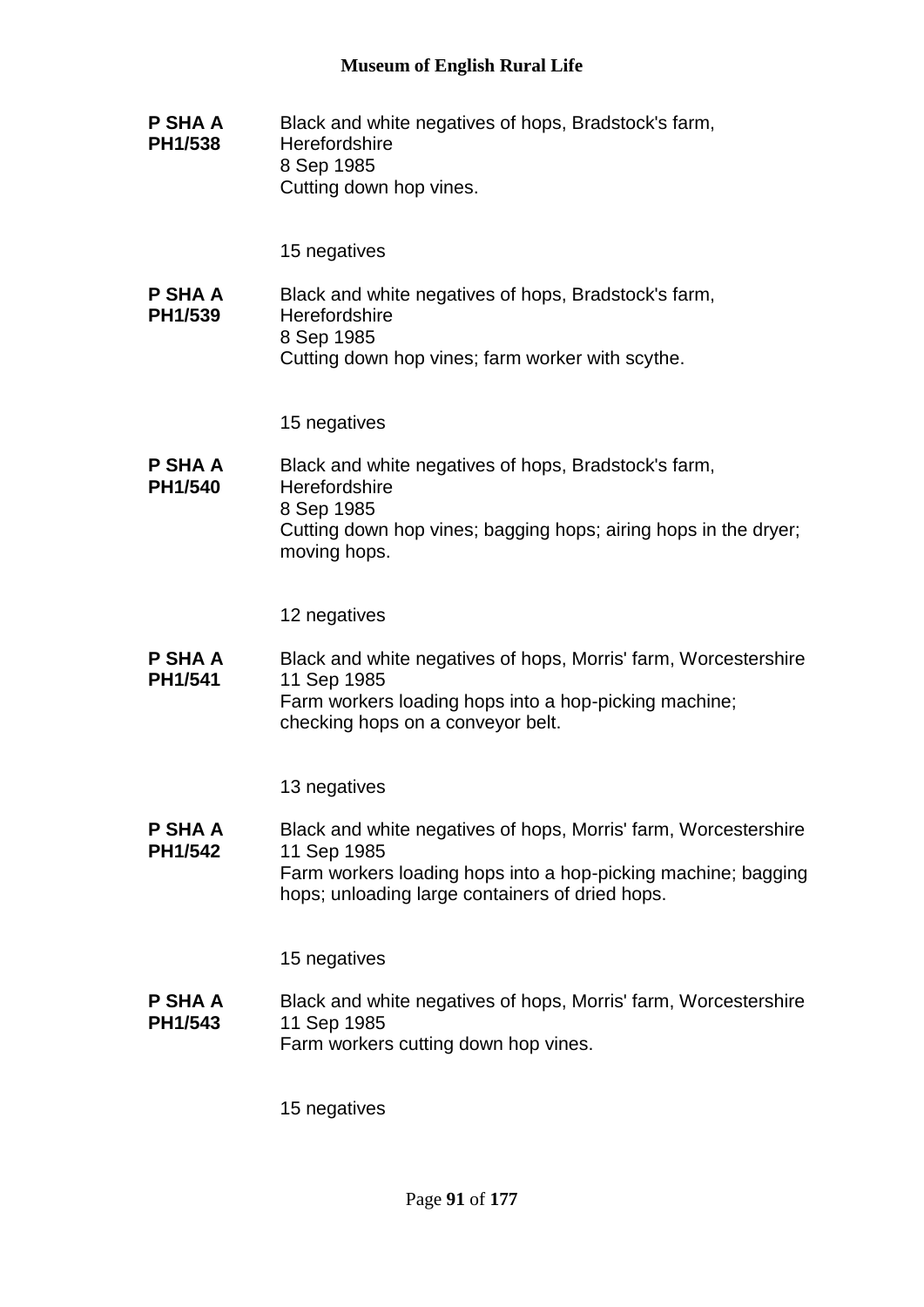**P SHA A PH1/538**

Black and white negatives of hops, Bradstock's farm, Herefordshire
8 Sep 1985
Cutting down hop vines.

15 negatives

**P SHA A PH1/539**

Black and white negatives of hops, Bradstock's farm, Herefordshire
8 Sep 1985
Cutting down hop vines; farm worker with scythe.

15 negatives

**P SHA A PH1/540**

Black and white negatives of hops, Bradstock's farm, Herefordshire
8 Sep 1985
Cutting down hop vines; bagging hops; airing hops in the dryer; moving hops.

12 negatives

**P SHA A PH1/541**

Black and white negatives of hops, Morris' farm, Worcestershire
11 Sep 1985
Farm workers loading hops into a hop-picking machine; checking hops on a conveyor belt.

13 negatives

**P SHA A PH1/542**

Black and white negatives of hops, Morris' farm, Worcestershire
11 Sep 1985
Farm workers loading hops into a hop-picking machine; bagging hops; unloading large containers of dried hops.

15 negatives

**P SHA A PH1/543**

Black and white negatives of hops, Morris' farm, Worcestershire
11 Sep 1985
Farm workers cutting down hop vines.

15 negatives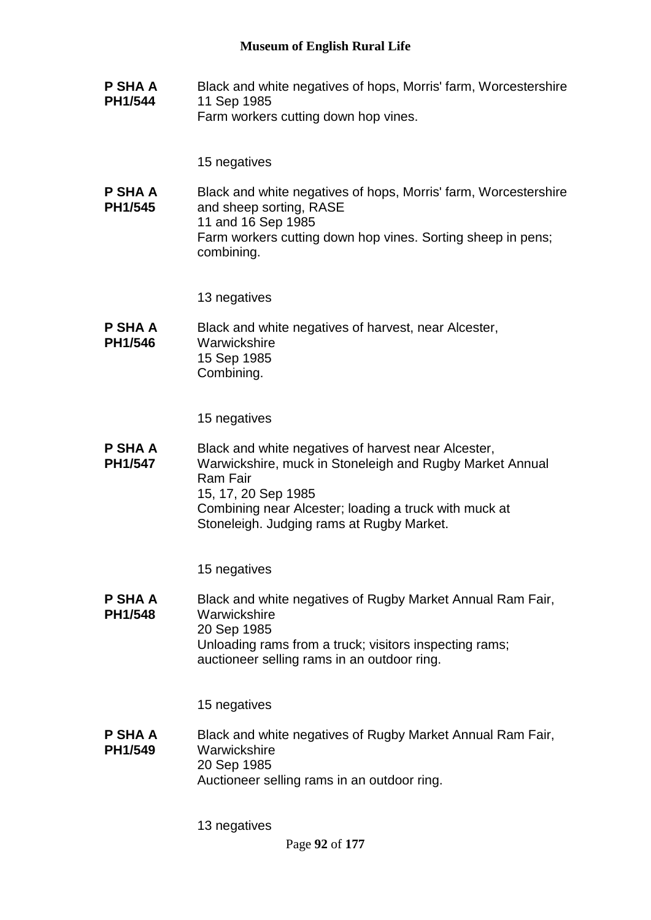**P SHA A PH1/544**

Black and white negatives of hops, Morris' farm, Worcestershire
11 Sep 1985
Farm workers cutting down hop vines.

15 negatives

**P SHA A PH1/545**

Black and white negatives of hops, Morris' farm, Worcestershire and sheep sorting, RASE
11 and 16 Sep 1985
Farm workers cutting down hop vines. Sorting sheep in pens; combining.

13 negatives

**P SHA A PH1/546**

Black and white negatives of harvest, near Alcester, Warwickshire
15 Sep 1985
Combining.

15 negatives

**P SHA A PH1/547**

Black and white negatives of harvest near Alcester, Warwickshire, muck in Stoneleigh and Rugby Market Annual Ram Fair
15, 17, 20 Sep 1985
Combining near Alcester; loading a truck with muck at Stoneleigh. Judging rams at Rugby Market.

15 negatives

**P SHA A PH1/548**

Black and white negatives of Rugby Market Annual Ram Fair, Warwickshire
20 Sep 1985
Unloading rams from a truck; visitors inspecting rams; auctioneer selling rams in an outdoor ring.

15 negatives

**P SHA A PH1/549**

Black and white negatives of Rugby Market Annual Ram Fair, Warwickshire
20 Sep 1985
Auctioneer selling rams in an outdoor ring.

13 negatives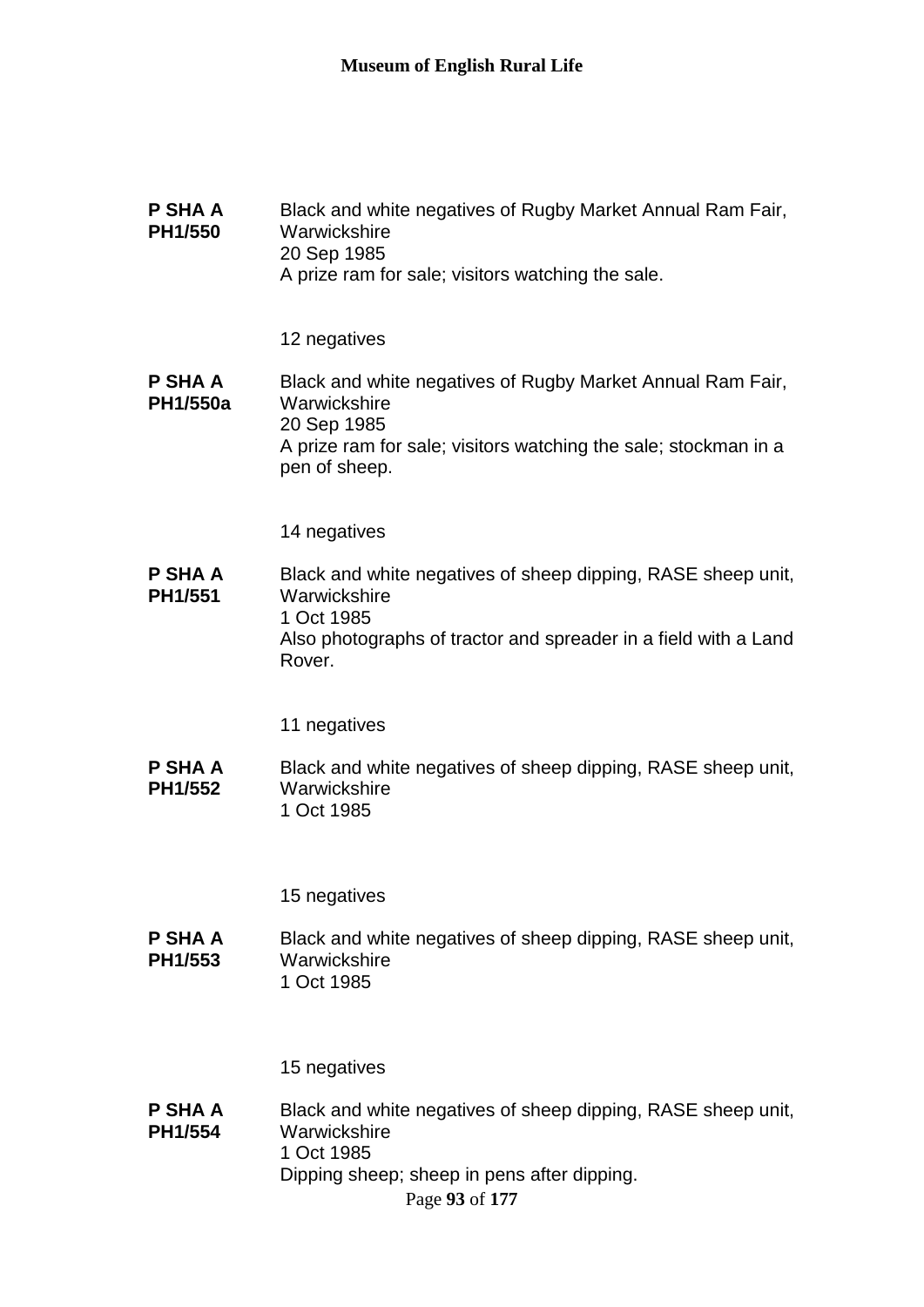**P SHA A PH1/550** Black and white negatives of Rugby Market Annual Ram Fair, Warwickshire
20 Sep 1985
A prize ram for sale; visitors watching the sale.

12 negatives

**P SHA A PH1/550a** Black and white negatives of Rugby Market Annual Ram Fair, Warwickshire
20 Sep 1985
A prize ram for sale; visitors watching the sale; stockman in a pen of sheep.

14 negatives

**P SHA A PH1/551** Black and white negatives of sheep dipping, RASE sheep unit, Warwickshire
1 Oct 1985
Also photographs of tractor and spreader in a field with a Land Rover.

11 negatives

**P SHA A PH1/552** Black and white negatives of sheep dipping, RASE sheep unit, Warwickshire
1 Oct 1985

15 negatives

**P SHA A PH1/553** Black and white negatives of sheep dipping, RASE sheep unit, Warwickshire
1 Oct 1985

15 negatives

**P SHA A PH1/554** Black and white negatives of sheep dipping, RASE sheep unit, Warwickshire
1 Oct 1985
Dipping sheep; sheep in pens after dipping.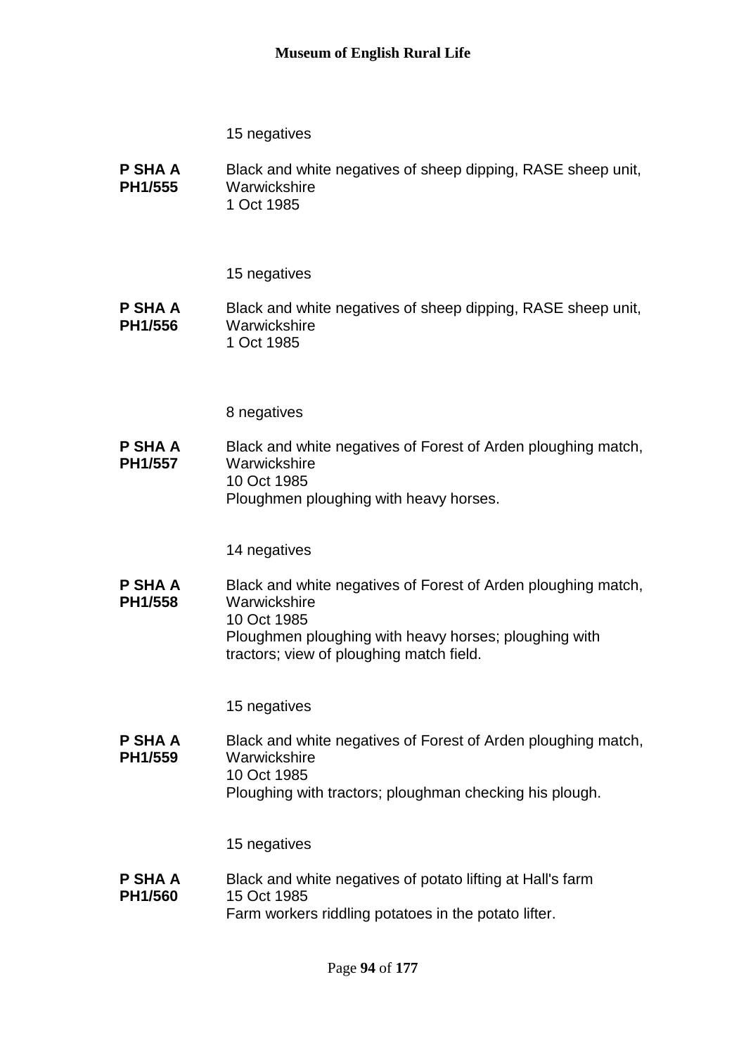15 negatives

**P SHA A PH1/555** Black and white negatives of sheep dipping, RASE sheep unit, Warwickshire
1 Oct 1985

15 negatives

**P SHA A PH1/556** Black and white negatives of sheep dipping, RASE sheep unit, Warwickshire
1 Oct 1985

8 negatives

**P SHA A PH1/557** Black and white negatives of Forest of Arden ploughing match, Warwickshire
10 Oct 1985
Ploughmen ploughing with heavy horses.

14 negatives

**P SHA A PH1/558** Black and white negatives of Forest of Arden ploughing match, Warwickshire
10 Oct 1985
Ploughmen ploughing with heavy horses; ploughing with tractors; view of ploughing match field.

15 negatives

**P SHA A PH1/559** Black and white negatives of Forest of Arden ploughing match, Warwickshire
10 Oct 1985
Ploughing with tractors; ploughman checking his plough.

15 negatives

**P SHA A PH1/560** Black and white negatives of potato lifting at Hall's farm
15 Oct 1985
Farm workers riddling potatoes in the potato lifter.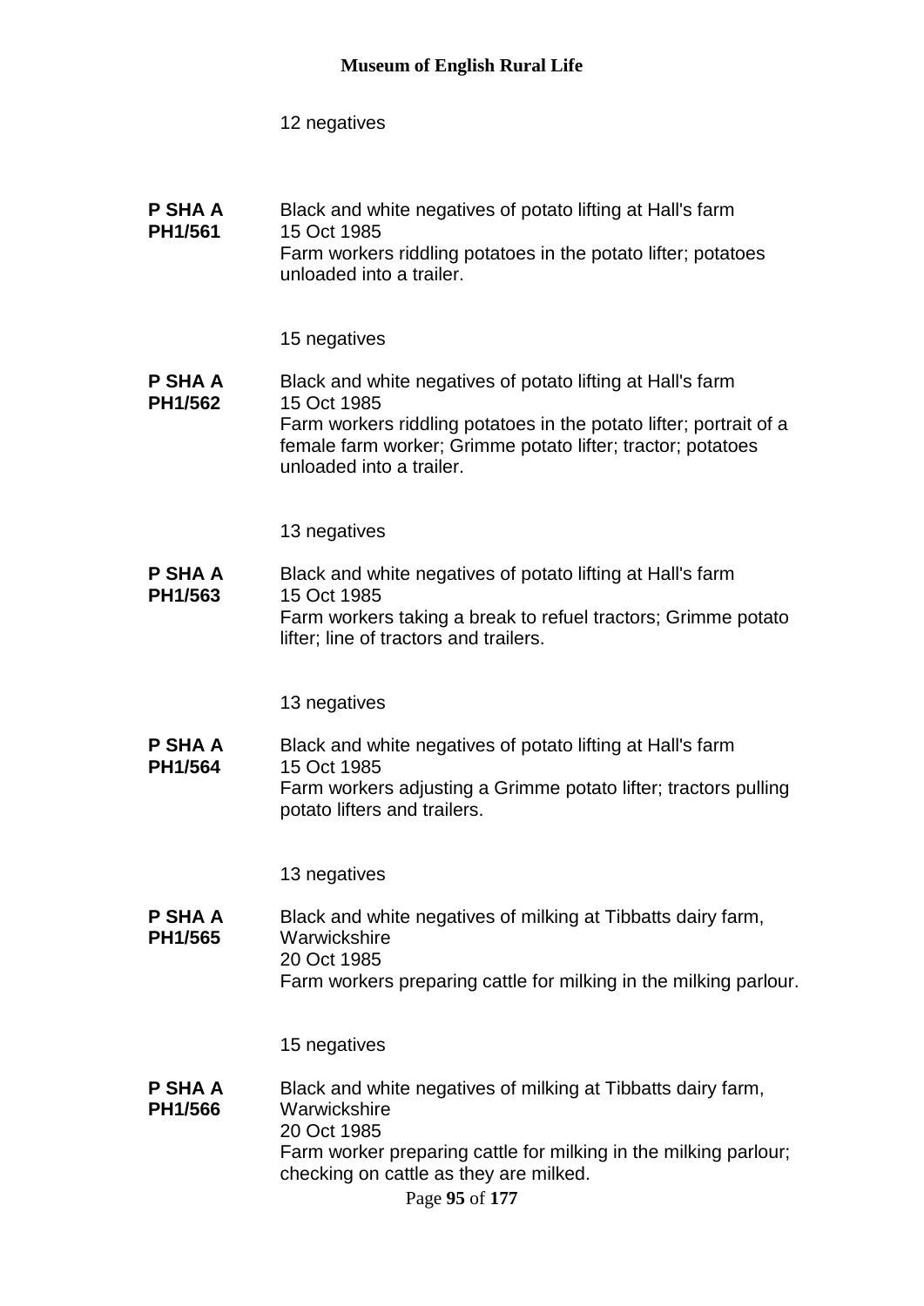12 negatives

**P SHA A PH1/561** Black and white negatives of potato lifting at Hall's farm
15 Oct 1985
Farm workers riddling potatoes in the potato lifter; potatoes unloaded into a trailer.

15 negatives

**P SHA A PH1/562** Black and white negatives of potato lifting at Hall's farm
15 Oct 1985
Farm workers riddling potatoes in the potato lifter; portrait of a female farm worker; Grimme potato lifter; tractor; potatoes unloaded into a trailer.

13 negatives

**P SHA A PH1/563** Black and white negatives of potato lifting at Hall's farm
15 Oct 1985
Farm workers taking a break to refuel tractors; Grimme potato lifter; line of tractors and trailers.

13 negatives

**P SHA A PH1/564** Black and white negatives of potato lifting at Hall's farm
15 Oct 1985
Farm workers adjusting a Grimme potato lifter; tractors pulling potato lifters and trailers.

13 negatives

**P SHA A PH1/565** Black and white negatives of milking at Tibbatts dairy farm, Warwickshire
20 Oct 1985
Farm workers preparing cattle for milking in the milking parlour.

15 negatives

**P SHA A PH1/566** Black and white negatives of milking at Tibbatts dairy farm, Warwickshire
20 Oct 1985
Farm worker preparing cattle for milking in the milking parlour; checking on cattle as they are milked.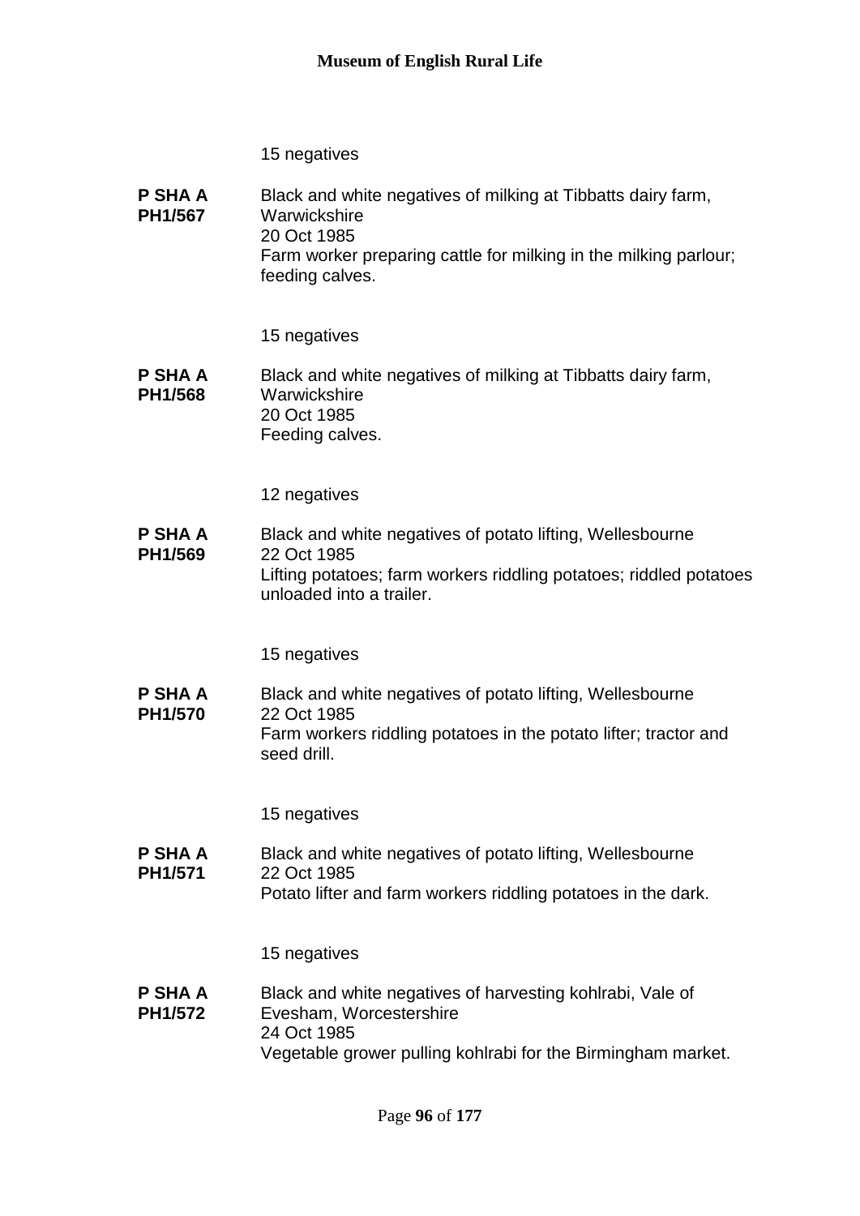15 negatives

**P SHA A PH1/567** Black and white negatives of milking at Tibbatts dairy farm, Warwickshire
20 Oct 1985
Farm worker preparing cattle for milking in the milking parlour; feeding calves.

15 negatives

**P SHA A PH1/568** Black and white negatives of milking at Tibbatts dairy farm, Warwickshire
20 Oct 1985
Feeding calves.

12 negatives

**P SHA A PH1/569** Black and white negatives of potato lifting, Wellesbourne
22 Oct 1985
Lifting potatoes; farm workers riddling potatoes; riddled potatoes unloaded into a trailer.

15 negatives

**P SHA A PH1/570** Black and white negatives of potato lifting, Wellesbourne
22 Oct 1985
Farm workers riddling potatoes in the potato lifter; tractor and seed drill.

15 negatives

**P SHA A PH1/571** Black and white negatives of potato lifting, Wellesbourne
22 Oct 1985
Potato lifter and farm workers riddling potatoes in the dark.

15 negatives

**P SHA A PH1/572** Black and white negatives of harvesting kohlrabi, Vale of Evesham, Worcestershire
24 Oct 1985
Vegetable grower pulling kohlrabi for the Birmingham market.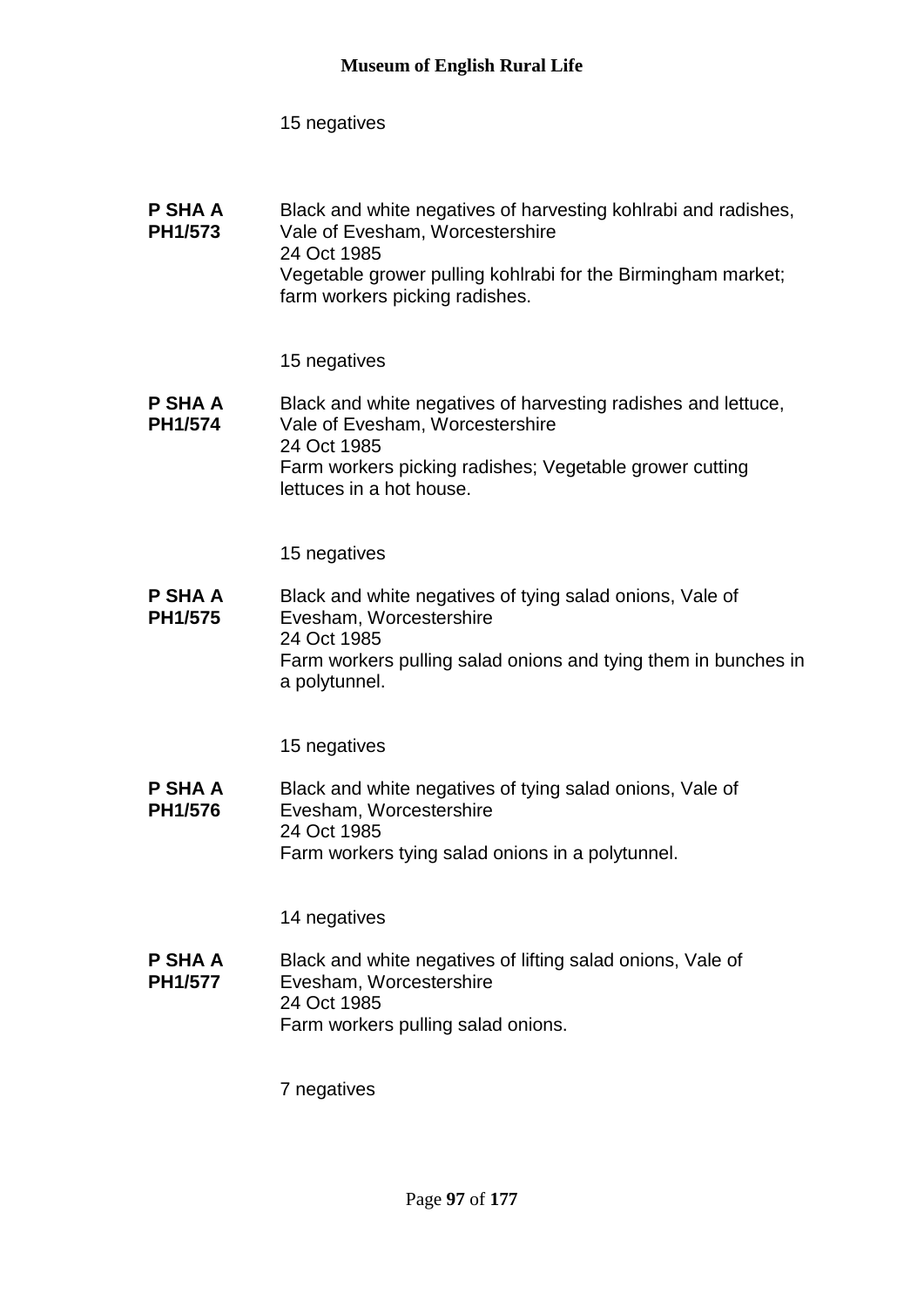15 negatives

**P SHA A PH1/573**

Black and white negatives of harvesting kohlrabi and radishes, Vale of Evesham, Worcestershire
24 Oct 1985
Vegetable grower pulling kohlrabi for the Birmingham market; farm workers picking radishes.

15 negatives

**P SHA A PH1/574**

Black and white negatives of harvesting radishes and lettuce, Vale of Evesham, Worcestershire
24 Oct 1985
Farm workers picking radishes; Vegetable grower cutting lettuces in a hot house.

15 negatives

**P SHA A PH1/575**

Black and white negatives of tying salad onions, Vale of Evesham, Worcestershire
24 Oct 1985
Farm workers pulling salad onions and tying them in bunches in a polytunnel.

15 negatives

**P SHA A PH1/576**

Black and white negatives of tying salad onions, Vale of Evesham, Worcestershire
24 Oct 1985
Farm workers tying salad onions in a polytunnel.

14 negatives

**P SHA A PH1/577**

Black and white negatives of lifting salad onions, Vale of Evesham, Worcestershire
24 Oct 1985
Farm workers pulling salad onions.

7 negatives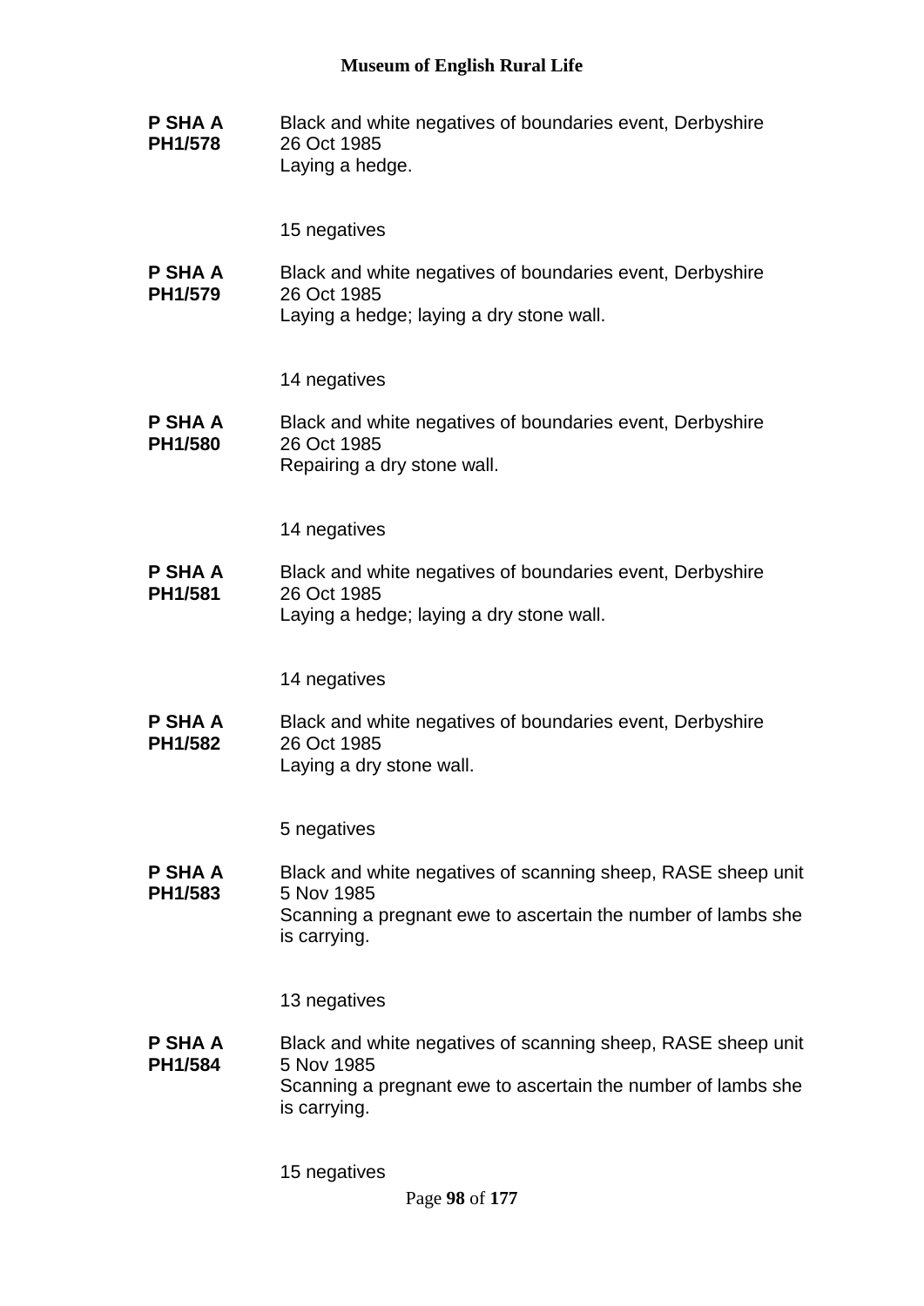**P SHA A PH1/578**

Black and white negatives of boundaries event, Derbyshire
26 Oct 1985
Laying a hedge.

15 negatives

**P SHA A PH1/579**

Black and white negatives of boundaries event, Derbyshire
26 Oct 1985
Laying a hedge; laying a dry stone wall.

14 negatives

**P SHA A PH1/580**

Black and white negatives of boundaries event, Derbyshire
26 Oct 1985
Repairing a dry stone wall.

14 negatives

**P SHA A PH1/581**

Black and white negatives of boundaries event, Derbyshire
26 Oct 1985
Laying a hedge; laying a dry stone wall.

14 negatives

**P SHA A PH1/582**

Black and white negatives of boundaries event, Derbyshire
26 Oct 1985
Laying a dry stone wall.

5 negatives

**P SHA A PH1/583**

Black and white negatives of scanning sheep, RASE sheep unit
5 Nov 1985
Scanning a pregnant ewe to ascertain the number of lambs she is carrying.

13 negatives

**P SHA A PH1/584**

Black and white negatives of scanning sheep, RASE sheep unit
5 Nov 1985
Scanning a pregnant ewe to ascertain the number of lambs she is carrying.

15 negatives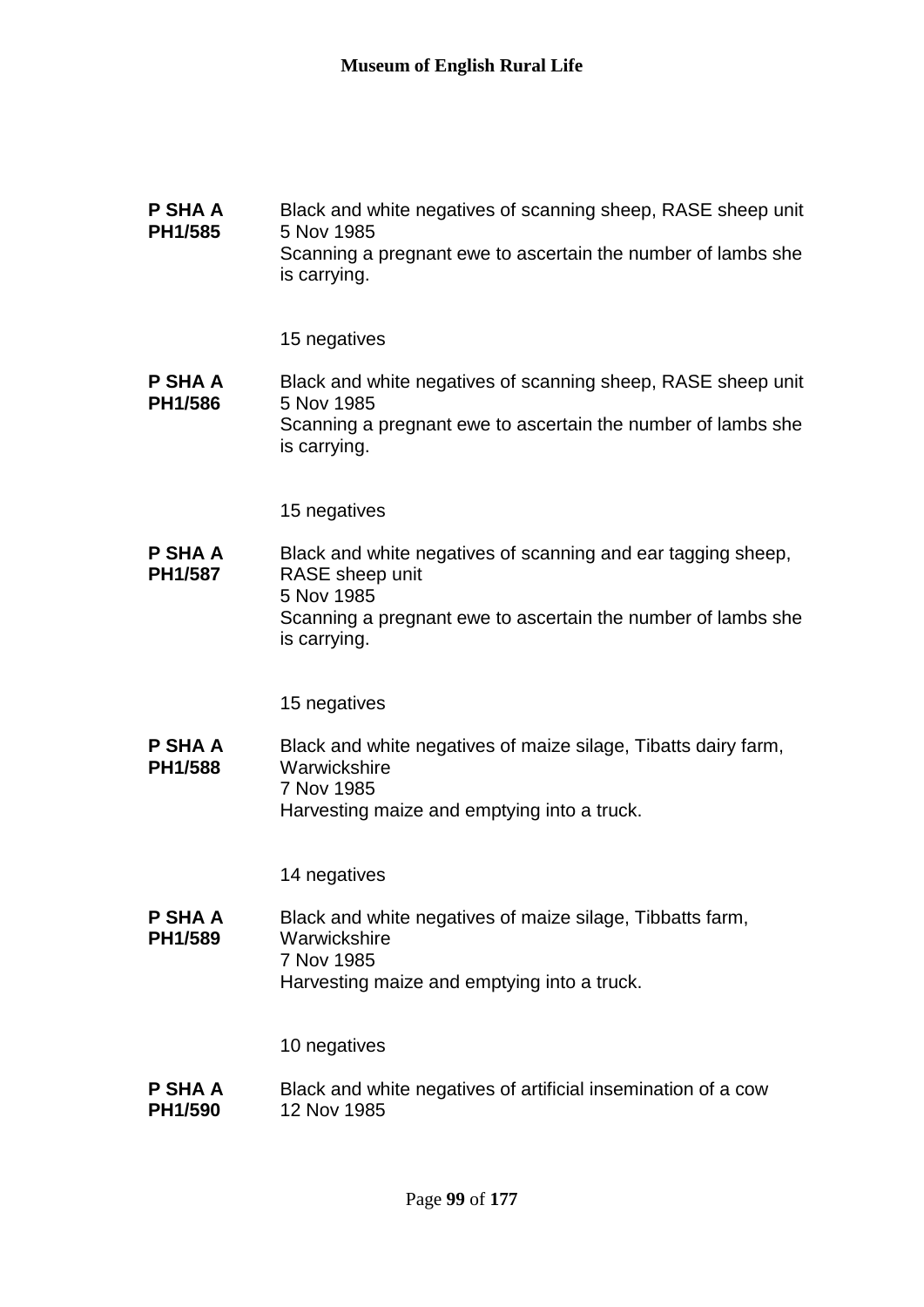**P SHA A PH1/585**

Black and white negatives of scanning sheep, RASE sheep unit
5 Nov 1985
Scanning a pregnant ewe to ascertain the number of lambs she is carrying.

15 negatives

**P SHA A PH1/586**

Black and white negatives of scanning sheep, RASE sheep unit
5 Nov 1985
Scanning a pregnant ewe to ascertain the number of lambs she is carrying.

15 negatives

**P SHA A PH1/587**

Black and white negatives of scanning and ear tagging sheep, RASE sheep unit
5 Nov 1985
Scanning a pregnant ewe to ascertain the number of lambs she is carrying.

15 negatives

**P SHA A PH1/588**

Black and white negatives of maize silage, Tibatts dairy farm, Warwickshire
7 Nov 1985
Harvesting maize and emptying into a truck.

14 negatives

**P SHA A PH1/589**

Black and white negatives of maize silage, Tibbatts farm, Warwickshire
7 Nov 1985
Harvesting maize and emptying into a truck.

10 negatives

**P SHA A PH1/590**

Black and white negatives of artificial insemination of a cow
12 Nov 1985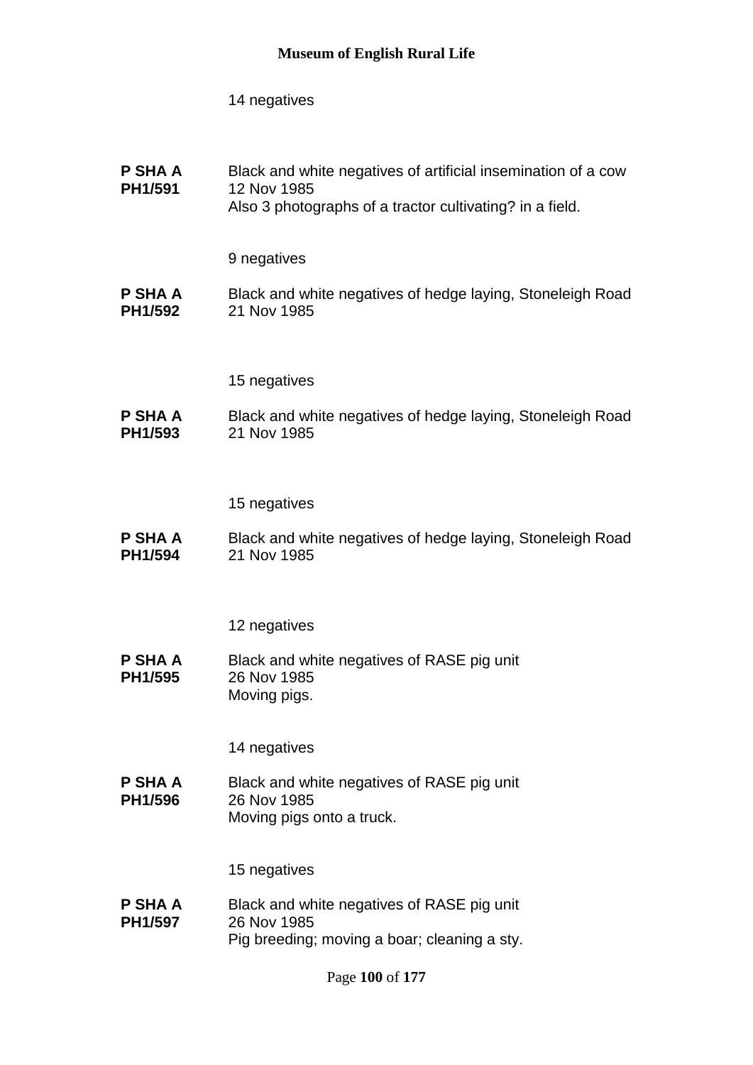14 negatives

**P SHA A PH1/591** Black and white negatives of artificial insemination of a cow
12 Nov 1985
Also 3 photographs of a tractor cultivating? in a field.

9 negatives

**P SHA A PH1/592** Black and white negatives of hedge laying, Stoneleigh Road
21 Nov 1985

15 negatives

**P SHA A PH1/593** Black and white negatives of hedge laying, Stoneleigh Road
21 Nov 1985

15 negatives

**P SHA A PH1/594** Black and white negatives of hedge laying, Stoneleigh Road
21 Nov 1985

12 negatives

**P SHA A PH1/595** Black and white negatives of RASE pig unit
26 Nov 1985
Moving pigs.

14 negatives

**P SHA A PH1/596** Black and white negatives of RASE pig unit
26 Nov 1985
Moving pigs onto a truck.

15 negatives

**P SHA A PH1/597** Black and white negatives of RASE pig unit
26 Nov 1985
Pig breeding; moving a boar; cleaning a sty.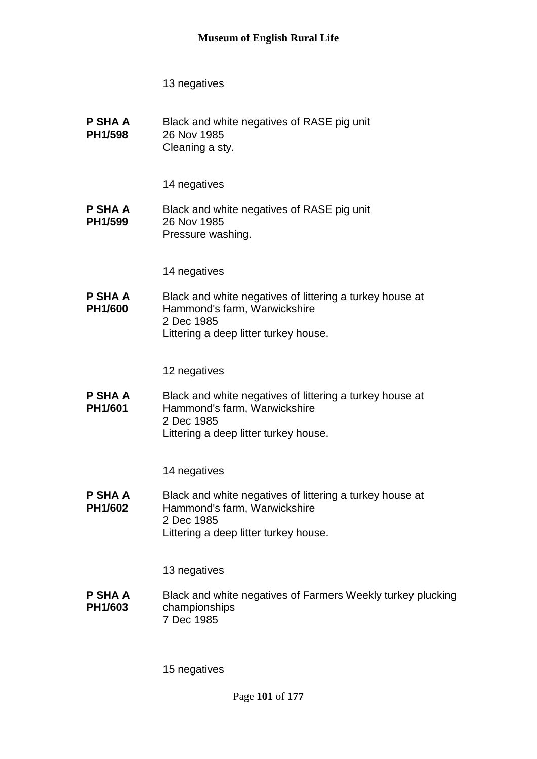13 negatives

**P SHA A PH1/598** Black and white negatives of RASE pig unit
26 Nov 1985
Cleaning a sty.

14 negatives

**P SHA A PH1/599** Black and white negatives of RASE pig unit
26 Nov 1985
Pressure washing.

14 negatives

**P SHA A PH1/600** Black and white negatives of littering a turkey house at Hammond's farm, Warwickshire
2 Dec 1985
Littering a deep litter turkey house.

12 negatives

**P SHA A PH1/601** Black and white negatives of littering a turkey house at Hammond's farm, Warwickshire
2 Dec 1985
Littering a deep litter turkey house.

14 negatives

**P SHA A PH1/602** Black and white negatives of littering a turkey house at Hammond's farm, Warwickshire
2 Dec 1985
Littering a deep litter turkey house.

13 negatives

**P SHA A PH1/603** Black and white negatives of Farmers Weekly turkey plucking championships
7 Dec 1985

15 negatives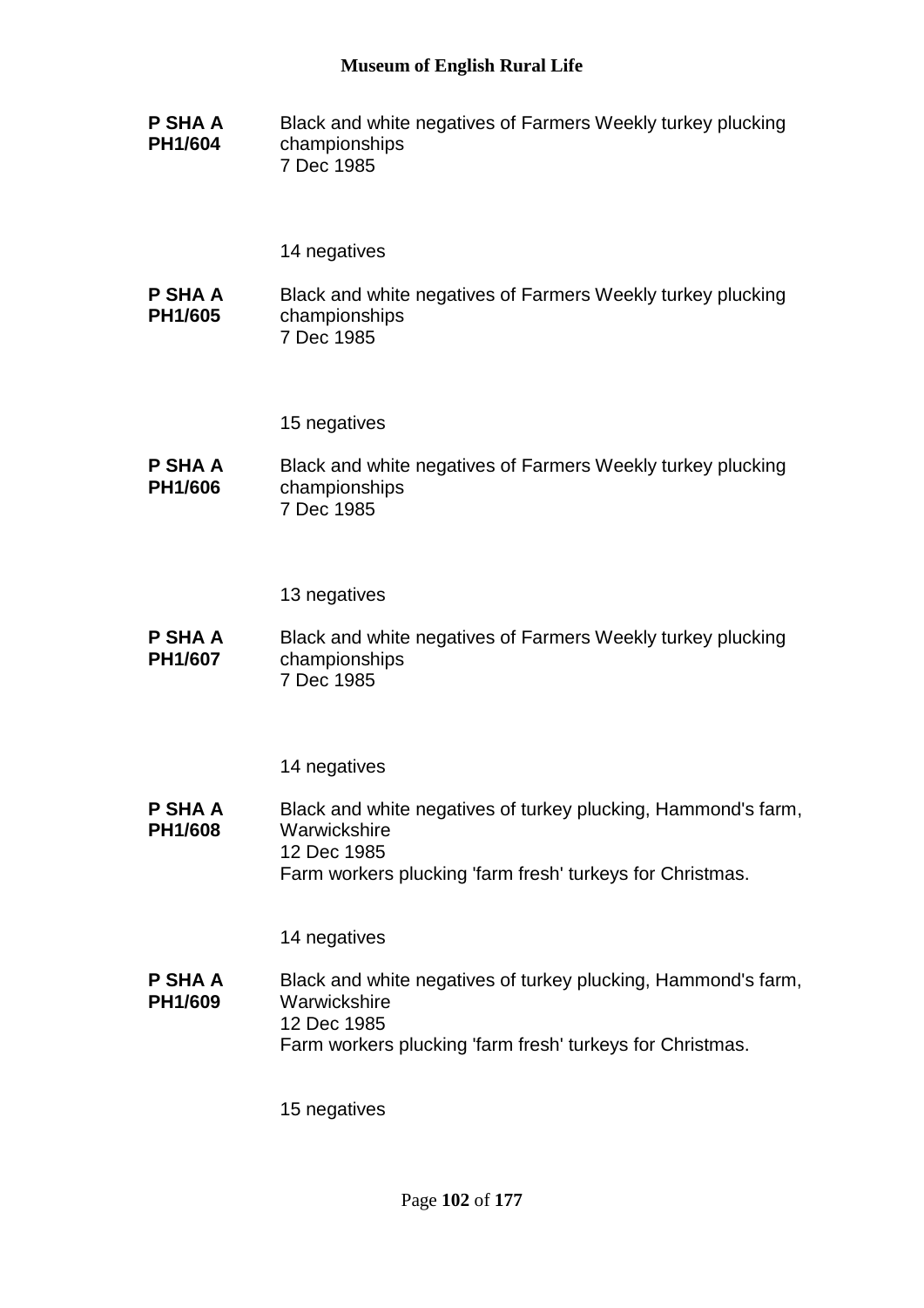**P SHA A PH1/604**

Black and white negatives of Farmers Weekly turkey plucking championships
7 Dec 1985

14 negatives

**P SHA A PH1/605**

Black and white negatives of Farmers Weekly turkey plucking championships
7 Dec 1985

15 negatives

**P SHA A PH1/606**

Black and white negatives of Farmers Weekly turkey plucking championships
7 Dec 1985

13 negatives

**P SHA A PH1/607**

Black and white negatives of Farmers Weekly turkey plucking championships
7 Dec 1985

14 negatives

**P SHA A PH1/608**

Black and white negatives of turkey plucking, Hammond's farm, Warwickshire
12 Dec 1985
Farm workers plucking 'farm fresh' turkeys for Christmas.

14 negatives

**P SHA A PH1/609**

Black and white negatives of turkey plucking, Hammond's farm, Warwickshire
12 Dec 1985
Farm workers plucking 'farm fresh' turkeys for Christmas.

15 negatives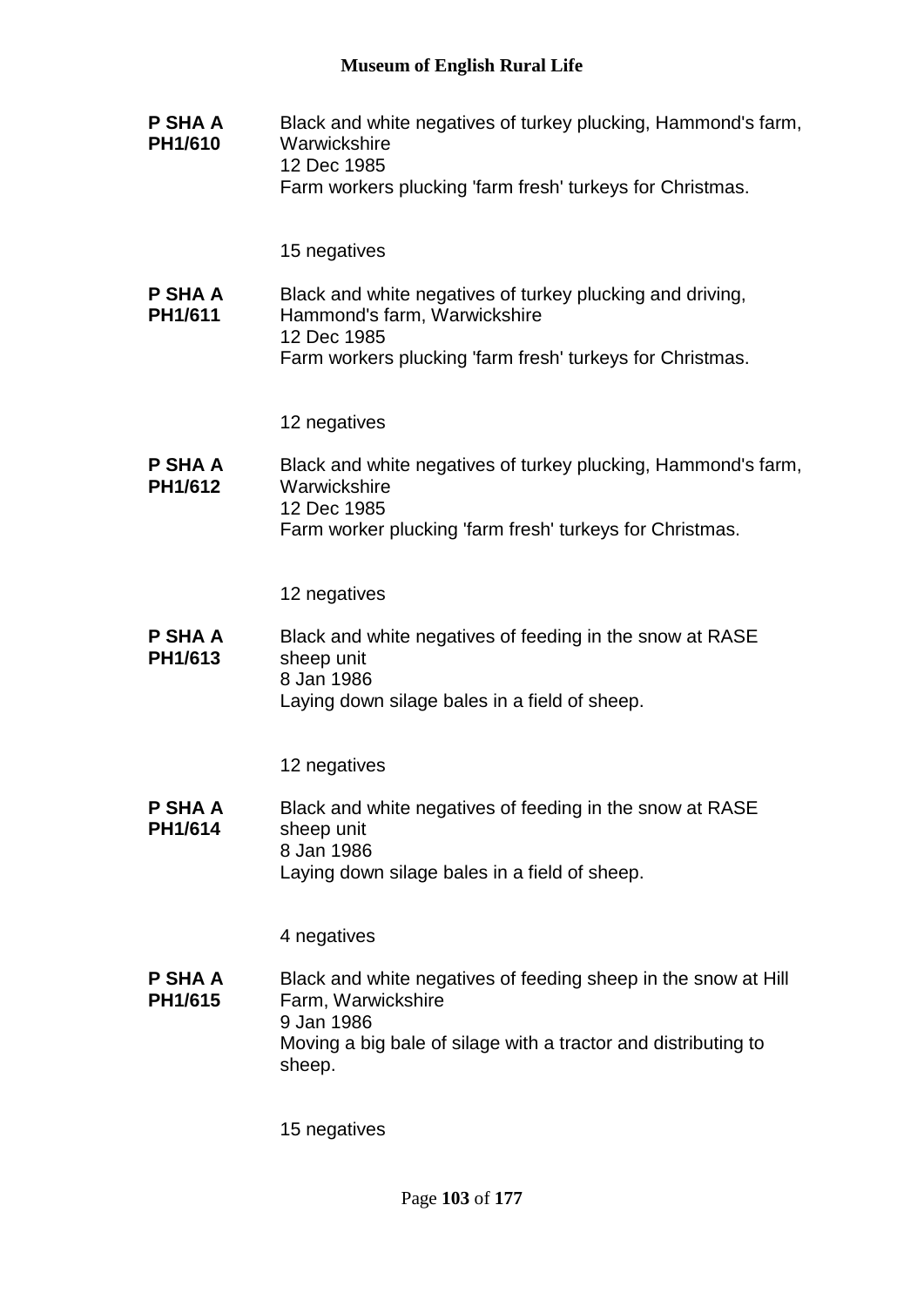**P SHA A PH1/610**

Black and white negatives of turkey plucking, Hammond's farm, Warwickshire
12 Dec 1985
Farm workers plucking 'farm fresh' turkeys for Christmas.

15 negatives

**P SHA A PH1/611**

Black and white negatives of turkey plucking and driving, Hammond's farm, Warwickshire
12 Dec 1985
Farm workers plucking 'farm fresh' turkeys for Christmas.

12 negatives

**P SHA A PH1/612**

Black and white negatives of turkey plucking, Hammond's farm, Warwickshire
12 Dec 1985
Farm worker plucking 'farm fresh' turkeys for Christmas.

12 negatives

**P SHA A PH1/613**

Black and white negatives of feeding in the snow at RASE sheep unit
8 Jan 1986
Laying down silage bales in a field of sheep.

12 negatives

**P SHA A PH1/614**

Black and white negatives of feeding in the snow at RASE sheep unit
8 Jan 1986
Laying down silage bales in a field of sheep.

4 negatives

**P SHA A PH1/615**

Black and white negatives of feeding sheep in the snow at Hill Farm, Warwickshire
9 Jan 1986
Moving a big bale of silage with a tractor and distributing to sheep.

15 negatives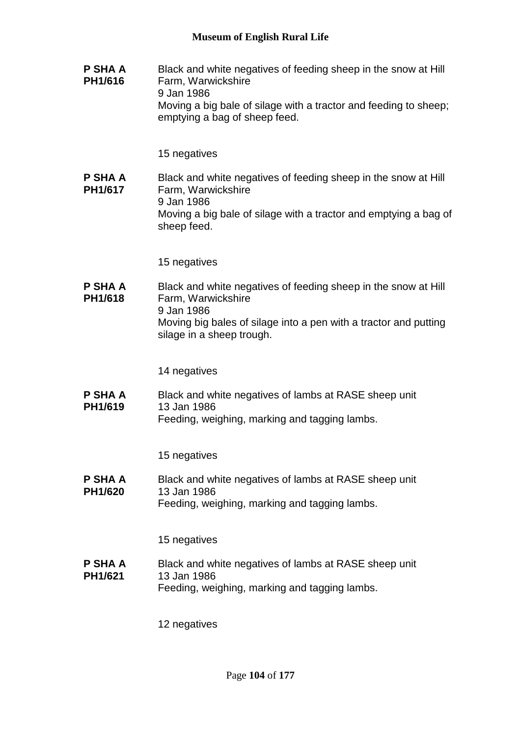**P SHA A PH1/616**

Black and white negatives of feeding sheep in the snow at Hill Farm, Warwickshire
9 Jan 1986
Moving a big bale of silage with a tractor and feeding to sheep; emptying a bag of sheep feed.

15 negatives

**P SHA A PH1/617**

Black and white negatives of feeding sheep in the snow at Hill Farm, Warwickshire
9 Jan 1986
Moving a big bale of silage with a tractor and emptying a bag of sheep feed.

15 negatives

**P SHA A PH1/618**

Black and white negatives of feeding sheep in the snow at Hill Farm, Warwickshire
9 Jan 1986
Moving big bales of silage into a pen with a tractor and putting silage in a sheep trough.

14 negatives

**P SHA A PH1/619**

Black and white negatives of lambs at RASE sheep unit
13 Jan 1986
Feeding, weighing, marking and tagging lambs.

15 negatives

**P SHA A PH1/620**

Black and white negatives of lambs at RASE sheep unit
13 Jan 1986
Feeding, weighing, marking and tagging lambs.

15 negatives

**P SHA A PH1/621**

Black and white negatives of lambs at RASE sheep unit
13 Jan 1986
Feeding, weighing, marking and tagging lambs.

12 negatives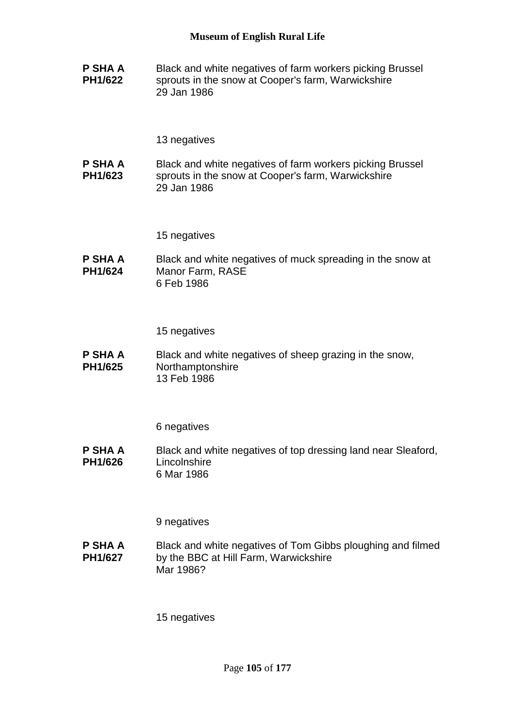**P SHA A PH1/622**

Black and white negatives of farm workers picking Brussel sprouts in the snow at Cooper's farm, Warwickshire
29 Jan 1986

13 negatives

**P SHA A PH1/623**

Black and white negatives of farm workers picking Brussel sprouts in the snow at Cooper's farm, Warwickshire
29 Jan 1986

15 negatives

**P SHA A PH1/624**

Black and white negatives of muck spreading in the snow at Manor Farm, RASE
6 Feb 1986

15 negatives

**P SHA A PH1/625**

Black and white negatives of sheep grazing in the snow, Northamptonshire
13 Feb 1986

6 negatives

**P SHA A PH1/626**

Black and white negatives of top dressing land near Sleaford, Lincolnshire
6 Mar 1986

9 negatives

**P SHA A PH1/627**

Black and white negatives of Tom Gibbs ploughing and filmed by the BBC at Hill Farm, Warwickshire
Mar 1986?

15 negatives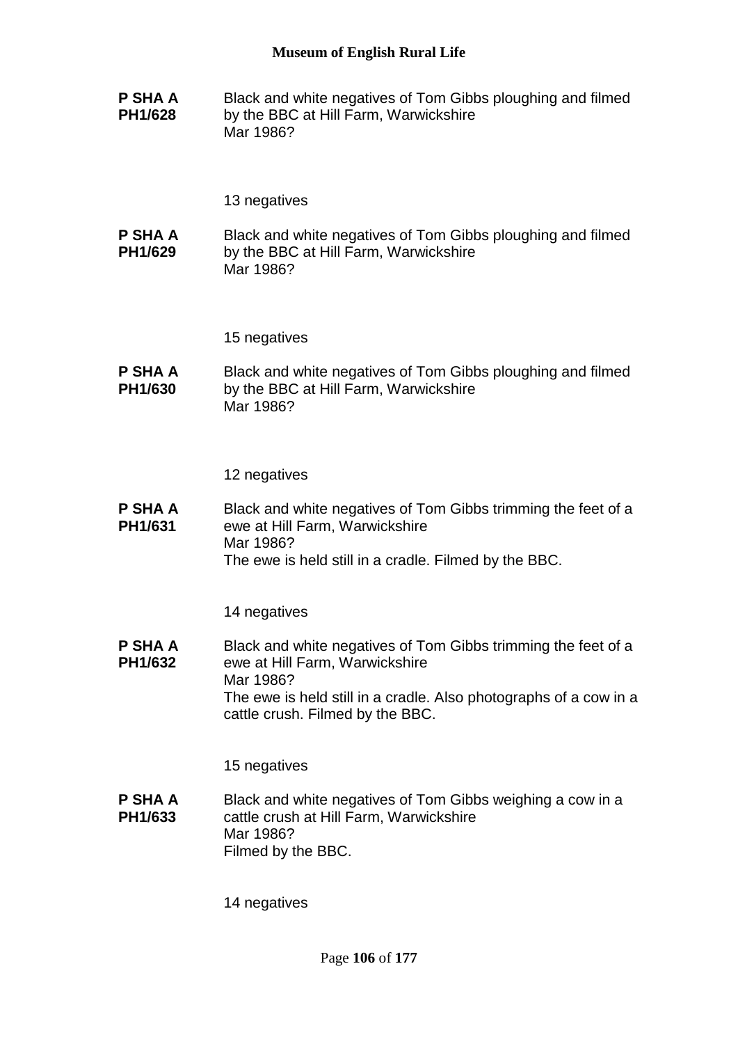**P SHA A PH1/628**

Black and white negatives of Tom Gibbs ploughing and filmed by the BBC at Hill Farm, Warwickshire
Mar 1986?

13 negatives

**P SHA A PH1/629**

Black and white negatives of Tom Gibbs ploughing and filmed by the BBC at Hill Farm, Warwickshire
Mar 1986?

15 negatives

**P SHA A PH1/630**

Black and white negatives of Tom Gibbs ploughing and filmed by the BBC at Hill Farm, Warwickshire
Mar 1986?

12 negatives

**P SHA A PH1/631**

Black and white negatives of Tom Gibbs trimming the feet of a ewe at Hill Farm, Warwickshire
Mar 1986?
The ewe is held still in a cradle. Filmed by the BBC.

14 negatives

**P SHA A PH1/632**

Black and white negatives of Tom Gibbs trimming the feet of a ewe at Hill Farm, Warwickshire
Mar 1986?
The ewe is held still in a cradle. Also photographs of a cow in a cattle crush. Filmed by the BBC.

15 negatives

**P SHA A PH1/633**

Black and white negatives of Tom Gibbs weighing a cow in a cattle crush at Hill Farm, Warwickshire
Mar 1986?
Filmed by the BBC.

14 negatives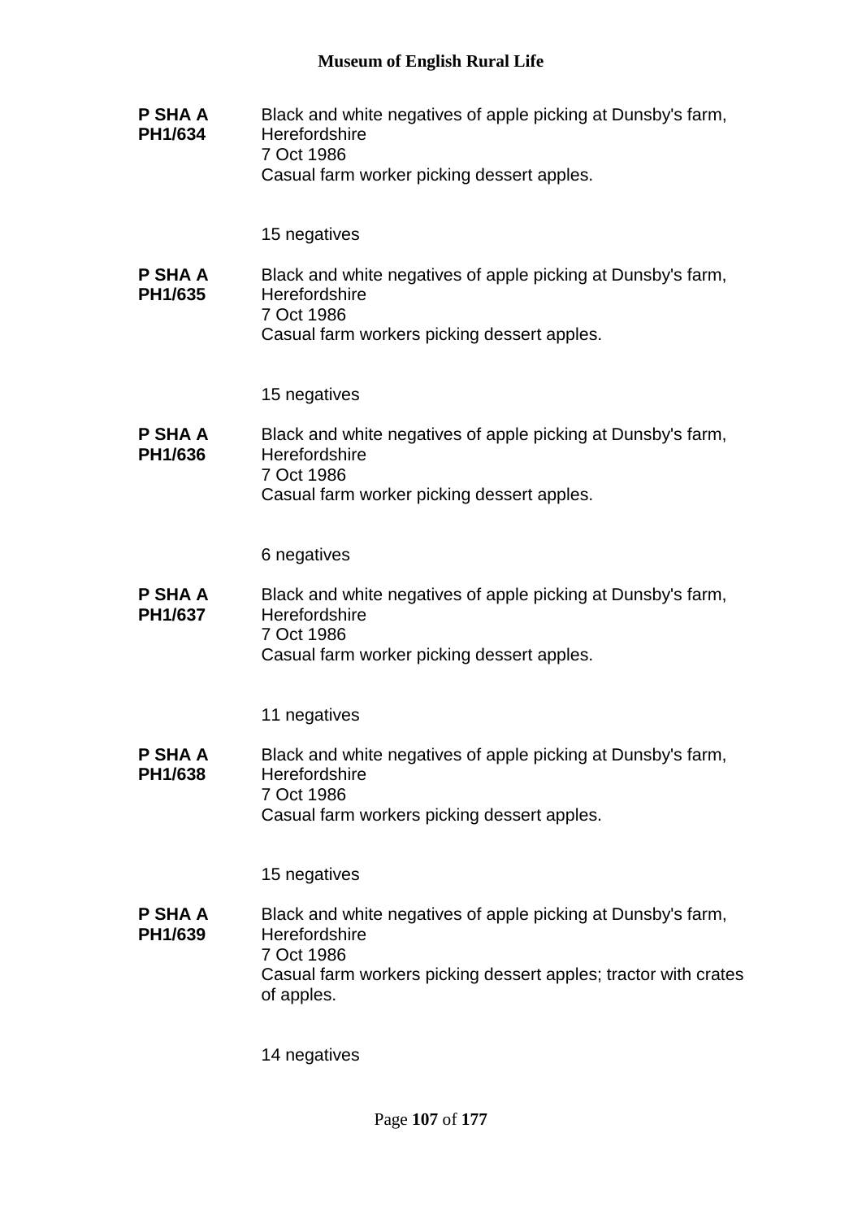**P SHA A PH1/634**

Black and white negatives of apple picking at Dunsby's farm, Herefordshire
7 Oct 1986
Casual farm worker picking dessert apples.

15 negatives

**P SHA A PH1/635**

Black and white negatives of apple picking at Dunsby's farm, Herefordshire
7 Oct 1986
Casual farm workers picking dessert apples.

15 negatives

**P SHA A PH1/636**

Black and white negatives of apple picking at Dunsby's farm, Herefordshire
7 Oct 1986
Casual farm worker picking dessert apples.

6 negatives

**P SHA A PH1/637**

Black and white negatives of apple picking at Dunsby's farm, Herefordshire
7 Oct 1986
Casual farm worker picking dessert apples.

11 negatives

**P SHA A PH1/638**

Black and white negatives of apple picking at Dunsby's farm, Herefordshire
7 Oct 1986
Casual farm workers picking dessert apples.

15 negatives

**P SHA A PH1/639**

Black and white negatives of apple picking at Dunsby's farm, Herefordshire
7 Oct 1986
Casual farm workers picking dessert apples; tractor with crates of apples.

14 negatives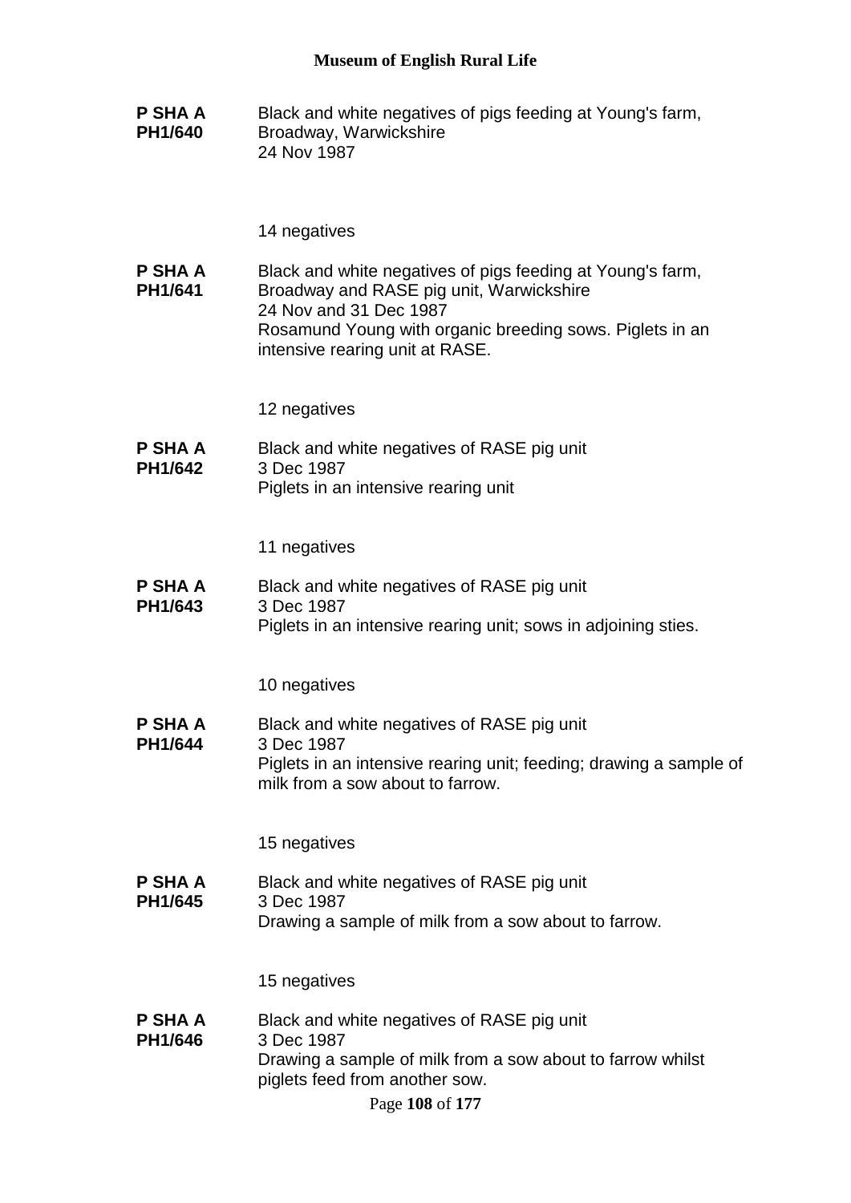**P SHA A PH1/640** Black and white negatives of pigs feeding at Young's farm, Broadway, Warwickshire
24 Nov 1987

14 negatives

**P SHA A PH1/641** Black and white negatives of pigs feeding at Young's farm, Broadway and RASE pig unit, Warwickshire
24 Nov and 31 Dec 1987
Rosamund Young with organic breeding sows. Piglets in an intensive rearing unit at RASE.

12 negatives

**P SHA A PH1/642** Black and white negatives of RASE pig unit
3 Dec 1987
Piglets in an intensive rearing unit

11 negatives

**P SHA A PH1/643** Black and white negatives of RASE pig unit
3 Dec 1987
Piglets in an intensive rearing unit; sows in adjoining sties.

10 negatives

**P SHA A PH1/644** Black and white negatives of RASE pig unit
3 Dec 1987
Piglets in an intensive rearing unit; feeding; drawing a sample of milk from a sow about to farrow.

15 negatives

**P SHA A PH1/645** Black and white negatives of RASE pig unit
3 Dec 1987
Drawing a sample of milk from a sow about to farrow.

15 negatives

**P SHA A PH1/646** Black and white negatives of RASE pig unit
3 Dec 1987
Drawing a sample of milk from a sow about to farrow whilst piglets feed from another sow.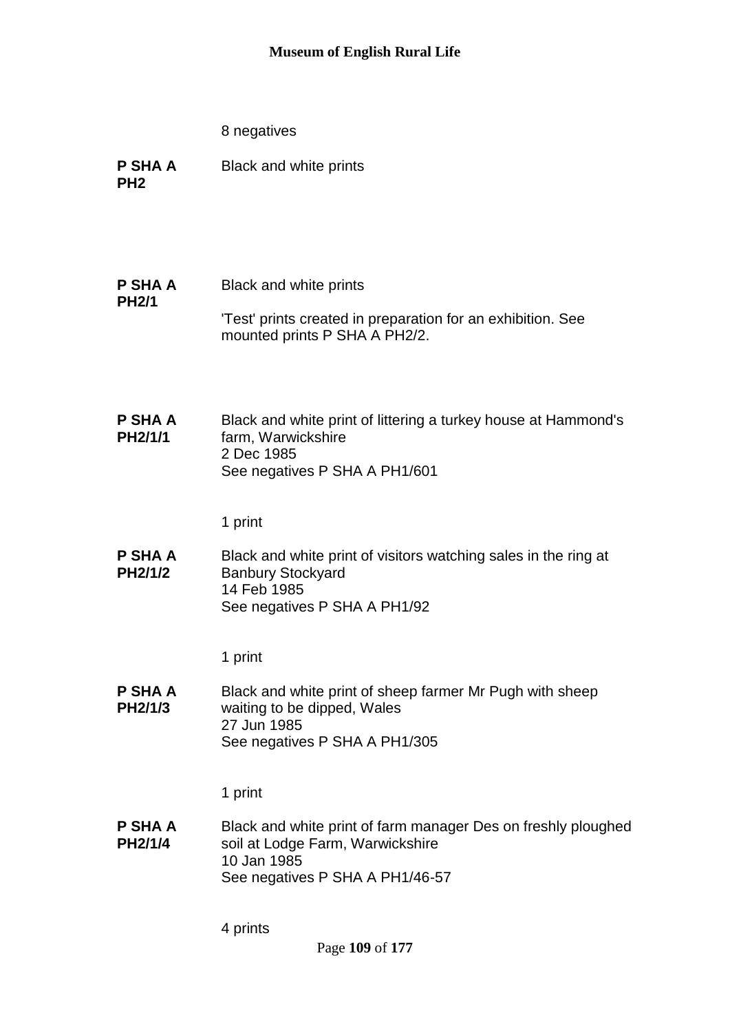8 negatives

**P SHA A PH2** Black and white prints

**P SHA A PH2/1** Black and white prints

'Test' prints created in preparation for an exhibition. See mounted prints P SHA A PH2/2.

**P SHA A PH2/1/1** Black and white print of littering a turkey house at Hammond's farm, Warwickshire
2 Dec 1985
See negatives P SHA A PH1/601

1 print

**P SHA A PH2/1/2** Black and white print of visitors watching sales in the ring at Banbury Stockyard
14 Feb 1985
See negatives P SHA A PH1/92

1 print

**P SHA A PH2/1/3** Black and white print of sheep farmer Mr Pugh with sheep waiting to be dipped, Wales
27 Jun 1985
See negatives P SHA A PH1/305

1 print

**P SHA A PH2/1/4** Black and white print of farm manager Des on freshly ploughed soil at Lodge Farm, Warwickshire
10 Jan 1985
See negatives P SHA A PH1/46-57

4 prints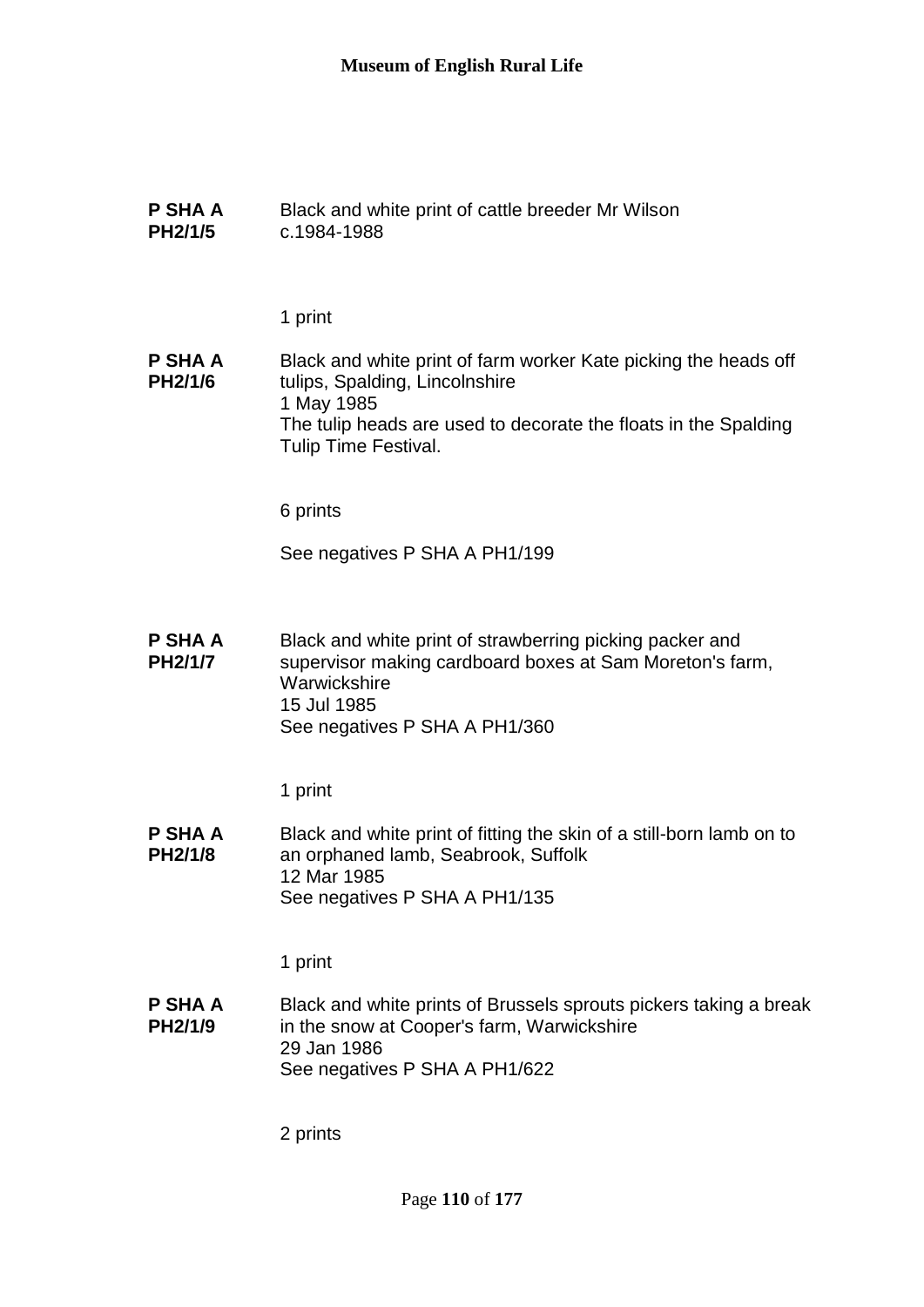**P SHA A PH2/1/5**

Black and white print of cattle breeder Mr Wilson
c.1984-1988

1 print

**P SHA A PH2/1/6**

Black and white print of farm worker Kate picking the heads off tulips, Spalding, Lincolnshire
1 May 1985
The tulip heads are used to decorate the floats in the Spalding Tulip Time Festival.

6 prints

See negatives P SHA A PH1/199

**P SHA A PH2/1/7**

Black and white print of strawberring picking packer and supervisor making cardboard boxes at Sam Moreton's farm, Warwickshire
15 Jul 1985
See negatives P SHA A PH1/360

1 print

**P SHA A PH2/1/8**

Black and white print of fitting the skin of a still-born lamb on to an orphaned lamb, Seabrook, Suffolk
12 Mar 1985
See negatives P SHA A PH1/135

1 print

**P SHA A PH2/1/9**

Black and white prints of Brussels sprouts pickers taking a break in the snow at Cooper's farm, Warwickshire
29 Jan 1986
See negatives P SHA A PH1/622

2 prints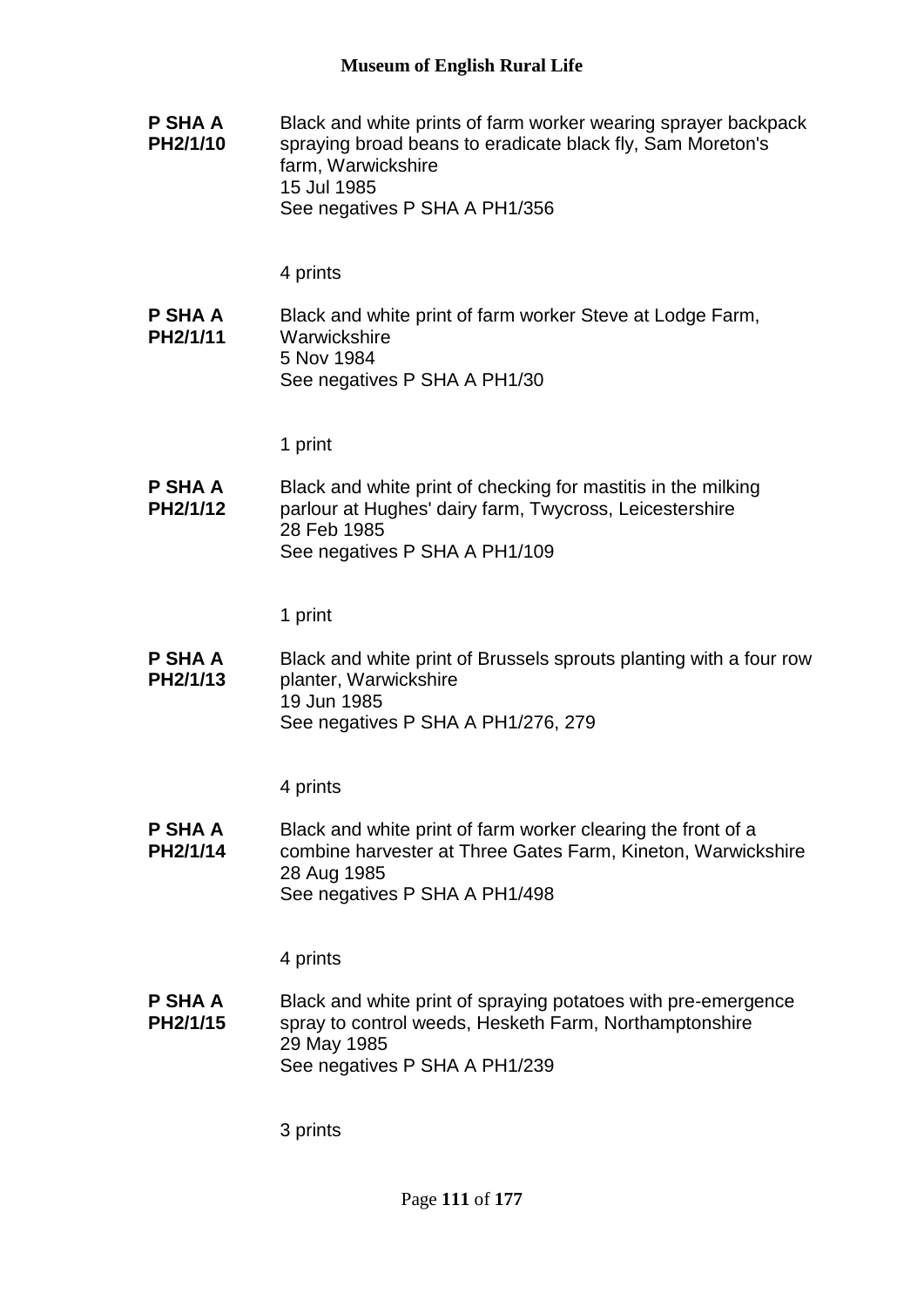**P SHA A PH2/1/10**

Black and white prints of farm worker wearing sprayer backpack spraying broad beans to eradicate black fly, Sam Moreton's farm, Warwickshire
15 Jul 1985
See negatives P SHA A PH1/356

4 prints

**P SHA A PH2/1/11**

Black and white print of farm worker Steve at Lodge Farm, Warwickshire
5 Nov 1984
See negatives P SHA A PH1/30

1 print

**P SHA A PH2/1/12**

Black and white print of checking for mastitis in the milking parlour at Hughes' dairy farm, Twycross, Leicestershire
28 Feb 1985
See negatives P SHA A PH1/109

1 print

**P SHA A PH2/1/13**

Black and white print of Brussels sprouts planting with a four row planter, Warwickshire
19 Jun 1985
See negatives P SHA A PH1/276, 279

4 prints

**P SHA A PH2/1/14**

Black and white print of farm worker clearing the front of a combine harvester at Three Gates Farm, Kineton, Warwickshire
28 Aug 1985
See negatives P SHA A PH1/498

4 prints

**P SHA A PH2/1/15**

Black and white print of spraying potatoes with pre-emergence spray to control weeds, Hesketh Farm, Northamptonshire
29 May 1985
See negatives P SHA A PH1/239

3 prints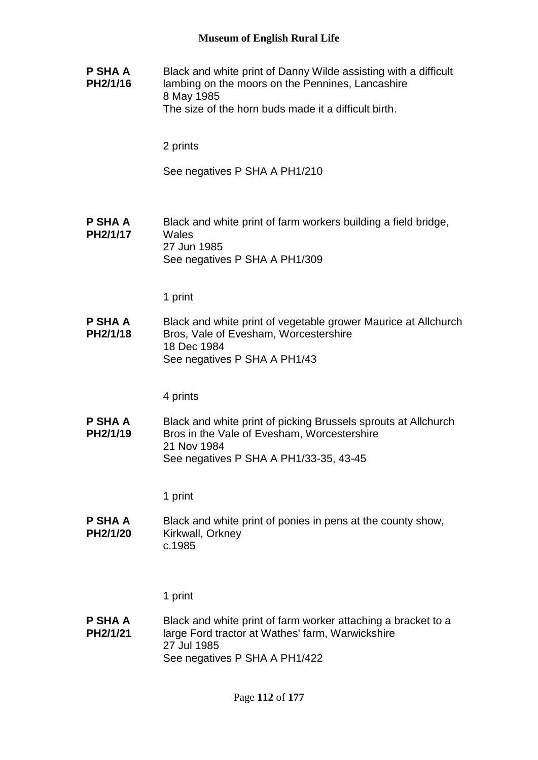**P SHA A PH2/1/16**

Black and white print of Danny Wilde assisting with a difficult lambing on the moors on the Pennines, Lancashire
8 May 1985
The size of the horn buds made it a difficult birth.

2 prints

See negatives P SHA A PH1/210

**P SHA A PH2/1/17**

Black and white print of farm workers building a field bridge, Wales
27 Jun 1985
See negatives P SHA A PH1/309

1 print

**P SHA A PH2/1/18**

Black and white print of vegetable grower Maurice at Allchurch Bros, Vale of Evesham, Worcestershire
18 Dec 1984
See negatives P SHA A PH1/43

4 prints

**P SHA A PH2/1/19**

Black and white print of picking Brussels sprouts at Allchurch Bros in the Vale of Evesham, Worcestershire
21 Nov 1984
See negatives P SHA A PH1/33-35, 43-45

1 print

**P SHA A PH2/1/20**

Black and white print of ponies in pens at the county show, Kirkwall, Orkney
c.1985

1 print

**P SHA A PH2/1/21**

Black and white print of farm worker attaching a bracket to a large Ford tractor at Wathes' farm, Warwickshire
27 Jul 1985
See negatives P SHA A PH1/422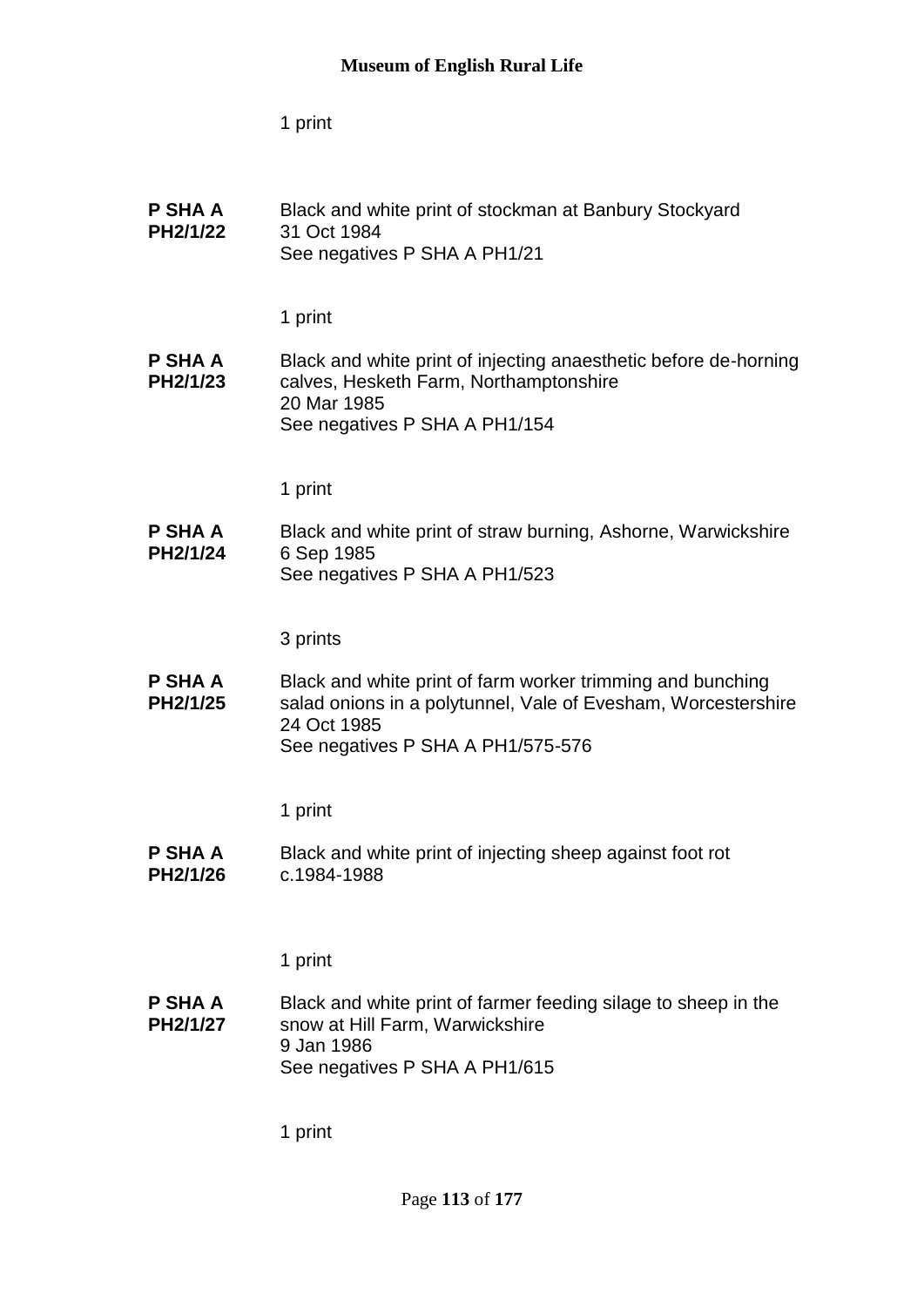1 print

**P SHA A PH2/1/22** Black and white print of stockman at Banbury Stockyard
31 Oct 1984
See negatives P SHA A PH1/21

1 print

**P SHA A PH2/1/23** Black and white print of injecting anaesthetic before de-horning calves, Hesketh Farm, Northamptonshire
20 Mar 1985
See negatives P SHA A PH1/154

1 print

**P SHA A PH2/1/24** Black and white print of straw burning, Ashorne, Warwickshire
6 Sep 1985
See negatives P SHA A PH1/523

3 prints

**P SHA A PH2/1/25** Black and white print of farm worker trimming and bunching salad onions in a polytunnel, Vale of Evesham, Worcestershire
24 Oct 1985
See negatives P SHA A PH1/575-576

1 print

**P SHA A PH2/1/26** Black and white print of injecting sheep against foot rot
c.1984-1988

1 print

**P SHA A PH2/1/27** Black and white print of farmer feeding silage to sheep in the snow at Hill Farm, Warwickshire
9 Jan 1986
See negatives P SHA A PH1/615

1 print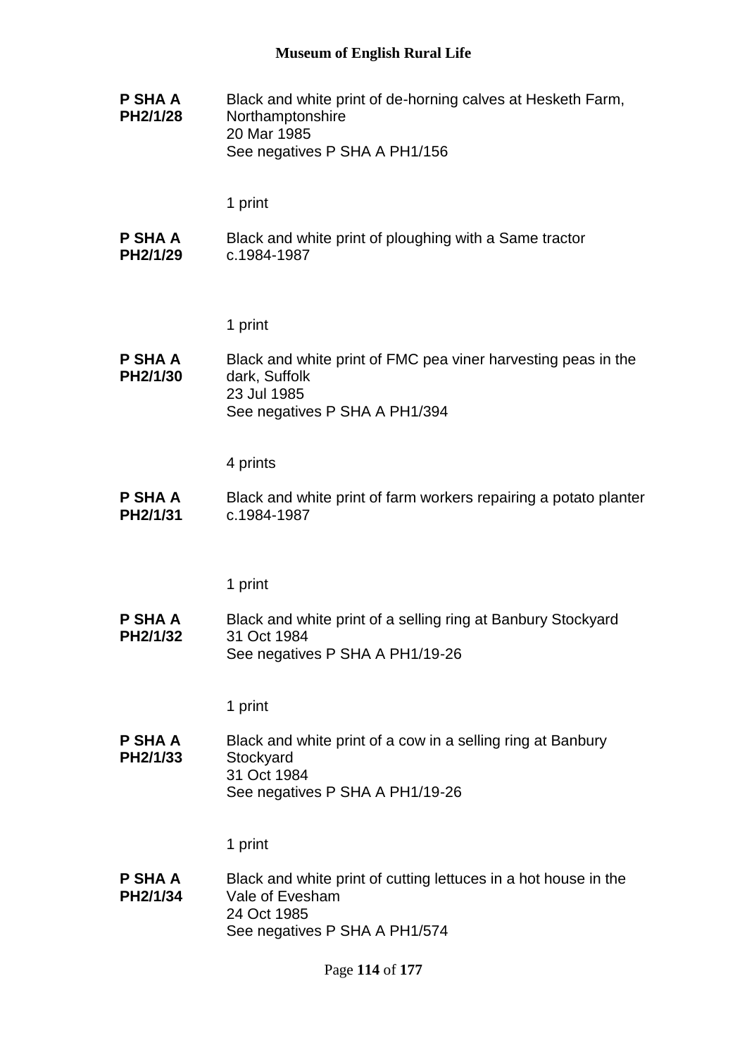**P SHA A PH2/1/28**
Black and white print of de-horning calves at Hesketh Farm, Northamptonshire
20 Mar 1985
See negatives P SHA A PH1/156

1 print

**P SHA A PH2/1/29**
Black and white print of ploughing with a Same tractor
c.1984-1987

1 print

**P SHA A PH2/1/30**
Black and white print of FMC pea viner harvesting peas in the dark, Suffolk
23 Jul 1985
See negatives P SHA A PH1/394

4 prints

**P SHA A PH2/1/31**
Black and white print of farm workers repairing a potato planter
c.1984-1987

1 print

**P SHA A PH2/1/32**
Black and white print of a selling ring at Banbury Stockyard
31 Oct 1984
See negatives P SHA A PH1/19-26

1 print

**P SHA A PH2/1/33**
Black and white print of a cow in a selling ring at Banbury Stockyard
31 Oct 1984
See negatives P SHA A PH1/19-26

1 print

**P SHA A PH2/1/34**
Black and white print of cutting lettuces in a hot house in the Vale of Evesham
24 Oct 1985
See negatives P SHA A PH1/574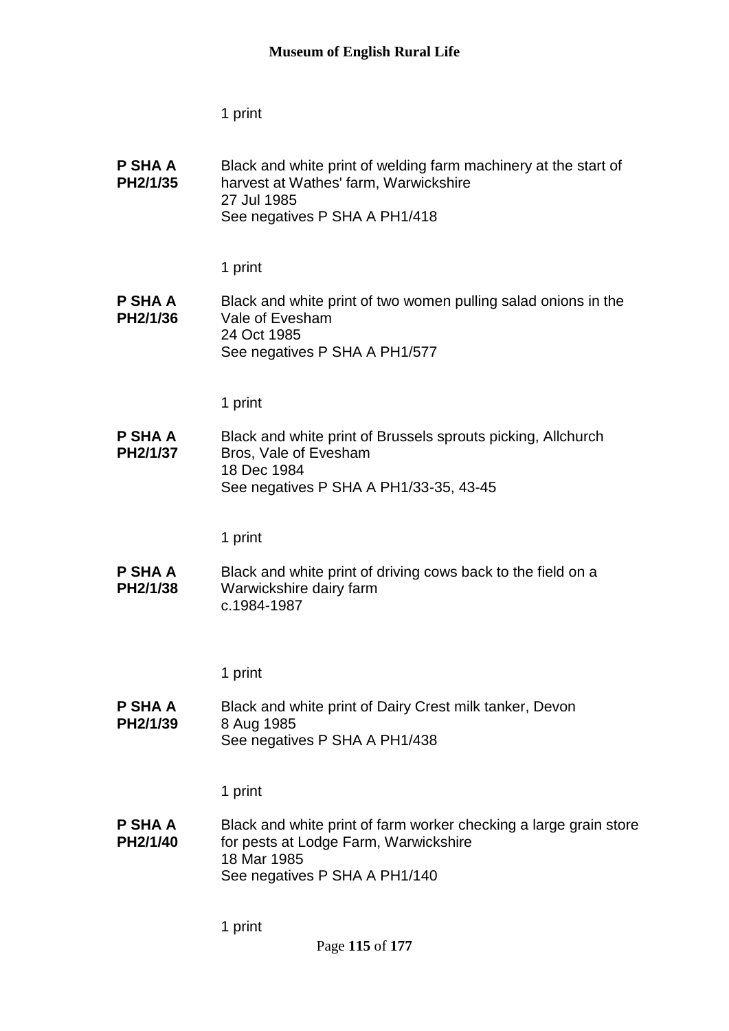1 print

**P SHA A PH2/1/35** Black and white print of welding farm machinery at the start of harvest at Wathes' farm, Warwickshire
27 Jul 1985
See negatives P SHA A PH1/418

1 print

**P SHA A PH2/1/36** Black and white print of two women pulling salad onions in the Vale of Evesham
24 Oct 1985
See negatives P SHA A PH1/577

1 print

**P SHA A PH2/1/37** Black and white print of Brussels sprouts picking, Allchurch Bros, Vale of Evesham
18 Dec 1984
See negatives P SHA A PH1/33-35, 43-45

1 print

**P SHA A PH2/1/38** Black and white print of driving cows back to the field on a Warwickshire dairy farm
c.1984-1987

1 print

**P SHA A PH2/1/39** Black and white print of Dairy Crest milk tanker, Devon
8 Aug 1985
See negatives P SHA A PH1/438

1 print

**P SHA A PH2/1/40** Black and white print of farm worker checking a large grain store for pests at Lodge Farm, Warwickshire
18 Mar 1985
See negatives P SHA A PH1/140

1 print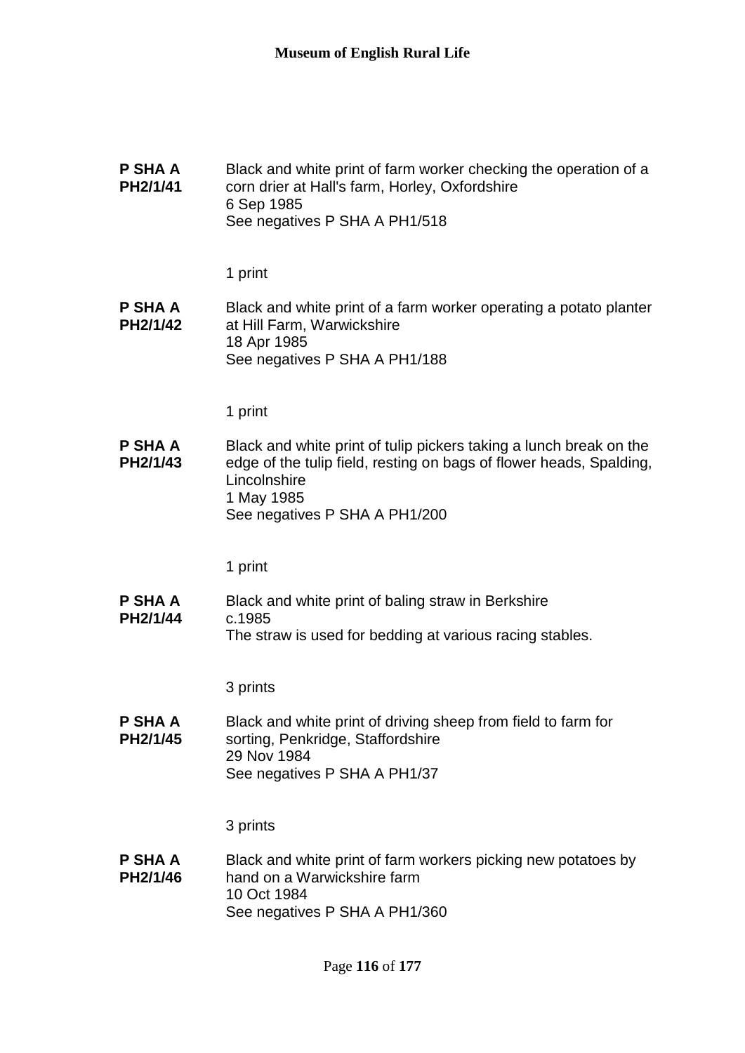**P SHA A PH2/1/41**

Black and white print of farm worker checking the operation of a corn drier at Hall's farm, Horley, Oxfordshire
6 Sep 1985
See negatives P SHA A PH1/518

1 print

**P SHA A PH2/1/42**

Black and white print of a farm worker operating a potato planter at Hill Farm, Warwickshire
18 Apr 1985
See negatives P SHA A PH1/188

1 print

**P SHA A PH2/1/43**

Black and white print of tulip pickers taking a lunch break on the edge of the tulip field, resting on bags of flower heads, Spalding, Lincolnshire
1 May 1985
See negatives P SHA A PH1/200

1 print

**P SHA A PH2/1/44**

Black and white print of baling straw in Berkshire
c.1985
The straw is used for bedding at various racing stables.

3 prints

**P SHA A PH2/1/45**

Black and white print of driving sheep from field to farm for sorting, Penkridge, Staffordshire
29 Nov 1984
See negatives P SHA A PH1/37

3 prints

**P SHA A PH2/1/46**

Black and white print of farm workers picking new potatoes by hand on a Warwickshire farm
10 Oct 1984
See negatives P SHA A PH1/360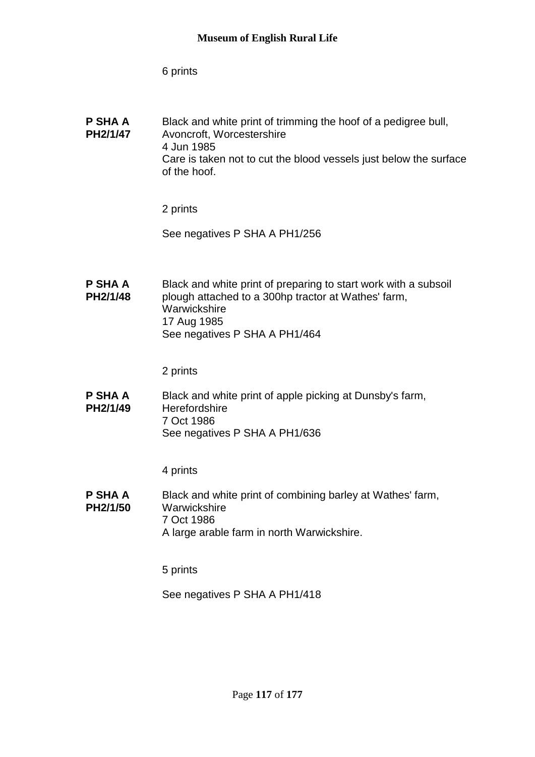6 prints

**P SHA A PH2/1/47**

Black and white print of trimming the hoof of a pedigree bull, Avoncroft, Worcestershire
4 Jun 1985
Care is taken not to cut the blood vessels just below the surface of the hoof.

2 prints

See negatives P SHA A PH1/256

**P SHA A PH2/1/48**

Black and white print of preparing to start work with a subsoil plough attached to a 300hp tractor at Wathes' farm, Warwickshire
17 Aug 1985
See negatives P SHA A PH1/464

2 prints

**P SHA A PH2/1/49**

Black and white print of apple picking at Dunsby's farm, Herefordshire
7 Oct 1986
See negatives P SHA A PH1/636

4 prints

**P SHA A PH2/1/50**

Black and white print of combining barley at Wathes' farm, Warwickshire
7 Oct 1986
A large arable farm in north Warwickshire.

5 prints

See negatives P SHA A PH1/418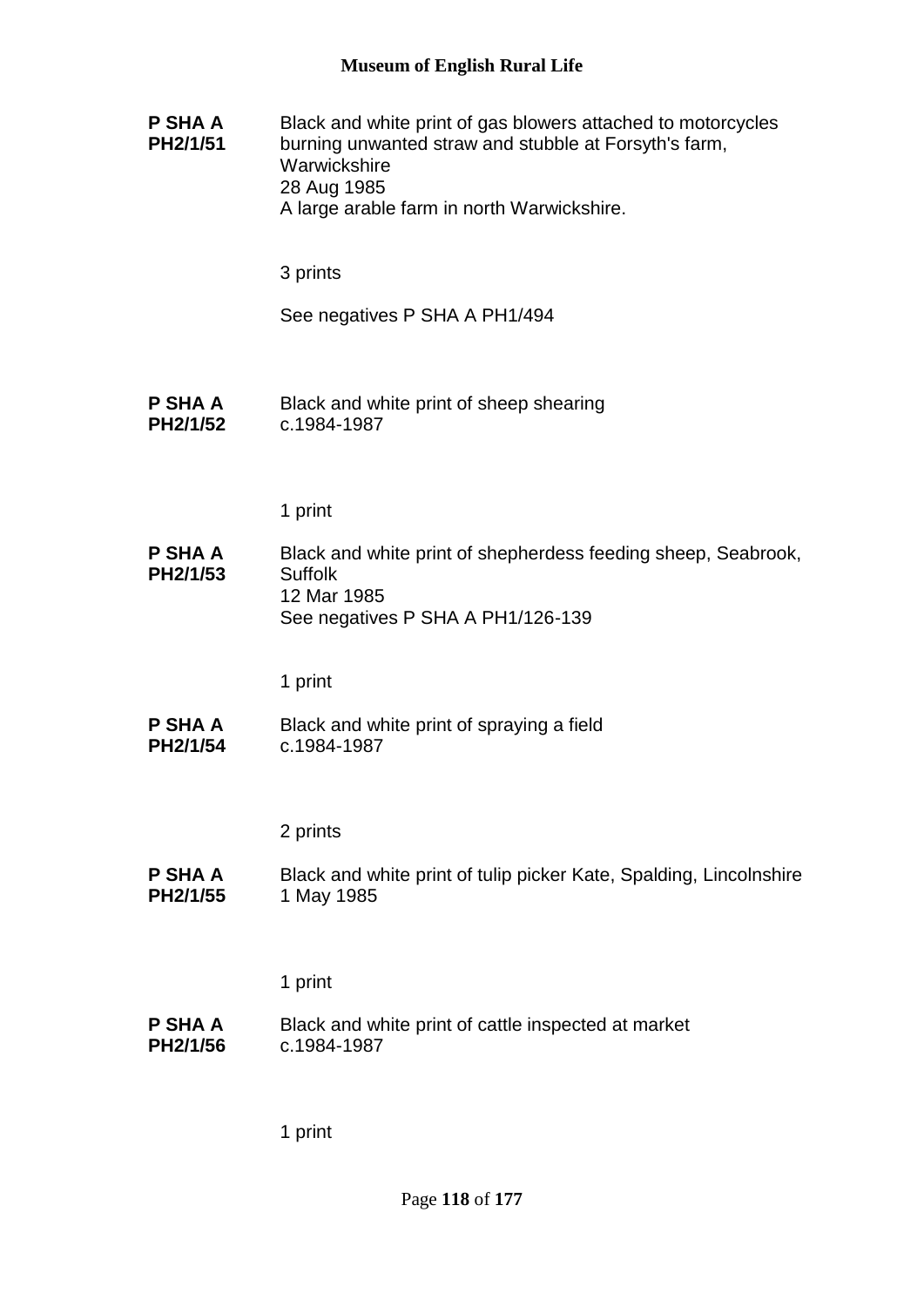**P SHA A PH2/1/51**

Black and white print of gas blowers attached to motorcycles burning unwanted straw and stubble at Forsyth's farm, Warwickshire
28 Aug 1985
A large arable farm in north Warwickshire.

3 prints

See negatives P SHA A PH1/494

**P SHA A PH2/1/52**

Black and white print of sheep shearing
c.1984-1987

1 print

**P SHA A PH2/1/53**

Black and white print of shepherdess feeding sheep, Seabrook, Suffolk
12 Mar 1985
See negatives P SHA A PH1/126-139

1 print

**P SHA A PH2/1/54**

Black and white print of spraying a field
c.1984-1987

2 prints

**P SHA A PH2/1/55**

Black and white print of tulip picker Kate, Spalding, Lincolnshire
1 May 1985

1 print

**P SHA A PH2/1/56**

Black and white print of cattle inspected at market
c.1984-1987

1 print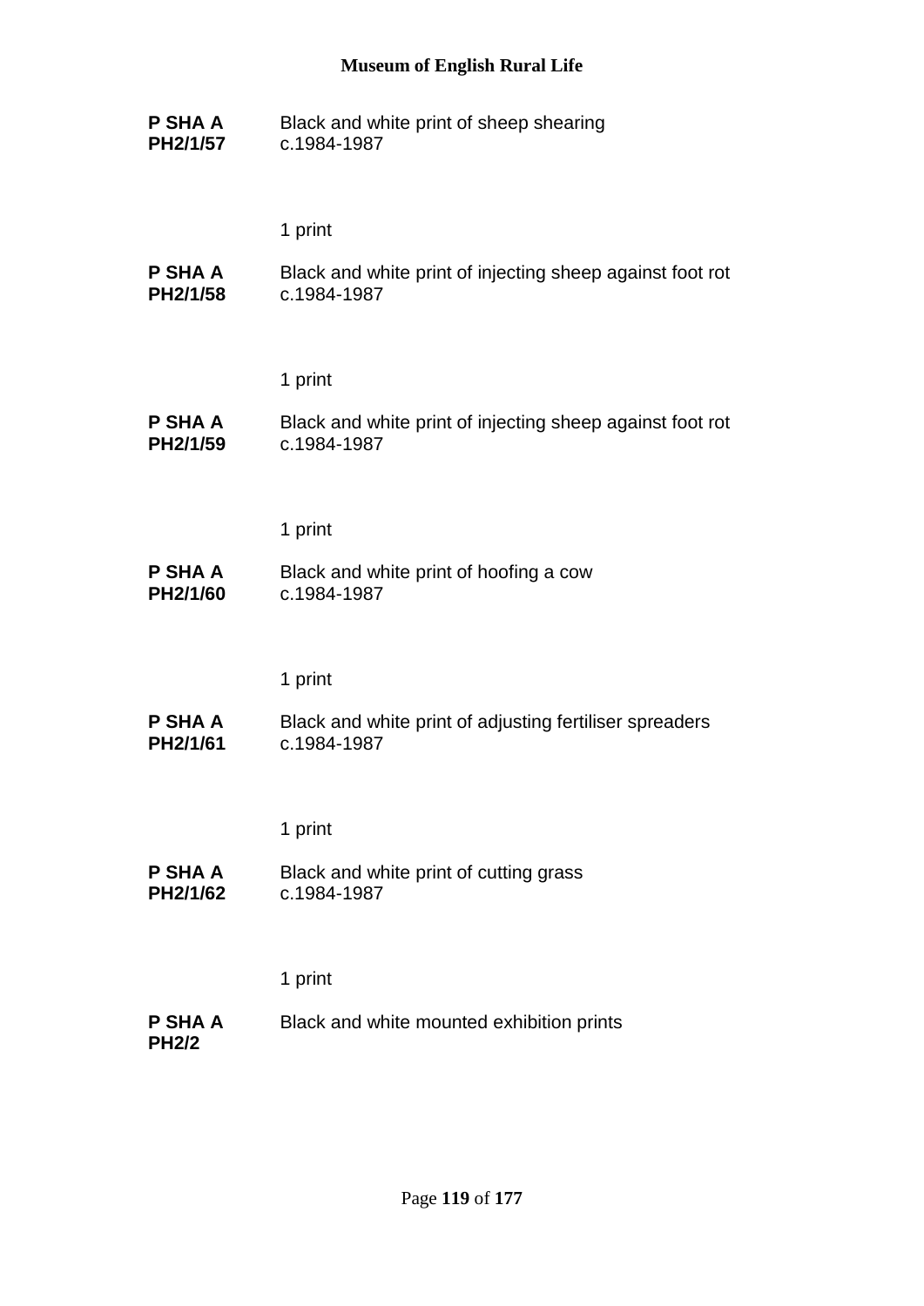**P SHA A PH2/1/57** Black and white print of sheep shearing
c.1984-1987

1 print

**P SHA A PH2/1/58** Black and white print of injecting sheep against foot rot
c.1984-1987

1 print

**P SHA A PH2/1/59** Black and white print of injecting sheep against foot rot
c.1984-1987

1 print

**P SHA A PH2/1/60** Black and white print of hoofing a cow
c.1984-1987

1 print

**P SHA A PH2/1/61** Black and white print of adjusting fertiliser spreaders
c.1984-1987

1 print

**P SHA A PH2/1/62** Black and white print of cutting grass
c.1984-1987

1 print

**P SHA A PH2/2** Black and white mounted exhibition prints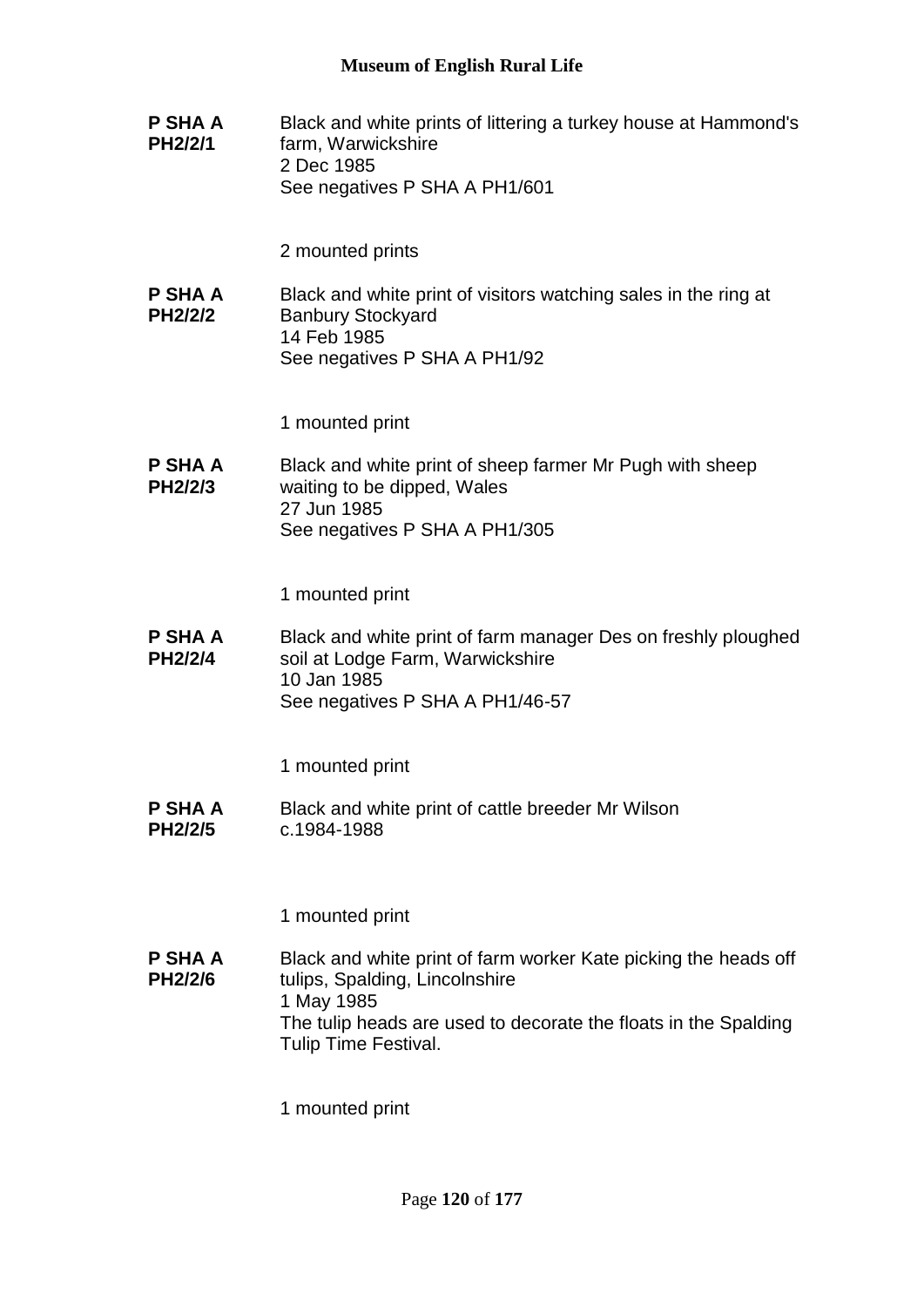**P SHA A PH2/2/1**
Black and white prints of littering a turkey house at Hammond's farm, Warwickshire
2 Dec 1985
See negatives P SHA A PH1/601

2 mounted prints

**P SHA A PH2/2/2**
Black and white print of visitors watching sales in the ring at Banbury Stockyard
14 Feb 1985
See negatives P SHA A PH1/92

1 mounted print

**P SHA A PH2/2/3**
Black and white print of sheep farmer Mr Pugh with sheep waiting to be dipped, Wales
27 Jun 1985
See negatives P SHA A PH1/305

1 mounted print

**P SHA A PH2/2/4**
Black and white print of farm manager Des on freshly ploughed soil at Lodge Farm, Warwickshire
10 Jan 1985
See negatives P SHA A PH1/46-57

1 mounted print

**P SHA A PH2/2/5**
Black and white print of cattle breeder Mr Wilson
c.1984-1988

1 mounted print

**P SHA A PH2/2/6**
Black and white print of farm worker Kate picking the heads off tulips, Spalding, Lincolnshire
1 May 1985
The tulip heads are used to decorate the floats in the Spalding Tulip Time Festival.

1 mounted print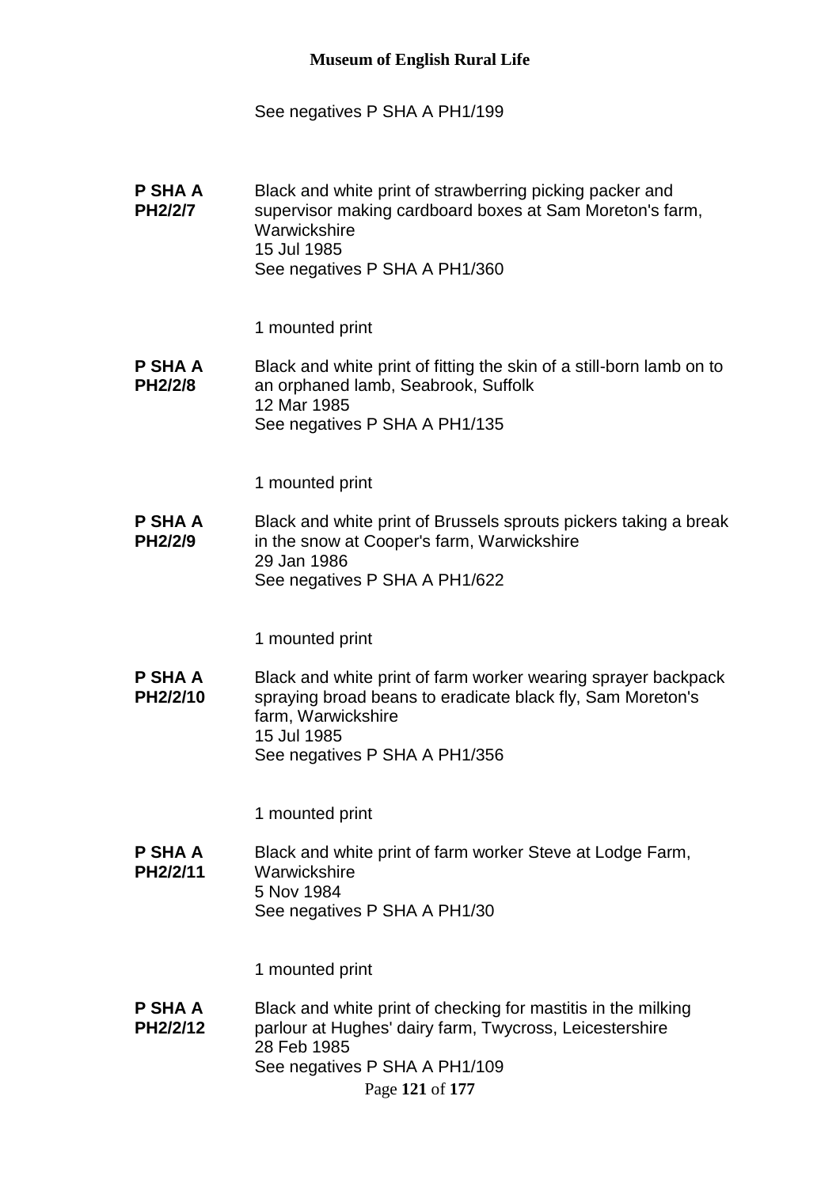See negatives P SHA A PH1/199

**P SHA A PH2/2/7** Black and white print of strawberring picking packer and supervisor making cardboard boxes at Sam Moreton's farm, Warwickshire
15 Jul 1985
See negatives P SHA A PH1/360

1 mounted print

**P SHA A PH2/2/8** Black and white print of fitting the skin of a still-born lamb on to an orphaned lamb, Seabrook, Suffolk
12 Mar 1985
See negatives P SHA A PH1/135

1 mounted print

**P SHA A PH2/2/9** Black and white print of Brussels sprouts pickers taking a break in the snow at Cooper's farm, Warwickshire
29 Jan 1986
See negatives P SHA A PH1/622

1 mounted print

**P SHA A PH2/2/10** Black and white print of farm worker wearing sprayer backpack spraying broad beans to eradicate black fly, Sam Moreton's farm, Warwickshire
15 Jul 1985
See negatives P SHA A PH1/356

1 mounted print

**P SHA A PH2/2/11** Black and white print of farm worker Steve at Lodge Farm, Warwickshire
5 Nov 1984
See negatives P SHA A PH1/30

1 mounted print

**P SHA A PH2/2/12** Black and white print of checking for mastitis in the milking parlour at Hughes' dairy farm, Twycross, Leicestershire
28 Feb 1985
See negatives P SHA A PH1/109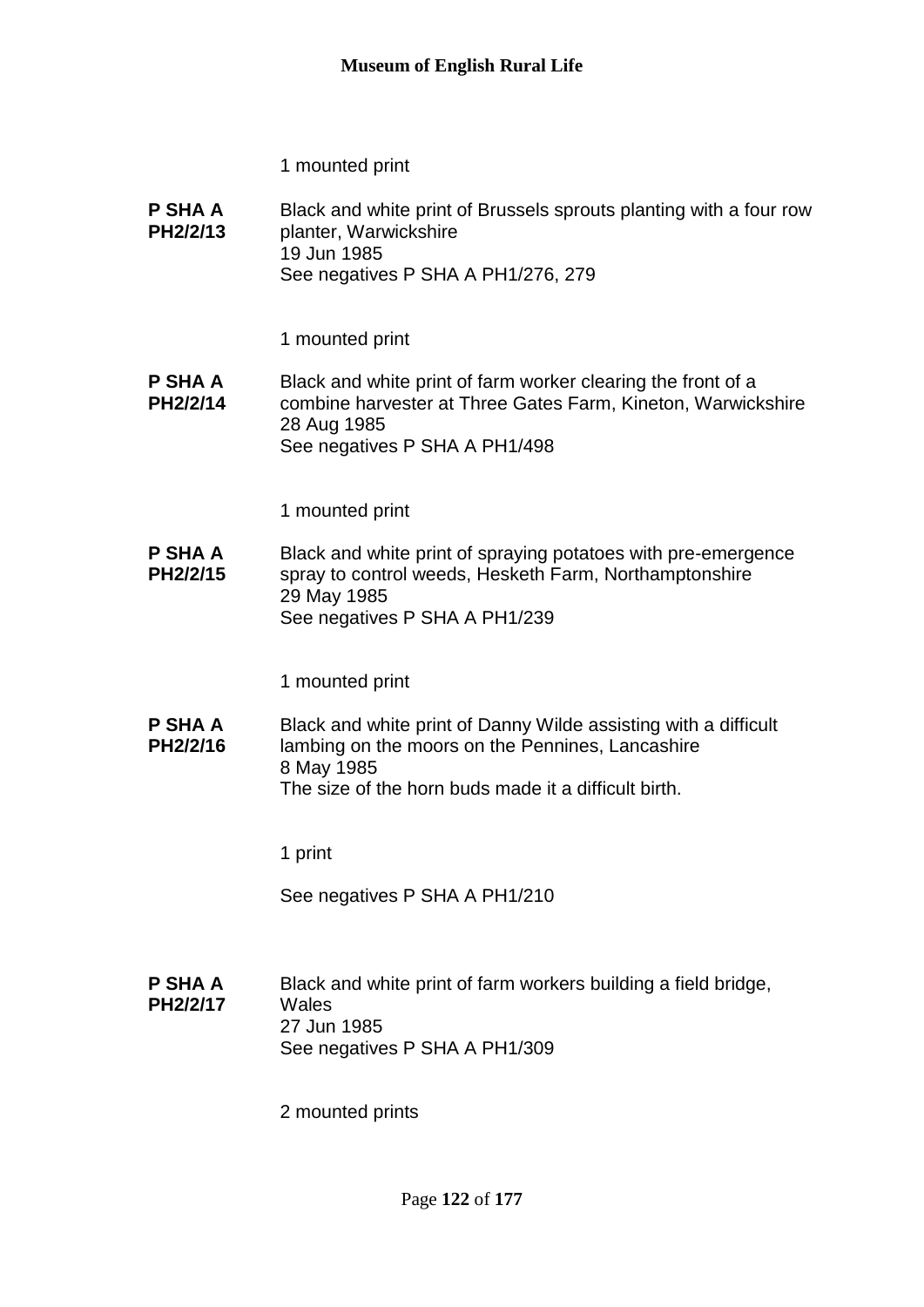1 mounted print

**P SHA A PH2/2/13**

Black and white print of Brussels sprouts planting with a four row planter, Warwickshire
19 Jun 1985
See negatives P SHA A PH1/276, 279

1 mounted print

**P SHA A PH2/2/14**

Black and white print of farm worker clearing the front of a combine harvester at Three Gates Farm, Kineton, Warwickshire
28 Aug 1985
See negatives P SHA A PH1/498

1 mounted print

**P SHA A PH2/2/15**

Black and white print of spraying potatoes with pre-emergence spray to control weeds, Hesketh Farm, Northamptonshire
29 May 1985
See negatives P SHA A PH1/239

1 mounted print

**P SHA A PH2/2/16**

Black and white print of Danny Wilde assisting with a difficult lambing on the moors on the Pennines, Lancashire
8 May 1985
The size of the horn buds made it a difficult birth.

1 print

See negatives P SHA A PH1/210

**P SHA A PH2/2/17**

Black and white print of farm workers building a field bridge, Wales
27 Jun 1985
See negatives P SHA A PH1/309

2 mounted prints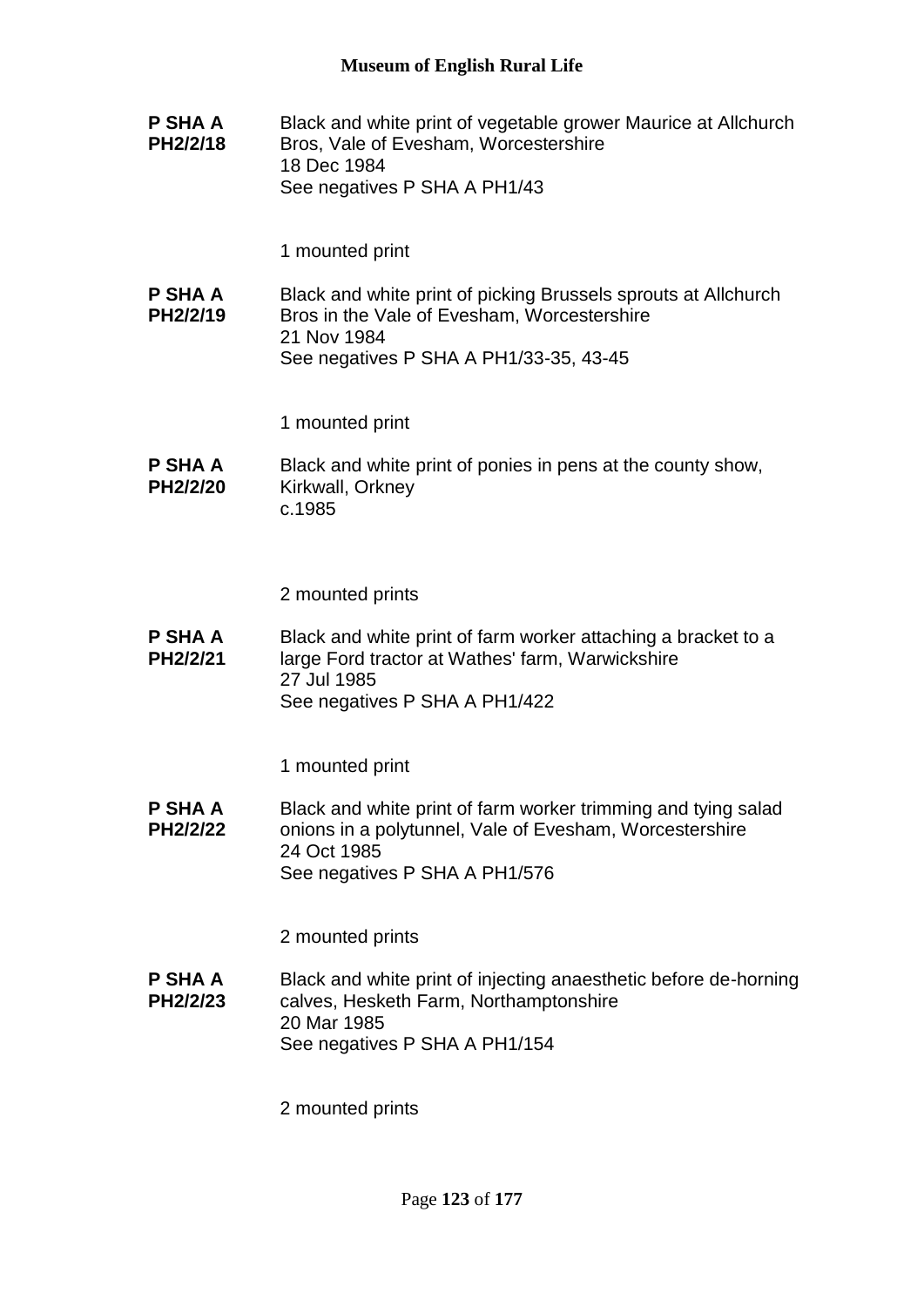**P SHA A PH2/2/18**

Black and white print of vegetable grower Maurice at Allchurch Bros, Vale of Evesham, Worcestershire
18 Dec 1984
See negatives P SHA A PH1/43

1 mounted print

**P SHA A PH2/2/19**

Black and white print of picking Brussels sprouts at Allchurch Bros in the Vale of Evesham, Worcestershire
21 Nov 1984
See negatives P SHA A PH1/33-35, 43-45

1 mounted print

**P SHA A PH2/2/20**

Black and white print of ponies in pens at the county show, Kirkwall, Orkney
c.1985

2 mounted prints

**P SHA A PH2/2/21**

Black and white print of farm worker attaching a bracket to a large Ford tractor at Wathes' farm, Warwickshire
27 Jul 1985
See negatives P SHA A PH1/422

1 mounted print

**P SHA A PH2/2/22**

Black and white print of farm worker trimming and tying salad onions in a polytunnel, Vale of Evesham, Worcestershire
24 Oct 1985
See negatives P SHA A PH1/576

2 mounted prints

**P SHA A PH2/2/23**

Black and white print of injecting anaesthetic before de-horning calves, Hesketh Farm, Northamptonshire
20 Mar 1985
See negatives P SHA A PH1/154

2 mounted prints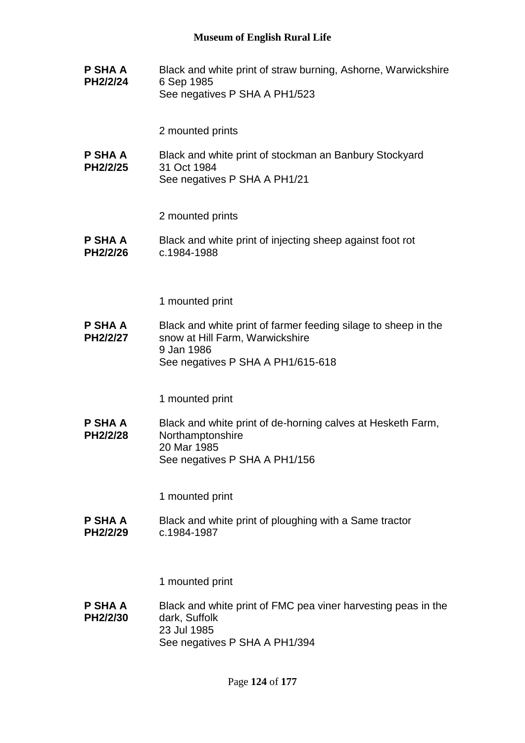**P SHA A PH2/2/24**

Black and white print of straw burning, Ashorne, Warwickshire
6 Sep 1985
See negatives P SHA A PH1/523

2 mounted prints

**P SHA A PH2/2/25**

Black and white print of stockman an Banbury Stockyard
31 Oct 1984
See negatives P SHA A PH1/21

2 mounted prints

**P SHA A PH2/2/26**

Black and white print of injecting sheep against foot rot
c.1984-1988

1 mounted print

**P SHA A PH2/2/27**

Black and white print of farmer feeding silage to sheep in the snow at Hill Farm, Warwickshire
9 Jan 1986
See negatives P SHA A PH1/615-618

1 mounted print

**P SHA A PH2/2/28**

Black and white print of de-horning calves at Hesketh Farm, Northamptonshire
20 Mar 1985
See negatives P SHA A PH1/156

1 mounted print

**P SHA A PH2/2/29**

Black and white print of ploughing with a Same tractor
c.1984-1987

1 mounted print

**P SHA A PH2/2/30**

Black and white print of FMC pea viner harvesting peas in the dark, Suffolk
23 Jul 1985
See negatives P SHA A PH1/394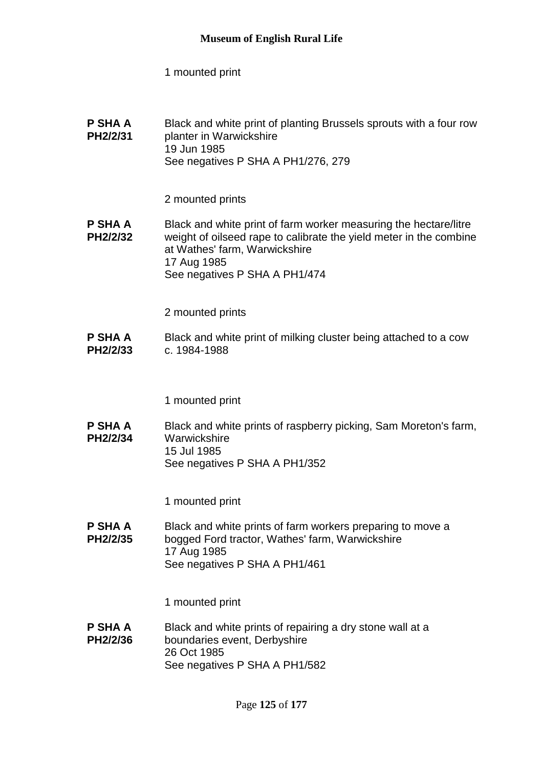1 mounted print

**P SHA A PH2/2/31** Black and white print of planting Brussels sprouts with a four row planter in Warwickshire
19 Jun 1985
See negatives P SHA A PH1/276, 279

2 mounted prints

**P SHA A PH2/2/32** Black and white print of farm worker measuring the hectare/litre weight of oilseed rape to calibrate the yield meter in the combine at Wathes' farm, Warwickshire
17 Aug 1985
See negatives P SHA A PH1/474

2 mounted prints

**P SHA A PH2/2/33** Black and white print of milking cluster being attached to a cow
c. 1984-1988

1 mounted print

**P SHA A PH2/2/34** Black and white prints of raspberry picking, Sam Moreton's farm, Warwickshire
15 Jul 1985
See negatives P SHA A PH1/352

1 mounted print

**P SHA A PH2/2/35** Black and white prints of farm workers preparing to move a bogged Ford tractor, Wathes' farm, Warwickshire
17 Aug 1985
See negatives P SHA A PH1/461

1 mounted print

**P SHA A PH2/2/36** Black and white prints of repairing a dry stone wall at a boundaries event, Derbyshire
26 Oct 1985
See negatives P SHA A PH1/582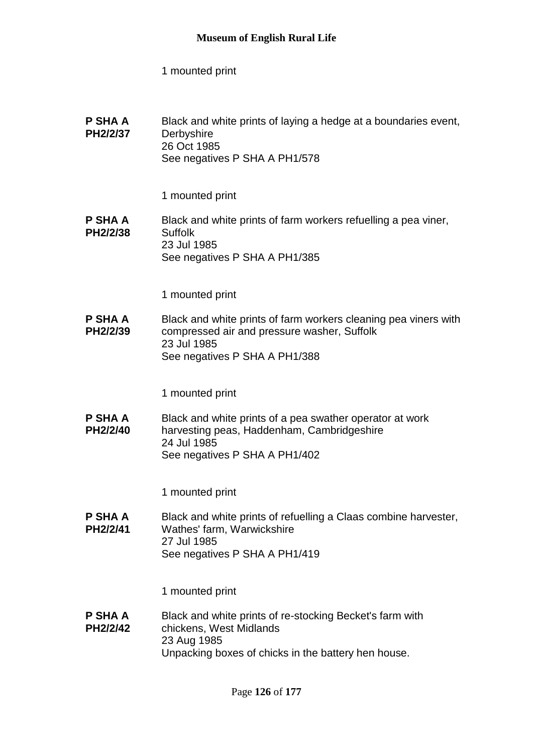1 mounted print

**P SHA A PH2/2/37** Black and white prints of laying a hedge at a boundaries event, Derbyshire
26 Oct 1985
See negatives P SHA A PH1/578

1 mounted print

**P SHA A PH2/2/38** Black and white prints of farm workers refuelling a pea viner, Suffolk
23 Jul 1985
See negatives P SHA A PH1/385

1 mounted print

**P SHA A PH2/2/39** Black and white prints of farm workers cleaning pea viners with compressed air and pressure washer, Suffolk
23 Jul 1985
See negatives P SHA A PH1/388

1 mounted print

**P SHA A PH2/2/40** Black and white prints of a pea swather operator at work harvesting peas, Haddenham, Cambridgeshire
24 Jul 1985
See negatives P SHA A PH1/402

1 mounted print

**P SHA A PH2/2/41** Black and white prints of refuelling a Claas combine harvester, Wathes' farm, Warwickshire
27 Jul 1985
See negatives P SHA A PH1/419

1 mounted print

**P SHA A PH2/2/42** Black and white prints of re-stocking Becket's farm with chickens, West Midlands
23 Aug 1985
Unpacking boxes of chicks in the battery hen house.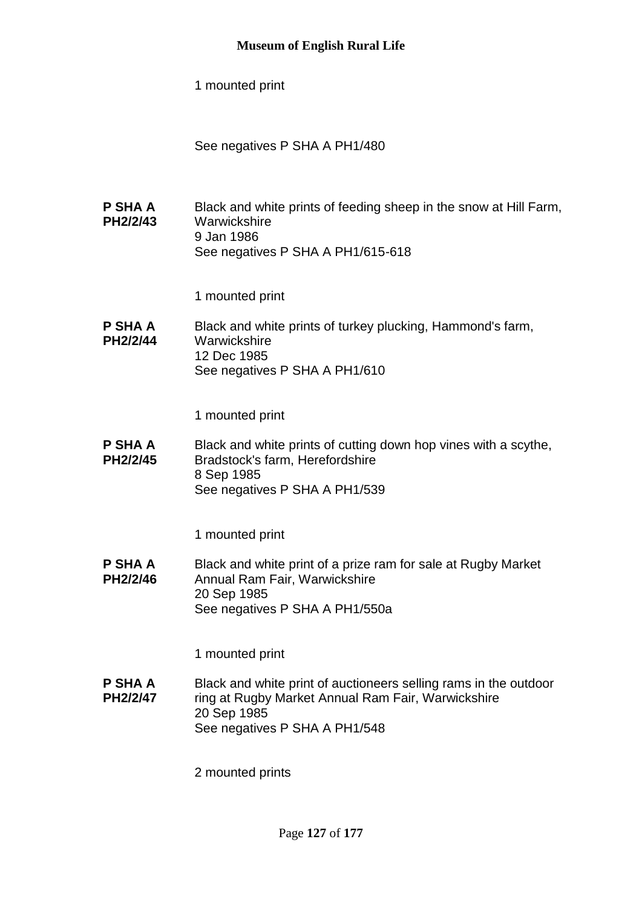1 mounted print

See negatives P SHA A PH1/480

**P SHA A PH2/2/43** Black and white prints of feeding sheep in the snow at Hill Farm, Warwickshire
9 Jan 1986
See negatives P SHA A PH1/615-618

1 mounted print

**P SHA A PH2/2/44** Black and white prints of turkey plucking, Hammond's farm, Warwickshire
12 Dec 1985
See negatives P SHA A PH1/610

1 mounted print

**P SHA A PH2/2/45** Black and white prints of cutting down hop vines with a scythe, Bradstock's farm, Herefordshire
8 Sep 1985
See negatives P SHA A PH1/539

1 mounted print

**P SHA A PH2/2/46** Black and white print of a prize ram for sale at Rugby Market Annual Ram Fair, Warwickshire
20 Sep 1985
See negatives P SHA A PH1/550a

1 mounted print

**P SHA A PH2/2/47** Black and white print of auctioneers selling rams in the outdoor ring at Rugby Market Annual Ram Fair, Warwickshire
20 Sep 1985
See negatives P SHA A PH1/548

2 mounted prints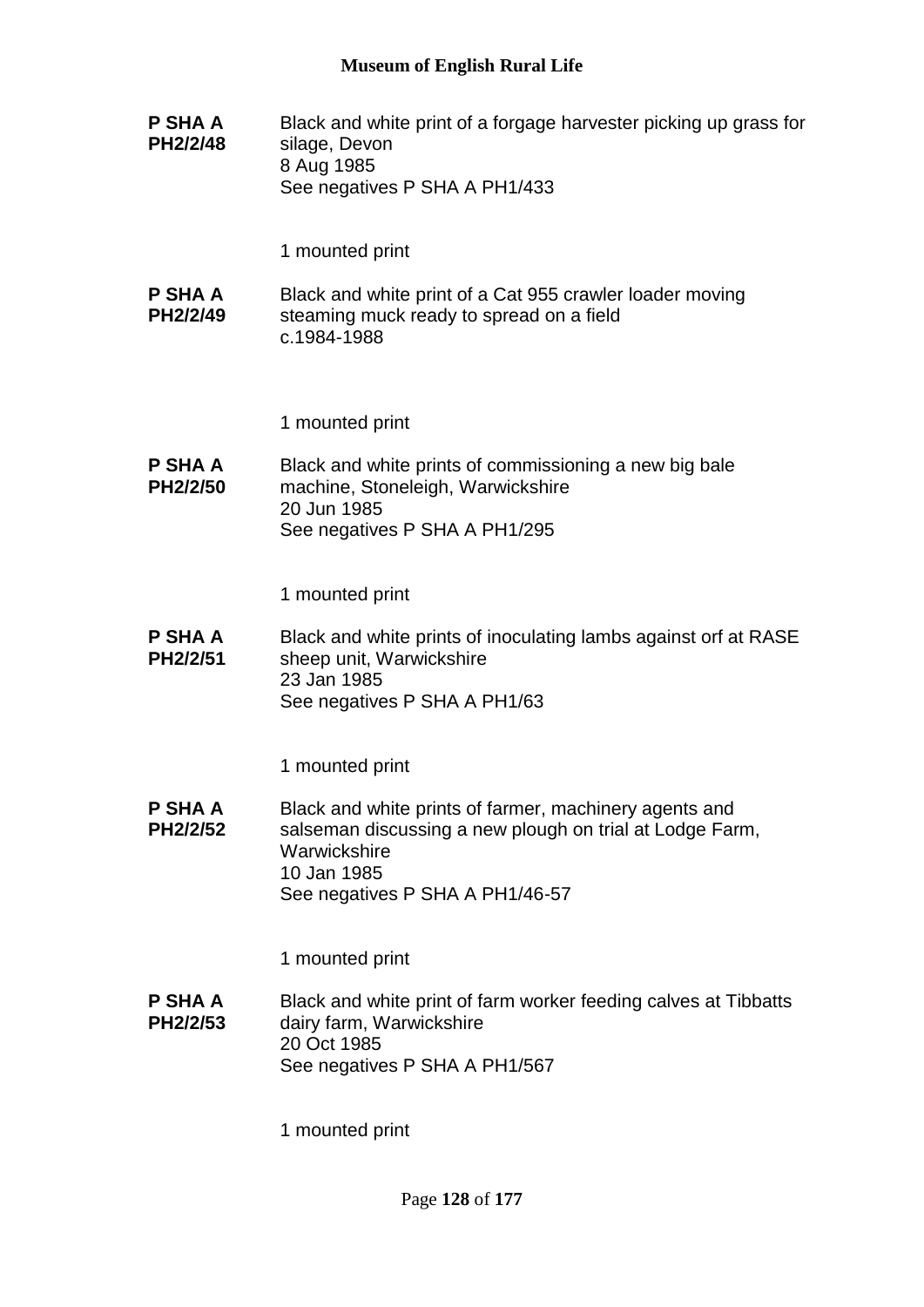**P SHA A PH2/2/48**

Black and white print of a forgage harvester picking up grass for silage, Devon
8 Aug 1985
See negatives P SHA A PH1/433

1 mounted print

**P SHA A PH2/2/49**

Black and white print of a Cat 955 crawler loader moving steaming muck ready to spread on a field
c.1984-1988

1 mounted print

**P SHA A PH2/2/50**

Black and white prints of commissioning a new big bale machine, Stoneleigh, Warwickshire
20 Jun 1985
See negatives P SHA A PH1/295

1 mounted print

**P SHA A PH2/2/51**

Black and white prints of inoculating lambs against orf at RASE sheep unit, Warwickshire
23 Jan 1985
See negatives P SHA A PH1/63

1 mounted print

**P SHA A PH2/2/52**

Black and white prints of farmer, machinery agents and salseman discussing a new plough on trial at Lodge Farm, Warwickshire
10 Jan 1985
See negatives P SHA A PH1/46-57

1 mounted print

**P SHA A PH2/2/53**

Black and white print of farm worker feeding calves at Tibbatts dairy farm, Warwickshire
20 Oct 1985
See negatives P SHA A PH1/567

1 mounted print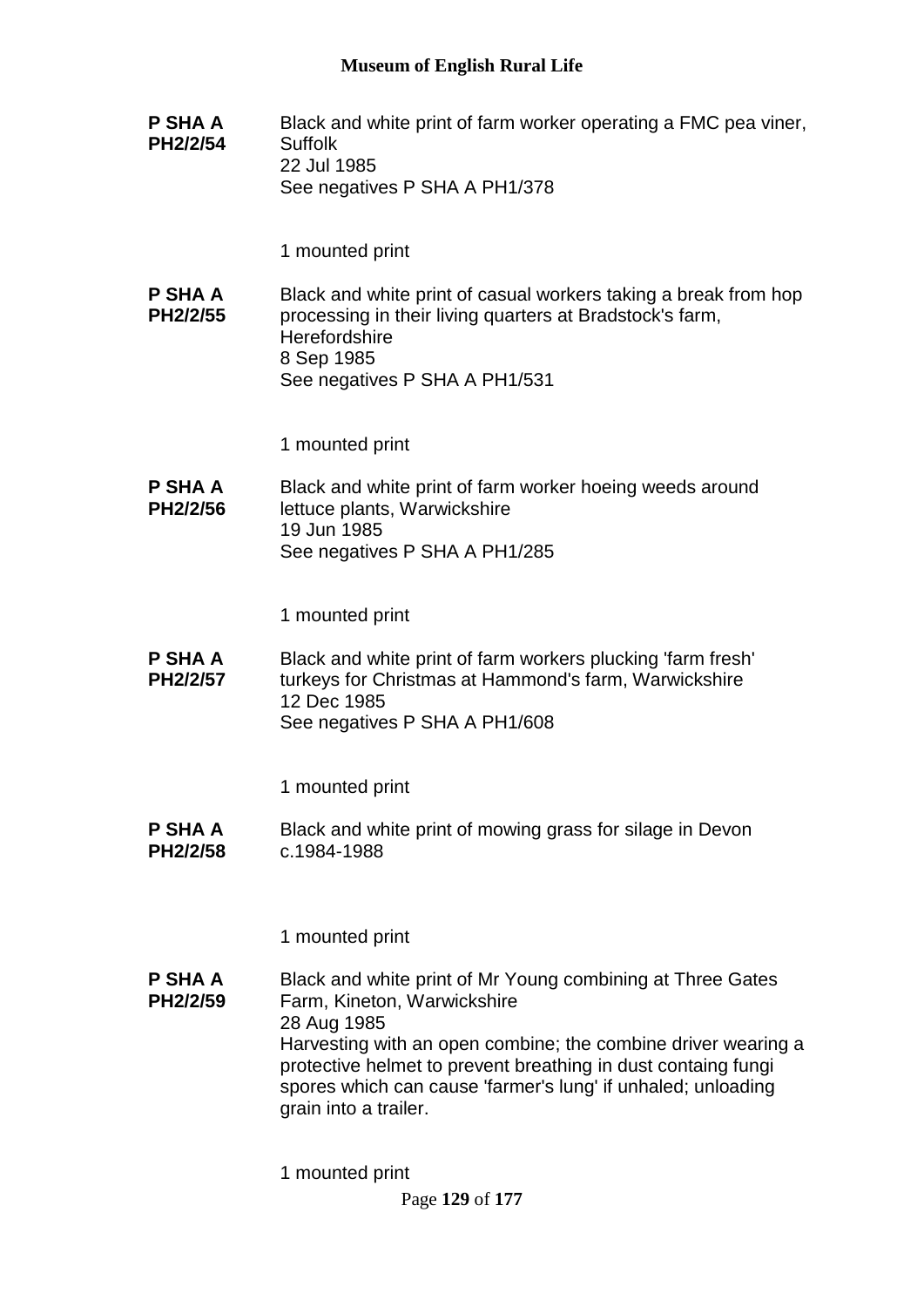**P SHA A PH2/2/54**

Black and white print of farm worker operating a FMC pea viner, Suffolk
22 Jul 1985
See negatives P SHA A PH1/378

1 mounted print

**P SHA A PH2/2/55**

Black and white print of casual workers taking a break from hop processing in their living quarters at Bradstock's farm, Herefordshire
8 Sep 1985
See negatives P SHA A PH1/531

1 mounted print

**P SHA A PH2/2/56**

Black and white print of farm worker hoeing weeds around lettuce plants, Warwickshire
19 Jun 1985
See negatives P SHA A PH1/285

1 mounted print

**P SHA A PH2/2/57**

Black and white print of farm workers plucking 'farm fresh' turkeys for Christmas at Hammond's farm, Warwickshire
12 Dec 1985
See negatives P SHA A PH1/608

1 mounted print

**P SHA A PH2/2/58**

Black and white print of mowing grass for silage in Devon
c.1984-1988

1 mounted print

**P SHA A PH2/2/59**

Black and white print of Mr Young combining at Three Gates Farm, Kineton, Warwickshire
28 Aug 1985
Harvesting with an open combine; the combine driver wearing a protective helmet to prevent breathing in dust containg fungi spores which can cause 'farmer's lung' if unhaled; unloading grain into a trailer.

1 mounted print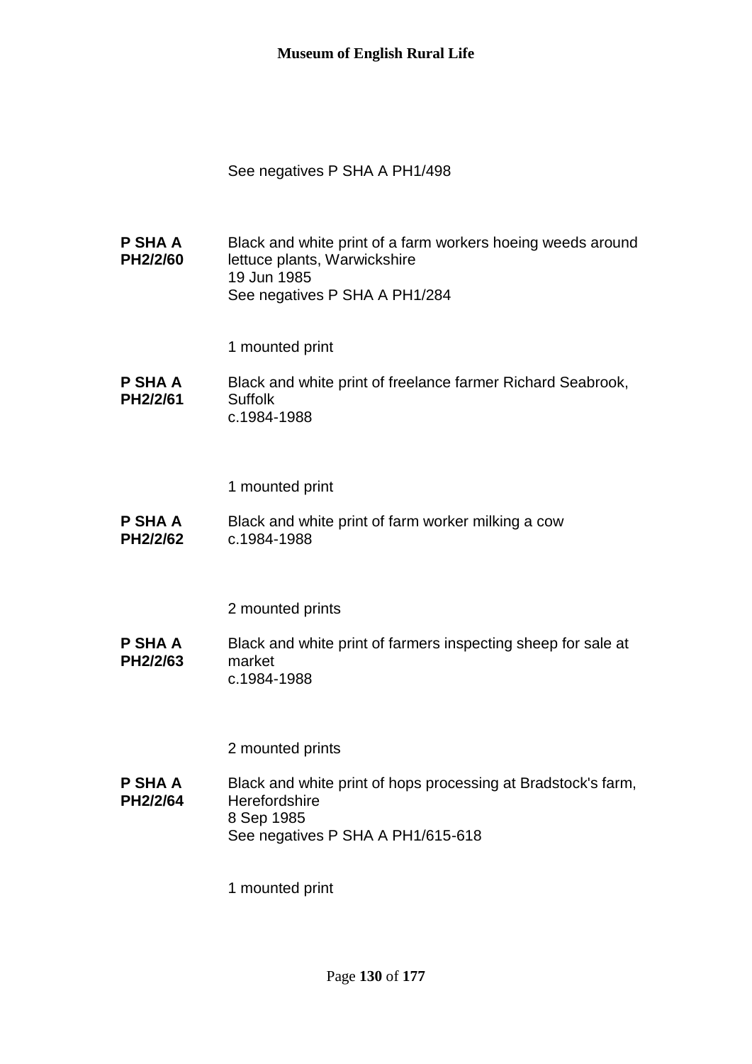See negatives P SHA A PH1/498

**P SHA A PH2/2/60** Black and white print of a farm workers hoeing weeds around lettuce plants, Warwickshire
19 Jun 1985
See negatives P SHA A PH1/284

1 mounted print

**P SHA A PH2/2/61** Black and white print of freelance farmer Richard Seabrook, Suffolk
c.1984-1988

1 mounted print

**P SHA A PH2/2/62** Black and white print of farm worker milking a cow
c.1984-1988

2 mounted prints

**P SHA A PH2/2/63** Black and white print of farmers inspecting sheep for sale at market
c.1984-1988

2 mounted prints

**P SHA A PH2/2/64** Black and white print of hops processing at Bradstock's farm, Herefordshire
8 Sep 1985
See negatives P SHA A PH1/615-618

1 mounted print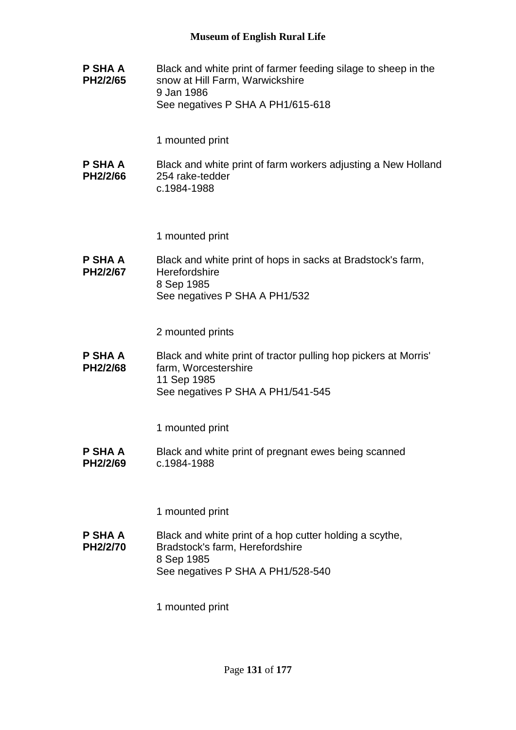**P SHA A PH2/2/65**

Black and white print of farmer feeding silage to sheep in the snow at Hill Farm, Warwickshire
9 Jan 1986
See negatives P SHA A PH1/615-618

1 mounted print

**P SHA A PH2/2/66**

Black and white print of farm workers adjusting a New Holland 254 rake-tedder
c.1984-1988

1 mounted print

**P SHA A PH2/2/67**

Black and white print of hops in sacks at Bradstock's farm, Herefordshire
8 Sep 1985
See negatives P SHA A PH1/532

2 mounted prints

**P SHA A PH2/2/68**

Black and white print of tractor pulling hop pickers at Morris' farm, Worcestershire
11 Sep 1985
See negatives P SHA A PH1/541-545

1 mounted print

**P SHA A PH2/2/69**

Black and white print of pregnant ewes being scanned
c.1984-1988

1 mounted print

**P SHA A PH2/2/70**

Black and white print of a hop cutter holding a scythe, Bradstock's farm, Herefordshire
8 Sep 1985
See negatives P SHA A PH1/528-540

1 mounted print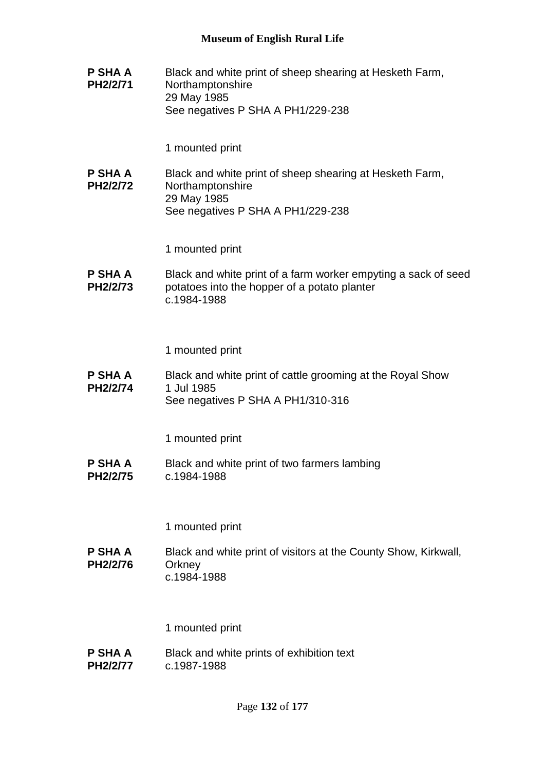**P SHA A PH2/2/71**

Black and white print of sheep shearing at Hesketh Farm, Northamptonshire
29 May 1985
See negatives P SHA A PH1/229-238

1 mounted print

**P SHA A PH2/2/72**

Black and white print of sheep shearing at Hesketh Farm, Northamptonshire
29 May 1985
See negatives P SHA A PH1/229-238

1 mounted print

**P SHA A PH2/2/73**

Black and white print of a farm worker empyting a sack of seed potatoes into the hopper of a potato planter
c.1984-1988

1 mounted print

**P SHA A PH2/2/74**

Black and white print of cattle grooming at the Royal Show
1 Jul 1985
See negatives P SHA A PH1/310-316

1 mounted print

**P SHA A PH2/2/75**

Black and white print of two farmers lambing
c.1984-1988

1 mounted print

**P SHA A PH2/2/76**

Black and white print of visitors at the County Show, Kirkwall, Orkney
c.1984-1988

1 mounted print

**P SHA A PH2/2/77**

Black and white prints of exhibition text
c.1987-1988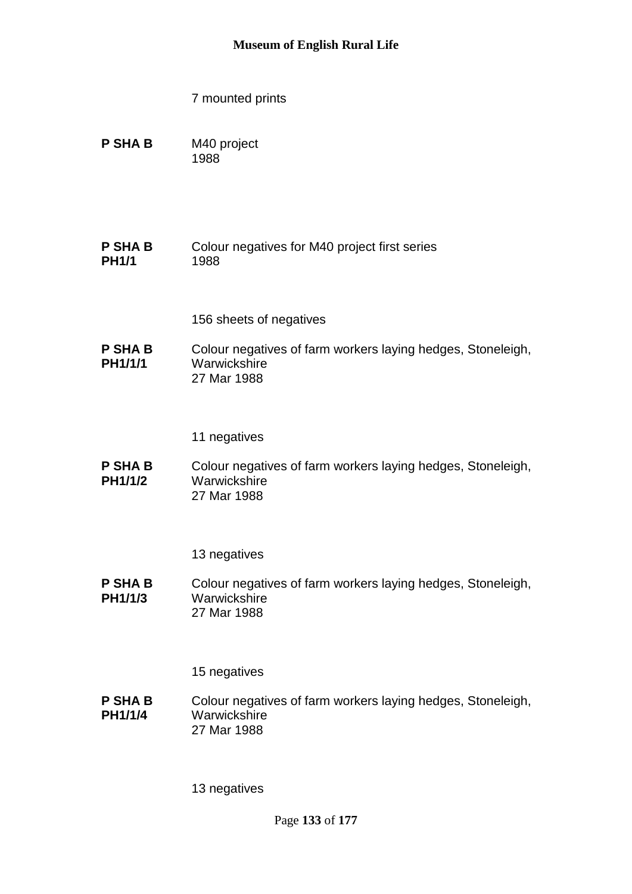7 mounted prints

**P SHA B** M40 project
1988

**P SHA B PH1/1** Colour negatives for M40 project first series
1988

156 sheets of negatives

**P SHA B PH1/1/1** Colour negatives of farm workers laying hedges, Stoneleigh, Warwickshire
27 Mar 1988

11 negatives

**P SHA B PH1/1/2** Colour negatives of farm workers laying hedges, Stoneleigh, Warwickshire
27 Mar 1988

13 negatives

**P SHA B PH1/1/3** Colour negatives of farm workers laying hedges, Stoneleigh, Warwickshire
27 Mar 1988

15 negatives

**P SHA B PH1/1/4** Colour negatives of farm workers laying hedges, Stoneleigh, Warwickshire
27 Mar 1988

13 negatives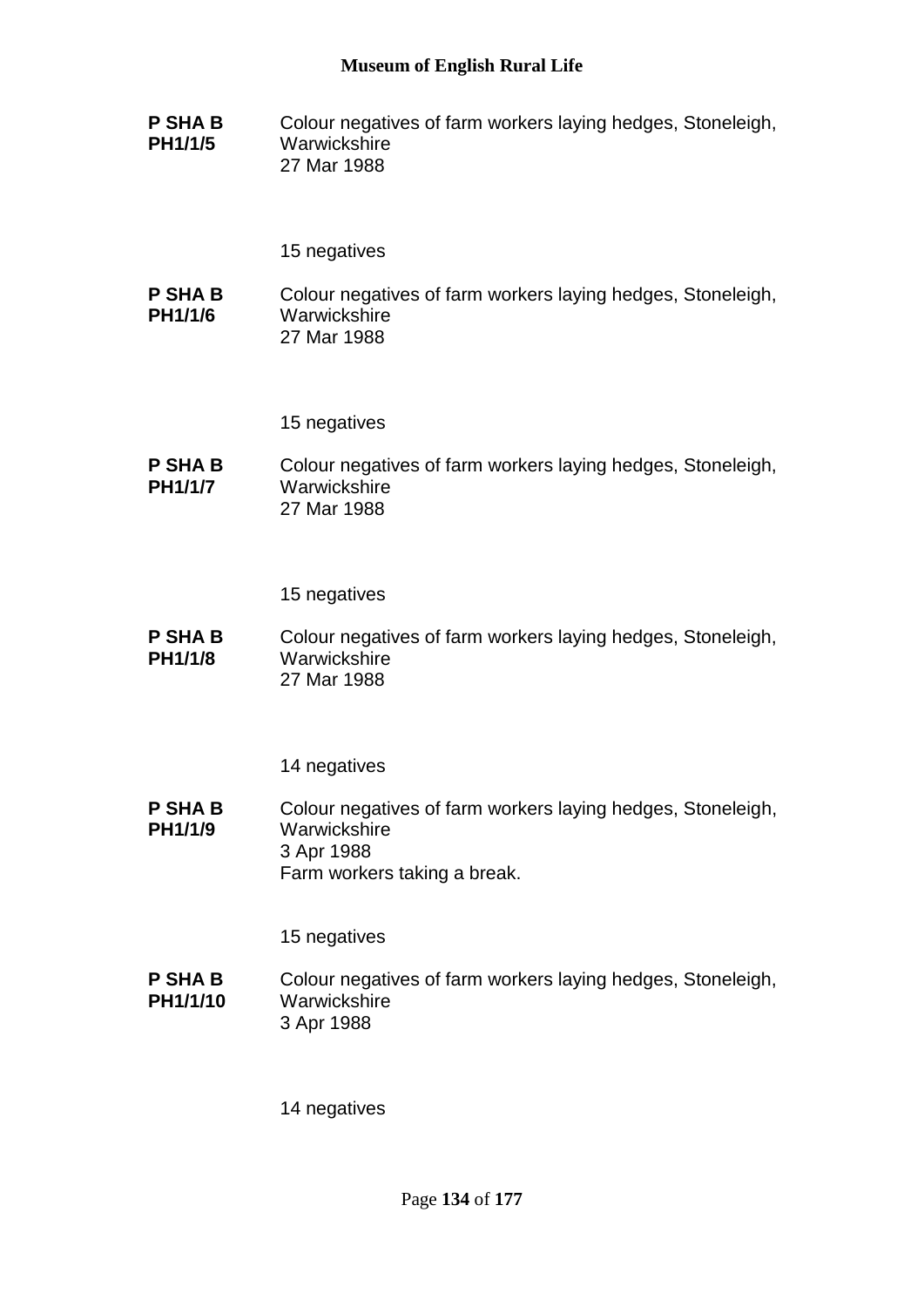**P SHA B PH1/1/5**

Colour negatives of farm workers laying hedges, Stoneleigh, Warwickshire
27 Mar 1988

15 negatives

**P SHA B PH1/1/6**

Colour negatives of farm workers laying hedges, Stoneleigh, Warwickshire
27 Mar 1988

15 negatives

**P SHA B PH1/1/7**

Colour negatives of farm workers laying hedges, Stoneleigh, Warwickshire
27 Mar 1988

15 negatives

**P SHA B PH1/1/8**

Colour negatives of farm workers laying hedges, Stoneleigh, Warwickshire
27 Mar 1988

14 negatives

**P SHA B PH1/1/9**

Colour negatives of farm workers laying hedges, Stoneleigh, Warwickshire
3 Apr 1988
Farm workers taking a break.

15 negatives

**P SHA B PH1/1/10**

Colour negatives of farm workers laying hedges, Stoneleigh, Warwickshire
3 Apr 1988

14 negatives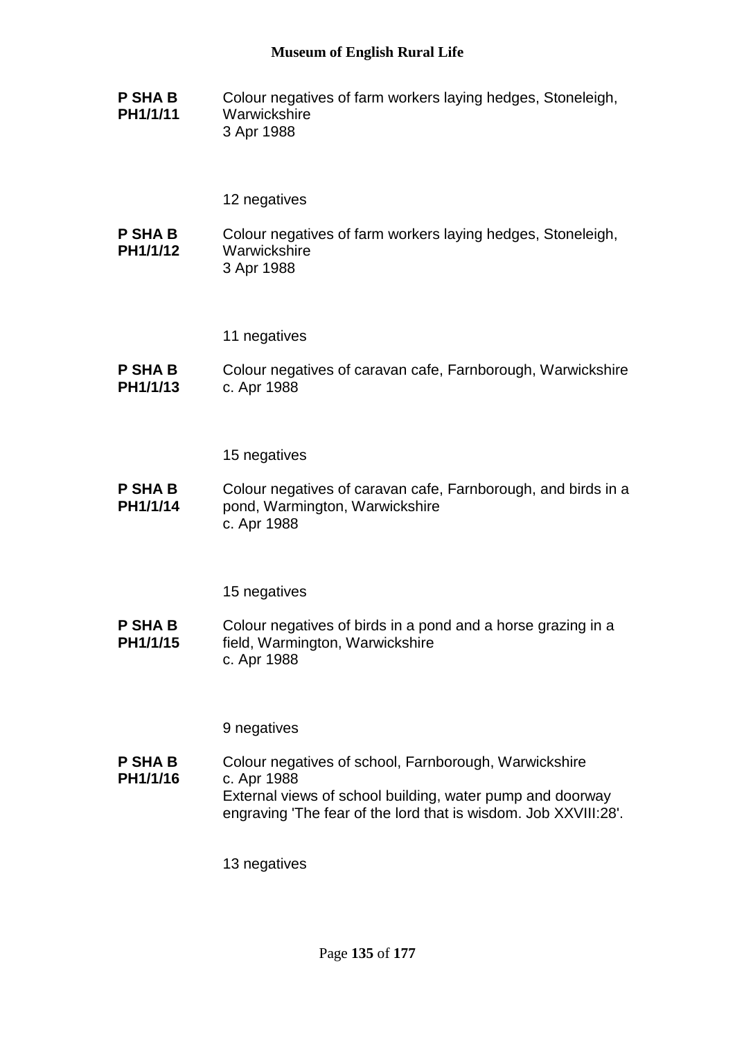**P SHA B PH1/1/11**
Colour negatives of farm workers laying hedges, Stoneleigh, Warwickshire
3 Apr 1988

12 negatives

**P SHA B PH1/1/12**
Colour negatives of farm workers laying hedges, Stoneleigh, Warwickshire
3 Apr 1988

11 negatives

**P SHA B PH1/1/13**
Colour negatives of caravan cafe, Farnborough, Warwickshire
c. Apr 1988

15 negatives

**P SHA B PH1/1/14**
Colour negatives of caravan cafe, Farnborough, and birds in a pond, Warmington, Warwickshire
c. Apr 1988

15 negatives

**P SHA B PH1/1/15**
Colour negatives of birds in a pond and a horse grazing in a field, Warmington, Warwickshire
c. Apr 1988

9 negatives

**P SHA B PH1/1/16**
Colour negatives of school, Farnborough, Warwickshire
c. Apr 1988
External views of school building, water pump and doorway engraving 'The fear of the lord that is wisdom. Job XXVIII:28'.

13 negatives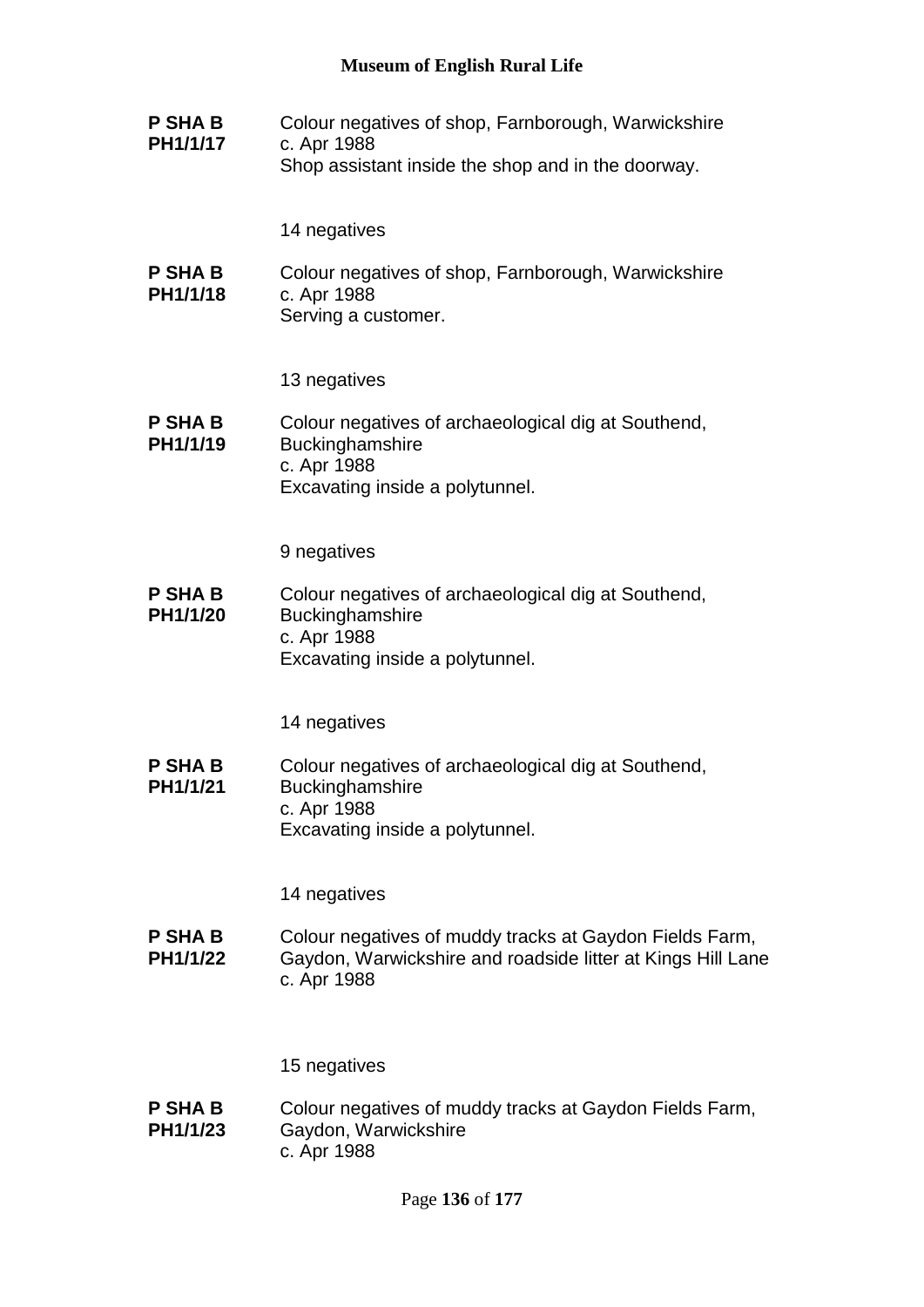**P SHA B PH1/1/17** Colour negatives of shop, Farnborough, Warwickshire
c. Apr 1988
Shop assistant inside the shop and in the doorway.

14 negatives

**P SHA B PH1/1/18** Colour negatives of shop, Farnborough, Warwickshire
c. Apr 1988
Serving a customer.

13 negatives

**P SHA B PH1/1/19** Colour negatives of archaeological dig at Southend, Buckinghamshire
c. Apr 1988
Excavating inside a polytunnel.

9 negatives

**P SHA B PH1/1/20** Colour negatives of archaeological dig at Southend, Buckinghamshire
c. Apr 1988
Excavating inside a polytunnel.

14 negatives

**P SHA B PH1/1/21** Colour negatives of archaeological dig at Southend, Buckinghamshire
c. Apr 1988
Excavating inside a polytunnel.

14 negatives

**P SHA B PH1/1/22** Colour negatives of muddy tracks at Gaydon Fields Farm, Gaydon, Warwickshire and roadside litter at Kings Hill Lane
c. Apr 1988

15 negatives

**P SHA B PH1/1/23** Colour negatives of muddy tracks at Gaydon Fields Farm, Gaydon, Warwickshire
c. Apr 1988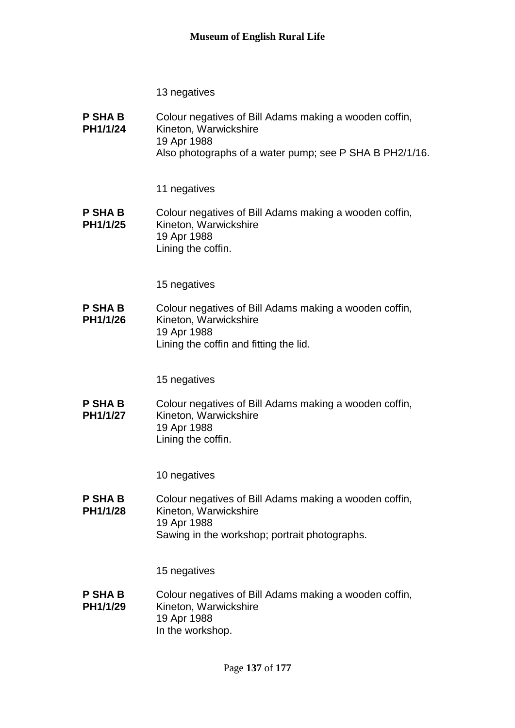13 negatives

**P SHA B PH1/1/24** Colour negatives of Bill Adams making a wooden coffin, Kineton, Warwickshire
19 Apr 1988
Also photographs of a water pump; see P SHA B PH2/1/16.

11 negatives

**P SHA B PH1/1/25** Colour negatives of Bill Adams making a wooden coffin, Kineton, Warwickshire
19 Apr 1988
Lining the coffin.

15 negatives

**P SHA B PH1/1/26** Colour negatives of Bill Adams making a wooden coffin, Kineton, Warwickshire
19 Apr 1988
Lining the coffin and fitting the lid.

15 negatives

**P SHA B PH1/1/27** Colour negatives of Bill Adams making a wooden coffin, Kineton, Warwickshire
19 Apr 1988
Lining the coffin.

10 negatives

**P SHA B PH1/1/28** Colour negatives of Bill Adams making a wooden coffin, Kineton, Warwickshire
19 Apr 1988
Sawing in the workshop; portrait photographs.

15 negatives

**P SHA B PH1/1/29** Colour negatives of Bill Adams making a wooden coffin, Kineton, Warwickshire
19 Apr 1988
In the workshop.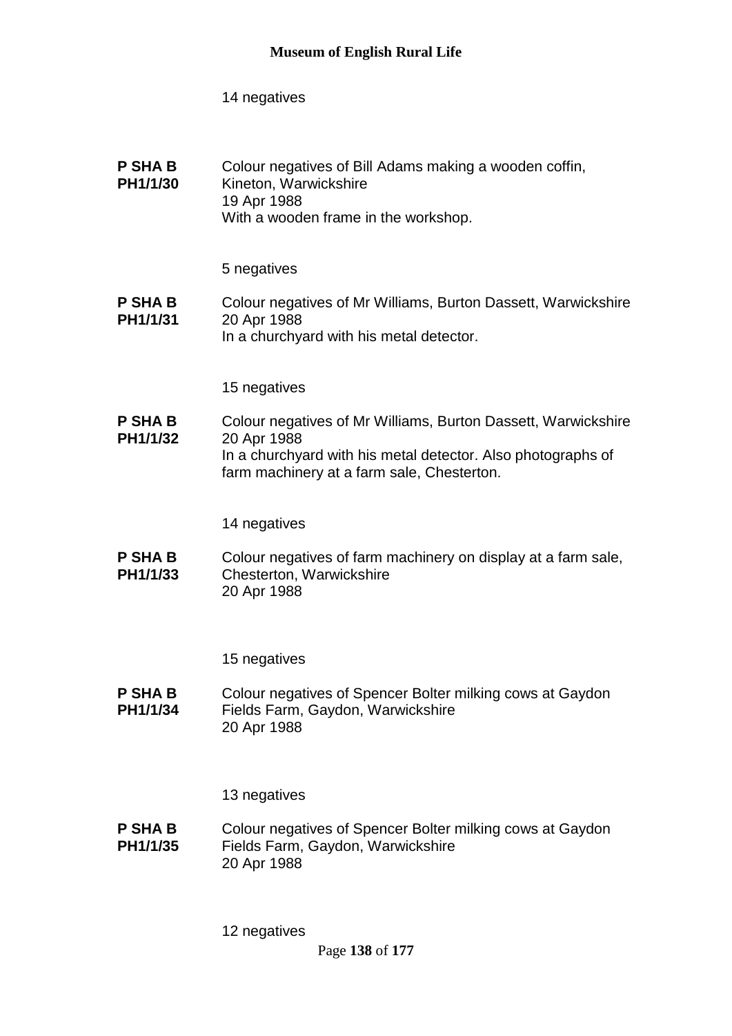14 negatives

**P SHA B PH1/1/30** Colour negatives of Bill Adams making a wooden coffin, Kineton, Warwickshire
19 Apr 1988
With a wooden frame in the workshop.

5 negatives

**P SHA B PH1/1/31** Colour negatives of Mr Williams, Burton Dassett, Warwickshire
20 Apr 1988
In a churchyard with his metal detector.

15 negatives

**P SHA B PH1/1/32** Colour negatives of Mr Williams, Burton Dassett, Warwickshire
20 Apr 1988
In a churchyard with his metal detector. Also photographs of farm machinery at a farm sale, Chesterton.

14 negatives

**P SHA B PH1/1/33** Colour negatives of farm machinery on display at a farm sale, Chesterton, Warwickshire
20 Apr 1988

15 negatives

**P SHA B PH1/1/34** Colour negatives of Spencer Bolter milking cows at Gaydon Fields Farm, Gaydon, Warwickshire
20 Apr 1988

13 negatives

**P SHA B PH1/1/35** Colour negatives of Spencer Bolter milking cows at Gaydon Fields Farm, Gaydon, Warwickshire
20 Apr 1988

12 negatives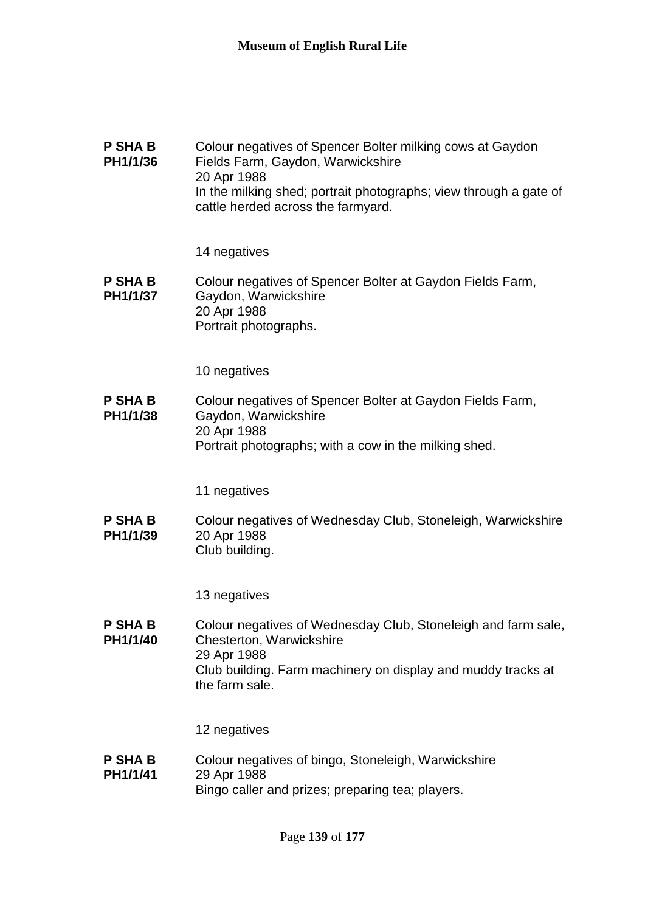**P SHA B PH1/1/36**

Colour negatives of Spencer Bolter milking cows at Gaydon Fields Farm, Gaydon, Warwickshire
20 Apr 1988
In the milking shed; portrait photographs; view through a gate of cattle herded across the farmyard.

14 negatives

**P SHA B PH1/1/37**

Colour negatives of Spencer Bolter at Gaydon Fields Farm, Gaydon, Warwickshire
20 Apr 1988
Portrait photographs.

10 negatives

**P SHA B PH1/1/38**

Colour negatives of Spencer Bolter at Gaydon Fields Farm, Gaydon, Warwickshire
20 Apr 1988
Portrait photographs; with a cow in the milking shed.

11 negatives

**P SHA B PH1/1/39**

Colour negatives of Wednesday Club, Stoneleigh, Warwickshire
20 Apr 1988
Club building.

13 negatives

**P SHA B PH1/1/40**

Colour negatives of Wednesday Club, Stoneleigh and farm sale, Chesterton, Warwickshire
29 Apr 1988
Club building. Farm machinery on display and muddy tracks at the farm sale.

12 negatives

**P SHA B PH1/1/41**

Colour negatives of bingo, Stoneleigh, Warwickshire
29 Apr 1988
Bingo caller and prizes; preparing tea; players.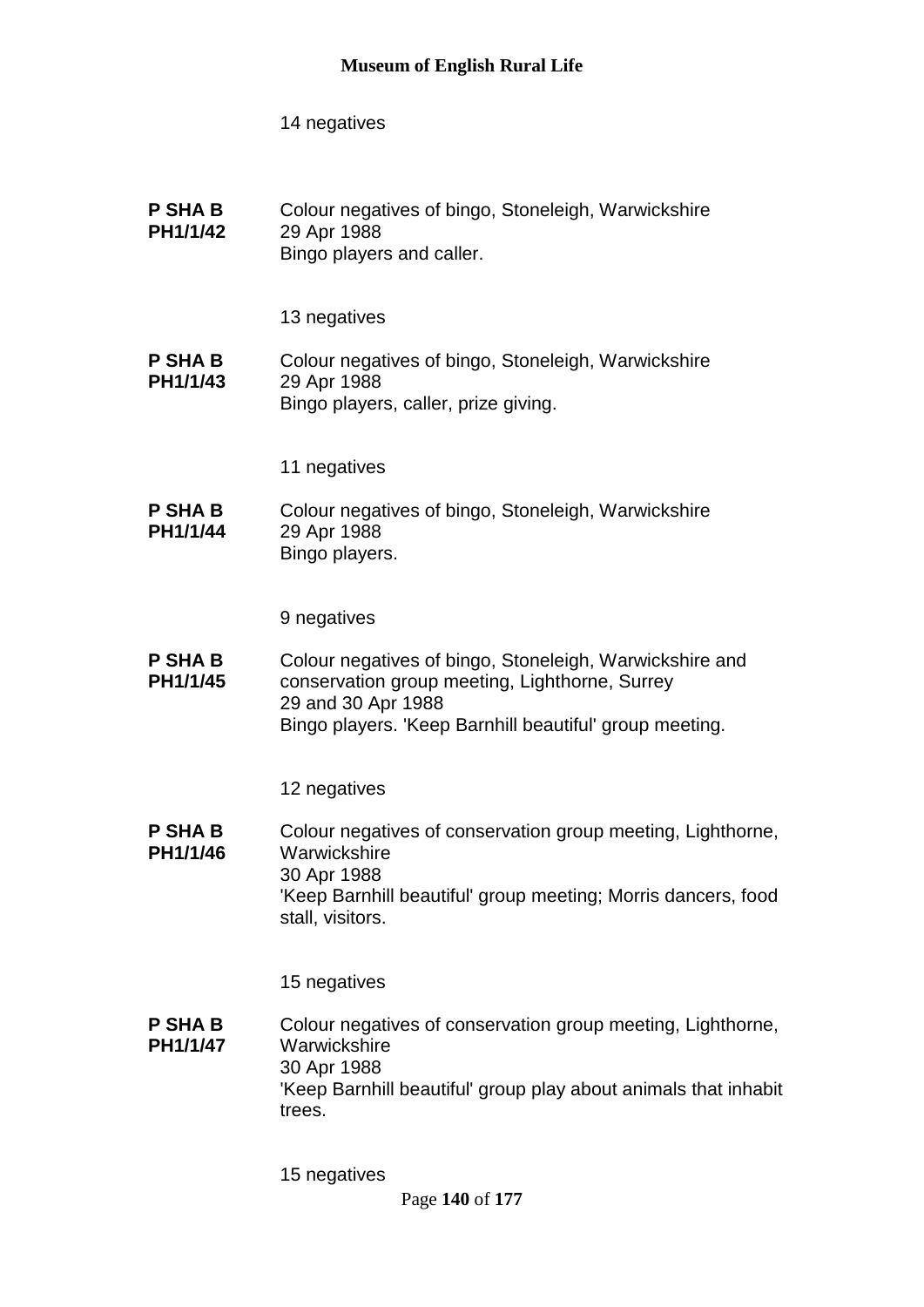14 negatives

**P SHA B PH1/1/42**
Colour negatives of bingo, Stoneleigh, Warwickshire
29 Apr 1988
Bingo players and caller.

13 negatives

**P SHA B PH1/1/43**
Colour negatives of bingo, Stoneleigh, Warwickshire
29 Apr 1988
Bingo players, caller, prize giving.

11 negatives

**P SHA B PH1/1/44**
Colour negatives of bingo, Stoneleigh, Warwickshire
29 Apr 1988
Bingo players.

9 negatives

**P SHA B PH1/1/45**
Colour negatives of bingo, Stoneleigh, Warwickshire and conservation group meeting, Lighthorne, Surrey
29 and 30 Apr 1988
Bingo players. 'Keep Barnhill beautiful' group meeting.

12 negatives

**P SHA B PH1/1/46**
Colour negatives of conservation group meeting, Lighthorne, Warwickshire
30 Apr 1988
'Keep Barnhill beautiful' group meeting; Morris dancers, food stall, visitors.

15 negatives

**P SHA B PH1/1/47**
Colour negatives of conservation group meeting, Lighthorne, Warwickshire
30 Apr 1988
'Keep Barnhill beautiful' group play about animals that inhabit trees.

15 negatives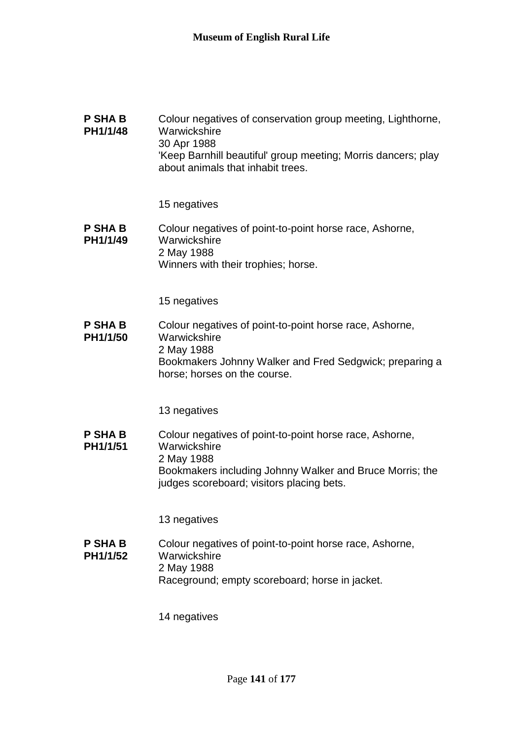**P SHA B PH1/1/48**

Colour negatives of conservation group meeting, Lighthorne, Warwickshire
30 Apr 1988
'Keep Barnhill beautiful' group meeting; Morris dancers; play about animals that inhabit trees.

15 negatives

**P SHA B PH1/1/49**

Colour negatives of point-to-point horse race, Ashorne, Warwickshire
2 May 1988
Winners with their trophies; horse.

15 negatives

**P SHA B PH1/1/50**

Colour negatives of point-to-point horse race, Ashorne, Warwickshire
2 May 1988
Bookmakers Johnny Walker and Fred Sedgwick; preparing a horse; horses on the course.

13 negatives

**P SHA B PH1/1/51**

Colour negatives of point-to-point horse race, Ashorne, Warwickshire
2 May 1988
Bookmakers including Johnny Walker and Bruce Morris; the judges scoreboard; visitors placing bets.

13 negatives

**P SHA B PH1/1/52**

Colour negatives of point-to-point horse race, Ashorne, Warwickshire
2 May 1988
Raceground; empty scoreboard; horse in jacket.

14 negatives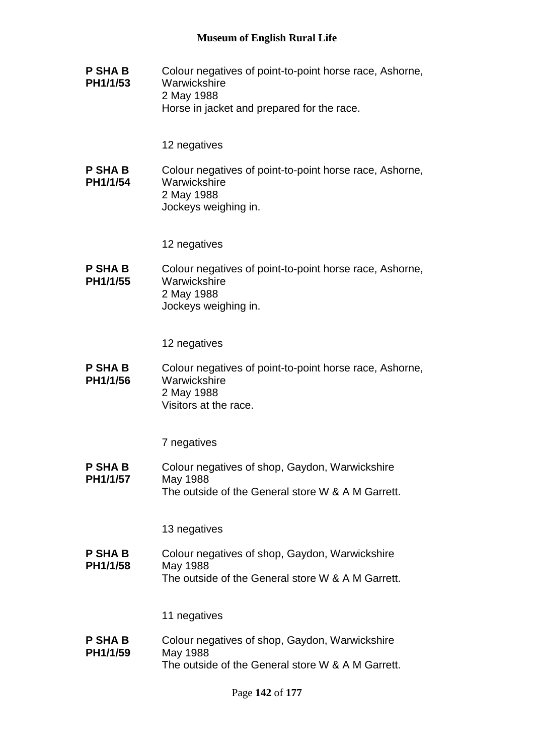**P SHA B PH1/1/53** Colour negatives of point-to-point horse race, Ashorne, Warwickshire
2 May 1988
Horse in jacket and prepared for the race.

12 negatives

**P SHA B PH1/1/54** Colour negatives of point-to-point horse race, Ashorne, Warwickshire
2 May 1988
Jockeys weighing in.

12 negatives

**P SHA B PH1/1/55** Colour negatives of point-to-point horse race, Ashorne, Warwickshire
2 May 1988
Jockeys weighing in.

12 negatives

**P SHA B PH1/1/56** Colour negatives of point-to-point horse race, Ashorne, Warwickshire
2 May 1988
Visitors at the race.

7 negatives

**P SHA B PH1/1/57** Colour negatives of shop, Gaydon, Warwickshire
May 1988
The outside of the General store W & A M Garrett.

13 negatives

**P SHA B PH1/1/58** Colour negatives of shop, Gaydon, Warwickshire
May 1988
The outside of the General store W & A M Garrett.

11 negatives

**P SHA B PH1/1/59** Colour negatives of shop, Gaydon, Warwickshire
May 1988
The outside of the General store W & A M Garrett.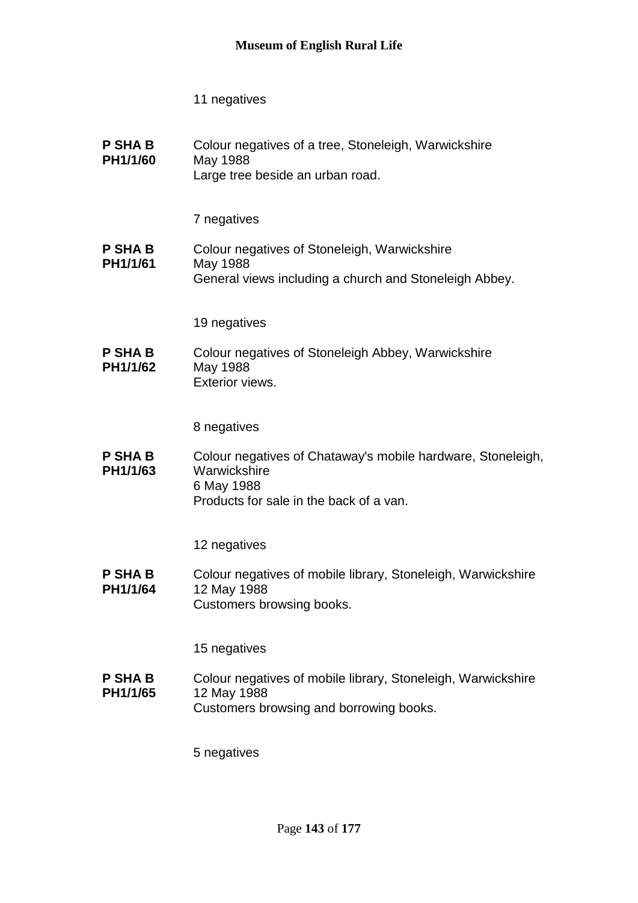11 negatives

**P SHA B PH1/1/60** Colour negatives of a tree, Stoneleigh, Warwickshire
May 1988
Large tree beside an urban road.

7 negatives

**P SHA B PH1/1/61** Colour negatives of Stoneleigh, Warwickshire
May 1988
General views including a church and Stoneleigh Abbey.

19 negatives

**P SHA B PH1/1/62** Colour negatives of Stoneleigh Abbey, Warwickshire
May 1988
Exterior views.

8 negatives

**P SHA B PH1/1/63** Colour negatives of Chataway's mobile hardware, Stoneleigh, Warwickshire
6 May 1988
Products for sale in the back of a van.

12 negatives

**P SHA B PH1/1/64** Colour negatives of mobile library, Stoneleigh, Warwickshire
12 May 1988
Customers browsing books.

15 negatives

**P SHA B PH1/1/65** Colour negatives of mobile library, Stoneleigh, Warwickshire
12 May 1988
Customers browsing and borrowing books.

5 negatives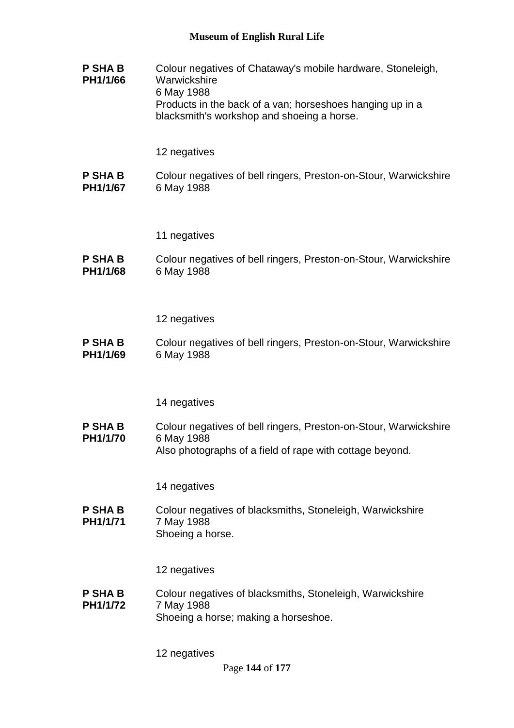**P SHA B PH1/1/66**

Colour negatives of Chataway's mobile hardware, Stoneleigh, Warwickshire
6 May 1988
Products in the back of a van; horseshoes hanging up in a blacksmith's workshop and shoeing a horse.

12 negatives

**P SHA B PH1/1/67**

Colour negatives of bell ringers, Preston-on-Stour, Warwickshire
6 May 1988

11 negatives

**P SHA B PH1/1/68**

Colour negatives of bell ringers, Preston-on-Stour, Warwickshire
6 May 1988

12 negatives

**P SHA B PH1/1/69**

Colour negatives of bell ringers, Preston-on-Stour, Warwickshire
6 May 1988

14 negatives

**P SHA B PH1/1/70**

Colour negatives of bell ringers, Preston-on-Stour, Warwickshire
6 May 1988
Also photographs of a field of rape with cottage beyond.

14 negatives

**P SHA B PH1/1/71**

Colour negatives of blacksmiths, Stoneleigh, Warwickshire
7 May 1988
Shoeing a horse.

12 negatives

**P SHA B PH1/1/72**

Colour negatives of blacksmiths, Stoneleigh, Warwickshire
7 May 1988
Shoeing a horse; making a horseshoe.

12 negatives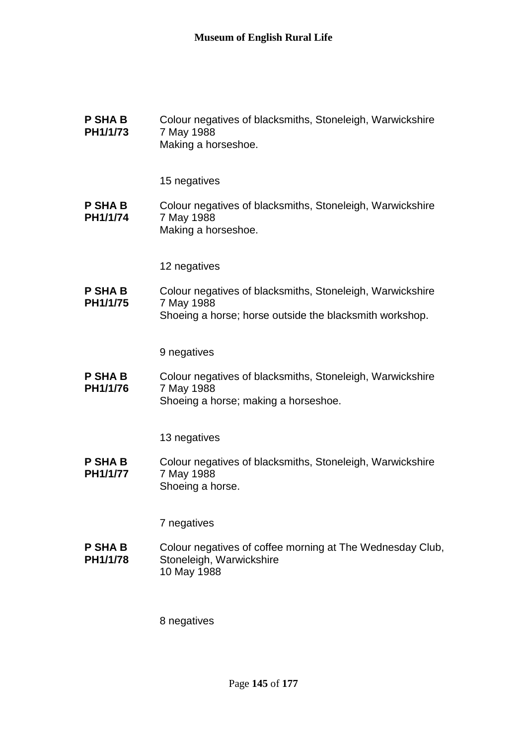**P SHA B PH1/1/73**

Colour negatives of blacksmiths, Stoneleigh, Warwickshire
7 May 1988
Making a horseshoe.

15 negatives

**P SHA B PH1/1/74**

Colour negatives of blacksmiths, Stoneleigh, Warwickshire
7 May 1988
Making a horseshoe.

12 negatives

**P SHA B PH1/1/75**

Colour negatives of blacksmiths, Stoneleigh, Warwickshire
7 May 1988
Shoeing a horse; horse outside the blacksmith workshop.

9 negatives

**P SHA B PH1/1/76**

Colour negatives of blacksmiths, Stoneleigh, Warwickshire
7 May 1988
Shoeing a horse; making a horseshoe.

13 negatives

**P SHA B PH1/1/77**

Colour negatives of blacksmiths, Stoneleigh, Warwickshire
7 May 1988
Shoeing a horse.

7 negatives

**P SHA B PH1/1/78**

Colour negatives of coffee morning at The Wednesday Club, Stoneleigh, Warwickshire
10 May 1988

8 negatives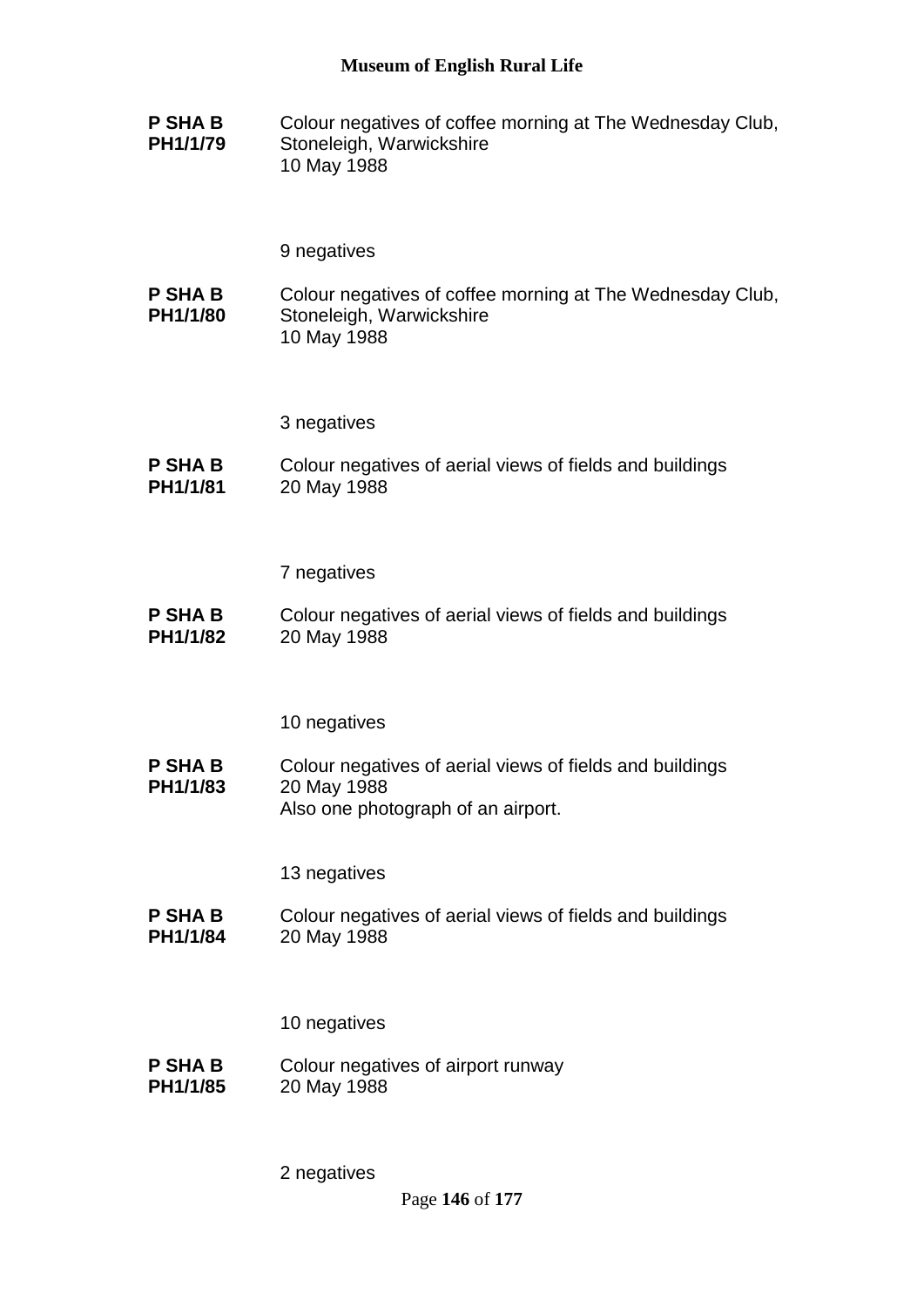**P SHA B PH1/1/79**

Colour negatives of coffee morning at The Wednesday Club, Stoneleigh, Warwickshire
10 May 1988

9 negatives

**P SHA B PH1/1/80**

Colour negatives of coffee morning at The Wednesday Club, Stoneleigh, Warwickshire
10 May 1988

3 negatives

**P SHA B PH1/1/81**

Colour negatives of aerial views of fields and buildings
20 May 1988

7 negatives

**P SHA B PH1/1/82**

Colour negatives of aerial views of fields and buildings
20 May 1988

10 negatives

**P SHA B PH1/1/83**

Colour negatives of aerial views of fields and buildings
20 May 1988
Also one photograph of an airport.

13 negatives

**P SHA B PH1/1/84**

Colour negatives of aerial views of fields and buildings
20 May 1988

10 negatives

**P SHA B PH1/1/85**

Colour negatives of airport runway
20 May 1988

2 negatives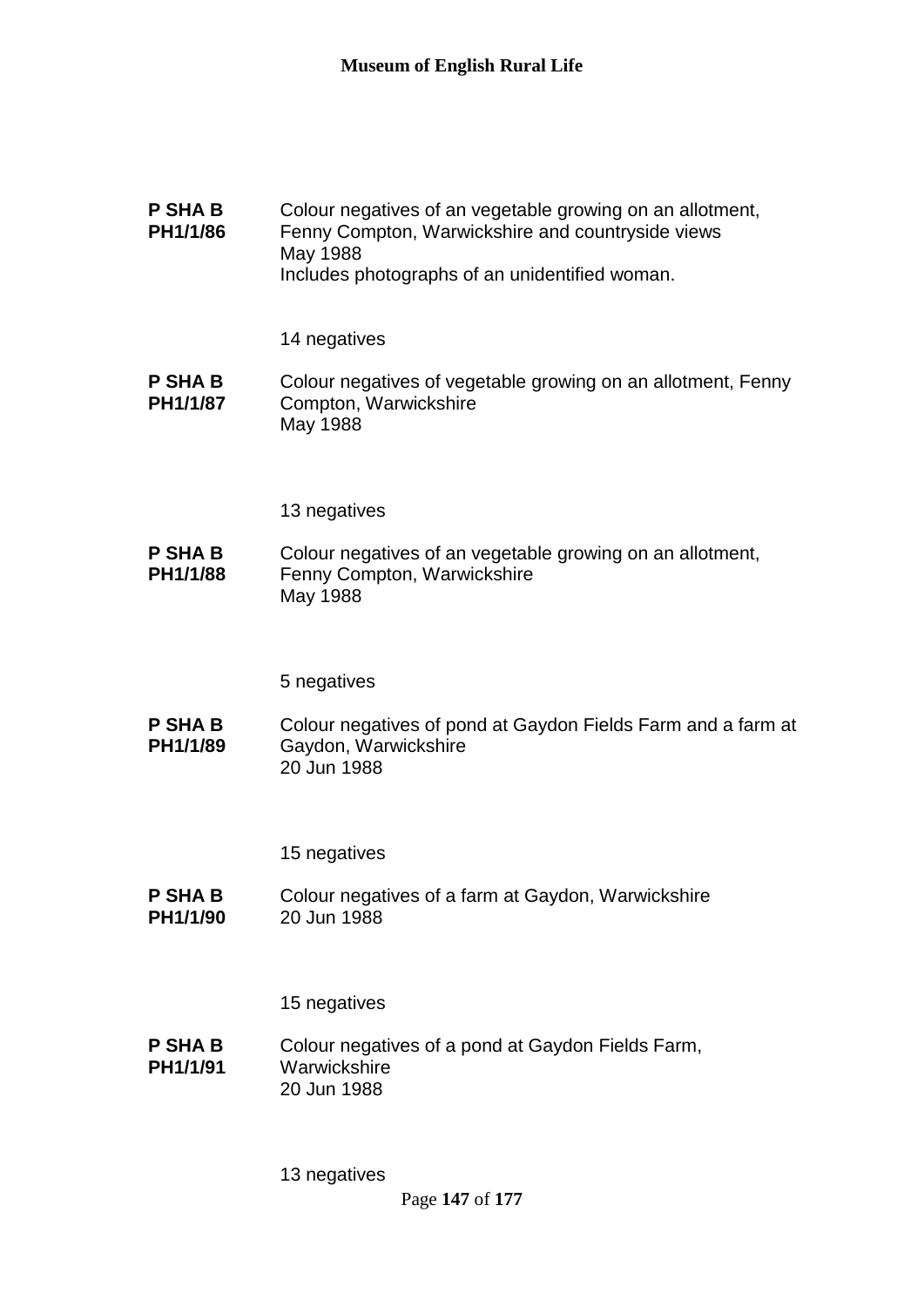**P SHA B PH1/1/86**

Colour negatives of an vegetable growing on an allotment, Fenny Compton, Warwickshire and countryside views
May 1988
Includes photographs of an unidentified woman.

14 negatives

**P SHA B PH1/1/87**

Colour negatives of vegetable growing on an allotment, Fenny Compton, Warwickshire
May 1988

13 negatives

**P SHA B PH1/1/88**

Colour negatives of an vegetable growing on an allotment, Fenny Compton, Warwickshire
May 1988

5 negatives

**P SHA B PH1/1/89**

Colour negatives of pond at Gaydon Fields Farm and a farm at Gaydon, Warwickshire
20 Jun 1988

15 negatives

**P SHA B PH1/1/90**

Colour negatives of a farm at Gaydon, Warwickshire
20 Jun 1988

15 negatives

**P SHA B PH1/1/91**

Colour negatives of a pond at Gaydon Fields Farm, Warwickshire
20 Jun 1988

13 negatives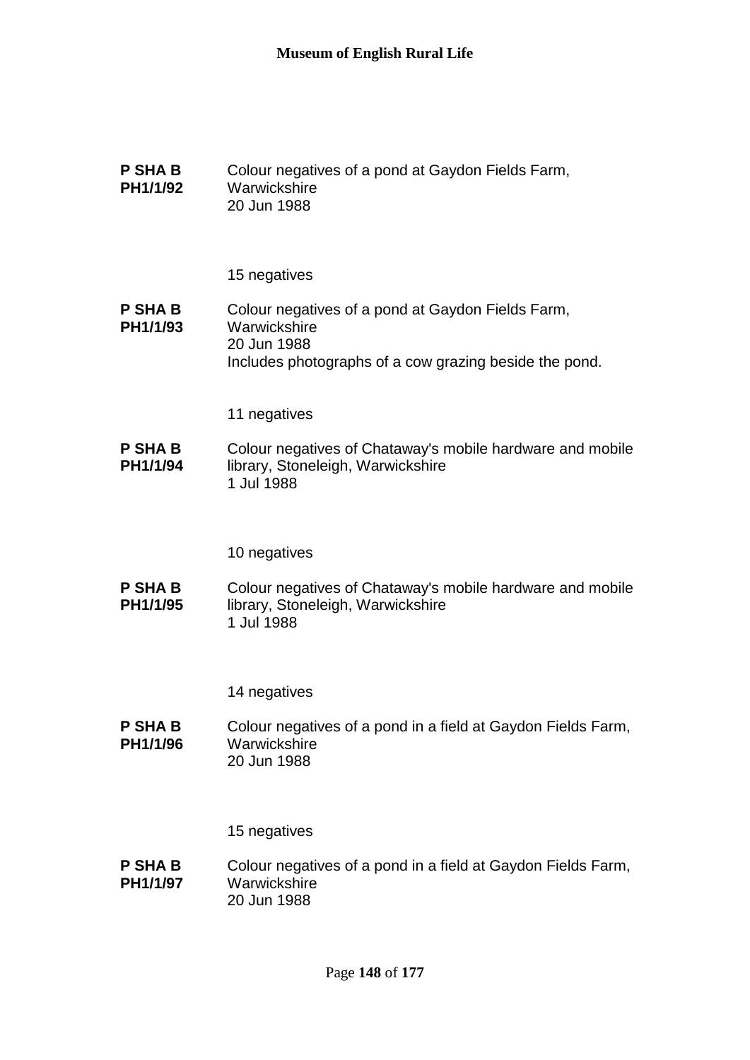**P SHA B PH1/1/92**

Colour negatives of a pond at Gaydon Fields Farm, Warwickshire
20 Jun 1988

15 negatives

**P SHA B PH1/1/93**

Colour negatives of a pond at Gaydon Fields Farm, Warwickshire
20 Jun 1988
Includes photographs of a cow grazing beside the pond.

11 negatives

**P SHA B PH1/1/94**

Colour negatives of Chataway's mobile hardware and mobile library, Stoneleigh, Warwickshire
1 Jul 1988

10 negatives

**P SHA B PH1/1/95**

Colour negatives of Chataway's mobile hardware and mobile library, Stoneleigh, Warwickshire
1 Jul 1988

14 negatives

**P SHA B PH1/1/96**

Colour negatives of a pond in a field at Gaydon Fields Farm, Warwickshire
20 Jun 1988

15 negatives

**P SHA B PH1/1/97**

Colour negatives of a pond in a field at Gaydon Fields Farm, Warwickshire
20 Jun 1988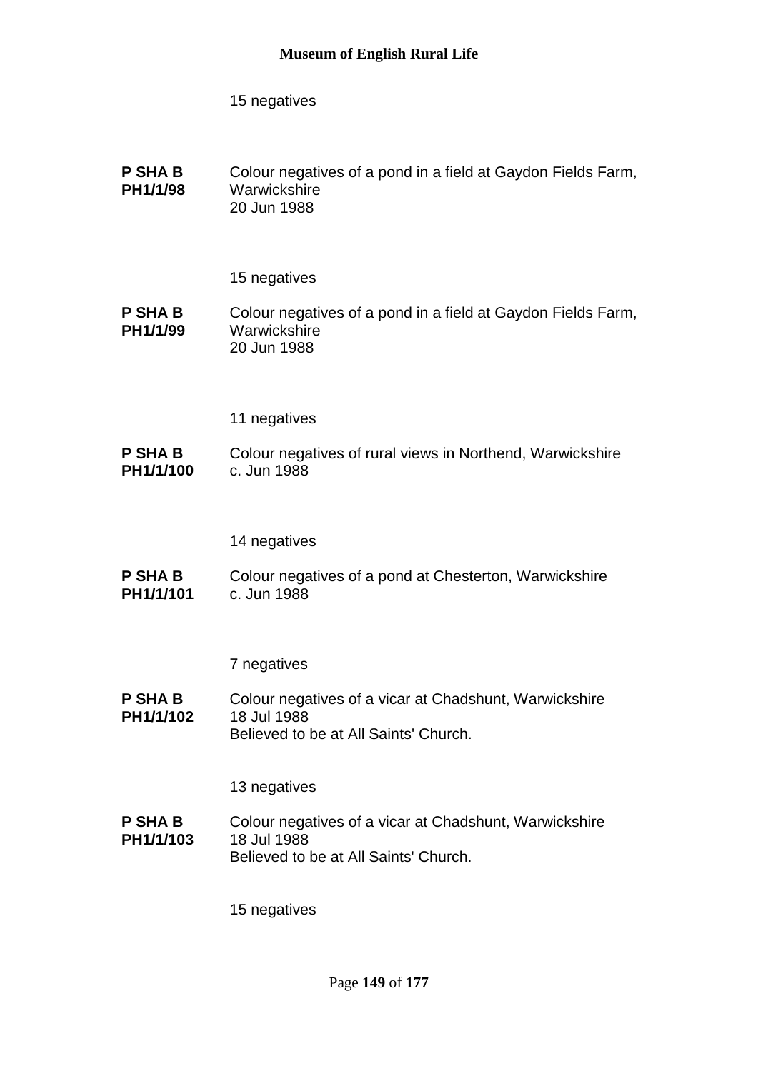15 negatives

**P SHA B PH1/1/98** Colour negatives of a pond in a field at Gaydon Fields Farm, Warwickshire
20 Jun 1988

15 negatives

**P SHA B PH1/1/99** Colour negatives of a pond in a field at Gaydon Fields Farm, Warwickshire
20 Jun 1988

11 negatives

**P SHA B PH1/1/100** Colour negatives of rural views in Northend, Warwickshire
c. Jun 1988

14 negatives

**P SHA B PH1/1/101** Colour negatives of a pond at Chesterton, Warwickshire
c. Jun 1988

7 negatives

**P SHA B PH1/1/102** Colour negatives of a vicar at Chadshunt, Warwickshire
18 Jul 1988
Believed to be at All Saints' Church.

13 negatives

**P SHA B PH1/1/103** Colour negatives of a vicar at Chadshunt, Warwickshire
18 Jul 1988
Believed to be at All Saints' Church.

15 negatives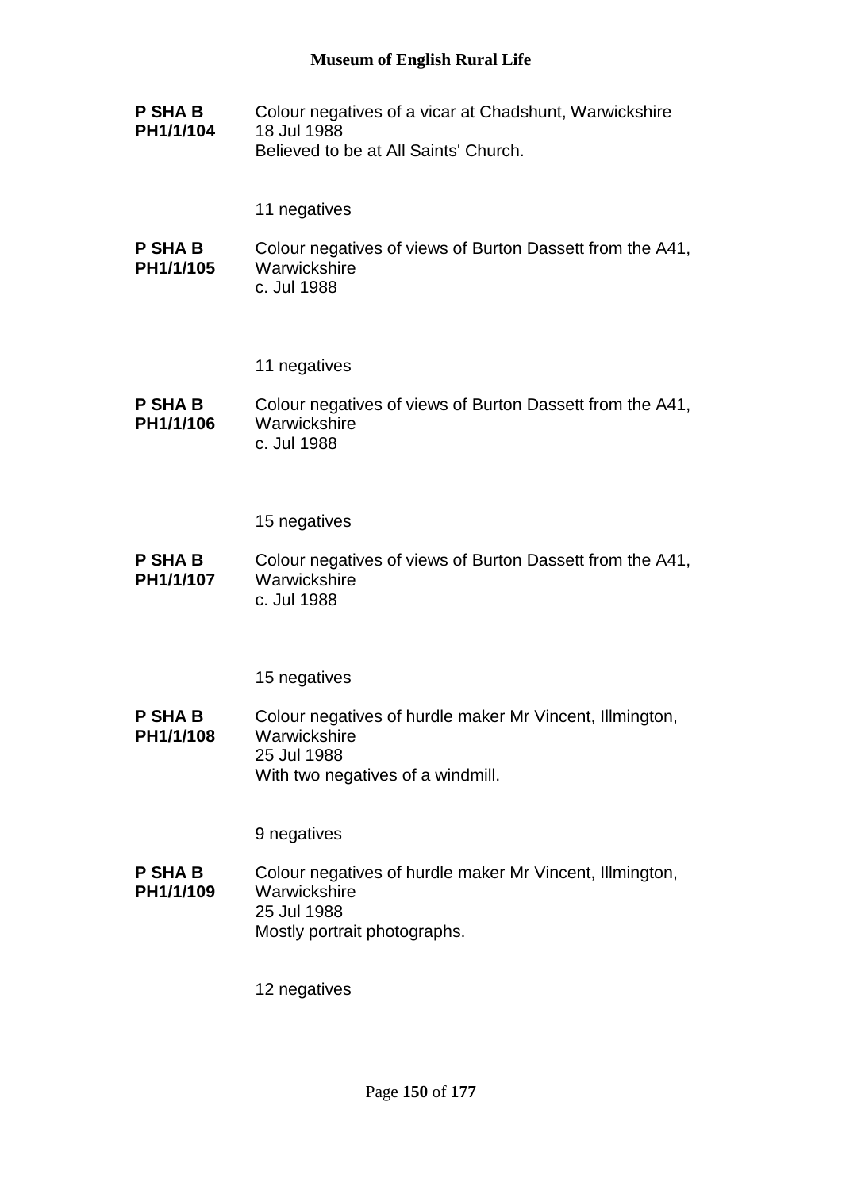**P SHA B PH1/1/104** Colour negatives of a vicar at Chadshunt, Warwickshire
18 Jul 1988
Believed to be at All Saints' Church.

11 negatives

**P SHA B PH1/1/105** Colour negatives of views of Burton Dassett from the A41, Warwickshire
c. Jul 1988

11 negatives

**P SHA B PH1/1/106** Colour negatives of views of Burton Dassett from the A41, Warwickshire
c. Jul 1988

15 negatives

**P SHA B PH1/1/107** Colour negatives of views of Burton Dassett from the A41, Warwickshire
c. Jul 1988

15 negatives

**P SHA B PH1/1/108** Colour negatives of hurdle maker Mr Vincent, Illmington, Warwickshire
25 Jul 1988
With two negatives of a windmill.

9 negatives

**P SHA B PH1/1/109** Colour negatives of hurdle maker Mr Vincent, Illmington, Warwickshire
25 Jul 1988
Mostly portrait photographs.

12 negatives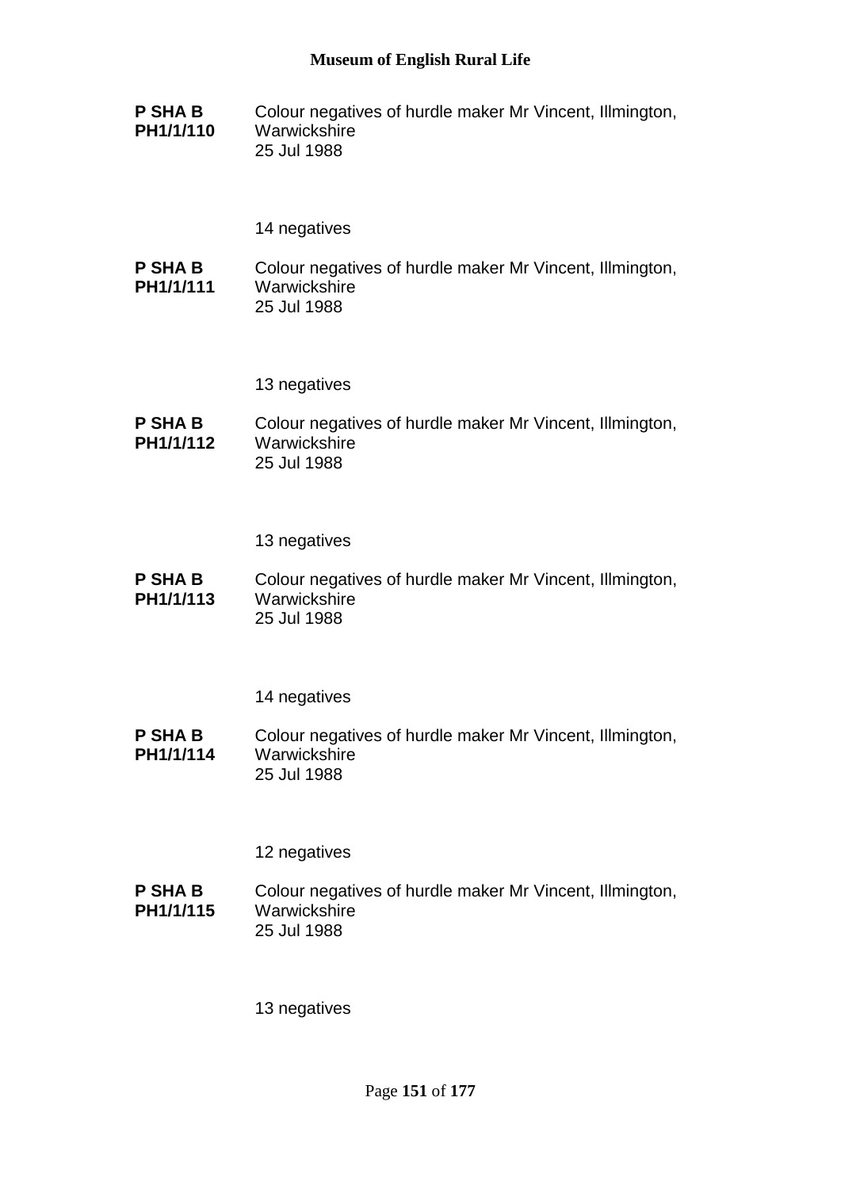**P SHA B PH1/1/110**
Colour negatives of hurdle maker Mr Vincent, Illmington, Warwickshire
25 Jul 1988

14 negatives

**P SHA B PH1/1/111**
Colour negatives of hurdle maker Mr Vincent, Illmington, Warwickshire
25 Jul 1988

13 negatives

**P SHA B PH1/1/112**
Colour negatives of hurdle maker Mr Vincent, Illmington, Warwickshire
25 Jul 1988

13 negatives

**P SHA B PH1/1/113**
Colour negatives of hurdle maker Mr Vincent, Illmington, Warwickshire
25 Jul 1988

14 negatives

**P SHA B PH1/1/114**
Colour negatives of hurdle maker Mr Vincent, Illmington, Warwickshire
25 Jul 1988

12 negatives

**P SHA B PH1/1/115**
Colour negatives of hurdle maker Mr Vincent, Illmington, Warwickshire
25 Jul 1988

13 negatives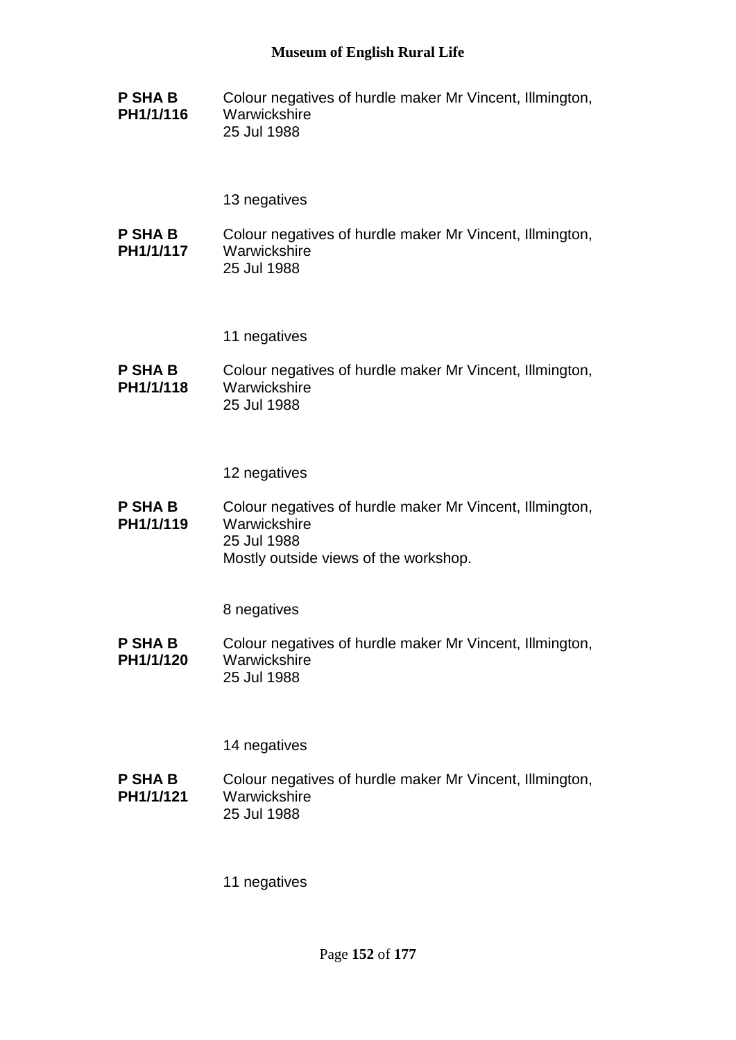**P SHA B PH1/1/116** Colour negatives of hurdle maker Mr Vincent, Illmington, Warwickshire
25 Jul 1988

13 negatives

**P SHA B PH1/1/117** Colour negatives of hurdle maker Mr Vincent, Illmington, Warwickshire
25 Jul 1988

11 negatives

**P SHA B PH1/1/118** Colour negatives of hurdle maker Mr Vincent, Illmington, Warwickshire
25 Jul 1988

12 negatives

**P SHA B PH1/1/119** Colour negatives of hurdle maker Mr Vincent, Illmington, Warwickshire
25 Jul 1988
Mostly outside views of the workshop.

8 negatives

**P SHA B PH1/1/120** Colour negatives of hurdle maker Mr Vincent, Illmington, Warwickshire
25 Jul 1988

14 negatives

**P SHA B PH1/1/121** Colour negatives of hurdle maker Mr Vincent, Illmington, Warwickshire
25 Jul 1988

11 negatives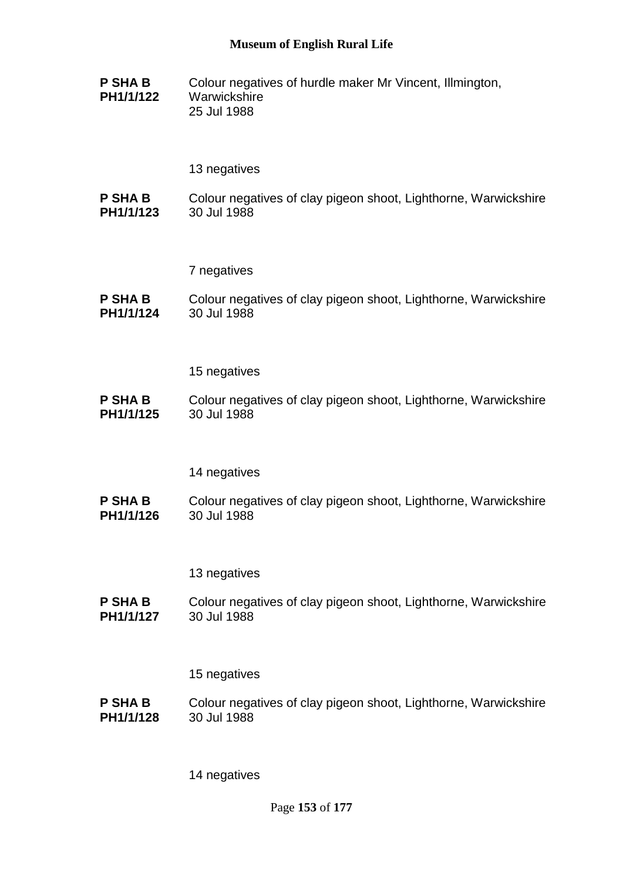**P SHA B PH1/1/122** Colour negatives of hurdle maker Mr Vincent, Illmington, Warwickshire
25 Jul 1988

13 negatives

**P SHA B PH1/1/123** Colour negatives of clay pigeon shoot, Lighthorne, Warwickshire
30 Jul 1988

7 negatives

**P SHA B PH1/1/124** Colour negatives of clay pigeon shoot, Lighthorne, Warwickshire
30 Jul 1988

15 negatives

**P SHA B PH1/1/125** Colour negatives of clay pigeon shoot, Lighthorne, Warwickshire
30 Jul 1988

14 negatives

**P SHA B PH1/1/126** Colour negatives of clay pigeon shoot, Lighthorne, Warwickshire
30 Jul 1988

13 negatives

**P SHA B PH1/1/127** Colour negatives of clay pigeon shoot, Lighthorne, Warwickshire
30 Jul 1988

15 negatives

**P SHA B PH1/1/128** Colour negatives of clay pigeon shoot, Lighthorne, Warwickshire
30 Jul 1988

14 negatives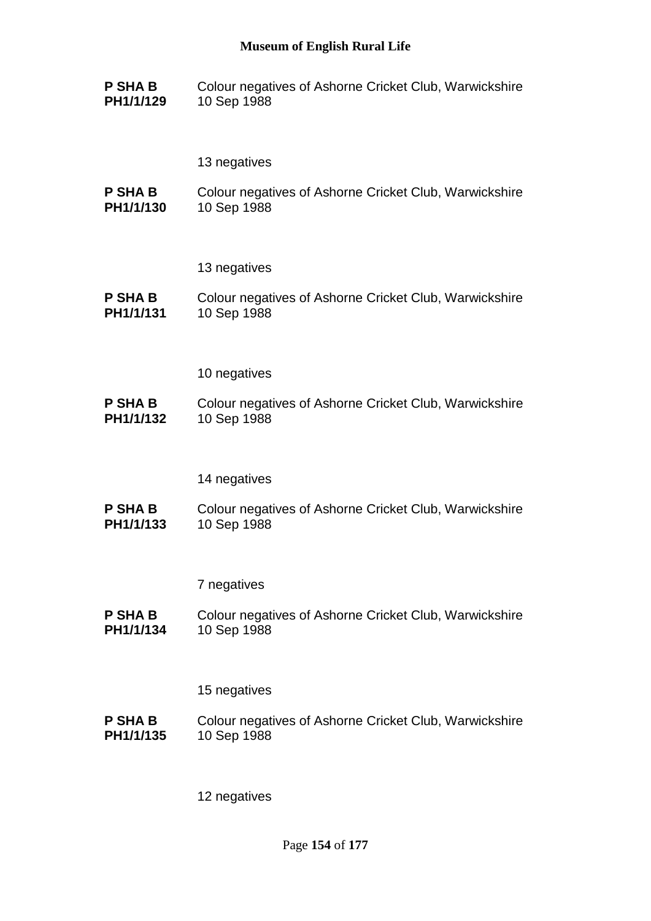**P SHA B PH1/1/129** Colour negatives of Ashorne Cricket Club, Warwickshire
10 Sep 1988

13 negatives

**P SHA B PH1/1/130** Colour negatives of Ashorne Cricket Club, Warwickshire
10 Sep 1988

13 negatives

**P SHA B PH1/1/131** Colour negatives of Ashorne Cricket Club, Warwickshire
10 Sep 1988

10 negatives

**P SHA B PH1/1/132** Colour negatives of Ashorne Cricket Club, Warwickshire
10 Sep 1988

14 negatives

**P SHA B PH1/1/133** Colour negatives of Ashorne Cricket Club, Warwickshire
10 Sep 1988

7 negatives

**P SHA B PH1/1/134** Colour negatives of Ashorne Cricket Club, Warwickshire
10 Sep 1988

15 negatives

**P SHA B PH1/1/135** Colour negatives of Ashorne Cricket Club, Warwickshire
10 Sep 1988

12 negatives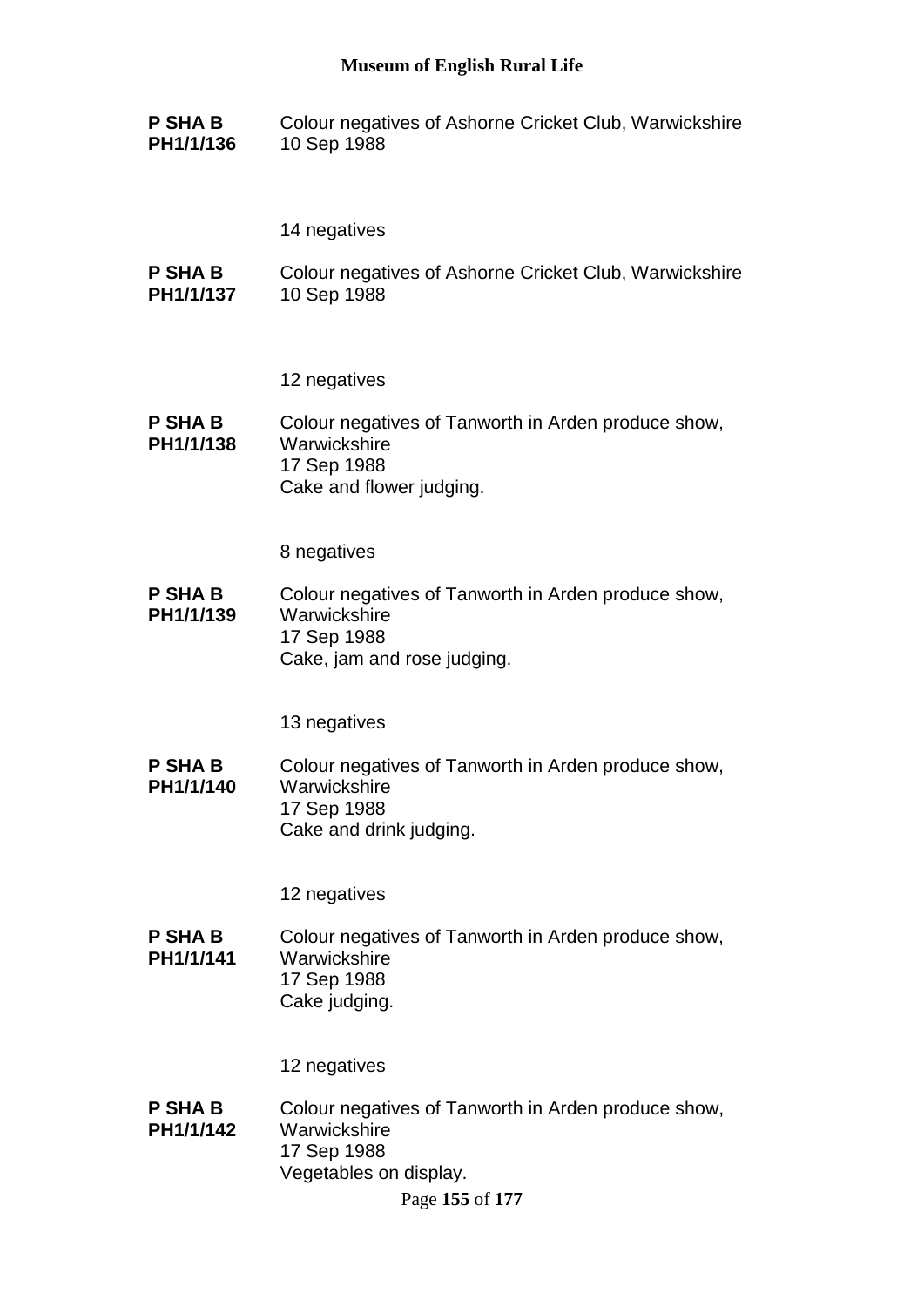**P SHA B PH1/1/136**
Colour negatives of Ashorne Cricket Club, Warwickshire
10 Sep 1988

14 negatives

**P SHA B PH1/1/137**
Colour negatives of Ashorne Cricket Club, Warwickshire
10 Sep 1988

12 negatives

**P SHA B PH1/1/138**
Colour negatives of Tanworth in Arden produce show, Warwickshire
17 Sep 1988
Cake and flower judging.

8 negatives

**P SHA B PH1/1/139**
Colour negatives of Tanworth in Arden produce show, Warwickshire
17 Sep 1988
Cake, jam and rose judging.

13 negatives

**P SHA B PH1/1/140**
Colour negatives of Tanworth in Arden produce show, Warwickshire
17 Sep 1988
Cake and drink judging.

12 negatives

**P SHA B PH1/1/141**
Colour negatives of Tanworth in Arden produce show, Warwickshire
17 Sep 1988
Cake judging.

12 negatives

**P SHA B PH1/1/142**
Colour negatives of Tanworth in Arden produce show, Warwickshire
17 Sep 1988
Vegetables on display.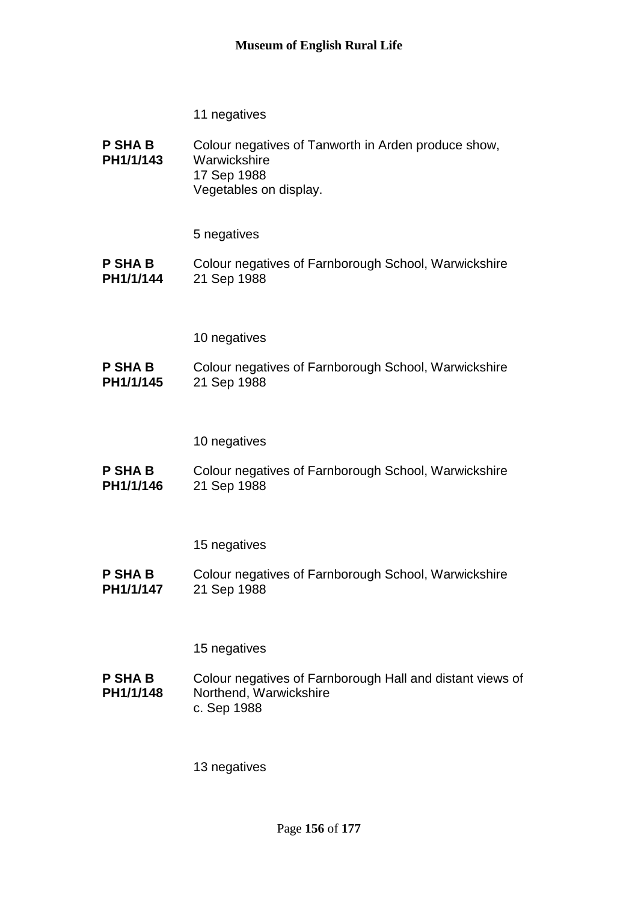11 negatives

**P SHA B PH1/1/143** Colour negatives of Tanworth in Arden produce show, Warwickshire
17 Sep 1988
Vegetables on display.

5 negatives

**P SHA B PH1/1/144** Colour negatives of Farnborough School, Warwickshire
21 Sep 1988

10 negatives

**P SHA B PH1/1/145** Colour negatives of Farnborough School, Warwickshire
21 Sep 1988

10 negatives

**P SHA B PH1/1/146** Colour negatives of Farnborough School, Warwickshire
21 Sep 1988

15 negatives

**P SHA B PH1/1/147** Colour negatives of Farnborough School, Warwickshire
21 Sep 1988

15 negatives

**P SHA B PH1/1/148** Colour negatives of Farnborough Hall and distant views of Northend, Warwickshire
c. Sep 1988

13 negatives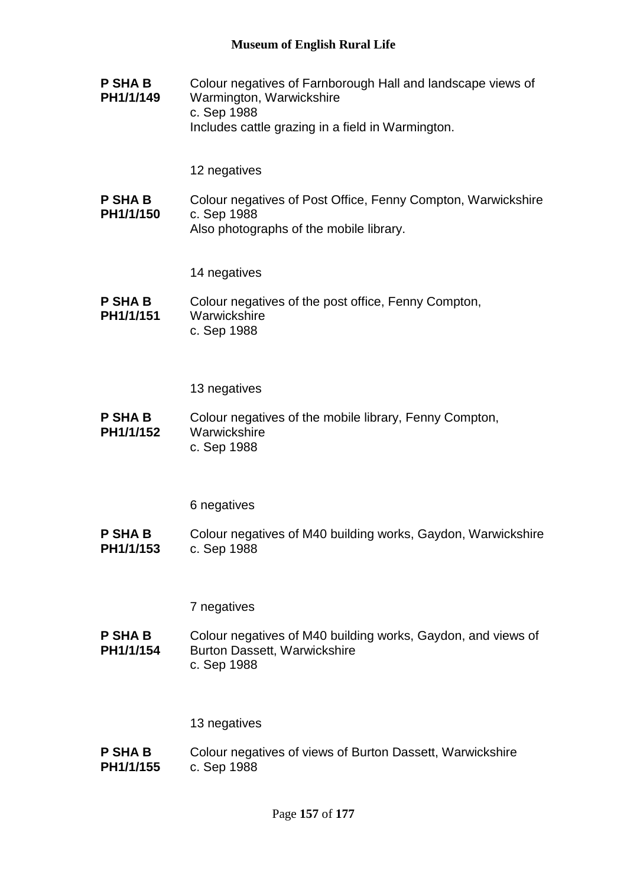**P SHA B PH1/1/149**
Colour negatives of Farnborough Hall and landscape views of Warmington, Warwickshire
c. Sep 1988
Includes cattle grazing in a field in Warmington.

12 negatives

**P SHA B PH1/1/150**
Colour negatives of Post Office, Fenny Compton, Warwickshire
c. Sep 1988
Also photographs of the mobile library.

14 negatives

**P SHA B PH1/1/151**
Colour negatives of the post office, Fenny Compton, Warwickshire
c. Sep 1988

13 negatives

**P SHA B PH1/1/152**
Colour negatives of the mobile library, Fenny Compton, Warwickshire
c. Sep 1988

6 negatives

**P SHA B PH1/1/153**
Colour negatives of M40 building works, Gaydon, Warwickshire
c. Sep 1988

7 negatives

**P SHA B PH1/1/154**
Colour negatives of M40 building works, Gaydon, and views of Burton Dassett, Warwickshire
c. Sep 1988

13 negatives

**P SHA B PH1/1/155**
Colour negatives of views of Burton Dassett, Warwickshire
c. Sep 1988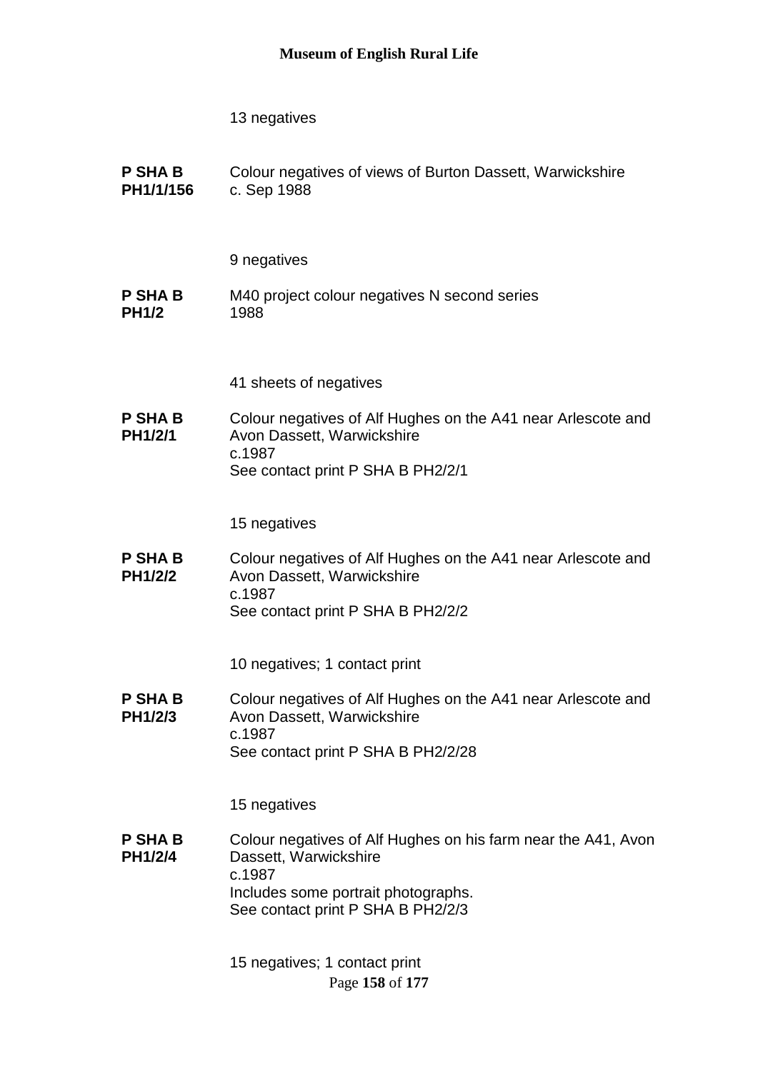13 negatives

**P SHA B PH1/1/156** Colour negatives of views of Burton Dassett, Warwickshire
c. Sep 1988

9 negatives

**P SHA B PH1/2** M40 project colour negatives N second series
1988

41 sheets of negatives

**P SHA B PH1/2/1** Colour negatives of Alf Hughes on the A41 near Arlescote and Avon Dassett, Warwickshire
c.1987
See contact print P SHA B PH2/2/1

15 negatives

**P SHA B PH1/2/2** Colour negatives of Alf Hughes on the A41 near Arlescote and Avon Dassett, Warwickshire
c.1987
See contact print P SHA B PH2/2/2

10 negatives; 1 contact print

**P SHA B PH1/2/3** Colour negatives of Alf Hughes on the A41 near Arlescote and Avon Dassett, Warwickshire
c.1987
See contact print P SHA B PH2/2/28

15 negatives

**P SHA B PH1/2/4** Colour negatives of Alf Hughes on his farm near the A41, Avon Dassett, Warwickshire
c.1987
Includes some portrait photographs.
See contact print P SHA B PH2/2/3

15 negatives; 1 contact print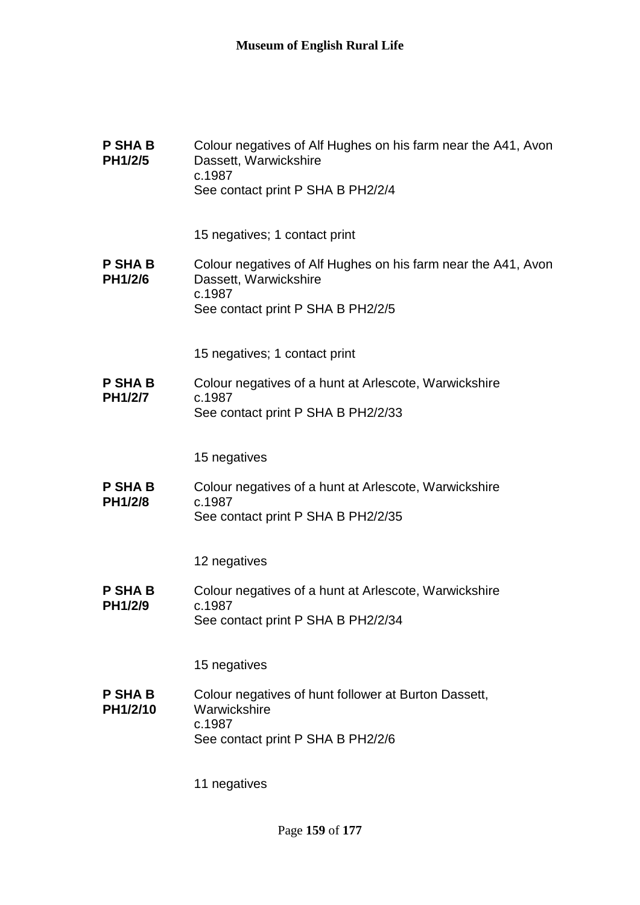**P SHA B PH1/2/5**

Colour negatives of Alf Hughes on his farm near the A41, Avon Dassett, Warwickshire
c.1987
See contact print P SHA B PH2/2/4

15 negatives; 1 contact print

**P SHA B PH1/2/6**

Colour negatives of Alf Hughes on his farm near the A41, Avon Dassett, Warwickshire
c.1987
See contact print P SHA B PH2/2/5

15 negatives; 1 contact print

**P SHA B PH1/2/7**

Colour negatives of a hunt at Arlescote, Warwickshire
c.1987
See contact print P SHA B PH2/2/33

15 negatives

**P SHA B PH1/2/8**

Colour negatives of a hunt at Arlescote, Warwickshire
c.1987
See contact print P SHA B PH2/2/35

12 negatives

**P SHA B PH1/2/9**

Colour negatives of a hunt at Arlescote, Warwickshire
c.1987
See contact print P SHA B PH2/2/34

15 negatives

**P SHA B PH1/2/10**

Colour negatives of hunt follower at Burton Dassett, Warwickshire
c.1987
See contact print P SHA B PH2/2/6

11 negatives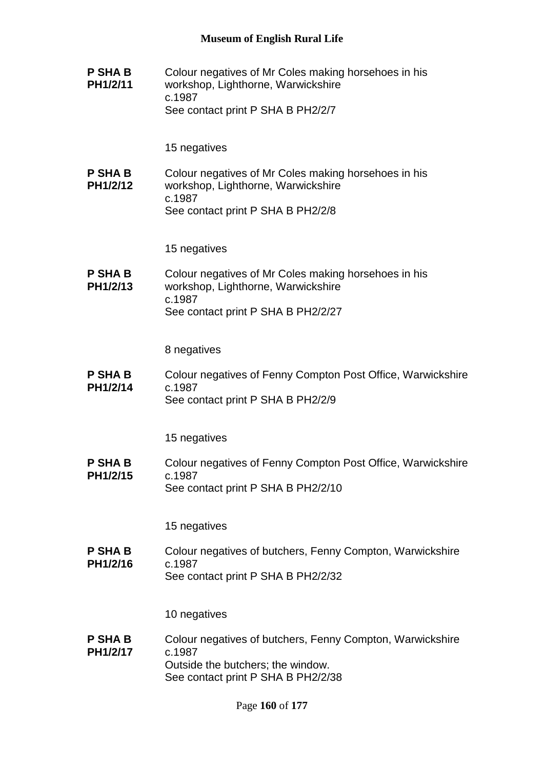**P SHA B PH1/2/11**

Colour negatives of Mr Coles making horsehoes in his workshop, Lighthorne, Warwickshire
c.1987
See contact print P SHA B PH2/2/7

15 negatives

**P SHA B PH1/2/12**

Colour negatives of Mr Coles making horsehoes in his workshop, Lighthorne, Warwickshire
c.1987
See contact print P SHA B PH2/2/8

15 negatives

**P SHA B PH1/2/13**

Colour negatives of Mr Coles making horsehoes in his workshop, Lighthorne, Warwickshire
c.1987
See contact print P SHA B PH2/2/27

8 negatives

**P SHA B PH1/2/14**

Colour negatives of Fenny Compton Post Office, Warwickshire
c.1987
See contact print P SHA B PH2/2/9

15 negatives

**P SHA B PH1/2/15**

Colour negatives of Fenny Compton Post Office, Warwickshire
c.1987
See contact print P SHA B PH2/2/10

15 negatives

**P SHA B PH1/2/16**

Colour negatives of butchers, Fenny Compton, Warwickshire
c.1987
See contact print P SHA B PH2/2/32

10 negatives

**P SHA B PH1/2/17**

Colour negatives of butchers, Fenny Compton, Warwickshire
c.1987
Outside the butchers; the window.
See contact print P SHA B PH2/2/38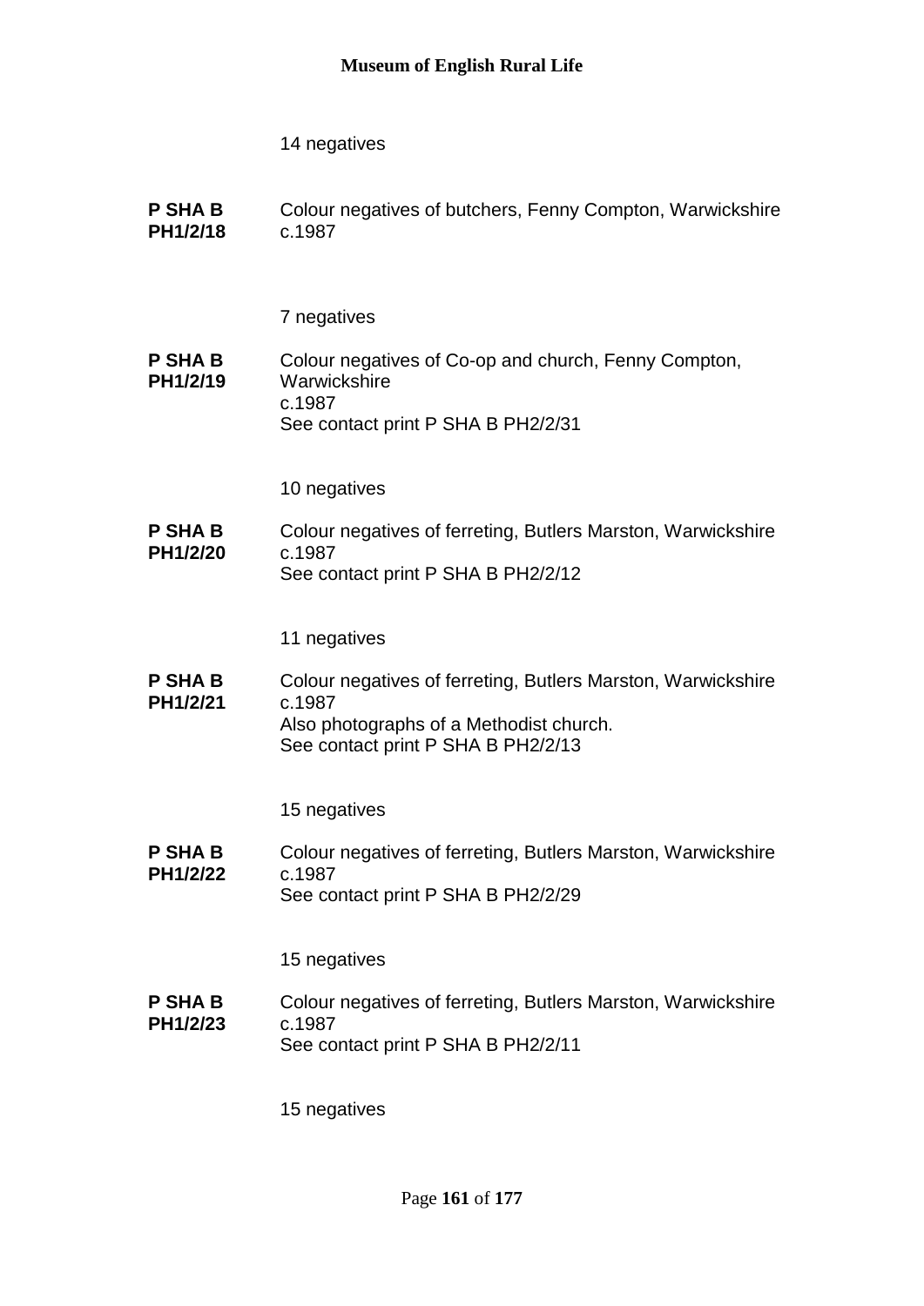14 negatives

**P SHA B PH1/2/18** Colour negatives of butchers, Fenny Compton, Warwickshire
c.1987

7 negatives

**P SHA B PH1/2/19** Colour negatives of Co-op and church, Fenny Compton, Warwickshire
c.1987
See contact print P SHA B PH2/2/31

10 negatives

**P SHA B PH1/2/20** Colour negatives of ferreting, Butlers Marston, Warwickshire
c.1987
See contact print P SHA B PH2/2/12

11 negatives

**P SHA B PH1/2/21** Colour negatives of ferreting, Butlers Marston, Warwickshire
c.1987
Also photographs of a Methodist church.
See contact print P SHA B PH2/2/13

15 negatives

**P SHA B PH1/2/22** Colour negatives of ferreting, Butlers Marston, Warwickshire
c.1987
See contact print P SHA B PH2/2/29

15 negatives

**P SHA B PH1/2/23** Colour negatives of ferreting, Butlers Marston, Warwickshire
c.1987
See contact print P SHA B PH2/2/11

15 negatives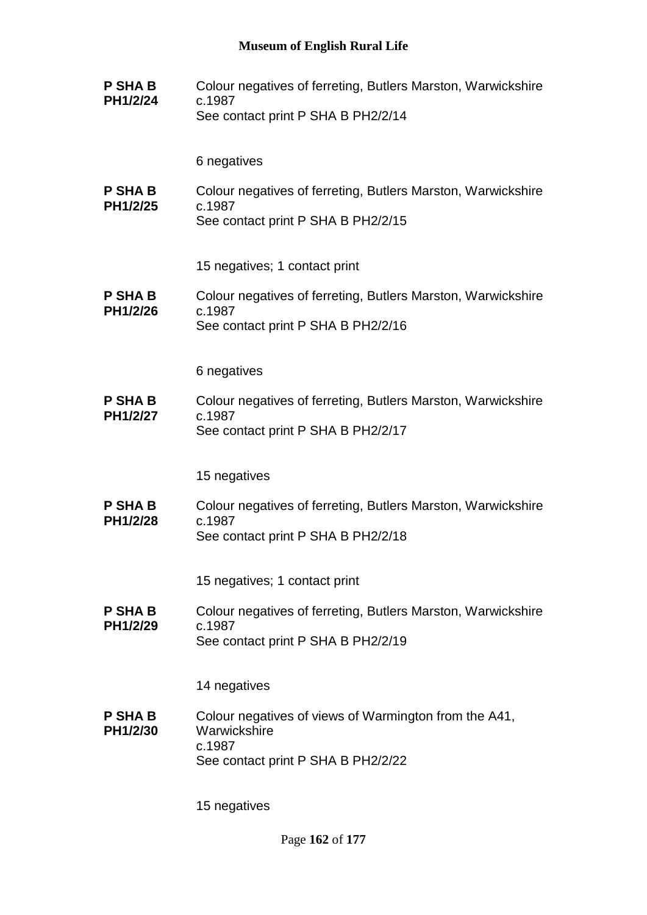**P SHA B PH1/2/24**

Colour negatives of ferreting, Butlers Marston, Warwickshire
c.1987
See contact print P SHA B PH2/2/14

6 negatives

**P SHA B PH1/2/25**

Colour negatives of ferreting, Butlers Marston, Warwickshire
c.1987
See contact print P SHA B PH2/2/15

15 negatives; 1 contact print

**P SHA B PH1/2/26**

Colour negatives of ferreting, Butlers Marston, Warwickshire
c.1987
See contact print P SHA B PH2/2/16

6 negatives

**P SHA B PH1/2/27**

Colour negatives of ferreting, Butlers Marston, Warwickshire
c.1987
See contact print P SHA B PH2/2/17

15 negatives

**P SHA B PH1/2/28**

Colour negatives of ferreting, Butlers Marston, Warwickshire
c.1987
See contact print P SHA B PH2/2/18

15 negatives; 1 contact print

**P SHA B PH1/2/29**

Colour negatives of ferreting, Butlers Marston, Warwickshire
c.1987
See contact print P SHA B PH2/2/19

14 negatives

**P SHA B PH1/2/30**

Colour negatives of views of Warmington from the A41, Warwickshire
c.1987
See contact print P SHA B PH2/2/22

15 negatives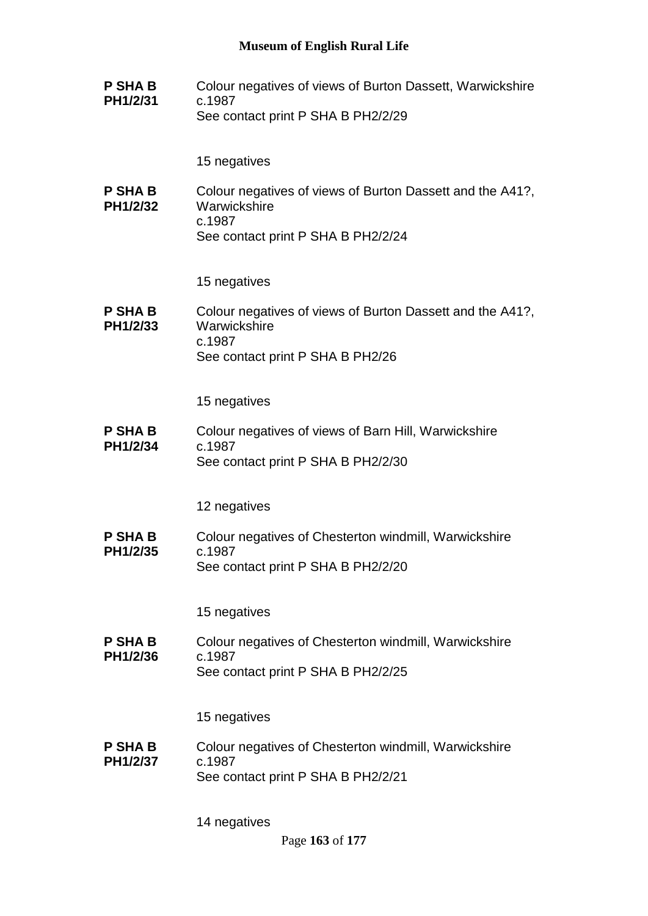**P SHA B PH1/2/31**

Colour negatives of views of Burton Dassett, Warwickshire
c.1987
See contact print P SHA B PH2/2/29

15 negatives

**P SHA B PH1/2/32**

Colour negatives of views of Burton Dassett and the A41?, Warwickshire
c.1987
See contact print P SHA B PH2/2/24

15 negatives

**P SHA B PH1/2/33**

Colour negatives of views of Burton Dassett and the A41?, Warwickshire
c.1987
See contact print P SHA B PH2/26

15 negatives

**P SHA B PH1/2/34**

Colour negatives of views of Barn Hill, Warwickshire
c.1987
See contact print P SHA B PH2/2/30

12 negatives

**P SHA B PH1/2/35**

Colour negatives of Chesterton windmill, Warwickshire
c.1987
See contact print P SHA B PH2/2/20

15 negatives

**P SHA B PH1/2/36**

Colour negatives of Chesterton windmill, Warwickshire
c.1987
See contact print P SHA B PH2/2/25

15 negatives

**P SHA B PH1/2/37**

Colour negatives of Chesterton windmill, Warwickshire
c.1987
See contact print P SHA B PH2/2/21

14 negatives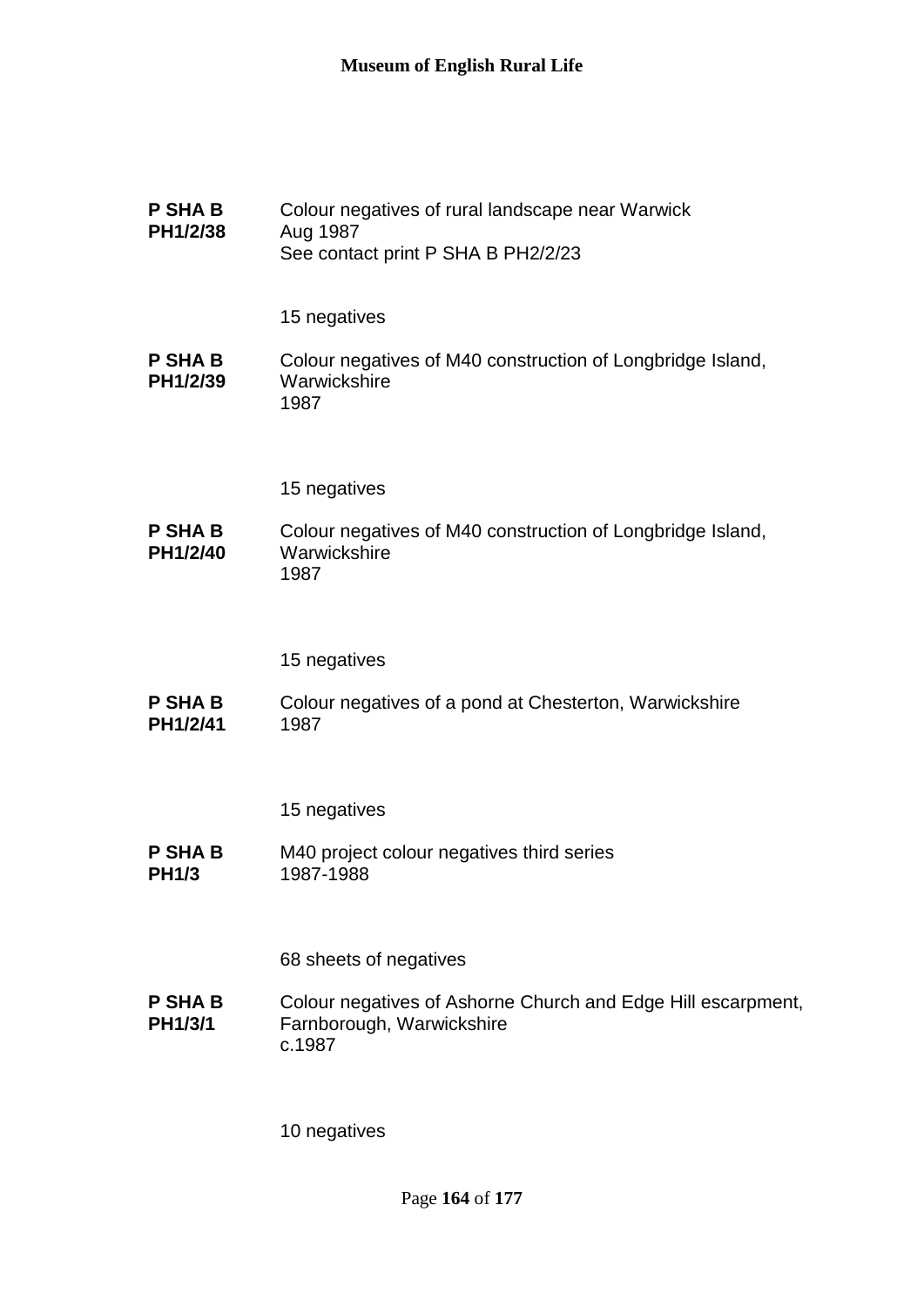**P SHA B PH1/2/38** Colour negatives of rural landscape near Warwick
Aug 1987
See contact print P SHA B PH2/2/23

15 negatives

**P SHA B PH1/2/39** Colour negatives of M40 construction of Longbridge Island, Warwickshire
1987

15 negatives

**P SHA B PH1/2/40** Colour negatives of M40 construction of Longbridge Island, Warwickshire
1987

15 negatives

**P SHA B PH1/2/41** Colour negatives of a pond at Chesterton, Warwickshire
1987

15 negatives

**P SHA B PH1/3** M40 project colour negatives third series
1987-1988

68 sheets of negatives

**P SHA B PH1/3/1** Colour negatives of Ashorne Church and Edge Hill escarpment, Farnborough, Warwickshire
c.1987

10 negatives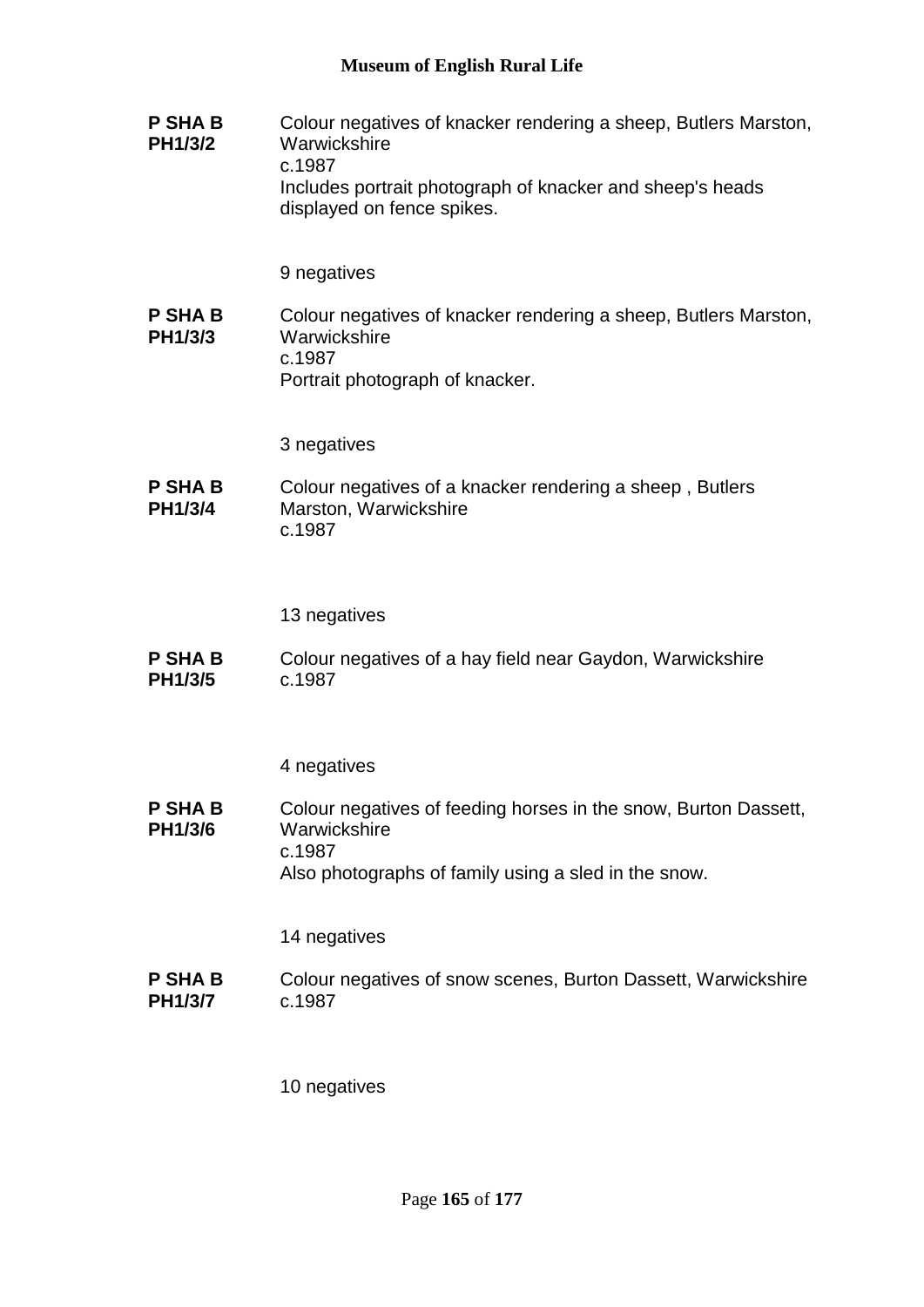**P SHA B PH1/3/2**

Colour negatives of knacker rendering a sheep, Butlers Marston, Warwickshire
c.1987
Includes portrait photograph of knacker and sheep's heads displayed on fence spikes.

9 negatives

**P SHA B PH1/3/3**

Colour negatives of knacker rendering a sheep, Butlers Marston, Warwickshire
c.1987
Portrait photograph of knacker.

3 negatives

**P SHA B PH1/3/4**

Colour negatives of a knacker rendering a sheep , Butlers Marston, Warwickshire
c.1987

13 negatives

**P SHA B PH1/3/5**

Colour negatives of a hay field near Gaydon, Warwickshire
c.1987

4 negatives

**P SHA B PH1/3/6**

Colour negatives of feeding horses in the snow, Burton Dassett, Warwickshire
c.1987
Also photographs of family using a sled in the snow.

14 negatives

**P SHA B PH1/3/7**

Colour negatives of snow scenes, Burton Dassett, Warwickshire
c.1987

10 negatives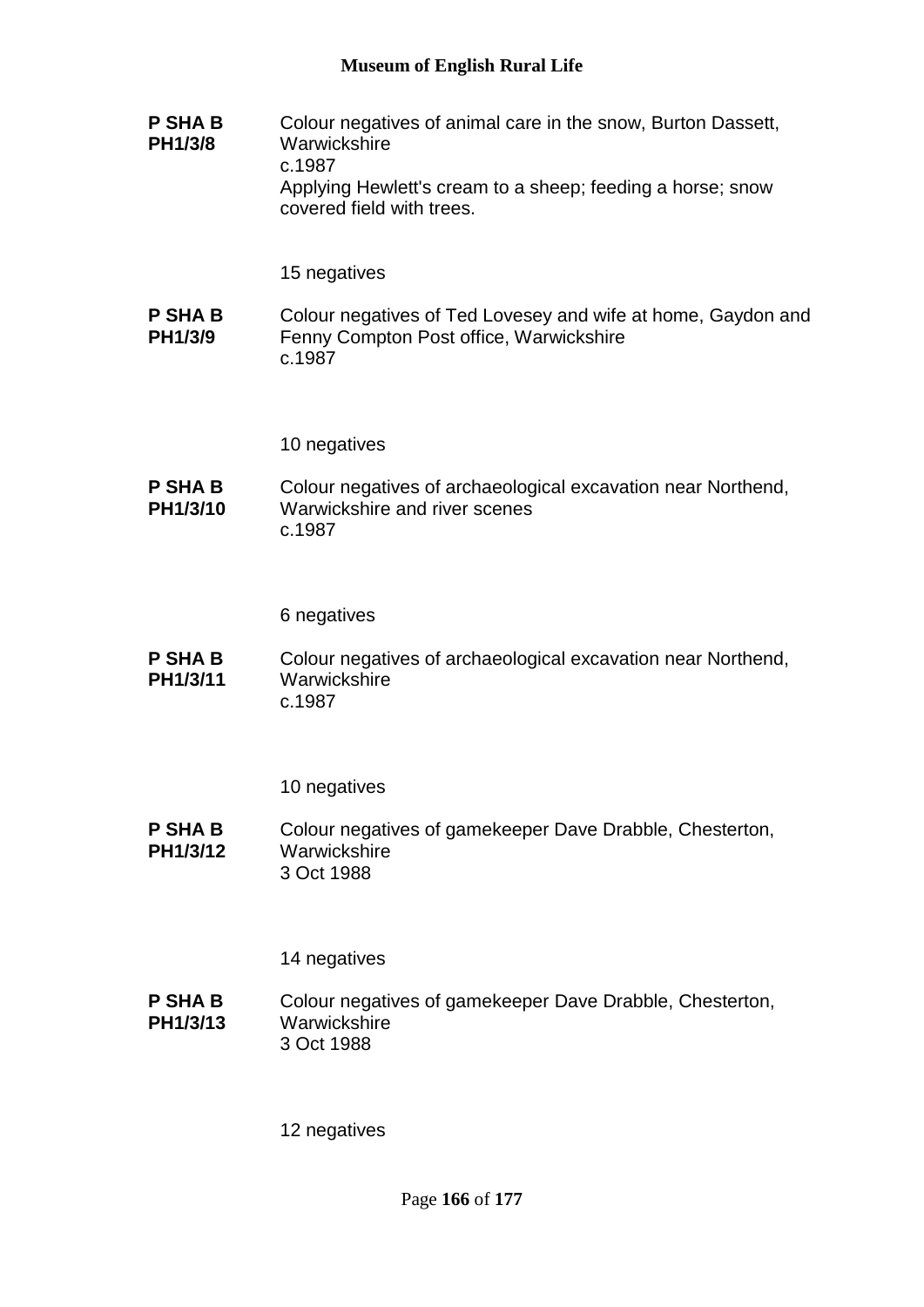**P SHA B PH1/3/8**

Colour negatives of animal care in the snow, Burton Dassett, Warwickshire
c.1987
Applying Hewlett's cream to a sheep; feeding a horse; snow covered field with trees.

15 negatives

**P SHA B PH1/3/9**

Colour negatives of Ted Lovesey and wife at home, Gaydon and Fenny Compton Post office, Warwickshire
c.1987

10 negatives

**P SHA B PH1/3/10**

Colour negatives of archaeological excavation near Northend, Warwickshire and river scenes
c.1987

6 negatives

**P SHA B PH1/3/11**

Colour negatives of archaeological excavation near Northend, Warwickshire
c.1987

10 negatives

**P SHA B PH1/3/12**

Colour negatives of gamekeeper Dave Drabble, Chesterton, Warwickshire
3 Oct 1988

14 negatives

**P SHA B PH1/3/13**

Colour negatives of gamekeeper Dave Drabble, Chesterton, Warwickshire
3 Oct 1988

12 negatives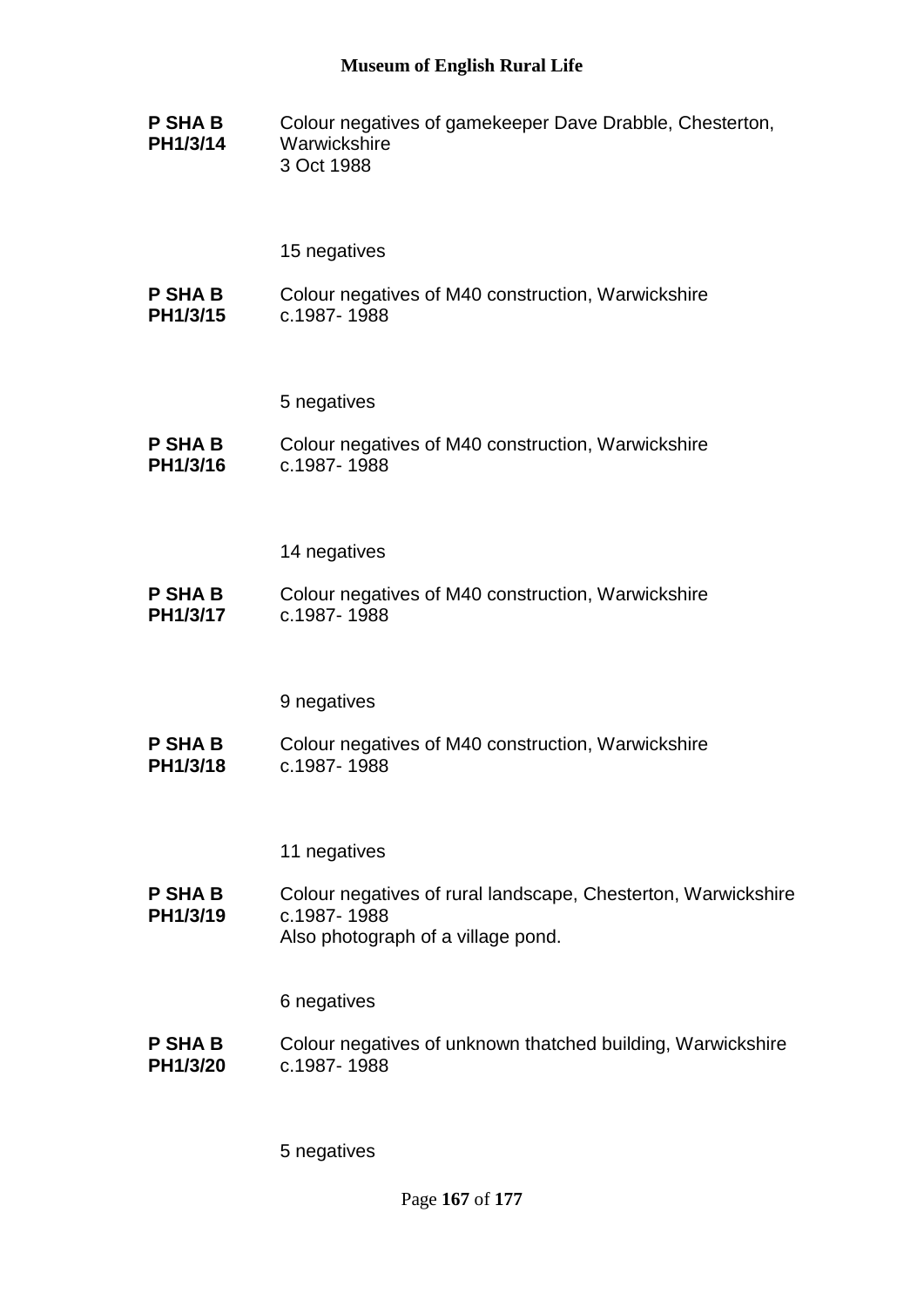**P SHA B PH1/3/14**

Colour negatives of gamekeeper Dave Drabble, Chesterton, Warwickshire
3 Oct 1988

15 negatives

**P SHA B PH1/3/15**

Colour negatives of M40 construction, Warwickshire
c.1987- 1988

5 negatives

**P SHA B PH1/3/16**

Colour negatives of M40 construction, Warwickshire
c.1987- 1988

14 negatives

**P SHA B PH1/3/17**

Colour negatives of M40 construction, Warwickshire
c.1987- 1988

9 negatives

**P SHA B PH1/3/18**

Colour negatives of M40 construction, Warwickshire
c.1987- 1988

11 negatives

**P SHA B PH1/3/19**

Colour negatives of rural landscape, Chesterton, Warwickshire
c.1987- 1988
Also photograph of a village pond.

6 negatives

**P SHA B PH1/3/20**

Colour negatives of unknown thatched building, Warwickshire
c.1987- 1988

5 negatives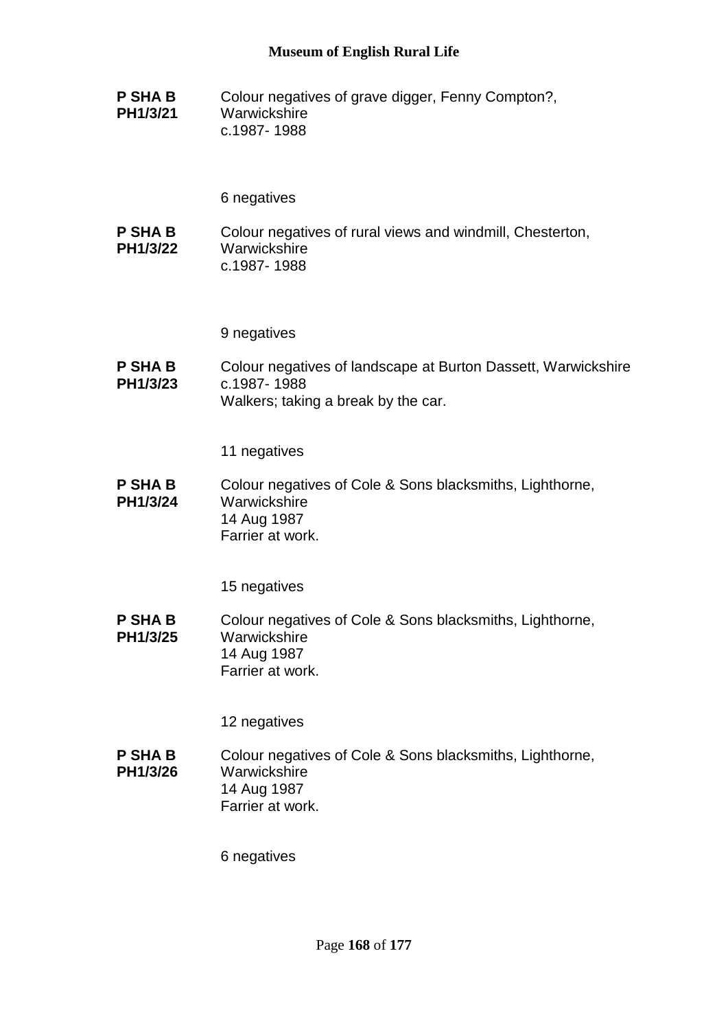**P SHA B PH1/3/21**

Colour negatives of grave digger, Fenny Compton?, Warwickshire
c.1987- 1988

6 negatives

**P SHA B PH1/3/22**

Colour negatives of rural views and windmill, Chesterton, Warwickshire
c.1987- 1988

9 negatives

**P SHA B PH1/3/23**

Colour negatives of landscape at Burton Dassett, Warwickshire
c.1987- 1988
Walkers; taking a break by the car.

11 negatives

**P SHA B PH1/3/24**

Colour negatives of Cole & Sons blacksmiths, Lighthorne, Warwickshire
14 Aug 1987
Farrier at work.

15 negatives

**P SHA B PH1/3/25**

Colour negatives of Cole & Sons blacksmiths, Lighthorne, Warwickshire
14 Aug 1987
Farrier at work.

12 negatives

**P SHA B PH1/3/26**

Colour negatives of Cole & Sons blacksmiths, Lighthorne, Warwickshire
14 Aug 1987
Farrier at work.

6 negatives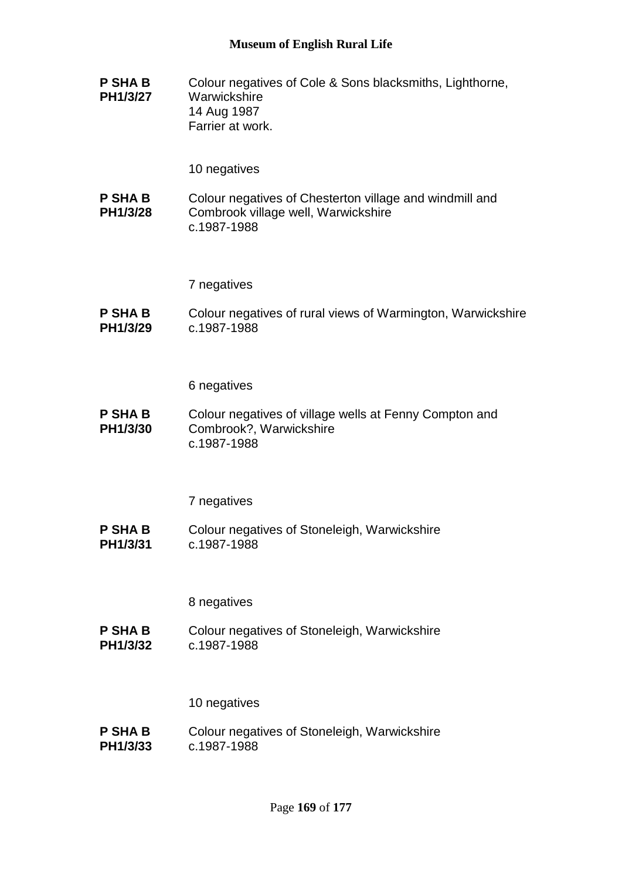**P SHA B PH1/3/27**

Colour negatives of Cole & Sons blacksmiths, Lighthorne, Warwickshire
14 Aug 1987
Farrier at work.

10 negatives

**P SHA B PH1/3/28**

Colour negatives of Chesterton village and windmill and Combrook village well, Warwickshire
c.1987-1988

7 negatives

**P SHA B PH1/3/29**

Colour negatives of rural views of Warmington, Warwickshire
c.1987-1988

6 negatives

**P SHA B PH1/3/30**

Colour negatives of village wells at Fenny Compton and Combrook?, Warwickshire
c.1987-1988

7 negatives

**P SHA B PH1/3/31**

Colour negatives of Stoneleigh, Warwickshire
c.1987-1988

8 negatives

**P SHA B PH1/3/32**

Colour negatives of Stoneleigh, Warwickshire
c.1987-1988

10 negatives

**P SHA B PH1/3/33**

Colour negatives of Stoneleigh, Warwickshire
c.1987-1988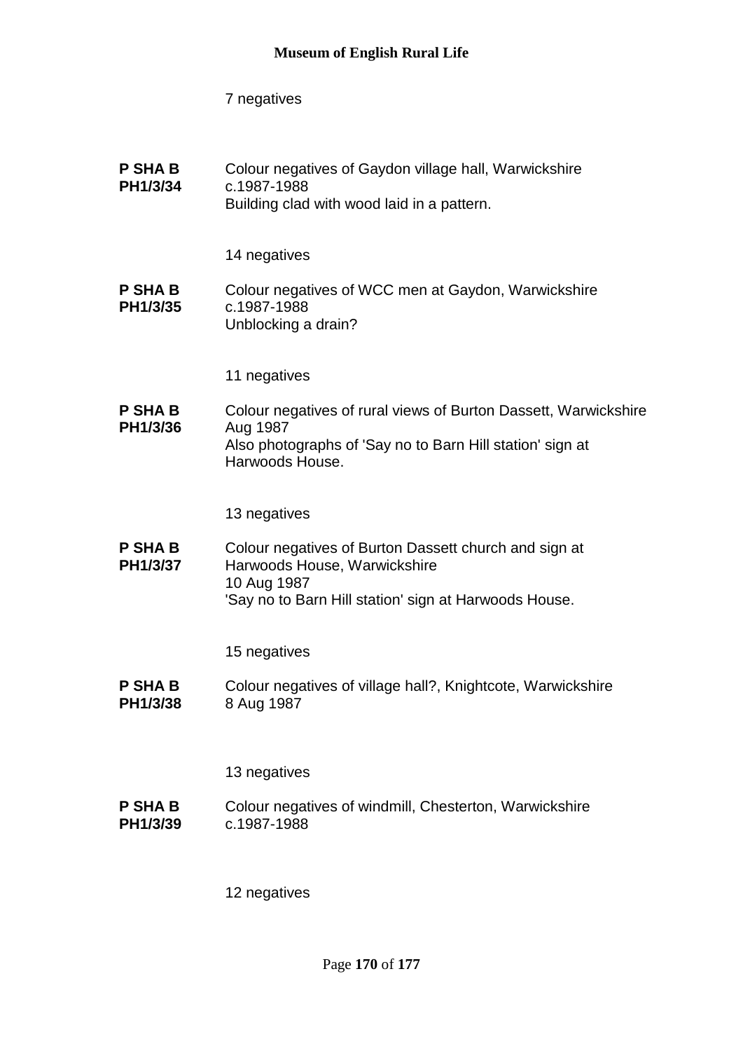7 negatives

**P SHA B PH1/3/34**

Colour negatives of Gaydon village hall, Warwickshire
c.1987-1988
Building clad with wood laid in a pattern.

14 negatives

**P SHA B PH1/3/35**

Colour negatives of WCC men at Gaydon, Warwickshire
c.1987-1988
Unblocking a drain?

11 negatives

**P SHA B PH1/3/36**

Colour negatives of rural views of Burton Dassett, Warwickshire
Aug 1987
Also photographs of 'Say no to Barn Hill station' sign at Harwoods House.

13 negatives

**P SHA B PH1/3/37**

Colour negatives of Burton Dassett church and sign at Harwoods House, Warwickshire
10 Aug 1987
'Say no to Barn Hill station' sign at Harwoods House.

15 negatives

**P SHA B PH1/3/38**

Colour negatives of village hall?, Knightcote, Warwickshire
8 Aug 1987

13 negatives

**P SHA B PH1/3/39**

Colour negatives of windmill, Chesterton, Warwickshire
c.1987-1988

12 negatives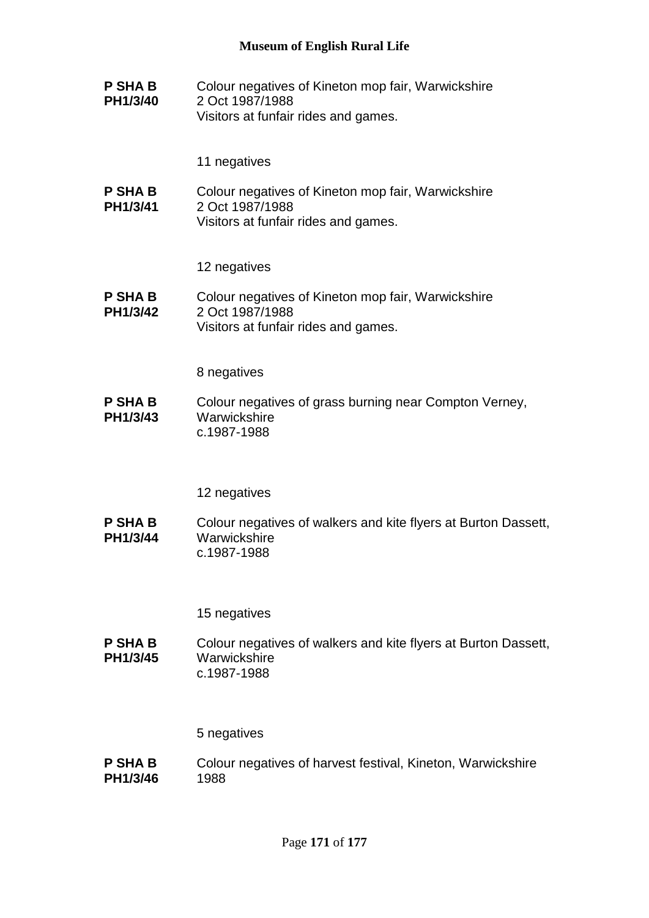**P SHA B PH1/3/40**

Colour negatives of Kineton mop fair, Warwickshire
2 Oct 1987/1988
Visitors at funfair rides and games.

11 negatives

**P SHA B PH1/3/41**

Colour negatives of Kineton mop fair, Warwickshire
2 Oct 1987/1988
Visitors at funfair rides and games.

12 negatives

**P SHA B PH1/3/42**

Colour negatives of Kineton mop fair, Warwickshire
2 Oct 1987/1988
Visitors at funfair rides and games.

8 negatives

**P SHA B PH1/3/43**

Colour negatives of grass burning near Compton Verney, Warwickshire
c.1987-1988

12 negatives

**P SHA B PH1/3/44**

Colour negatives of walkers and kite flyers at Burton Dassett, Warwickshire
c.1987-1988

15 negatives

**P SHA B PH1/3/45**

Colour negatives of walkers and kite flyers at Burton Dassett, Warwickshire
c.1987-1988

5 negatives

**P SHA B PH1/3/46**

Colour negatives of harvest festival, Kineton, Warwickshire
1988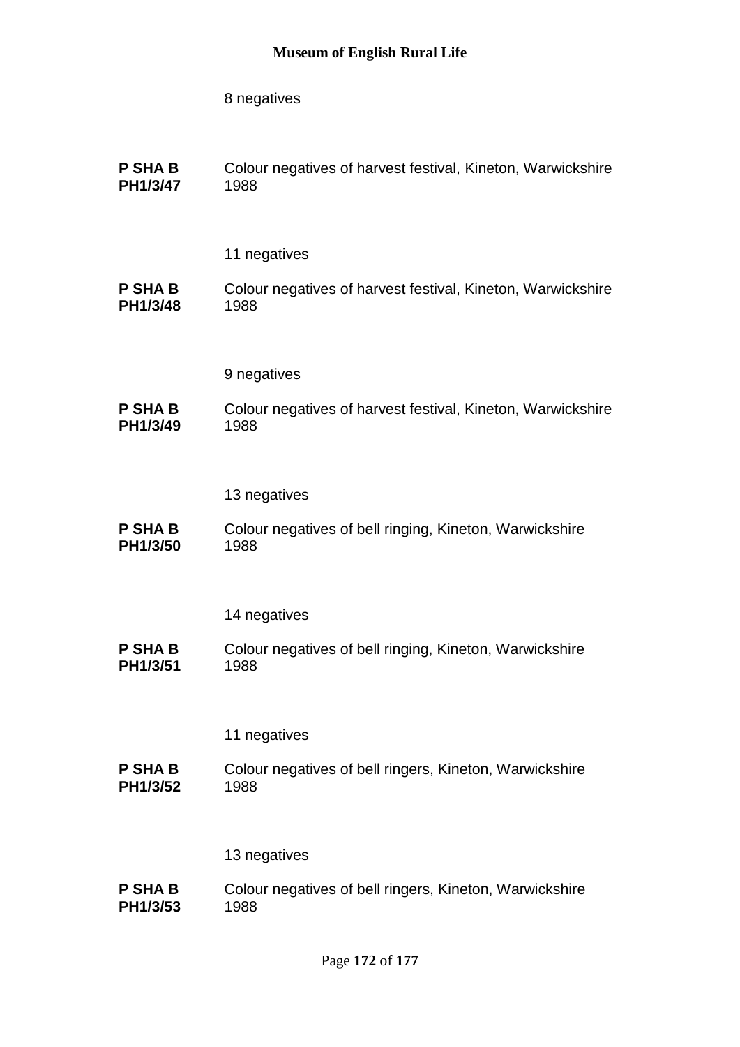8 negatives

**P SHA B PH1/3/47** Colour negatives of harvest festival, Kineton, Warwickshire 1988

11 negatives

**P SHA B PH1/3/48** Colour negatives of harvest festival, Kineton, Warwickshire 1988

9 negatives

**P SHA B PH1/3/49** Colour negatives of harvest festival, Kineton, Warwickshire 1988

13 negatives

**P SHA B PH1/3/50** Colour negatives of bell ringing, Kineton, Warwickshire 1988

14 negatives

**P SHA B PH1/3/51** Colour negatives of bell ringing, Kineton, Warwickshire 1988

11 negatives

**P SHA B PH1/3/52** Colour negatives of bell ringers, Kineton, Warwickshire 1988

13 negatives

**P SHA B PH1/3/53** Colour negatives of bell ringers, Kineton, Warwickshire 1988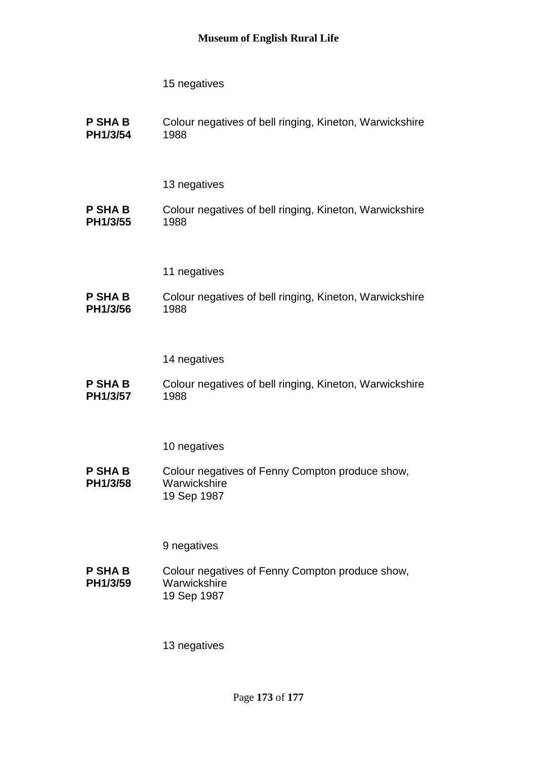15 negatives

**P SHA B PH1/3/54** Colour negatives of bell ringing, Kineton, Warwickshire 1988

13 negatives

**P SHA B PH1/3/55** Colour negatives of bell ringing, Kineton, Warwickshire 1988

11 negatives

**P SHA B PH1/3/56** Colour negatives of bell ringing, Kineton, Warwickshire 1988

14 negatives

**P SHA B PH1/3/57** Colour negatives of bell ringing, Kineton, Warwickshire 1988

10 negatives

**P SHA B PH1/3/58** Colour negatives of Fenny Compton produce show, Warwickshire
19 Sep 1987

9 negatives

**P SHA B PH1/3/59** Colour negatives of Fenny Compton produce show, Warwickshire
19 Sep 1987

13 negatives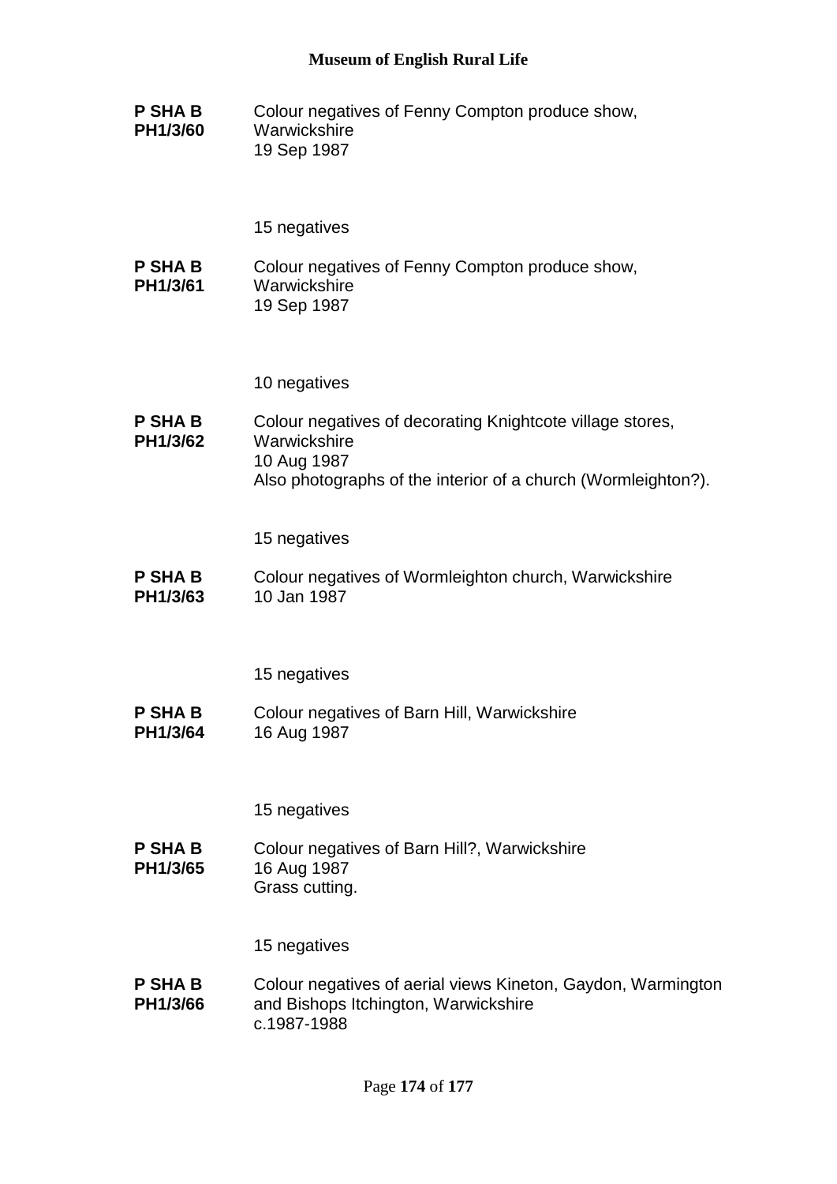**P SHA B PH1/3/60**

Colour negatives of Fenny Compton produce show, Warwickshire
19 Sep 1987

15 negatives

**P SHA B PH1/3/61**

Colour negatives of Fenny Compton produce show, Warwickshire
19 Sep 1987

10 negatives

**P SHA B PH1/3/62**

Colour negatives of decorating Knightcote village stores, Warwickshire
10 Aug 1987
Also photographs of the interior of a church (Wormleighton?).

15 negatives

**P SHA B PH1/3/63**

Colour negatives of Wormleighton church, Warwickshire
10 Jan 1987

15 negatives

**P SHA B PH1/3/64**

Colour negatives of Barn Hill, Warwickshire
16 Aug 1987

15 negatives

**P SHA B PH1/3/65**

Colour negatives of Barn Hill?, Warwickshire
16 Aug 1987
Grass cutting.

15 negatives

**P SHA B PH1/3/66**

Colour negatives of aerial views Kineton, Gaydon, Warmington and Bishops Itchington, Warwickshire
c.1987-1988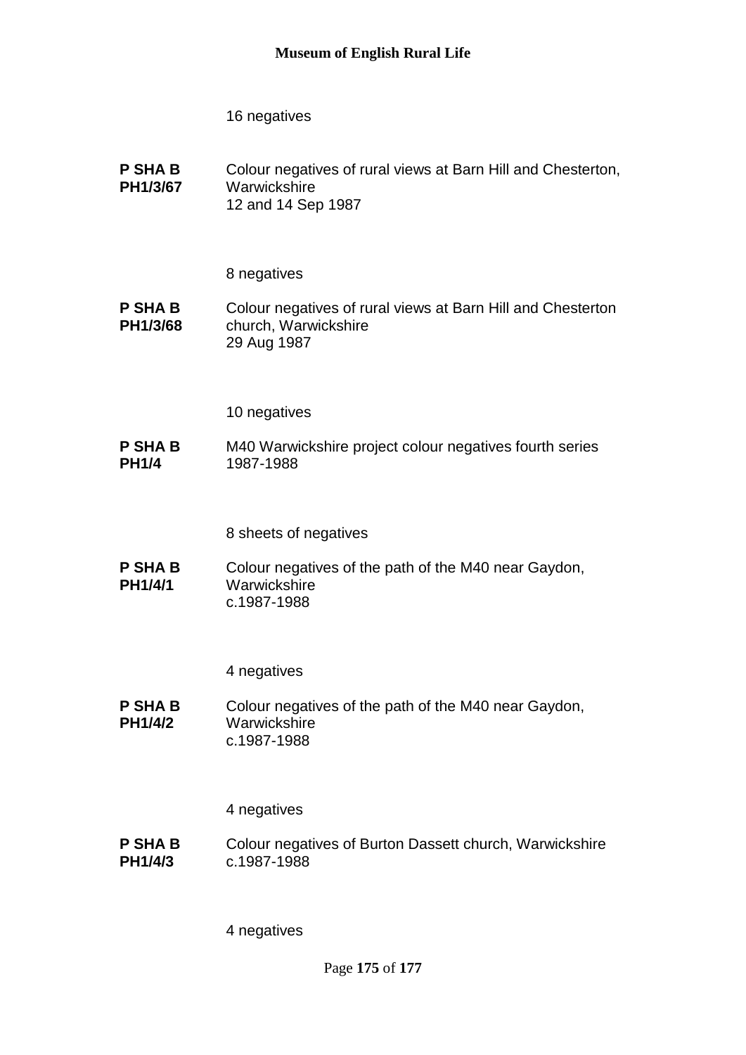16 negatives

**P SHA B PH1/3/67** Colour negatives of rural views at Barn Hill and Chesterton, Warwickshire
12 and 14 Sep 1987

8 negatives

**P SHA B PH1/3/68** Colour negatives of rural views at Barn Hill and Chesterton church, Warwickshire
29 Aug 1987

10 negatives

**P SHA B PH1/4** M40 Warwickshire project colour negatives fourth series
1987-1988

8 sheets of negatives

**P SHA B PH1/4/1** Colour negatives of the path of the M40 near Gaydon, Warwickshire
c.1987-1988

4 negatives

**P SHA B PH1/4/2** Colour negatives of the path of the M40 near Gaydon, Warwickshire
c.1987-1988

4 negatives

**P SHA B PH1/4/3** Colour negatives of Burton Dassett church, Warwickshire
c.1987-1988

4 negatives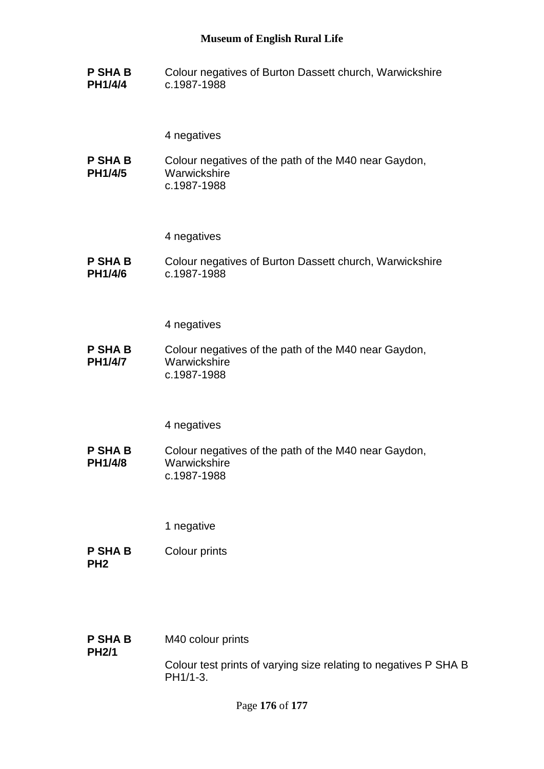**P SHA B PH1/4/4** Colour negatives of Burton Dassett church, Warwickshire
c.1987-1988

4 negatives

**P SHA B PH1/4/5** Colour negatives of the path of the M40 near Gaydon, Warwickshire
c.1987-1988

4 negatives

**P SHA B PH1/4/6** Colour negatives of Burton Dassett church, Warwickshire
c.1987-1988

4 negatives

**P SHA B PH1/4/7** Colour negatives of the path of the M40 near Gaydon, Warwickshire
c.1987-1988

4 negatives

**P SHA B PH1/4/8** Colour negatives of the path of the M40 near Gaydon, Warwickshire
c.1987-1988

1 negative

**P SHA B PH2** Colour prints

**P SHA B PH2/1** M40 colour prints

Colour test prints of varying size relating to negatives P SHA B PH1/1-3.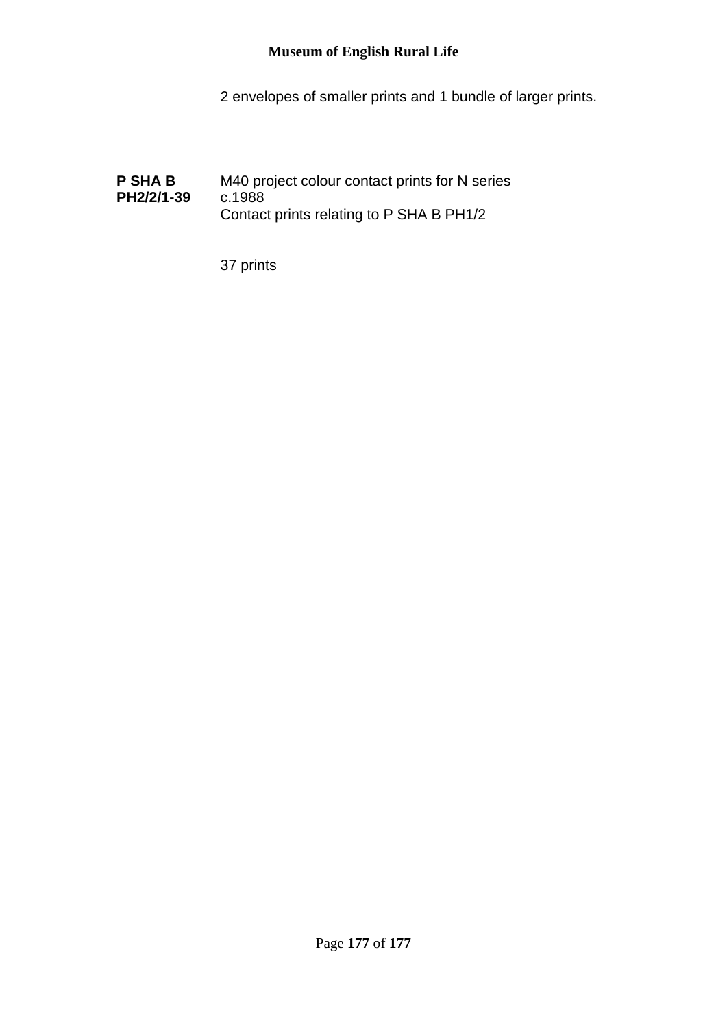2 envelopes of smaller prints and 1 bundle of larger prints.

**P SHA B PH2/2/1-39**

M40 project colour contact prints for N series
c.1988
Contact prints relating to P SHA B PH1/2

37 prints